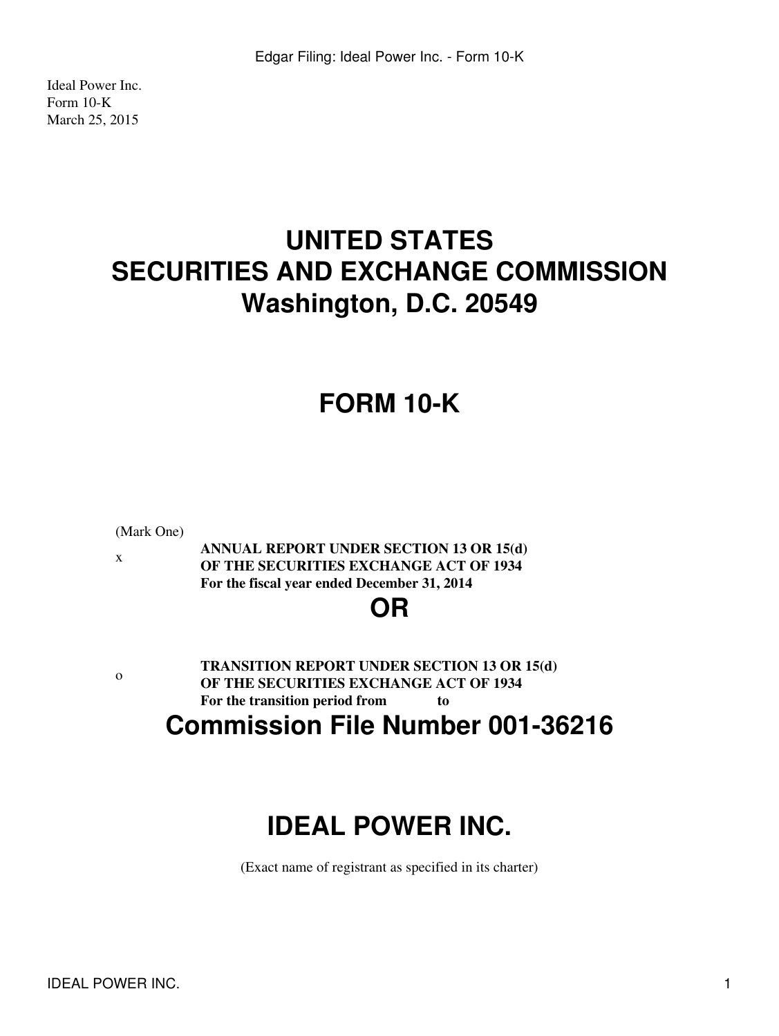Ideal Power Inc.
Form 10-K
March 25, 2015

# UNITED STATES
# SECURITIES AND EXCHANGE COMMISSION
# Washington, D.C. 20549

# FORM 10-K

(Mark One)

x **ANNUAL REPORT UNDER SECTION 13 OR 15(d) OF THE SECURITIES EXCHANGE ACT OF 1934**
**For the fiscal year ended December 31, 2014**

## OR

o **TRANSITION REPORT UNDER SECTION 13 OR 15(d) OF THE SECURITIES EXCHANGE ACT OF 1934**
**For the transition period from to**

## Commission File Number 001-36216

# IDEAL POWER INC.

(Exact name of registrant as specified in its charter)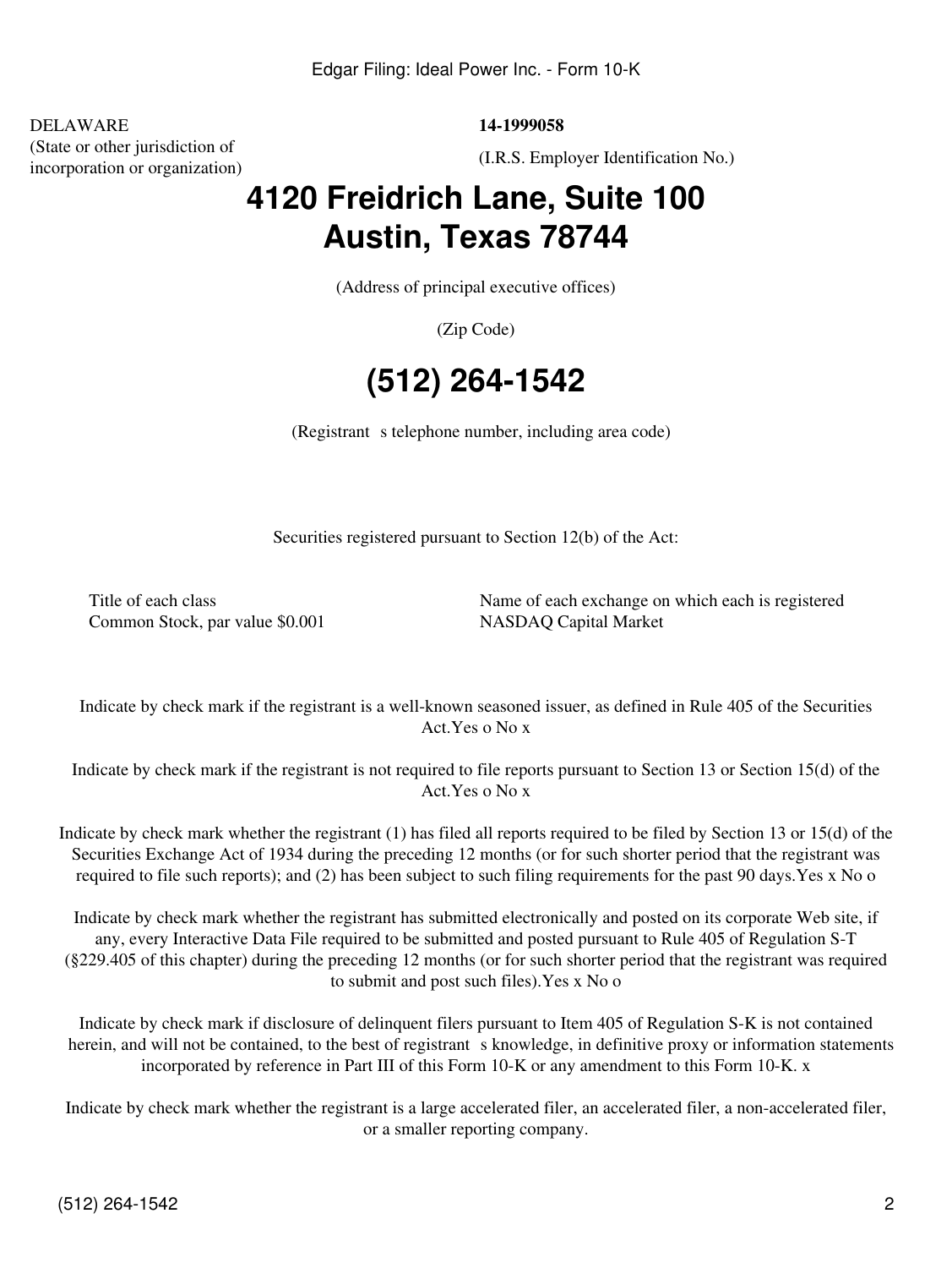| | |
|---|---|
| DELAWARE<br>(State or other jurisdiction of incorporation or organization) | **14-1999058**<br>(I.R.S. Employer Identification No.) |

# 4120 Freidrich Lane, Suite 100
# Austin, Texas 78744

(Address of principal executive offices)

(Zip Code)

# (512) 264-1542

(Registrant s telephone number, including area code)

Securities registered pursuant to Section 12(b) of the Act:

| Title of each class | Name of each exchange on which each is registered |
|---|---|
| Common Stock, par value $0.001 | NASDAQ Capital Market |

Indicate by check mark if the registrant is a well-known seasoned issuer, as defined in Rule 405 of the Securities Act.Yes o No x

Indicate by check mark if the registrant is not required to file reports pursuant to Section 13 or Section 15(d) of the Act.Yes o No x

Indicate by check mark whether the registrant (1) has filed all reports required to be filed by Section 13 or 15(d) of the Securities Exchange Act of 1934 during the preceding 12 months (or for such shorter period that the registrant was required to file such reports); and (2) has been subject to such filing requirements for the past 90 days.Yes x No o

Indicate by check mark whether the registrant has submitted electronically and posted on its corporate Web site, if any, every Interactive Data File required to be submitted and posted pursuant to Rule 405 of Regulation S-T (§229.405 of this chapter) during the preceding 12 months (or for such shorter period that the registrant was required to submit and post such files).Yes x No o

Indicate by check mark if disclosure of delinquent filers pursuant to Item 405 of Regulation S-K is not contained herein, and will not be contained, to the best of registrant s knowledge, in definitive proxy or information statements incorporated by reference in Part III of this Form 10-K or any amendment to this Form 10-K. x

Indicate by check mark whether the registrant is a large accelerated filer, an accelerated filer, a non-accelerated filer, or a smaller reporting company.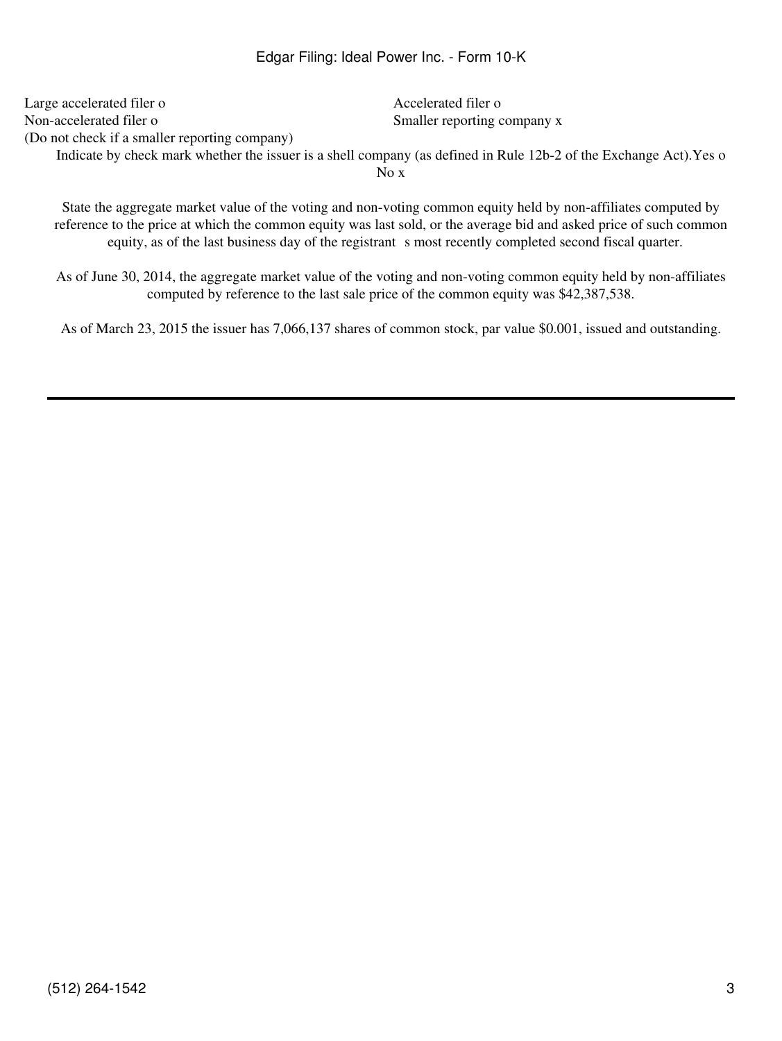| | |
|---|---|
| Large accelerated filer o | Accelerated filer o |
| Non-accelerated filer o<br>(Do not check if a smaller reporting company) | Smaller reporting company x |

Indicate by check mark whether the issuer is a shell company (as defined in Rule 12b-2 of the Exchange Act).Yes o No x

State the aggregate market value of the voting and non-voting common equity held by non-affiliates computed by reference to the price at which the common equity was last sold, or the average bid and asked price of such common equity, as of the last business day of the registrant s most recently completed second fiscal quarter.

As of June 30, 2014, the aggregate market value of the voting and non-voting common equity held by non-affiliates computed by reference to the last sale price of the common equity was $42,387,538.

As of March 23, 2015 the issuer has 7,066,137 shares of common stock, par value $0.001, issued and outstanding.

---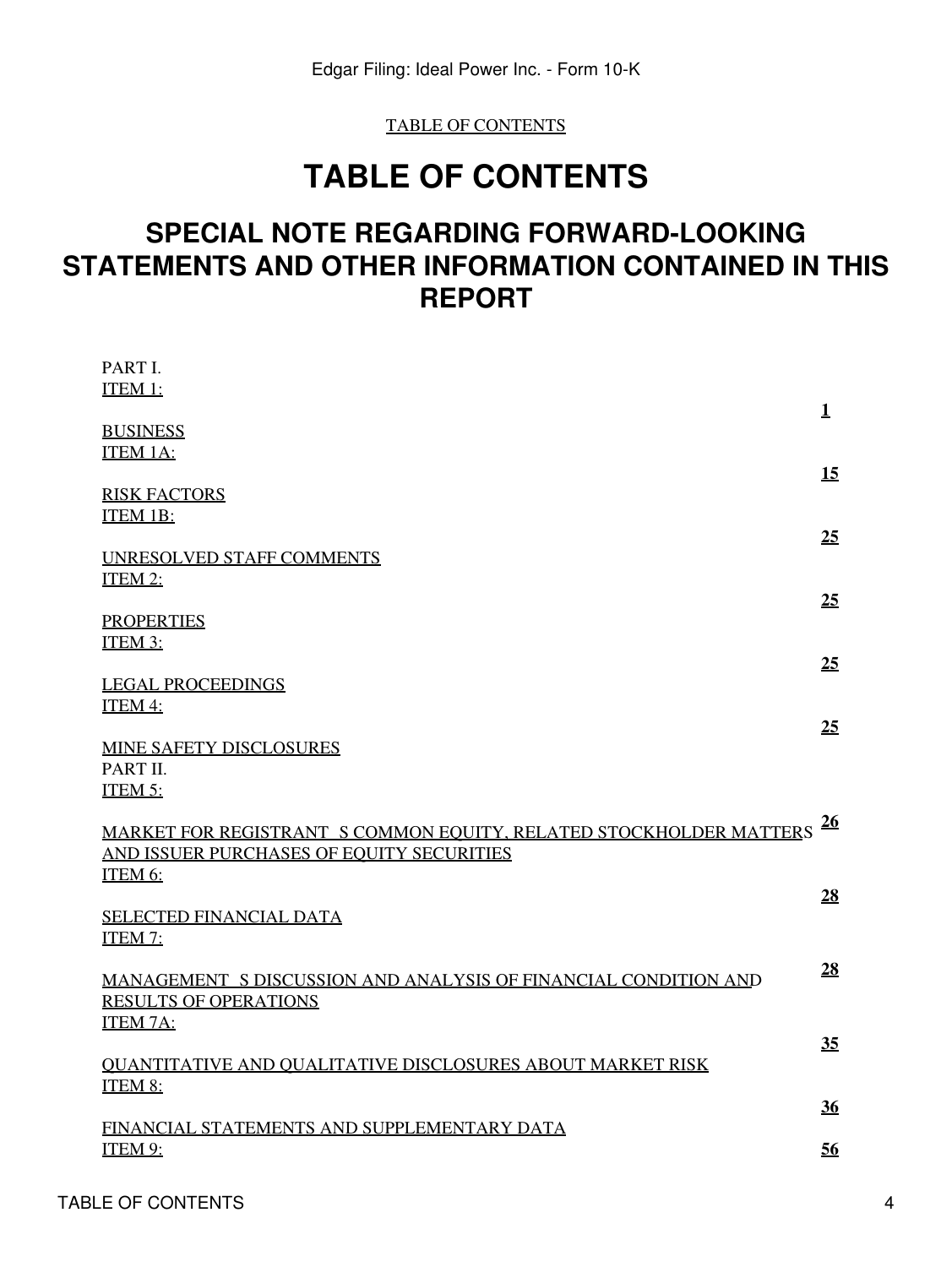TABLE OF CONTENTS

# TABLE OF CONTENTS

## SPECIAL NOTE REGARDING FORWARD-LOOKING STATEMENTS AND OTHER INFORMATION CONTAINED IN THIS REPORT

| | | |
|---|---|---|
| PART I. | | |
| ITEM 1: | BUSINESS | 1 |
| ITEM 1A: | RISK FACTORS | 15 |
| ITEM 1B: | UNRESOLVED STAFF COMMENTS | 25 |
| ITEM 2: | PROPERTIES | 25 |
| ITEM 3: | LEGAL PROCEEDINGS | 25 |
| ITEM 4: | MINE SAFETY DISCLOSURES | 25 |
| PART II. | | |
| ITEM 5: | MARKET FOR REGISTRANT S COMMON EQUITY, RELATED STOCKHOLDER MATTERS AND ISSUER PURCHASES OF EQUITY SECURITIES | 26 |
| ITEM 6: | SELECTED FINANCIAL DATA | 28 |
| ITEM 7: | MANAGEMENT S DISCUSSION AND ANALYSIS OF FINANCIAL CONDITION AND RESULTS OF OPERATIONS | 28 |
| ITEM 7A: | QUANTITATIVE AND QUALITATIVE DISCLOSURES ABOUT MARKET RISK | 35 |
| ITEM 8: | FINANCIAL STATEMENTS AND SUPPLEMENTARY DATA | 36 |
| ITEM 9: | | 56 |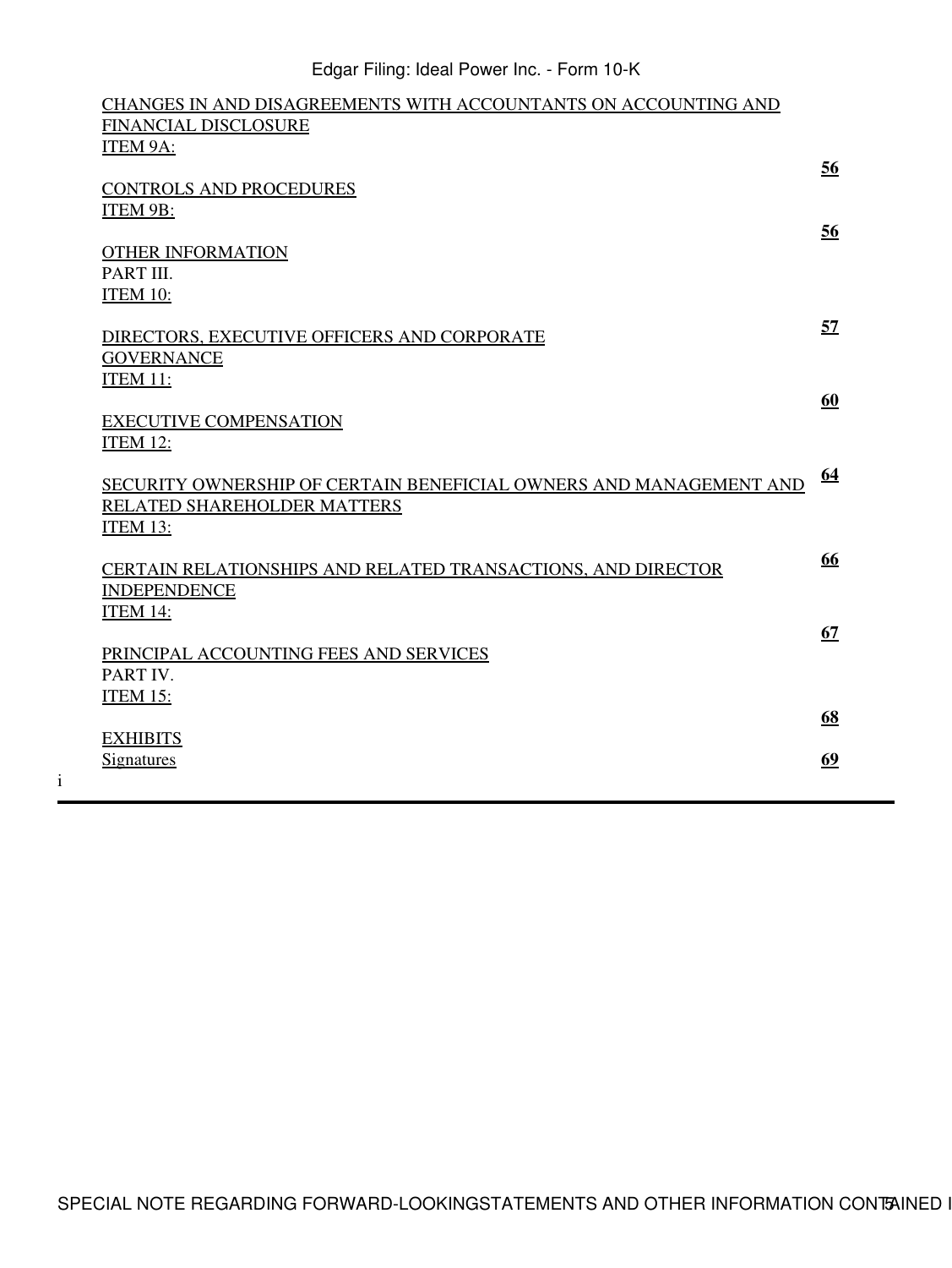| | |
|---|---|
| CHANGES IN AND DISAGREEMENTS WITH ACCOUNTANTS ON ACCOUNTING AND FINANCIAL DISCLOSURE | |
| ITEM 9A: CONTROLS AND PROCEDURES | 56 |
| ITEM 9B: OTHER INFORMATION | 56 |
| PART III. | |
| ITEM 10: DIRECTORS, EXECUTIVE OFFICERS AND CORPORATE GOVERNANCE | 57 |
| ITEM 11: EXECUTIVE COMPENSATION | 60 |
| ITEM 12: SECURITY OWNERSHIP OF CERTAIN BENEFICIAL OWNERS AND MANAGEMENT AND RELATED SHAREHOLDER MATTERS | 64 |
| ITEM 13: CERTAIN RELATIONSHIPS AND RELATED TRANSACTIONS, AND DIRECTOR INDEPENDENCE | 66 |
| ITEM 14: PRINCIPAL ACCOUNTING FEES AND SERVICES | 67 |
| PART IV. | |
| ITEM 15: EXHIBITS | 68 |
| Signatures | 69 |

SPECIAL NOTE REGARDING FORWARD-LOOKING STATEMENTS AND OTHER INFORMATION CONTAINED I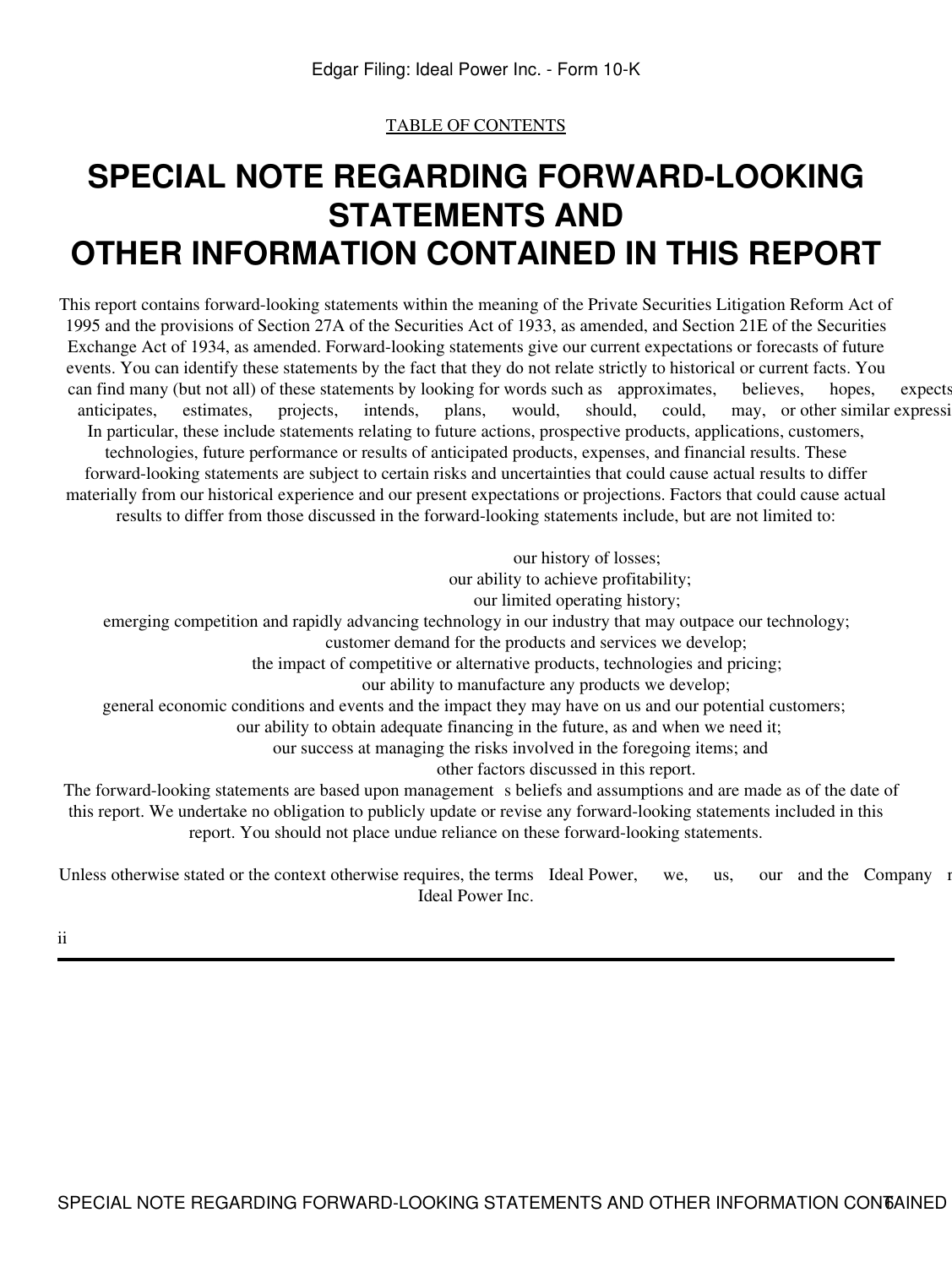TABLE OF CONTENTS

# SPECIAL NOTE REGARDING FORWARD-LOOKING STATEMENTS AND OTHER INFORMATION CONTAINED IN THIS REPORT

This report contains forward-looking statements within the meaning of the Private Securities Litigation Reform Act of 1995 and the provisions of Section 27A of the Securities Act of 1933, as amended, and Section 21E of the Securities Exchange Act of 1934, as amended. Forward-looking statements give our current expectations or forecasts of future events. You can identify these statements by the fact that they do not relate strictly to historical or current facts. You can find many (but not all) of these statements by looking for words such as approximates, believes, hopes, expects, anticipates, estimates, projects, intends, plans, would, should, could, may, or other similar expressi In particular, these include statements relating to future actions, prospective products, applications, customers, technologies, future performance or results of anticipated products, expenses, and financial results. These forward-looking statements are subject to certain risks and uncertainties that could cause actual results to differ materially from our historical experience and our present expectations or projections. Factors that could cause actual results to differ from those discussed in the forward-looking statements include, but are not limited to:

- our history of losses;
- our ability to achieve profitability;
- our limited operating history;
- emerging competition and rapidly advancing technology in our industry that may outpace our technology;
- customer demand for the products and services we develop;
- the impact of competitive or alternative products, technologies and pricing;
- our ability to manufacture any products we develop;
- general economic conditions and events and the impact they may have on us and our potential customers;
- our ability to obtain adequate financing in the future, as and when we need it;
- our success at managing the risks involved in the foregoing items; and
- other factors discussed in this report.

The forward-looking statements are based upon management s beliefs and assumptions and are made as of the date of this report. We undertake no obligation to publicly update or revise any forward-looking statements included in this report. You should not place undue reliance on these forward-looking statements.

Unless otherwise stated or the context otherwise requires, the terms Ideal Power, we, us, our and the Company r Ideal Power Inc.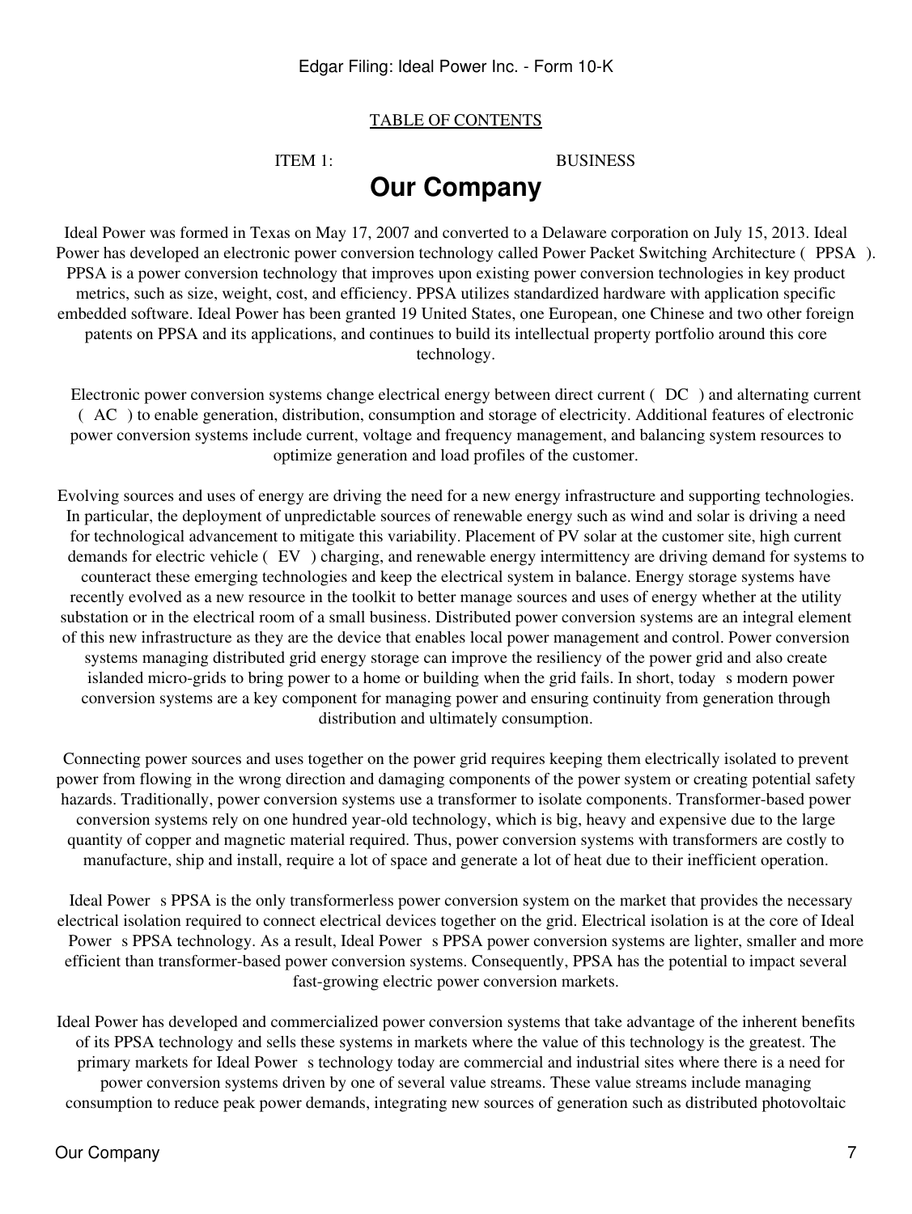TABLE OF CONTENTS

ITEM 1: BUSINESS

# Our Company

Ideal Power was formed in Texas on May 17, 2007 and converted to a Delaware corporation on July 15, 2013. Ideal Power has developed an electronic power conversion technology called Power Packet Switching Architecture ( PPSA ). PPSA is a power conversion technology that improves upon existing power conversion technologies in key product metrics, such as size, weight, cost, and efficiency. PPSA utilizes standardized hardware with application specific embedded software. Ideal Power has been granted 19 United States, one European, one Chinese and two other foreign patents on PPSA and its applications, and continues to build its intellectual property portfolio around this core technology.

Electronic power conversion systems change electrical energy between direct current ( DC ) and alternating current ( AC ) to enable generation, distribution, consumption and storage of electricity. Additional features of electronic power conversion systems include current, voltage and frequency management, and balancing system resources to optimize generation and load profiles of the customer.

Evolving sources and uses of energy are driving the need for a new energy infrastructure and supporting technologies. In particular, the deployment of unpredictable sources of renewable energy such as wind and solar is driving a need for technological advancement to mitigate this variability. Placement of PV solar at the customer site, high current demands for electric vehicle ( EV ) charging, and renewable energy intermittency are driving demand for systems to counteract these emerging technologies and keep the electrical system in balance. Energy storage systems have recently evolved as a new resource in the toolkit to better manage sources and uses of energy whether at the utility substation or in the electrical room of a small business. Distributed power conversion systems are an integral element of this new infrastructure as they are the device that enables local power management and control. Power conversion systems managing distributed grid energy storage can improve the resiliency of the power grid and also create islanded micro-grids to bring power to a home or building when the grid fails. In short, today s modern power conversion systems are a key component for managing power and ensuring continuity from generation through distribution and ultimately consumption.

Connecting power sources and uses together on the power grid requires keeping them electrically isolated to prevent power from flowing in the wrong direction and damaging components of the power system or creating potential safety hazards. Traditionally, power conversion systems use a transformer to isolate components. Transformer-based power conversion systems rely on one hundred year-old technology, which is big, heavy and expensive due to the large quantity of copper and magnetic material required. Thus, power conversion systems with transformers are costly to manufacture, ship and install, require a lot of space and generate a lot of heat due to their inefficient operation.

Ideal Power s PPSA is the only transformerless power conversion system on the market that provides the necessary electrical isolation required to connect electrical devices together on the grid. Electrical isolation is at the core of Ideal Power s PPSA technology. As a result, Ideal Power s PPSA power conversion systems are lighter, smaller and more efficient than transformer-based power conversion systems. Consequently, PPSA has the potential to impact several fast-growing electric power conversion markets.

Ideal Power has developed and commercialized power conversion systems that take advantage of the inherent benefits of its PPSA technology and sells these systems in markets where the value of this technology is the greatest. The primary markets for Ideal Power s technology today are commercial and industrial sites where there is a need for power conversion systems driven by one of several value streams. These value streams include managing consumption to reduce peak power demands, integrating new sources of generation such as distributed photovoltaic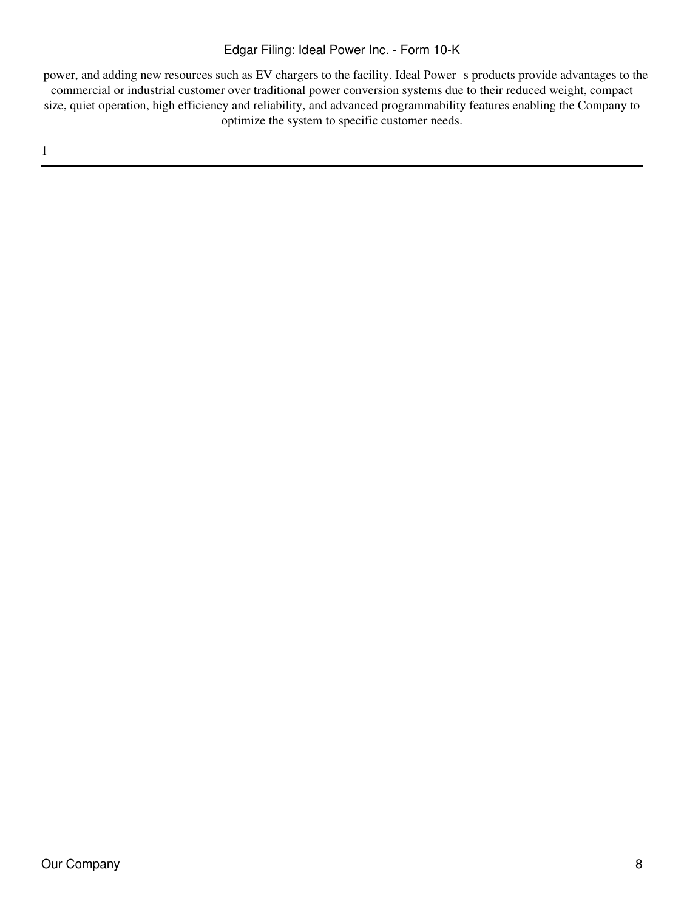power, and adding new resources such as EV chargers to the facility. Ideal Power s products provide advantages to the commercial or industrial customer over traditional power conversion systems due to their reduced weight, compact size, quiet operation, high efficiency and reliability, and advanced programmability features enabling the Company to optimize the system to specific customer needs.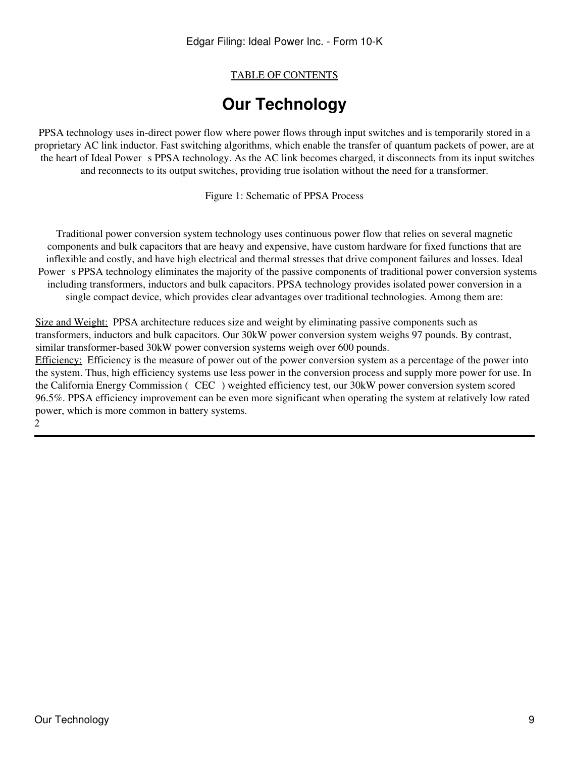TABLE OF CONTENTS

# Our Technology

PPSA technology uses in-direct power flow where power flows through input switches and is temporarily stored in a proprietary AC link inductor. Fast switching algorithms, which enable the transfer of quantum packets of power, are at the heart of Ideal Power s PPSA technology. As the AC link becomes charged, it disconnects from its input switches and reconnects to its output switches, providing true isolation without the need for a transformer.

Figure 1: Schematic of PPSA Process

Traditional power conversion system technology uses continuous power flow that relies on several magnetic components and bulk capacitors that are heavy and expensive, have custom hardware for fixed functions that are inflexible and costly, and have high electrical and thermal stresses that drive component failures and losses. Ideal Power s PPSA technology eliminates the majority of the passive components of traditional power conversion systems including transformers, inductors and bulk capacitors. PPSA technology provides isolated power conversion in a single compact device, which provides clear advantages over traditional technologies. Among them are:

Size and Weight: PPSA architecture reduces size and weight by eliminating passive components such as transformers, inductors and bulk capacitors. Our 30kW power conversion system weighs 97 pounds. By contrast, similar transformer-based 30kW power conversion systems weigh over 600 pounds.

Efficiency: Efficiency is the measure of power out of the power conversion system as a percentage of the power into the system. Thus, high efficiency systems use less power in the conversion process and supply more power for use. In the California Energy Commission ( CEC ) weighted efficiency test, our 30kW power conversion system scored 96.5%. PPSA efficiency improvement can be even more significant when operating the system at relatively low rated power, which is more common in battery systems.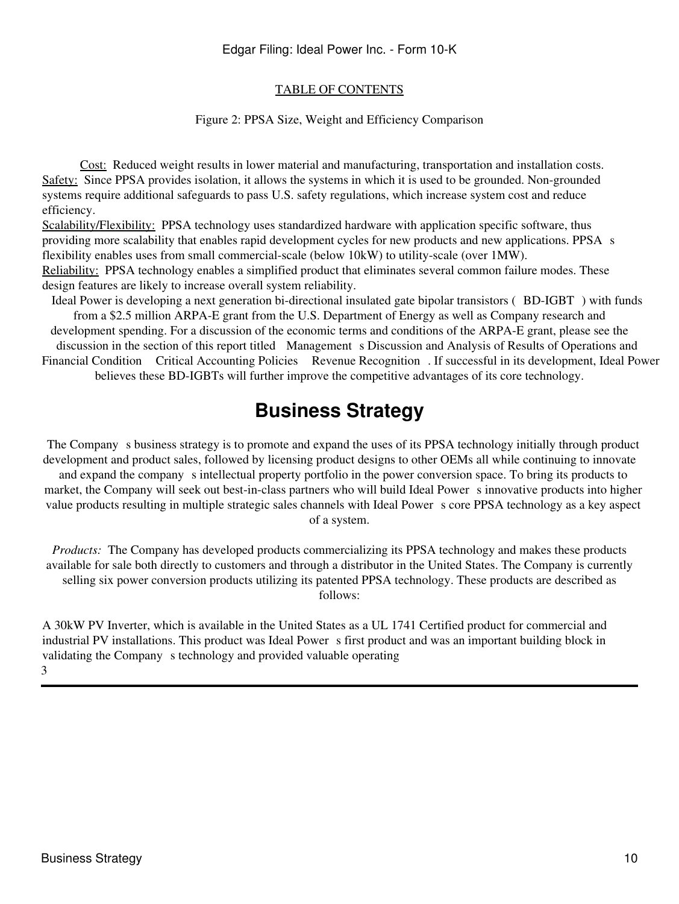Figure 2: PPSA Size, Weight and Efficiency Comparison

Cost: Reduced weight results in lower material and manufacturing, transportation and installation costs.

Safety: Since PPSA provides isolation, it allows the systems in which it is used to be grounded. Non-grounded systems require additional safeguards to pass U.S. safety regulations, which increase system cost and reduce efficiency.

Scalability/Flexibility: PPSA technology uses standardized hardware with application specific software, thus providing more scalability that enables rapid development cycles for new products and new applications. PPSA s flexibility enables uses from small commercial-scale (below 10kW) to utility-scale (over 1MW).

Reliability: PPSA technology enables a simplified product that eliminates several common failure modes. These design features are likely to increase overall system reliability.

Ideal Power is developing a next generation bi-directional insulated gate bipolar transistors ( BD-IGBT ) with funds from a $2.5 million ARPA-E grant from the U.S. Department of Energy as well as Company research and development spending. For a discussion of the economic terms and conditions of the ARPA-E grant, please see the discussion in the section of this report titled Management s Discussion and Analysis of Results of Operations and Financial Condition Critical Accounting Policies Revenue Recognition . If successful in its development, Ideal Power believes these BD-IGBTs will further improve the competitive advantages of its core technology.

# Business Strategy

The Company s business strategy is to promote and expand the uses of its PPSA technology initially through product development and product sales, followed by licensing product designs to other OEMs all while continuing to innovate and expand the company s intellectual property portfolio in the power conversion space. To bring its products to market, the Company will seek out best-in-class partners who will build Ideal Power s innovative products into higher value products resulting in multiple strategic sales channels with Ideal Power s core PPSA technology as a key aspect of a system.

*Products:* The Company has developed products commercializing its PPSA technology and makes these products available for sale both directly to customers and through a distributor in the United States. The Company is currently selling six power conversion products utilizing its patented PPSA technology. These products are described as follows:

A 30kW PV Inverter, which is available in the United States as a UL 1741 Certified product for commercial and industrial PV installations. This product was Ideal Power s first product and was an important building block in validating the Company s technology and provided valuable operating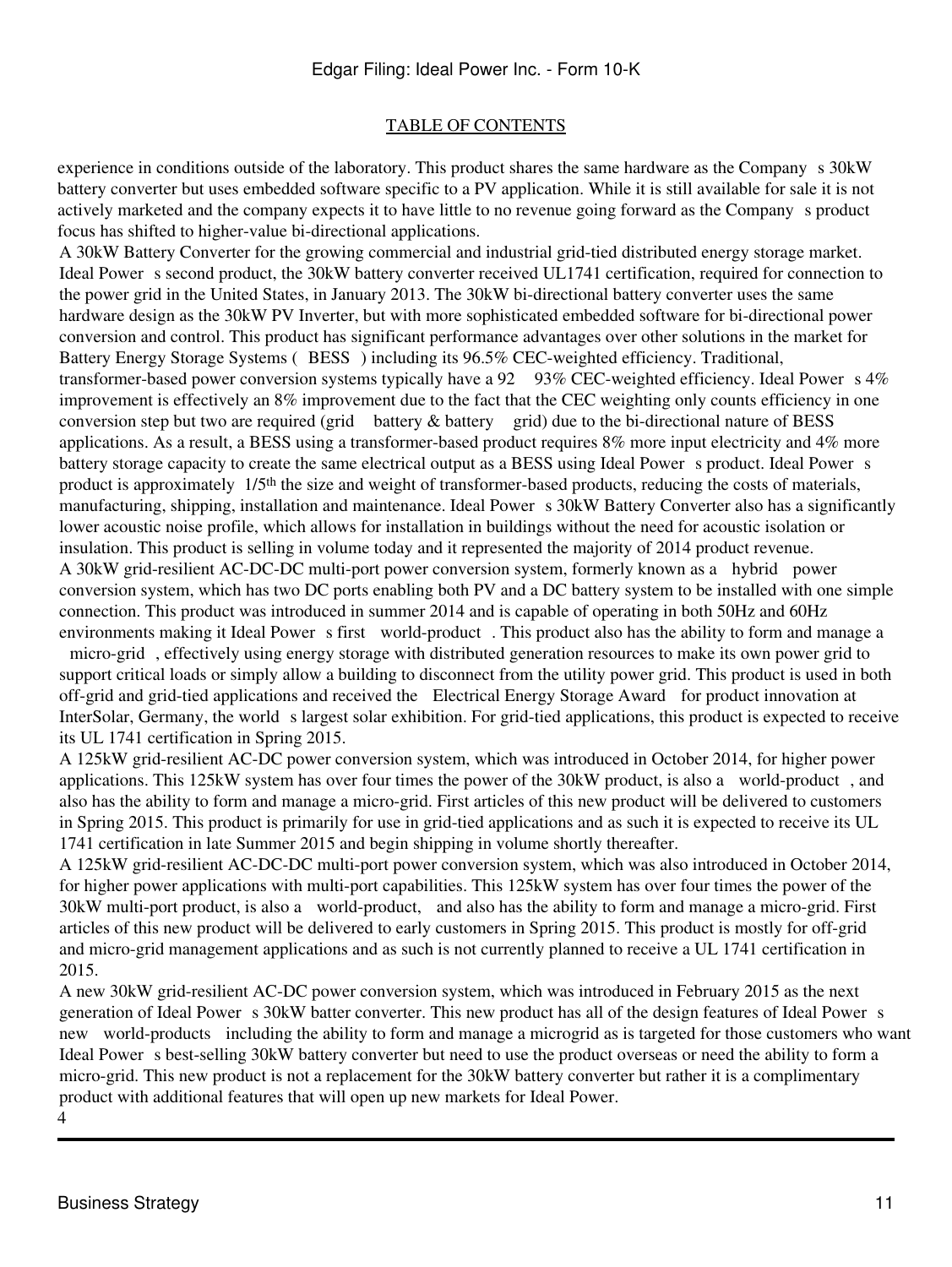experience in conditions outside of the laboratory. This product shares the same hardware as the Company s 30kW battery converter but uses embedded software specific to a PV application. While it is still available for sale it is not actively marketed and the company expects it to have little to no revenue going forward as the Company s product focus has shifted to higher-value bi-directional applications.

A 30kW Battery Converter for the growing commercial and industrial grid-tied distributed energy storage market. Ideal Power s second product, the 30kW battery converter received UL1741 certification, required for connection to the power grid in the United States, in January 2013. The 30kW bi-directional battery converter uses the same hardware design as the 30kW PV Inverter, but with more sophisticated embedded software for bi-directional power conversion and control. This product has significant performance advantages over other solutions in the market for Battery Energy Storage Systems ( BESS ) including its 96.5% CEC-weighted efficiency. Traditional, transformer-based power conversion systems typically have a 92 93% CEC-weighted efficiency. Ideal Power s 4% improvement is effectively an 8% improvement due to the fact that the CEC weighting only counts efficiency in one conversion step but two are required (grid battery & battery grid) due to the bi-directional nature of BESS applications. As a result, a BESS using a transformer-based product requires 8% more input electricity and 4% more battery storage capacity to create the same electrical output as a BESS using Ideal Power s product. Ideal Power s product is approximately 1/5th the size and weight of transformer-based products, reducing the costs of materials, manufacturing, shipping, installation and maintenance. Ideal Power s 30kW Battery Converter also has a significantly lower acoustic noise profile, which allows for installation in buildings without the need for acoustic isolation or insulation. This product is selling in volume today and it represented the majority of 2014 product revenue.

A 30kW grid-resilient AC-DC-DC multi-port power conversion system, formerly known as a hybrid power conversion system, which has two DC ports enabling both PV and a DC battery system to be installed with one simple connection. This product was introduced in summer 2014 and is capable of operating in both 50Hz and 60Hz environments making it Ideal Power s first world-product . This product also has the ability to form and manage a micro-grid , effectively using energy storage with distributed generation resources to make its own power grid to support critical loads or simply allow a building to disconnect from the utility power grid. This product is used in both off-grid and grid-tied applications and received the Electrical Energy Storage Award for product innovation at InterSolar, Germany, the world s largest solar exhibition. For grid-tied applications, this product is expected to receive its UL 1741 certification in Spring 2015.

A 125kW grid-resilient AC-DC power conversion system, which was introduced in October 2014, for higher power applications. This 125kW system has over four times the power of the 30kW product, is also a world-product , and also has the ability to form and manage a micro-grid. First articles of this new product will be delivered to customers in Spring 2015. This product is primarily for use in grid-tied applications and as such it is expected to receive its UL 1741 certification in late Summer 2015 and begin shipping in volume shortly thereafter.

A 125kW grid-resilient AC-DC-DC multi-port power conversion system, which was also introduced in October 2014, for higher power applications with multi-port capabilities. This 125kW system has over four times the power of the 30kW multi-port product, is also a world-product, and also has the ability to form and manage a micro-grid. First articles of this new product will be delivered to early customers in Spring 2015. This product is mostly for off-grid and micro-grid management applications and as such is not currently planned to receive a UL 1741 certification in 2015.

A new 30kW grid-resilient AC-DC power conversion system, which was introduced in February 2015 as the next generation of Ideal Power s 30kW batter converter. This new product has all of the design features of Ideal Power s new world-products including the ability to form and manage a microgrid as is targeted for those customers who want Ideal Power s best-selling 30kW battery converter but need to use the product overseas or need the ability to form a micro-grid. This new product is not a replacement for the 30kW battery converter but rather it is a complimentary product with additional features that will open up new markets for Ideal Power.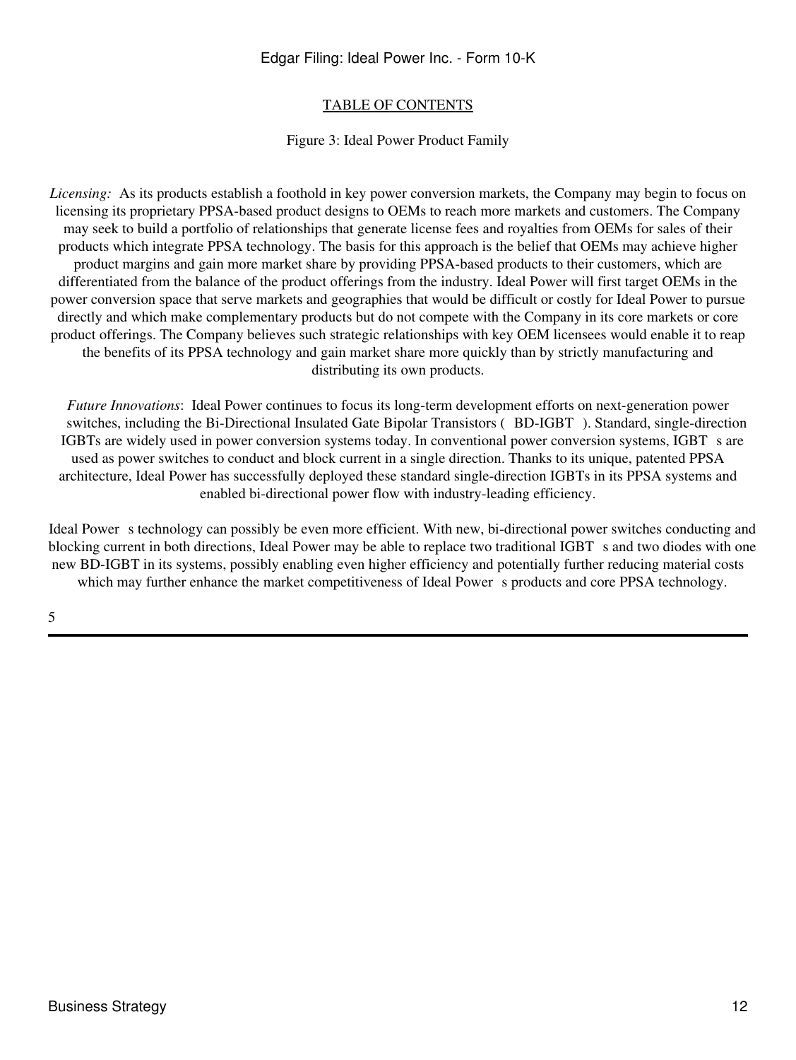Figure 3: Ideal Power Product Family

*Licensing:* As its products establish a foothold in key power conversion markets, the Company may begin to focus on licensing its proprietary PPSA-based product designs to OEMs to reach more markets and customers. The Company may seek to build a portfolio of relationships that generate license fees and royalties from OEMs for sales of their products which integrate PPSA technology. The basis for this approach is the belief that OEMs may achieve higher product margins and gain more market share by providing PPSA-based products to their customers, which are differentiated from the balance of the product offerings from the industry. Ideal Power will first target OEMs in the power conversion space that serve markets and geographies that would be difficult or costly for Ideal Power to pursue directly and which make complementary products but do not compete with the Company in its core markets or core product offerings. The Company believes such strategic relationships with key OEM licensees would enable it to reap the benefits of its PPSA technology and gain market share more quickly than by strictly manufacturing and distributing its own products.

*Future Innovations*: Ideal Power continues to focus its long-term development efforts on next-generation power switches, including the Bi-Directional Insulated Gate Bipolar Transistors ( BD-IGBT ). Standard, single-direction IGBTs are widely used in power conversion systems today. In conventional power conversion systems, IGBT s are used as power switches to conduct and block current in a single direction. Thanks to its unique, patented PPSA architecture, Ideal Power has successfully deployed these standard single-direction IGBTs in its PPSA systems and enabled bi-directional power flow with industry-leading efficiency.

Ideal Power s technology can possibly be even more efficient. With new, bi-directional power switches conducting and blocking current in both directions, Ideal Power may be able to replace two traditional IGBT s and two diodes with one new BD-IGBT in its systems, possibly enabling even higher efficiency and potentially further reducing material costs which may further enhance the market competitiveness of Ideal Power s products and core PPSA technology.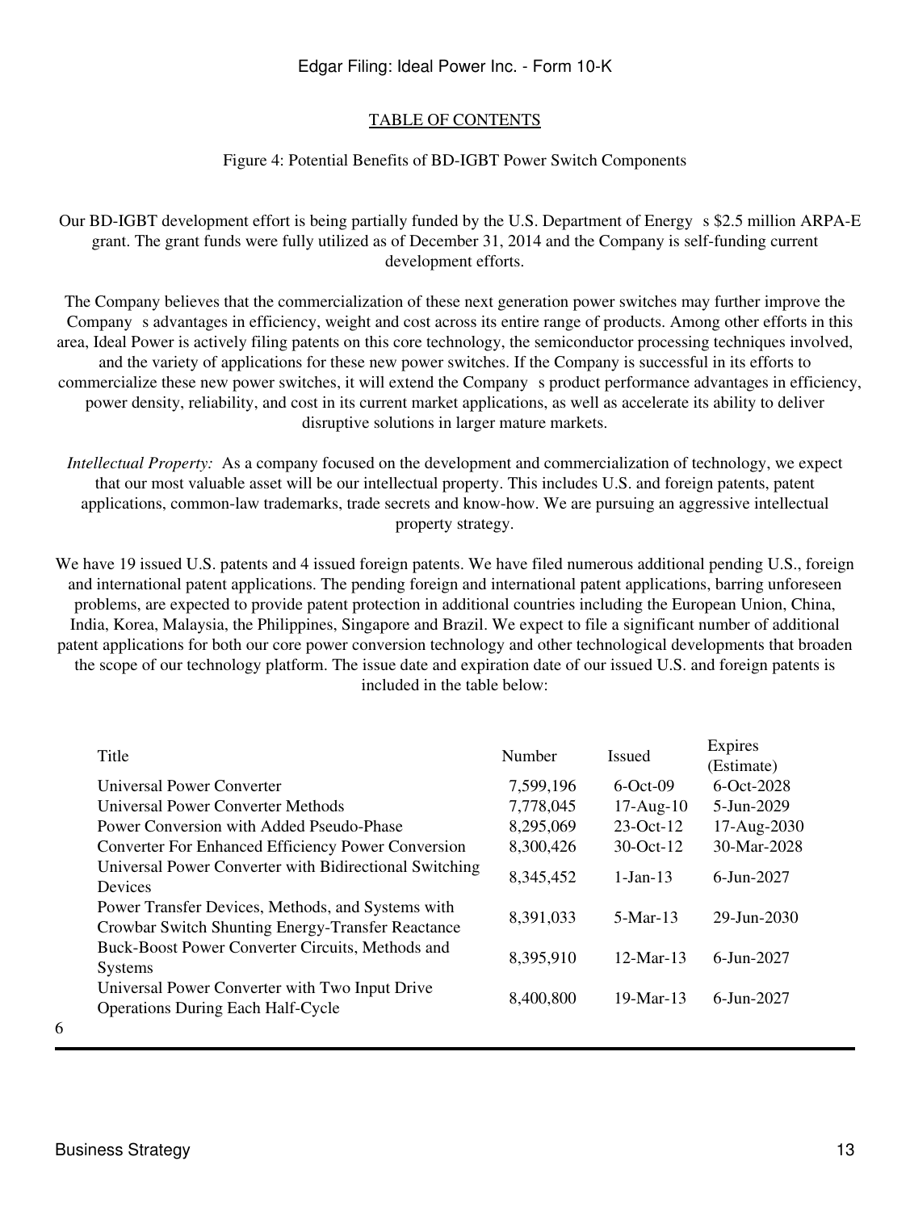Figure 4: Potential Benefits of BD-IGBT Power Switch Components

Our BD-IGBT development effort is being partially funded by the U.S. Department of Energy s $2.5 million ARPA-E grant. The grant funds were fully utilized as of December 31, 2014 and the Company is self-funding current development efforts.

The Company believes that the commercialization of these next generation power switches may further improve the Company s advantages in efficiency, weight and cost across its entire range of products. Among other efforts in this area, Ideal Power is actively filing patents on this core technology, the semiconductor processing techniques involved, and the variety of applications for these new power switches. If the Company is successful in its efforts to commercialize these new power switches, it will extend the Company s product performance advantages in efficiency, power density, reliability, and cost in its current market applications, as well as accelerate its ability to deliver disruptive solutions in larger mature markets.

*Intellectual Property:* As a company focused on the development and commercialization of technology, we expect that our most valuable asset will be our intellectual property. This includes U.S. and foreign patents, patent applications, common-law trademarks, trade secrets and know-how. We are pursuing an aggressive intellectual property strategy.

We have 19 issued U.S. patents and 4 issued foreign patents. We have filed numerous additional pending U.S., foreign and international patent applications. The pending foreign and international patent applications, barring unforeseen problems, are expected to provide patent protection in additional countries including the European Union, China, India, Korea, Malaysia, the Philippines, Singapore and Brazil. We expect to file a significant number of additional patent applications for both our core power conversion technology and other technological developments that broaden the scope of our technology platform. The issue date and expiration date of our issued U.S. and foreign patents is included in the table below:

| Title | Number | Issued | Expires (Estimate) |
|---|---|---|---|
| Universal Power Converter | 7,599,196 | 6-Oct-09 | 6-Oct-2028 |
| Universal Power Converter Methods | 7,778,045 | 17-Aug-10 | 5-Jun-2029 |
| Power Conversion with Added Pseudo-Phase | 8,295,069 | 23-Oct-12 | 17-Aug-2030 |
| Converter For Enhanced Efficiency Power Conversion | 8,300,426 | 30-Oct-12 | 30-Mar-2028 |
| Universal Power Converter with Bidirectional Switching Devices | 8,345,452 | 1-Jan-13 | 6-Jun-2027 |
| Power Transfer Devices, Methods, and Systems with Crowbar Switch Shunting Energy-Transfer Reactance | 8,391,033 | 5-Mar-13 | 29-Jun-2030 |
| Buck-Boost Power Converter Circuits, Methods and Systems | 8,395,910 | 12-Mar-13 | 6-Jun-2027 |
| Universal Power Converter with Two Input Drive Operations During Each Half-Cycle | 8,400,800 | 19-Mar-13 | 6-Jun-2027 |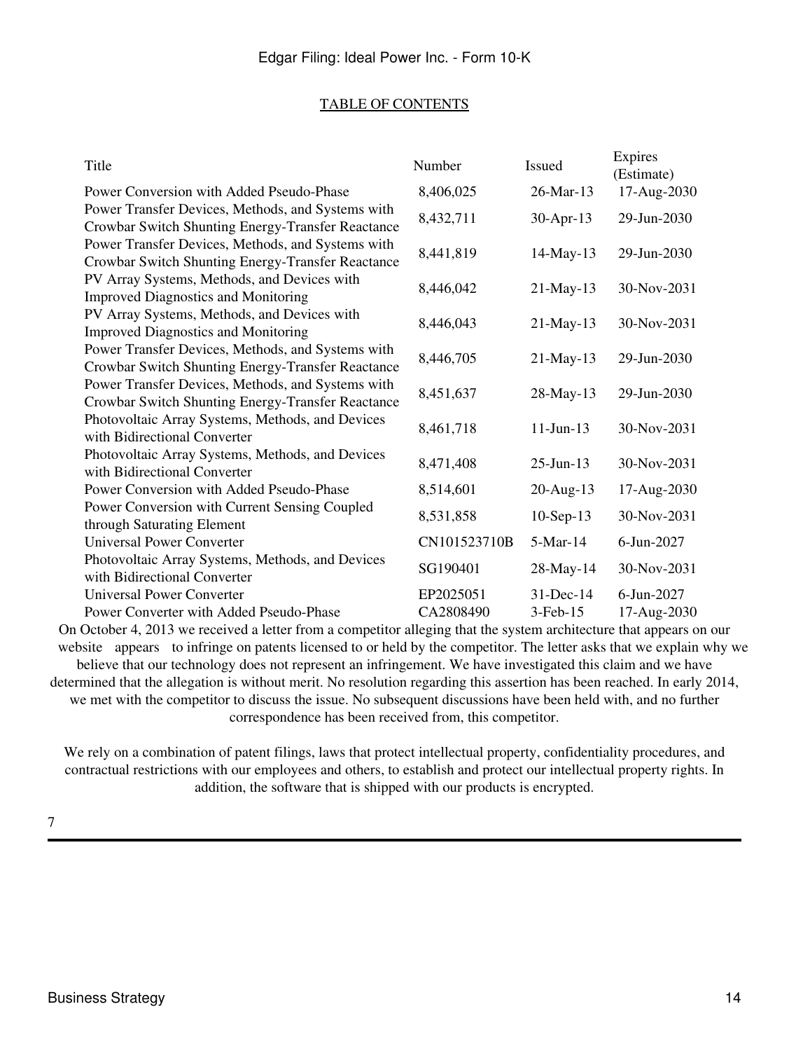| Title | Number | Issued | Expires (Estimate) |
|---|---|---|---|
| Power Conversion with Added Pseudo-Phase | 8,406,025 | 26-Mar-13 | 17-Aug-2030 |
| Power Transfer Devices, Methods, and Systems with Crowbar Switch Shunting Energy-Transfer Reactance | 8,432,711 | 30-Apr-13 | 29-Jun-2030 |
| Power Transfer Devices, Methods, and Systems with Crowbar Switch Shunting Energy-Transfer Reactance | 8,441,819 | 14-May-13 | 29-Jun-2030 |
| PV Array Systems, Methods, and Devices with Improved Diagnostics and Monitoring | 8,446,042 | 21-May-13 | 30-Nov-2031 |
| PV Array Systems, Methods, and Devices with Improved Diagnostics and Monitoring | 8,446,043 | 21-May-13 | 30-Nov-2031 |
| Power Transfer Devices, Methods, and Systems with Crowbar Switch Shunting Energy-Transfer Reactance | 8,446,705 | 21-May-13 | 29-Jun-2030 |
| Power Transfer Devices, Methods, and Systems with Crowbar Switch Shunting Energy-Transfer Reactance | 8,451,637 | 28-May-13 | 29-Jun-2030 |
| Photovoltaic Array Systems, Methods, and Devices with Bidirectional Converter | 8,461,718 | 11-Jun-13 | 30-Nov-2031 |
| Photovoltaic Array Systems, Methods, and Devices with Bidirectional Converter | 8,471,408 | 25-Jun-13 | 30-Nov-2031 |
| Power Conversion with Added Pseudo-Phase | 8,514,601 | 20-Aug-13 | 17-Aug-2030 |
| Power Conversion with Current Sensing Coupled through Saturating Element | 8,531,858 | 10-Sep-13 | 30-Nov-2031 |
| Universal Power Converter | CN101523710B | 5-Mar-14 | 6-Jun-2027 |
| Photovoltaic Array Systems, Methods, and Devices with Bidirectional Converter | SG190401 | 28-May-14 | 30-Nov-2031 |
| Universal Power Converter | EP2025051 | 31-Dec-14 | 6-Jun-2027 |
| Power Converter with Added Pseudo-Phase | CA2808490 | 3-Feb-15 | 17-Aug-2030 |

On October 4, 2013 we received a letter from a competitor alleging that the system architecture that appears on our website appears to infringe on patents licensed to or held by the competitor. The letter asks that we explain why we believe that our technology does not represent an infringement. We have investigated this claim and we have determined that the allegation is without merit. No resolution regarding this assertion has been reached. In early 2014, we met with the competitor to discuss the issue. No subsequent discussions have been held with, and no further correspondence has been received from, this competitor.

We rely on a combination of patent filings, laws that protect intellectual property, confidentiality procedures, and contractual restrictions with our employees and others, to establish and protect our intellectual property rights. In addition, the software that is shipped with our products is encrypted.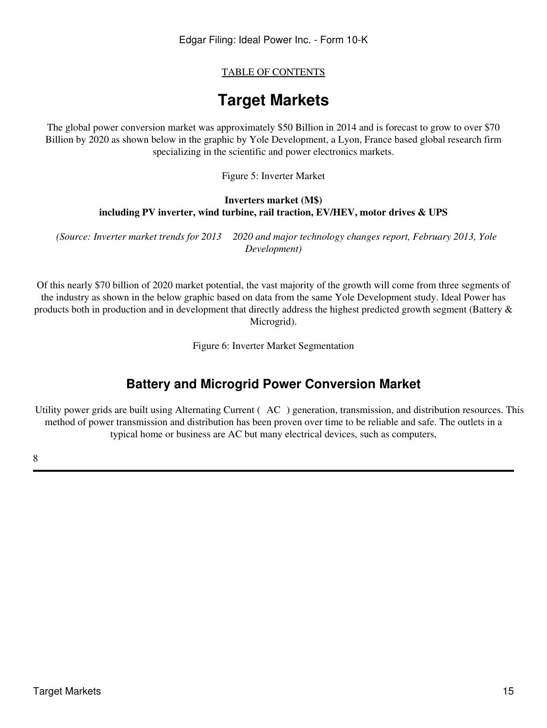[TABLE OF CONTENTS](#)

# Target Markets

The global power conversion market was approximately $50 Billion in 2014 and is forecast to grow to over $70 Billion by 2020 as shown below in the graphic by Yole Development, a Lyon, France based global research firm specializing in the scientific and power electronics markets.

Figure 5: Inverter Market

**Inverters market (M$)**
**including PV inverter, wind turbine, rail traction, EV/HEV, motor drives & UPS**

*(Source: Inverter market trends for 2013 2020 and major technology changes report, February 2013, Yole Development)*

Of this nearly $70 billion of 2020 market potential, the vast majority of the growth will come from three segments of the industry as shown in the below graphic based on data from the same Yole Development study. Ideal Power has products both in production and in development that directly address the highest predicted growth segment (Battery & Microgrid).

Figure 6: Inverter Market Segmentation

## Battery and Microgrid Power Conversion Market

Utility power grids are built using Alternating Current ( AC ) generation, transmission, and distribution resources. This method of power transmission and distribution has been proven over time to be reliable and safe. The outlets in a typical home or business are AC but many electrical devices, such as computers,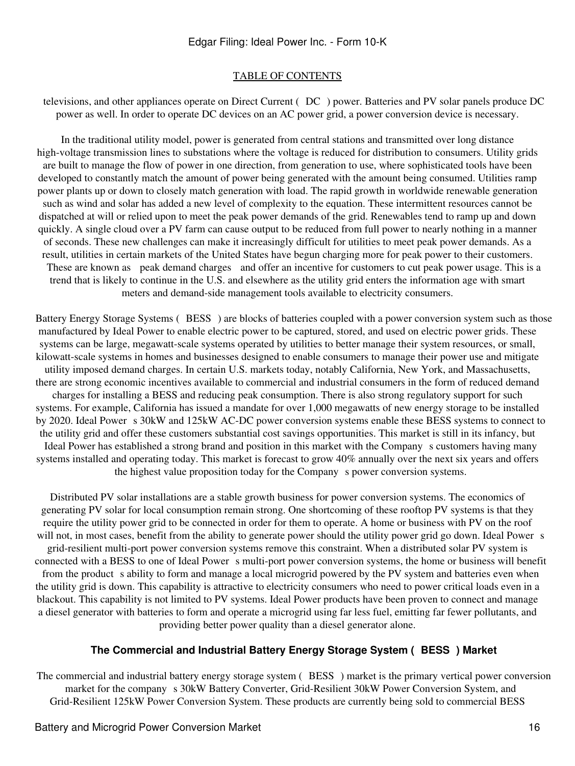televisions, and other appliances operate on Direct Current ( DC ) power. Batteries and PV solar panels produce DC power as well. In order to operate DC devices on an AC power grid, a power conversion device is necessary.

In the traditional utility model, power is generated from central stations and transmitted over long distance high-voltage transmission lines to substations where the voltage is reduced for distribution to consumers. Utility grids are built to manage the flow of power in one direction, from generation to use, where sophisticated tools have been developed to constantly match the amount of power being generated with the amount being consumed. Utilities ramp power plants up or down to closely match generation with load. The rapid growth in worldwide renewable generation such as wind and solar has added a new level of complexity to the equation. These intermittent resources cannot be dispatched at will or relied upon to meet the peak power demands of the grid. Renewables tend to ramp up and down quickly. A single cloud over a PV farm can cause output to be reduced from full power to nearly nothing in a manner of seconds. These new challenges can make it increasingly difficult for utilities to meet peak power demands. As a result, utilities in certain markets of the United States have begun charging more for peak power to their customers. These are known as peak demand charges and offer an incentive for customers to cut peak power usage. This is a trend that is likely to continue in the U.S. and elsewhere as the utility grid enters the information age with smart meters and demand-side management tools available to electricity consumers.

Battery Energy Storage Systems ( BESS ) are blocks of batteries coupled with a power conversion system such as those manufactured by Ideal Power to enable electric power to be captured, stored, and used on electric power grids. These systems can be large, megawatt-scale systems operated by utilities to better manage their system resources, or small, kilowatt-scale systems in homes and businesses designed to enable consumers to manage their power use and mitigate utility imposed demand charges. In certain U.S. markets today, notably California, New York, and Massachusetts, there are strong economic incentives available to commercial and industrial consumers in the form of reduced demand charges for installing a BESS and reducing peak consumption. There is also strong regulatory support for such systems. For example, California has issued a mandate for over 1,000 megawatts of new energy storage to be installed by 2020. Ideal Power s 30kW and 125kW AC-DC power conversion systems enable these BESS systems to connect to the utility grid and offer these customers substantial cost savings opportunities. This market is still in its infancy, but Ideal Power has established a strong brand and position in this market with the Company s customers having many systems installed and operating today. This market is forecast to grow 40% annually over the next six years and offers the highest value proposition today for the Company s power conversion systems.

Distributed PV solar installations are a stable growth business for power conversion systems. The economics of generating PV solar for local consumption remain strong. One shortcoming of these rooftop PV systems is that they require the utility power grid to be connected in order for them to operate. A home or business with PV on the roof will not, in most cases, benefit from the ability to generate power should the utility power grid go down. Ideal Power s grid-resilient multi-port power conversion systems remove this constraint. When a distributed solar PV system is connected with a BESS to one of Ideal Power s multi-port power conversion systems, the home or business will benefit from the product s ability to form and manage a local microgrid powered by the PV system and batteries even when the utility grid is down. This capability is attractive to electricity consumers who need to power critical loads even in a blackout. This capability is not limited to PV systems. Ideal Power products have been proven to connect and manage a diesel generator with batteries to form and operate a microgrid using far less fuel, emitting far fewer pollutants, and providing better power quality than a diesel generator alone.

### The Commercial and Industrial Battery Energy Storage System ( BESS ) Market

The commercial and industrial battery energy storage system ( BESS ) market is the primary vertical power conversion market for the company s 30kW Battery Converter, Grid-Resilient 30kW Power Conversion System, and Grid-Resilient 125kW Power Conversion System. These products are currently being sold to commercial BESS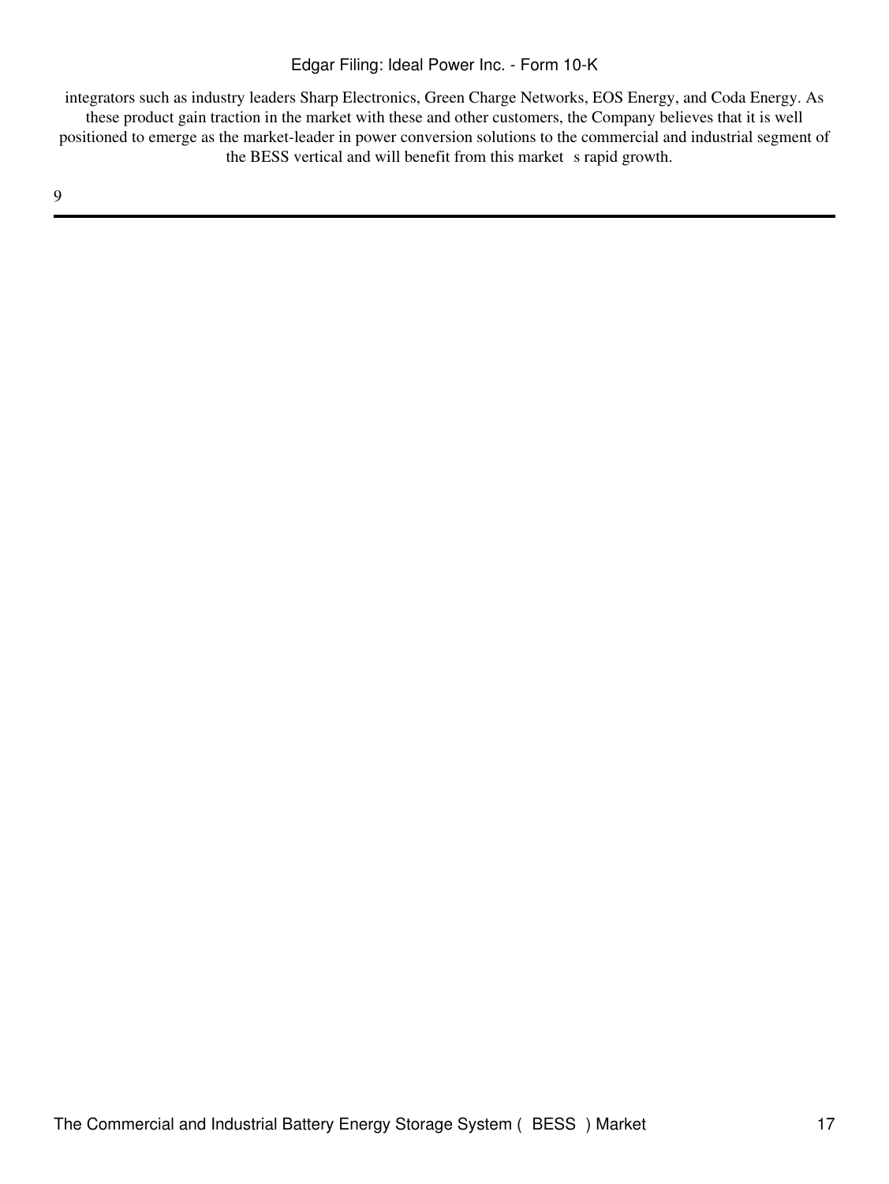integrators such as industry leaders Sharp Electronics, Green Charge Networks, EOS Energy, and Coda Energy. As these product gain traction in the market with these and other customers, the Company believes that it is well positioned to emerge as the market-leader in power conversion solutions to the commercial and industrial segment of the BESS vertical and will benefit from this market s rapid growth.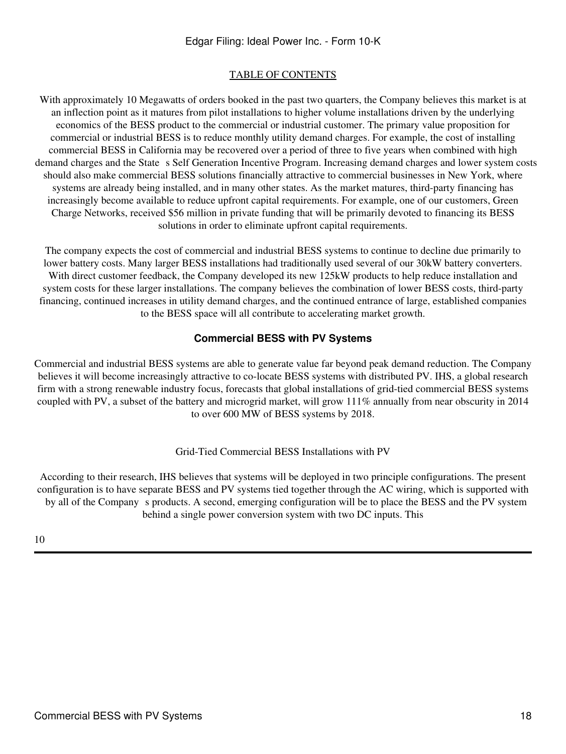With approximately 10 Megawatts of orders booked in the past two quarters, the Company believes this market is at an inflection point as it matures from pilot installations to higher volume installations driven by the underlying economics of the BESS product to the commercial or industrial customer. The primary value proposition for commercial or industrial BESS is to reduce monthly utility demand charges. For example, the cost of installing commercial BESS in California may be recovered over a period of three to five years when combined with high demand charges and the State s Self Generation Incentive Program. Increasing demand charges and lower system costs should also make commercial BESS solutions financially attractive to commercial businesses in New York, where systems are already being installed, and in many other states. As the market matures, third-party financing has increasingly become available to reduce upfront capital requirements. For example, one of our customers, Green Charge Networks, received $56 million in private funding that will be primarily devoted to financing its BESS solutions in order to eliminate upfront capital requirements.

The company expects the cost of commercial and industrial BESS systems to continue to decline due primarily to lower battery costs. Many larger BESS installations had traditionally used several of our 30kW battery converters. With direct customer feedback, the Company developed its new 125kW products to help reduce installation and system costs for these larger installations. The company believes the combination of lower BESS costs, third-party financing, continued increases in utility demand charges, and the continued entrance of large, established companies to the BESS space will all contribute to accelerating market growth.

### Commercial BESS with PV Systems

Commercial and industrial BESS systems are able to generate value far beyond peak demand reduction. The Company believes it will become increasingly attractive to co-locate BESS systems with distributed PV. IHS, a global research firm with a strong renewable industry focus, forecasts that global installations of grid-tied commercial BESS systems coupled with PV, a subset of the battery and microgrid market, will grow 111% annually from near obscurity in 2014 to over 600 MW of BESS systems by 2018.

Grid-Tied Commercial BESS Installations with PV

According to their research, IHS believes that systems will be deployed in two principle configurations. The present configuration is to have separate BESS and PV systems tied together through the AC wiring, which is supported with by all of the Company s products. A second, emerging configuration will be to place the BESS and the PV system behind a single power conversion system with two DC inputs. This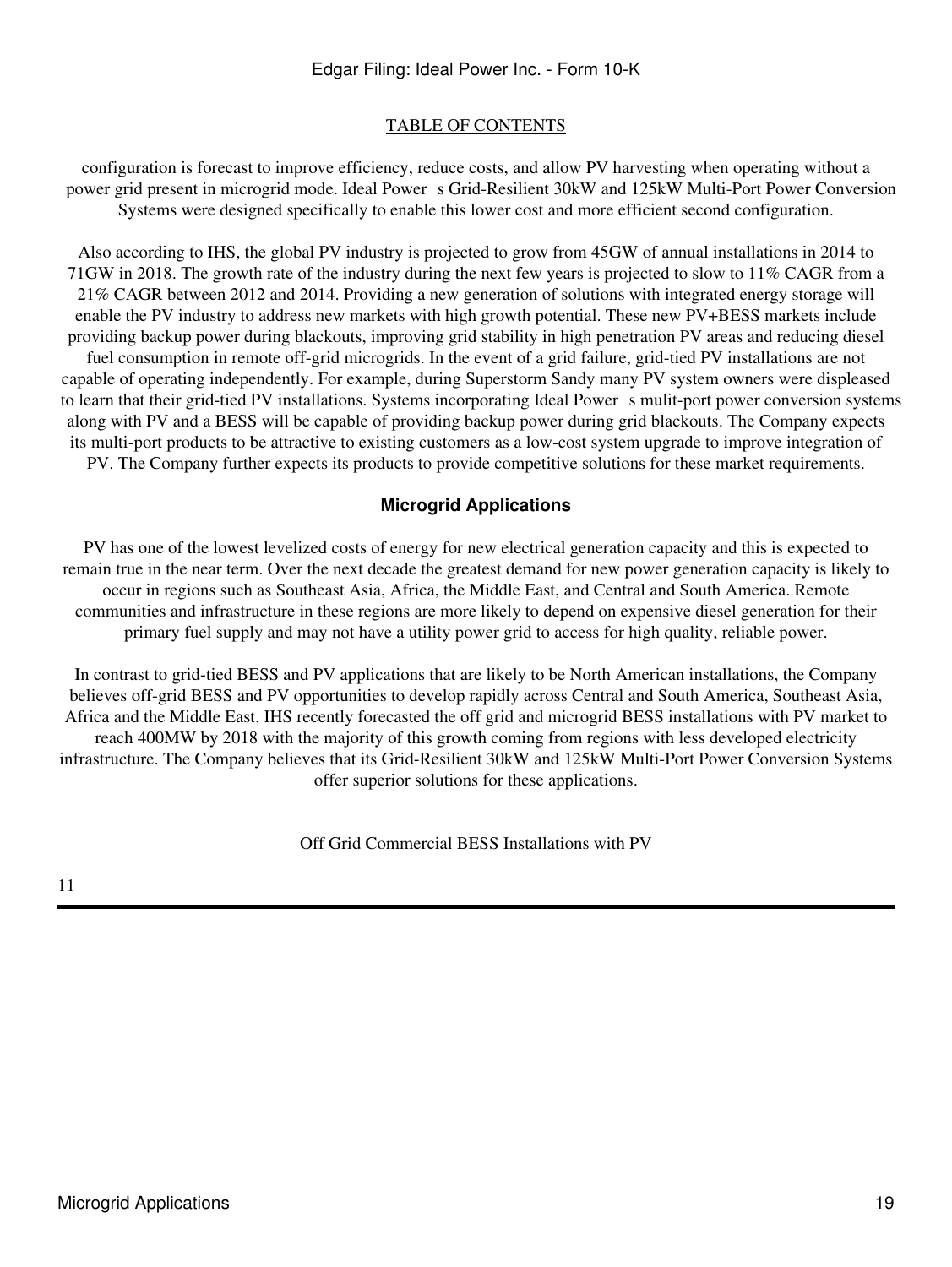configuration is forecast to improve efficiency, reduce costs, and allow PV harvesting when operating without a power grid present in microgrid mode. Ideal Power s Grid-Resilient 30kW and 125kW Multi-Port Power Conversion Systems were designed specifically to enable this lower cost and more efficient second configuration.

Also according to IHS, the global PV industry is projected to grow from 45GW of annual installations in 2014 to 71GW in 2018. The growth rate of the industry during the next few years is projected to slow to 11% CAGR from a 21% CAGR between 2012 and 2014. Providing a new generation of solutions with integrated energy storage will enable the PV industry to address new markets with high growth potential. These new PV+BESS markets include providing backup power during blackouts, improving grid stability in high penetration PV areas and reducing diesel fuel consumption in remote off-grid microgrids. In the event of a grid failure, grid-tied PV installations are not capable of operating independently. For example, during Superstorm Sandy many PV system owners were displeased to learn that their grid-tied PV installations. Systems incorporating Ideal Power s mulit-port power conversion systems along with PV and a BESS will be capable of providing backup power during grid blackouts. The Company expects its multi-port products to be attractive to existing customers as a low-cost system upgrade to improve integration of PV. The Company further expects its products to provide competitive solutions for these market requirements.

## Microgrid Applications

PV has one of the lowest levelized costs of energy for new electrical generation capacity and this is expected to remain true in the near term. Over the next decade the greatest demand for new power generation capacity is likely to occur in regions such as Southeast Asia, Africa, the Middle East, and Central and South America. Remote communities and infrastructure in these regions are more likely to depend on expensive diesel generation for their primary fuel supply and may not have a utility power grid to access for high quality, reliable power.

In contrast to grid-tied BESS and PV applications that are likely to be North American installations, the Company believes off-grid BESS and PV opportunities to develop rapidly across Central and South America, Southeast Asia, Africa and the Middle East. IHS recently forecasted the off grid and microgrid BESS installations with PV market to reach 400MW by 2018 with the majority of this growth coming from regions with less developed electricity infrastructure. The Company believes that its Grid-Resilient 30kW and 125kW Multi-Port Power Conversion Systems offer superior solutions for these applications.

Off Grid Commercial BESS Installations with PV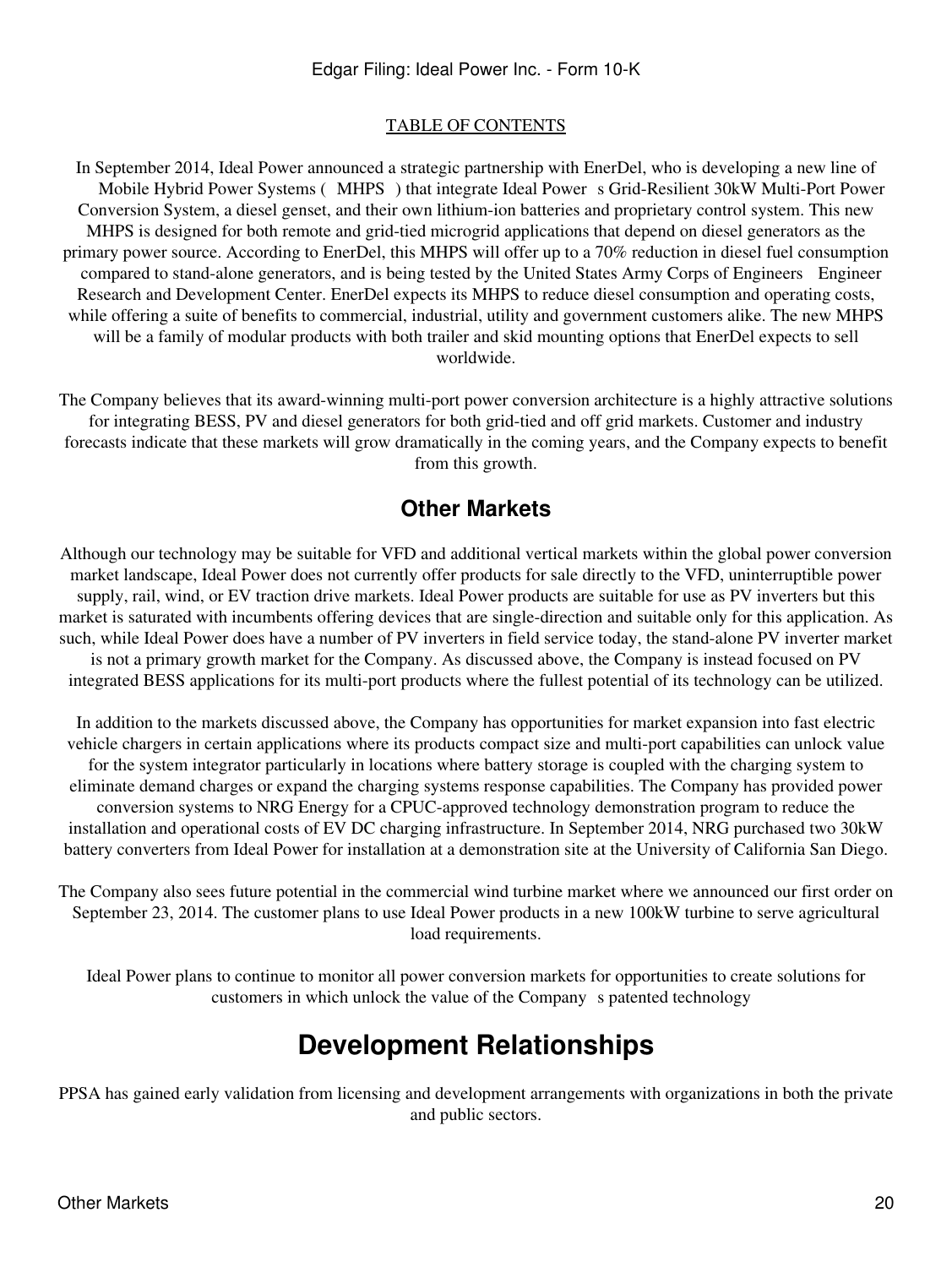In September 2014, Ideal Power announced a strategic partnership with EnerDel, who is developing a new line of Mobile Hybrid Power Systems ( MHPS ) that integrate Ideal Power s Grid-Resilient 30kW Multi-Port Power Conversion System, a diesel genset, and their own lithium-ion batteries and proprietary control system. This new MHPS is designed for both remote and grid-tied microgrid applications that depend on diesel generators as the primary power source. According to EnerDel, this MHPS will offer up to a 70% reduction in diesel fuel consumption compared to stand-alone generators, and is being tested by the United States Army Corps of Engineers Engineer Research and Development Center. EnerDel expects its MHPS to reduce diesel consumption and operating costs, while offering a suite of benefits to commercial, industrial, utility and government customers alike. The new MHPS will be a family of modular products with both trailer and skid mounting options that EnerDel expects to sell worldwide.

The Company believes that its award-winning multi-port power conversion architecture is a highly attractive solutions for integrating BESS, PV and diesel generators for both grid-tied and off grid markets. Customer and industry forecasts indicate that these markets will grow dramatically in the coming years, and the Company expects to benefit from this growth.

## Other Markets

Although our technology may be suitable for VFD and additional vertical markets within the global power conversion market landscape, Ideal Power does not currently offer products for sale directly to the VFD, uninterruptible power supply, rail, wind, or EV traction drive markets. Ideal Power products are suitable for use as PV inverters but this market is saturated with incumbents offering devices that are single-direction and suitable only for this application. As such, while Ideal Power does have a number of PV inverters in field service today, the stand-alone PV inverter market is not a primary growth market for the Company. As discussed above, the Company is instead focused on PV integrated BESS applications for its multi-port products where the fullest potential of its technology can be utilized.

In addition to the markets discussed above, the Company has opportunities for market expansion into fast electric vehicle chargers in certain applications where its products compact size and multi-port capabilities can unlock value for the system integrator particularly in locations where battery storage is coupled with the charging system to eliminate demand charges or expand the charging systems response capabilities. The Company has provided power conversion systems to NRG Energy for a CPUC-approved technology demonstration program to reduce the installation and operational costs of EV DC charging infrastructure. In September 2014, NRG purchased two 30kW battery converters from Ideal Power for installation at a demonstration site at the University of California San Diego.

The Company also sees future potential in the commercial wind turbine market where we announced our first order on September 23, 2014. The customer plans to use Ideal Power products in a new 100kW turbine to serve agricultural load requirements.

Ideal Power plans to continue to monitor all power conversion markets for opportunities to create solutions for customers in which unlock the value of the Company s patented technology

# Development Relationships

PPSA has gained early validation from licensing and development arrangements with organizations in both the private and public sectors.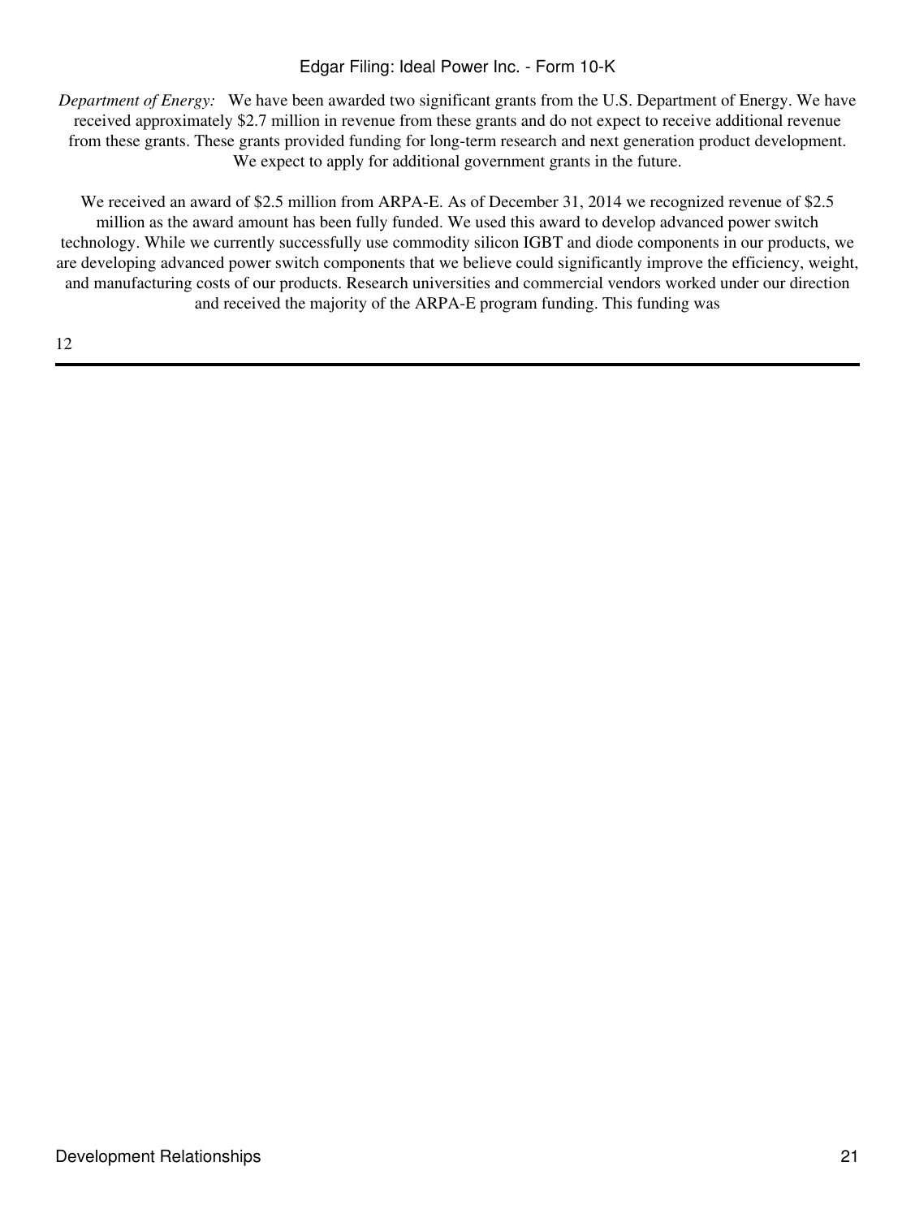*Department of Energy:* We have been awarded two significant grants from the U.S. Department of Energy. We have received approximately $2.7 million in revenue from these grants and do not expect to receive additional revenue from these grants. These grants provided funding for long-term research and next generation product development. We expect to apply for additional government grants in the future.

We received an award of $2.5 million from ARPA-E. As of December 31, 2014 we recognized revenue of $2.5 million as the award amount has been fully funded. We used this award to develop advanced power switch technology. While we currently successfully use commodity silicon IGBT and diode components in our products, we are developing advanced power switch components that we believe could significantly improve the efficiency, weight, and manufacturing costs of our products. Research universities and commercial vendors worked under our direction and received the majority of the ARPA-E program funding. This funding was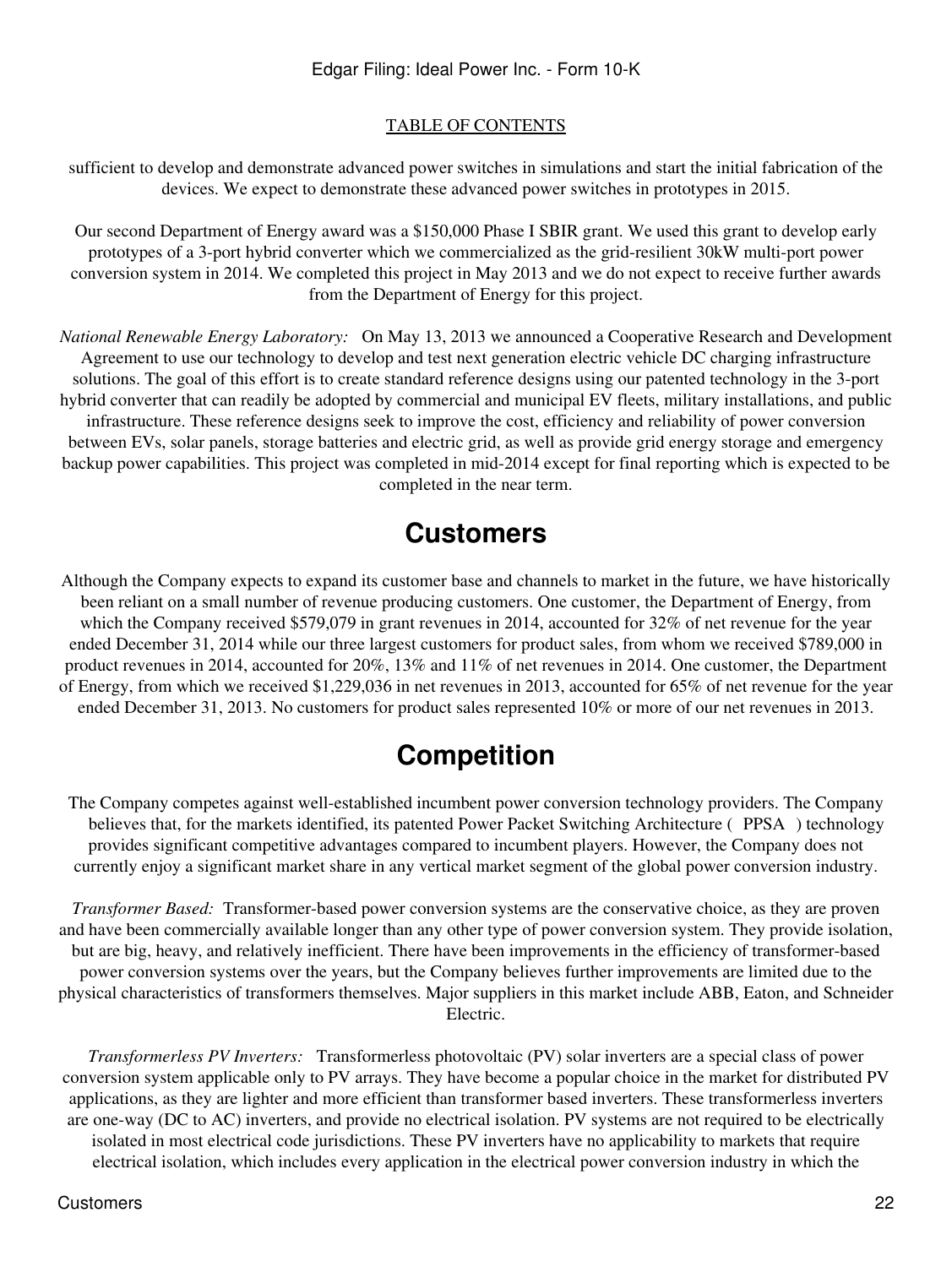sufficient to develop and demonstrate advanced power switches in simulations and start the initial fabrication of the devices. We expect to demonstrate these advanced power switches in prototypes in 2015.

Our second Department of Energy award was a $150,000 Phase I SBIR grant. We used this grant to develop early prototypes of a 3-port hybrid converter which we commercialized as the grid-resilient 30kW multi-port power conversion system in 2014. We completed this project in May 2013 and we do not expect to receive further awards from the Department of Energy for this project.

*National Renewable Energy Laboratory:* On May 13, 2013 we announced a Cooperative Research and Development Agreement to use our technology to develop and test next generation electric vehicle DC charging infrastructure solutions. The goal of this effort is to create standard reference designs using our patented technology in the 3-port hybrid converter that can readily be adopted by commercial and municipal EV fleets, military installations, and public infrastructure. These reference designs seek to improve the cost, efficiency and reliability of power conversion between EVs, solar panels, storage batteries and electric grid, as well as provide grid energy storage and emergency backup power capabilities. This project was completed in mid-2014 except for final reporting which is expected to be completed in the near term.

# Customers

Although the Company expects to expand its customer base and channels to market in the future, we have historically been reliant on a small number of revenue producing customers. One customer, the Department of Energy, from which the Company received $579,079 in grant revenues in 2014, accounted for 32% of net revenue for the year ended December 31, 2014 while our three largest customers for product sales, from whom we received $789,000 in product revenues in 2014, accounted for 20%, 13% and 11% of net revenues in 2014. One customer, the Department of Energy, from which we received $1,229,036 in net revenues in 2013, accounted for 65% of net revenue for the year ended December 31, 2013. No customers for product sales represented 10% or more of our net revenues in 2013.

# Competition

The Company competes against well-established incumbent power conversion technology providers. The Company believes that, for the markets identified, its patented Power Packet Switching Architecture ( PPSA ) technology provides significant competitive advantages compared to incumbent players. However, the Company does not currently enjoy a significant market share in any vertical market segment of the global power conversion industry.

*Transformer Based:* Transformer-based power conversion systems are the conservative choice, as they are proven and have been commercially available longer than any other type of power conversion system. They provide isolation, but are big, heavy, and relatively inefficient. There have been improvements in the efficiency of transformer-based power conversion systems over the years, but the Company believes further improvements are limited due to the physical characteristics of transformers themselves. Major suppliers in this market include ABB, Eaton, and Schneider Electric.

*Transformerless PV Inverters:* Transformerless photovoltaic (PV) solar inverters are a special class of power conversion system applicable only to PV arrays. They have become a popular choice in the market for distributed PV applications, as they are lighter and more efficient than transformer based inverters. These transformerless inverters are one-way (DC to AC) inverters, and provide no electrical isolation. PV systems are not required to be electrically isolated in most electrical code jurisdictions. These PV inverters have no applicability to markets that require electrical isolation, which includes every application in the electrical power conversion industry in which the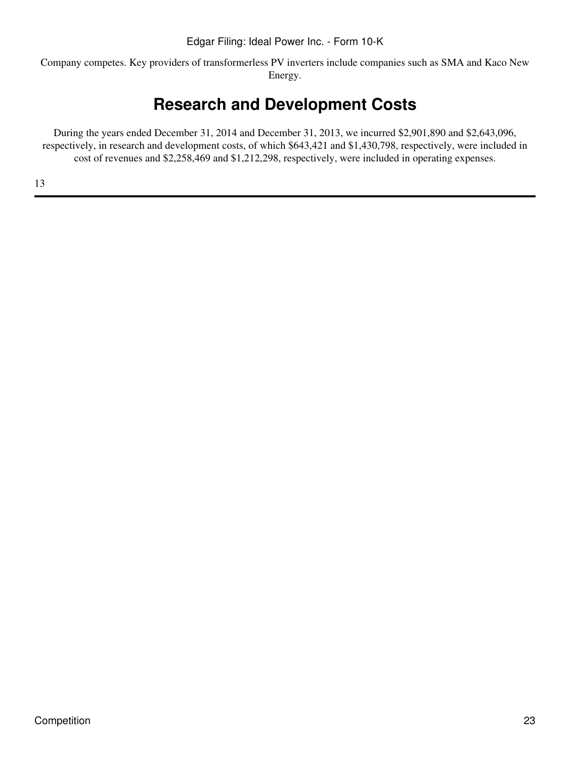Company competes. Key providers of transformerless PV inverters include companies such as SMA and Kaco New Energy.

## Research and Development Costs

During the years ended December 31, 2014 and December 31, 2013, we incurred $2,901,890 and $2,643,096, respectively, in research and development costs, of which $643,421 and $1,430,798, respectively, were included in cost of revenues and $2,258,469 and $1,212,298, respectively, were included in operating expenses.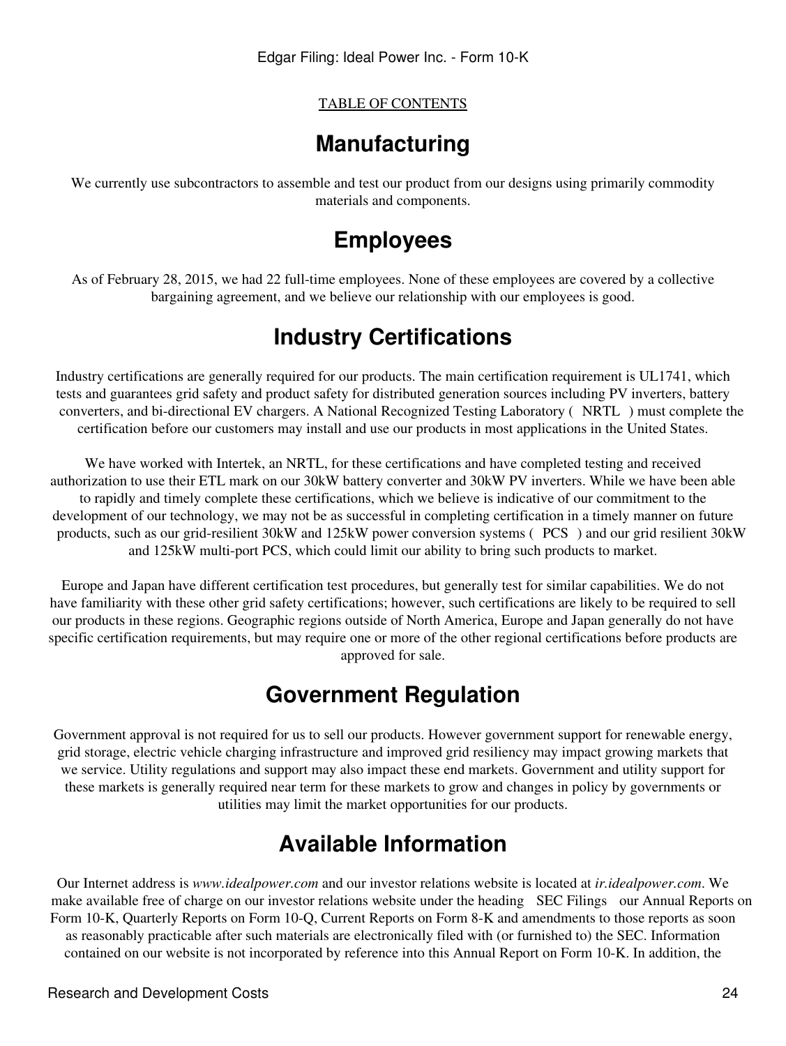## Manufacturing

We currently use subcontractors to assemble and test our product from our designs using primarily commodity materials and components.

## Employees

As of February 28, 2015, we had 22 full-time employees. None of these employees are covered by a collective bargaining agreement, and we believe our relationship with our employees is good.

## Industry Certifications

Industry certifications are generally required for our products. The main certification requirement is UL1741, which tests and guarantees grid safety and product safety for distributed generation sources including PV inverters, battery converters, and bi-directional EV chargers. A National Recognized Testing Laboratory ( NRTL ) must complete the certification before our customers may install and use our products in most applications in the United States.

We have worked with Intertek, an NRTL, for these certifications and have completed testing and received authorization to use their ETL mark on our 30kW battery converter and 30kW PV inverters. While we have been able to rapidly and timely complete these certifications, which we believe is indicative of our commitment to the development of our technology, we may not be as successful in completing certification in a timely manner on future products, such as our grid-resilient 30kW and 125kW power conversion systems ( PCS ) and our grid resilient 30kW and 125kW multi-port PCS, which could limit our ability to bring such products to market.

Europe and Japan have different certification test procedures, but generally test for similar capabilities. We do not have familiarity with these other grid safety certifications; however, such certifications are likely to be required to sell our products in these regions. Geographic regions outside of North America, Europe and Japan generally do not have specific certification requirements, but may require one or more of the other regional certifications before products are approved for sale.

## Government Regulation

Government approval is not required for us to sell our products. However government support for renewable energy, grid storage, electric vehicle charging infrastructure and improved grid resiliency may impact growing markets that we service. Utility regulations and support may also impact these end markets. Government and utility support for these markets is generally required near term for these markets to grow and changes in policy by governments or utilities may limit the market opportunities for our products.

## Available Information

Our Internet address is *www.idealpower.com* and our investor relations website is located at *ir.idealpower.com*. We make available free of charge on our investor relations website under the heading SEC Filings our Annual Reports on Form 10-K, Quarterly Reports on Form 10-Q, Current Reports on Form 8-K and amendments to those reports as soon as reasonably practicable after such materials are electronically filed with (or furnished to) the SEC. Information contained on our website is not incorporated by reference into this Annual Report on Form 10-K. In addition, the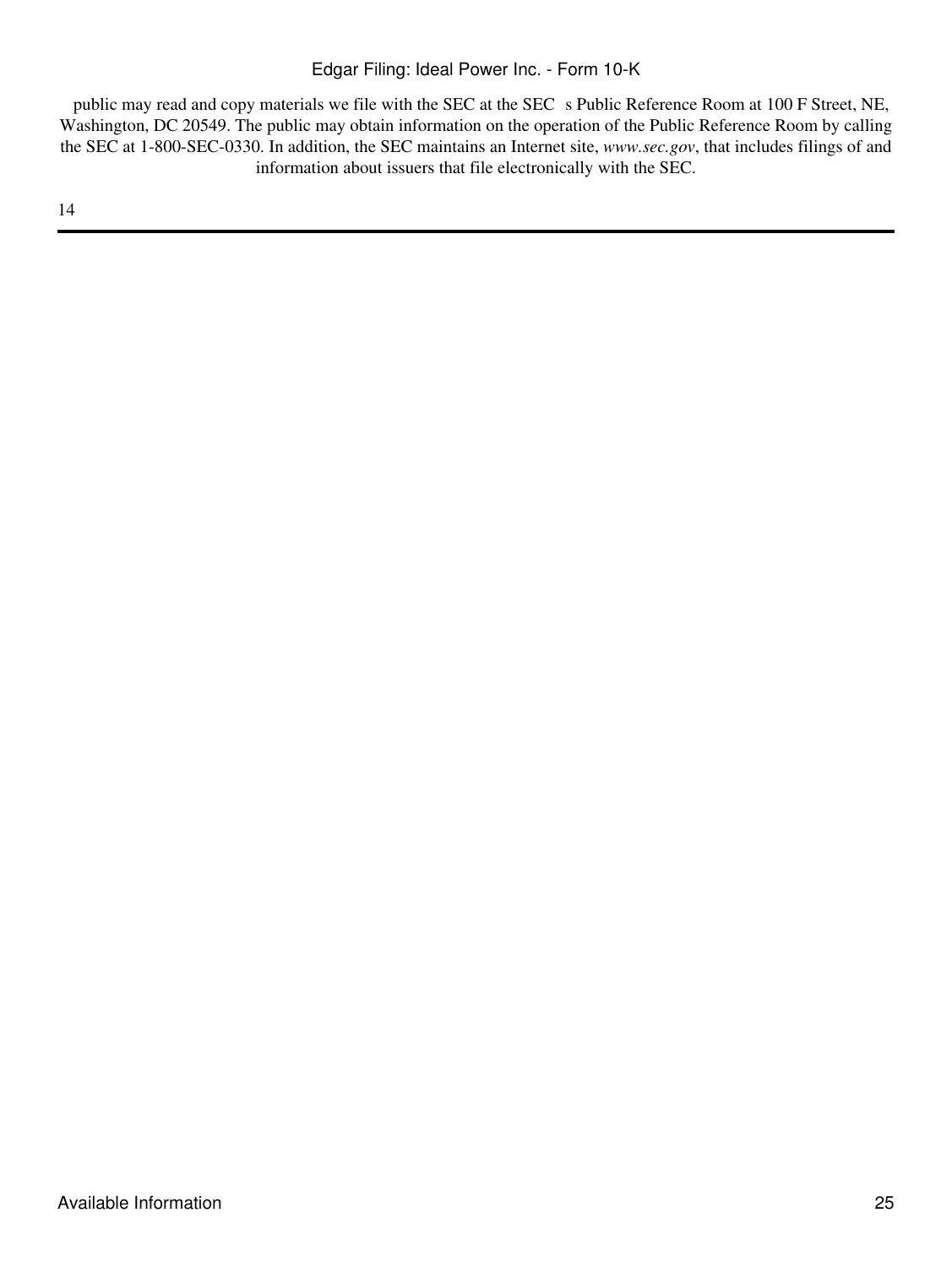public may read and copy materials we file with the SEC at the SEC s Public Reference Room at 100 F Street, NE, Washington, DC 20549. The public may obtain information on the operation of the Public Reference Room by calling the SEC at 1-800-SEC-0330. In addition, the SEC maintains an Internet site, *www.sec.gov*, that includes filings of and information about issuers that file electronically with the SEC.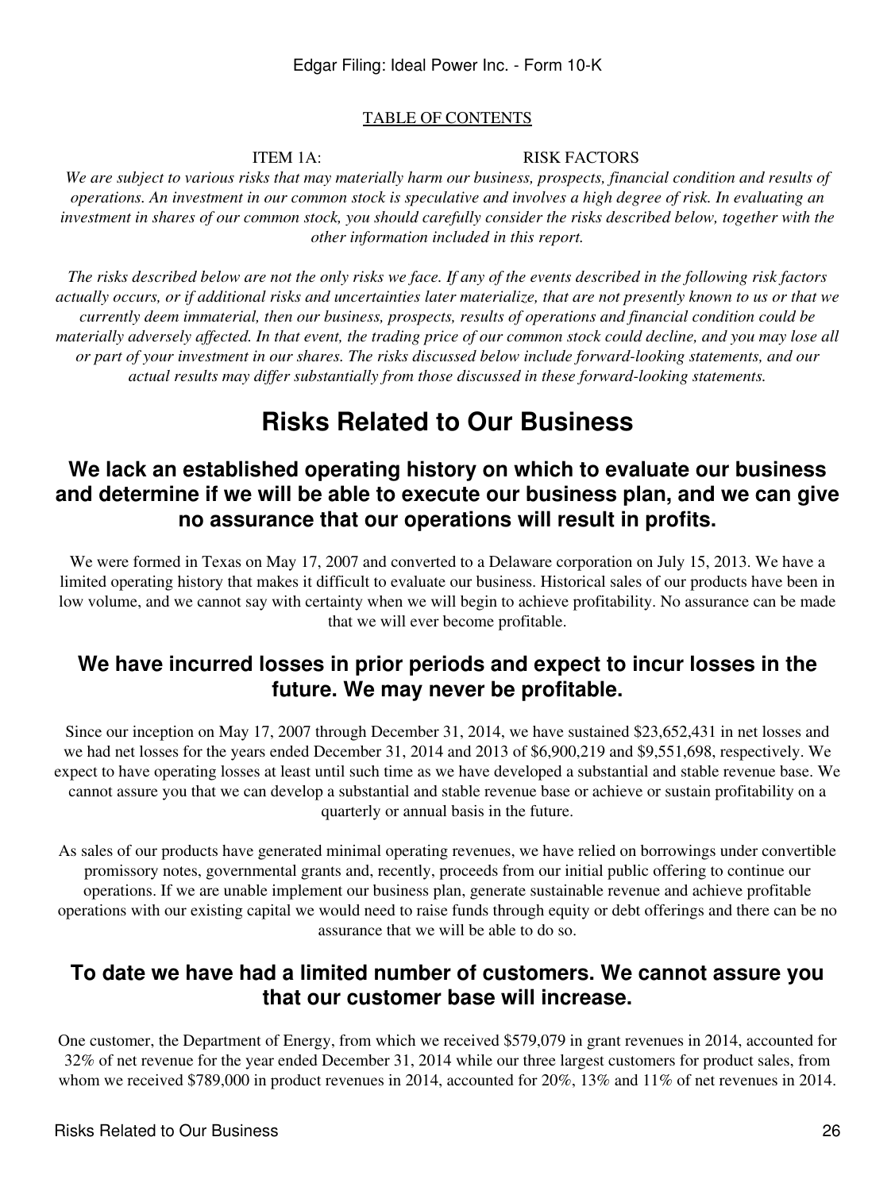TABLE OF CONTENTS

ITEM 1A: RISK FACTORS

*We are subject to various risks that may materially harm our business, prospects, financial condition and results of operations. An investment in our common stock is speculative and involves a high degree of risk. In evaluating an investment in shares of our common stock, you should carefully consider the risks described below, together with the other information included in this report.*

*The risks described below are not the only risks we face. If any of the events described in the following risk factors actually occurs, or if additional risks and uncertainties later materialize, that are not presently known to us or that we currently deem immaterial, then our business, prospects, results of operations and financial condition could be materially adversely affected. In that event, the trading price of our common stock could decline, and you may lose all or part of your investment in our shares. The risks discussed below include forward-looking statements, and our actual results may differ substantially from those discussed in these forward-looking statements.*

# Risks Related to Our Business

## We lack an established operating history on which to evaluate our business and determine if we will be able to execute our business plan, and we can give no assurance that our operations will result in profits.

We were formed in Texas on May 17, 2007 and converted to a Delaware corporation on July 15, 2013. We have a limited operating history that makes it difficult to evaluate our business. Historical sales of our products have been in low volume, and we cannot say with certainty when we will begin to achieve profitability. No assurance can be made that we will ever become profitable.

## We have incurred losses in prior periods and expect to incur losses in the future. We may never be profitable.

Since our inception on May 17, 2007 through December 31, 2014, we have sustained $23,652,431 in net losses and we had net losses for the years ended December 31, 2014 and 2013 of $6,900,219 and $9,551,698, respectively. We expect to have operating losses at least until such time as we have developed a substantial and stable revenue base. We cannot assure you that we can develop a substantial and stable revenue base or achieve or sustain profitability on a quarterly or annual basis in the future.

As sales of our products have generated minimal operating revenues, we have relied on borrowings under convertible promissory notes, governmental grants and, recently, proceeds from our initial public offering to continue our operations. If we are unable implement our business plan, generate sustainable revenue and achieve profitable operations with our existing capital we would need to raise funds through equity or debt offerings and there can be no assurance that we will be able to do so.

## To date we have had a limited number of customers. We cannot assure you that our customer base will increase.

One customer, the Department of Energy, from which we received $579,079 in grant revenues in 2014, accounted for 32% of net revenue for the year ended December 31, 2014 while our three largest customers for product sales, from whom we received $789,000 in product revenues in 2014, accounted for 20%, 13% and 11% of net revenues in 2014.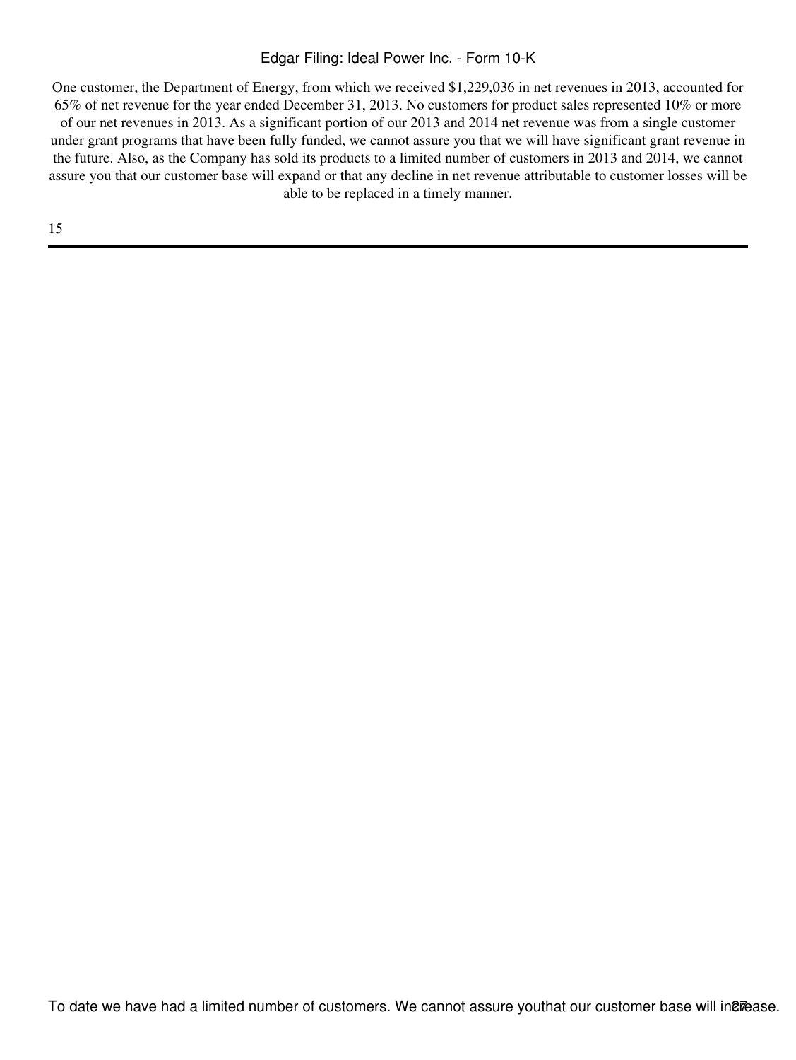One customer, the Department of Energy, from which we received $1,229,036 in net revenues in 2013, accounted for 65% of net revenue for the year ended December 31, 2013. No customers for product sales represented 10% or more of our net revenues in 2013. As a significant portion of our 2013 and 2014 net revenue was from a single customer under grant programs that have been fully funded, we cannot assure you that we will have significant grant revenue in the future. Also, as the Company has sold its products to a limited number of customers in 2013 and 2014, we cannot assure you that our customer base will expand or that any decline in net revenue attributable to customer losses will be able to be replaced in a timely manner.

To date we have had a limited number of customers. We cannot assure youthat our customer base will increase.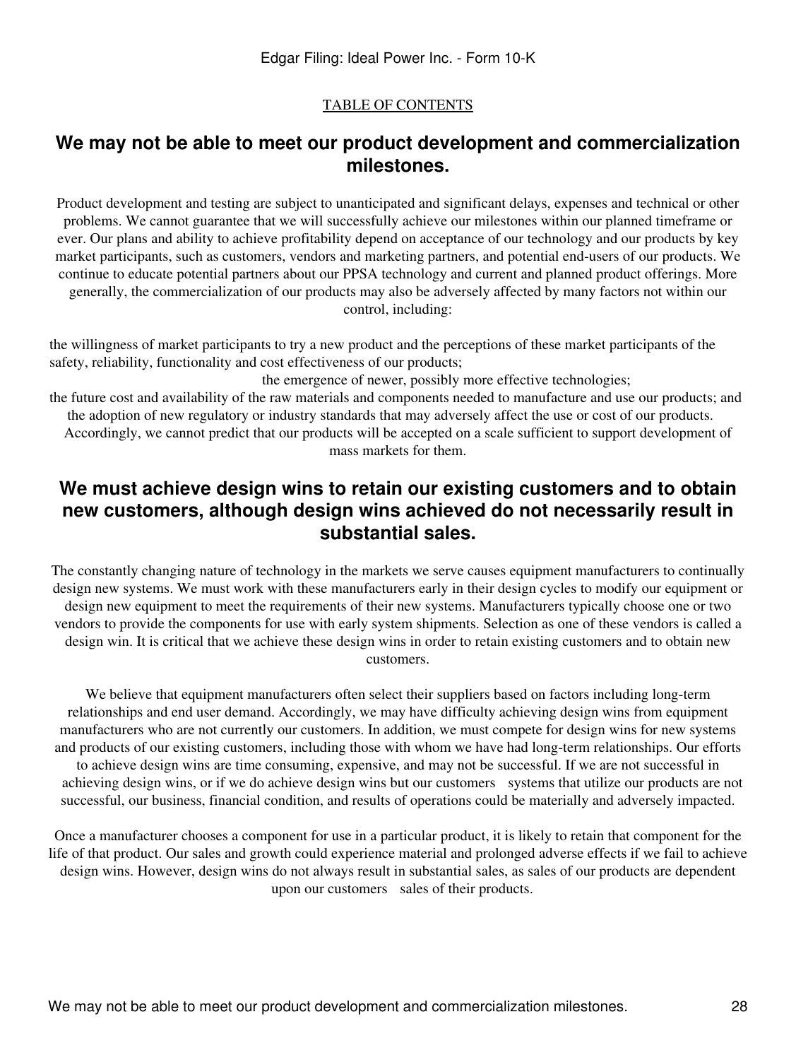## We may not be able to meet our product development and commercialization milestones.

Product development and testing are subject to unanticipated and significant delays, expenses and technical or other problems. We cannot guarantee that we will successfully achieve our milestones within our planned timeframe or ever. Our plans and ability to achieve profitability depend on acceptance of our technology and our products by key market participants, such as customers, vendors and marketing partners, and potential end-users of our products. We continue to educate potential partners about our PPSA technology and current and planned product offerings. More generally, the commercialization of our products may also be adversely affected by many factors not within our control, including:

- the willingness of market participants to try a new product and the perceptions of these market participants of the safety, reliability, functionality and cost effectiveness of our products;
- the emergence of newer, possibly more effective technologies;
- the future cost and availability of the raw materials and components needed to manufacture and use our products; and
- the adoption of new regulatory or industry standards that may adversely affect the use or cost of our products.

Accordingly, we cannot predict that our products will be accepted on a scale sufficient to support development of mass markets for them.

## We must achieve design wins to retain our existing customers and to obtain new customers, although design wins achieved do not necessarily result in substantial sales.

The constantly changing nature of technology in the markets we serve causes equipment manufacturers to continually design new systems. We must work with these manufacturers early in their design cycles to modify our equipment or design new equipment to meet the requirements of their new systems. Manufacturers typically choose one or two vendors to provide the components for use with early system shipments. Selection as one of these vendors is called a design win. It is critical that we achieve these design wins in order to retain existing customers and to obtain new customers.

We believe that equipment manufacturers often select their suppliers based on factors including long-term relationships and end user demand. Accordingly, we may have difficulty achieving design wins from equipment manufacturers who are not currently our customers. In addition, we must compete for design wins for new systems and products of our existing customers, including those with whom we have had long-term relationships. Our efforts to achieve design wins are time consuming, expensive, and may not be successful. If we are not successful in achieving design wins, or if we do achieve design wins but our customers systems that utilize our products are not successful, our business, financial condition, and results of operations could be materially and adversely impacted.

Once a manufacturer chooses a component for use in a particular product, it is likely to retain that component for the life of that product. Our sales and growth could experience material and prolonged adverse effects if we fail to achieve design wins. However, design wins do not always result in substantial sales, as sales of our products are dependent upon our customers sales of their products.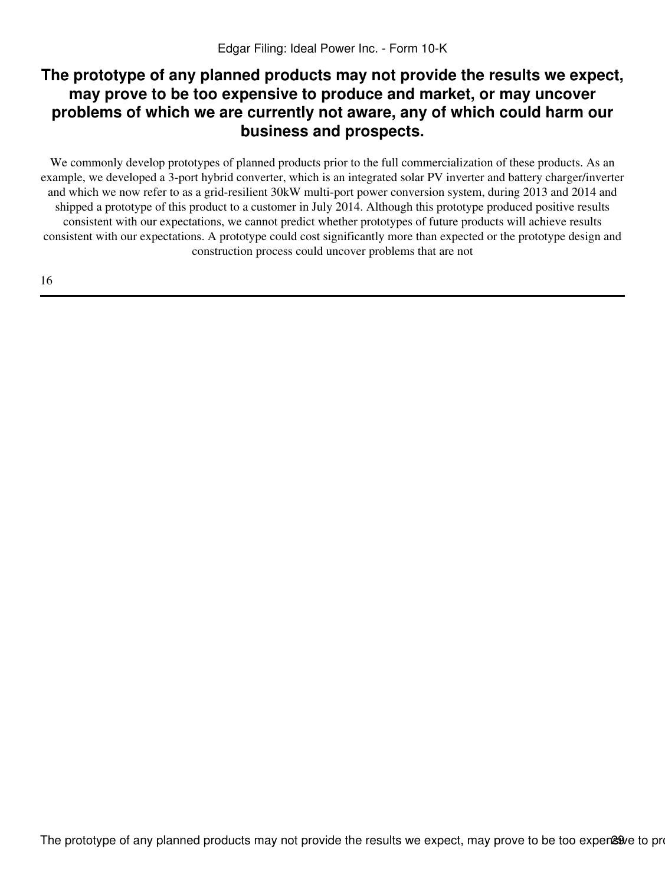## The prototype of any planned products may not provide the results we expect, may prove to be too expensive to produce and market, or may uncover problems of which we are currently not aware, any of which could harm our business and prospects.

We commonly develop prototypes of planned products prior to the full commercialization of these products. As an example, we developed a 3-port hybrid converter, which is an integrated solar PV inverter and battery charger/inverter and which we now refer to as a grid-resilient 30kW multi-port power conversion system, during 2013 and 2014 and shipped a prototype of this product to a customer in July 2014. Although this prototype produced positive results consistent with our expectations, we cannot predict whether prototypes of future products will achieve results consistent with our expectations. A prototype could cost significantly more than expected or the prototype design and construction process could uncover problems that are not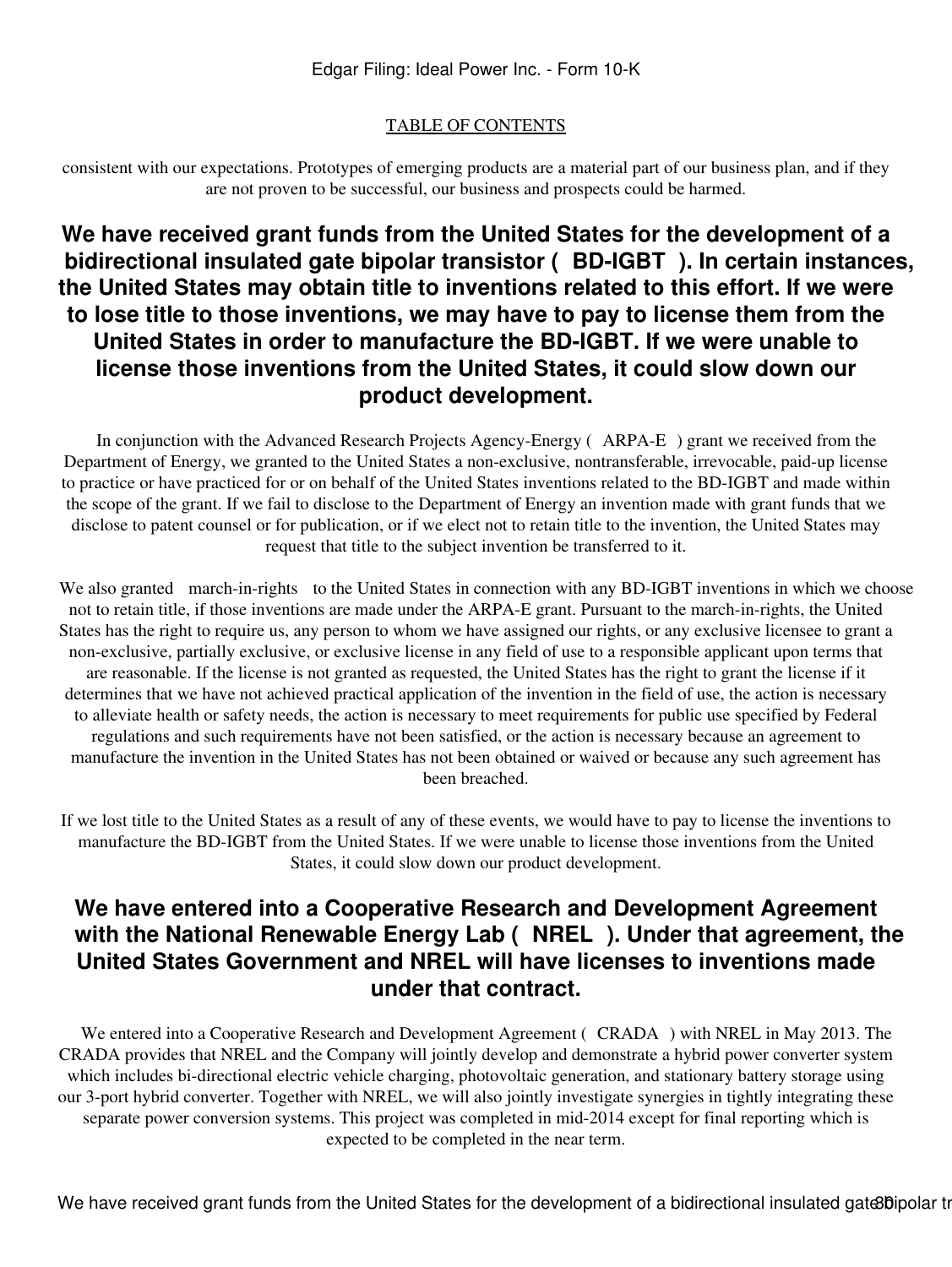consistent with our expectations. Prototypes of emerging products are a material part of our business plan, and if they are not proven to be successful, our business and prospects could be harmed.

## We have received grant funds from the United States for the development of a bidirectional insulated gate bipolar transistor ( BD-IGBT ). In certain instances, the United States may obtain title to inventions related to this effort. If we were to lose title to those inventions, we may have to pay to license them from the United States in order to manufacture the BD-IGBT. If we were unable to license those inventions from the United States, it could slow down our product development.

In conjunction with the Advanced Research Projects Agency-Energy ( ARPA-E ) grant we received from the Department of Energy, we granted to the United States a non-exclusive, nontransferable, irrevocable, paid-up license to practice or have practiced for or on behalf of the United States inventions related to the BD-IGBT and made within the scope of the grant. If we fail to disclose to the Department of Energy an invention made with grant funds that we disclose to patent counsel or for publication, or if we elect not to retain title to the invention, the United States may request that title to the subject invention be transferred to it.

We also granted march-in-rights to the United States in connection with any BD-IGBT inventions in which we choose not to retain title, if those inventions are made under the ARPA-E grant. Pursuant to the march-in-rights, the United States has the right to require us, any person to whom we have assigned our rights, or any exclusive licensee to grant a non-exclusive, partially exclusive, or exclusive license in any field of use to a responsible applicant upon terms that are reasonable. If the license is not granted as requested, the United States has the right to grant the license if it determines that we have not achieved practical application of the invention in the field of use, the action is necessary to alleviate health or safety needs, the action is necessary to meet requirements for public use specified by Federal regulations and such requirements have not been satisfied, or the action is necessary because an agreement to manufacture the invention in the United States has not been obtained or waived or because any such agreement has been breached.

If we lost title to the United States as a result of any of these events, we would have to pay to license the inventions to manufacture the BD-IGBT from the United States. If we were unable to license those inventions from the United States, it could slow down our product development.

## We have entered into a Cooperative Research and Development Agreement with the National Renewable Energy Lab ( NREL ). Under that agreement, the United States Government and NREL will have licenses to inventions made under that contract.

We entered into a Cooperative Research and Development Agreement ( CRADA ) with NREL in May 2013. The CRADA provides that NREL and the Company will jointly develop and demonstrate a hybrid power converter system which includes bi-directional electric vehicle charging, photovoltaic generation, and stationary battery storage using our 3-port hybrid converter. Together with NREL, we will also jointly investigate synergies in tightly integrating these separate power conversion systems. This project was completed in mid-2014 except for final reporting which is expected to be completed in the near term.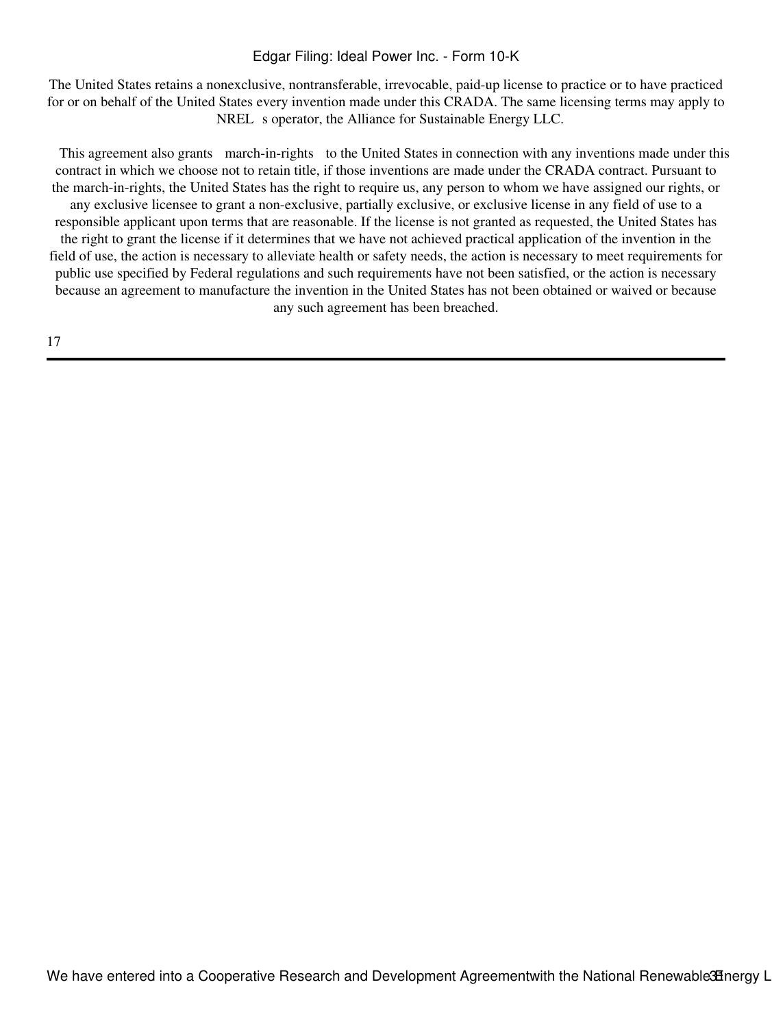The United States retains a nonexclusive, nontransferable, irrevocable, paid-up license to practice or to have practiced for or on behalf of the United States every invention made under this CRADA. The same licensing terms may apply to NREL s operator, the Alliance for Sustainable Energy LLC.

This agreement also grants march-in-rights to the United States in connection with any inventions made under this contract in which we choose not to retain title, if those inventions are made under the CRADA contract. Pursuant to the march-in-rights, the United States has the right to require us, any person to whom we have assigned our rights, or any exclusive licensee to grant a non-exclusive, partially exclusive, or exclusive license in any field of use to a responsible applicant upon terms that are reasonable. If the license is not granted as requested, the United States has the right to grant the license if it determines that we have not achieved practical application of the invention in the field of use, the action is necessary to alleviate health or safety needs, the action is necessary to meet requirements for public use specified by Federal regulations and such requirements have not been satisfied, or the action is necessary because an agreement to manufacture the invention in the United States has not been obtained or waived or because any such agreement has been breached.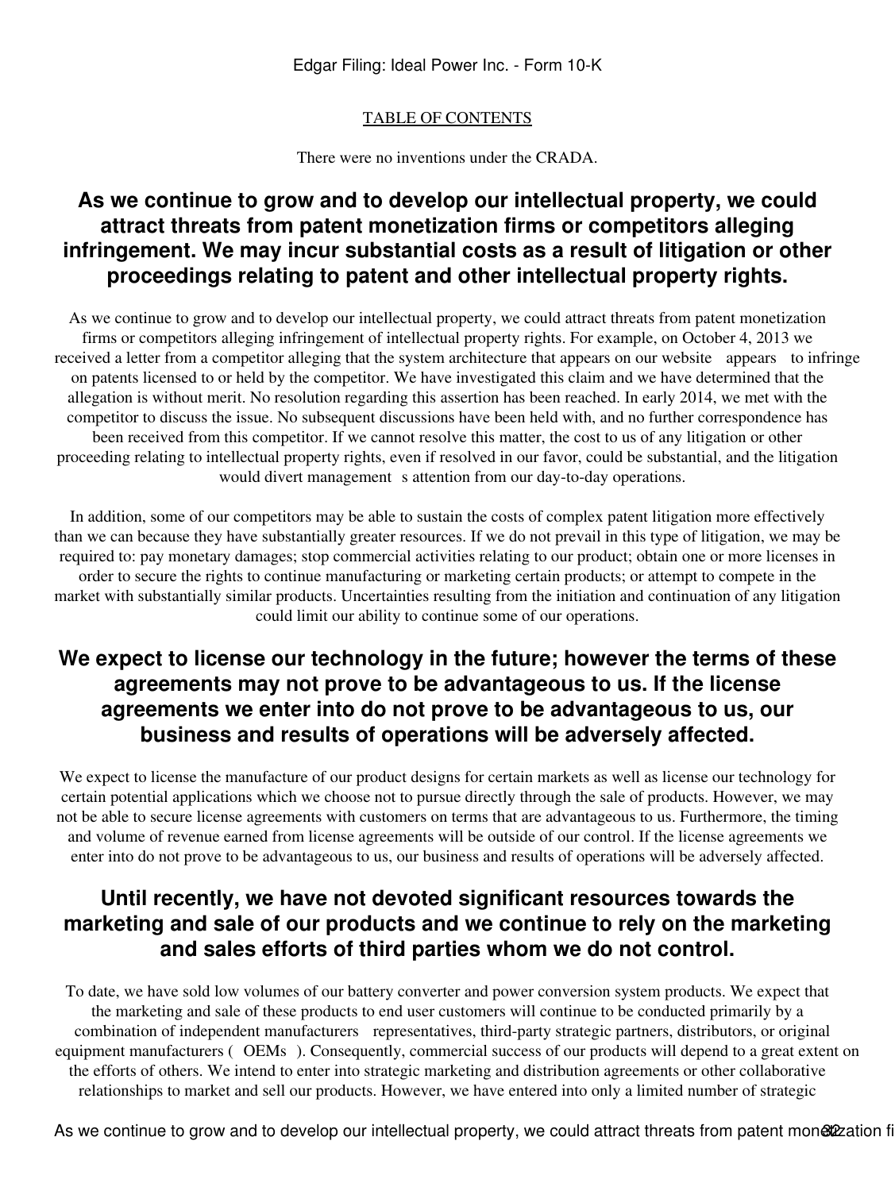There were no inventions under the CRADA.

## As we continue to grow and to develop our intellectual property, we could attract threats from patent monetization firms or competitors alleging infringement. We may incur substantial costs as a result of litigation or other proceedings relating to patent and other intellectual property rights.

As we continue to grow and to develop our intellectual property, we could attract threats from patent monetization firms or competitors alleging infringement of intellectual property rights. For example, on October 4, 2013 we received a letter from a competitor alleging that the system architecture that appears on our website appears to infringe on patents licensed to or held by the competitor. We have investigated this claim and we have determined that the allegation is without merit. No resolution regarding this assertion has been reached. In early 2014, we met with the competitor to discuss the issue. No subsequent discussions have been held with, and no further correspondence has been received from this competitor. If we cannot resolve this matter, the cost to us of any litigation or other proceeding relating to intellectual property rights, even if resolved in our favor, could be substantial, and the litigation would divert management s attention from our day-to-day operations.

In addition, some of our competitors may be able to sustain the costs of complex patent litigation more effectively than we can because they have substantially greater resources. If we do not prevail in this type of litigation, we may be required to: pay monetary damages; stop commercial activities relating to our product; obtain one or more licenses in order to secure the rights to continue manufacturing or marketing certain products; or attempt to compete in the market with substantially similar products. Uncertainties resulting from the initiation and continuation of any litigation could limit our ability to continue some of our operations.

## We expect to license our technology in the future; however the terms of these agreements may not prove to be advantageous to us. If the license agreements we enter into do not prove to be advantageous to us, our business and results of operations will be adversely affected.

We expect to license the manufacture of our product designs for certain markets as well as license our technology for certain potential applications which we choose not to pursue directly through the sale of products. However, we may not be able to secure license agreements with customers on terms that are advantageous to us. Furthermore, the timing and volume of revenue earned from license agreements will be outside of our control. If the license agreements we enter into do not prove to be advantageous to us, our business and results of operations will be adversely affected.

## Until recently, we have not devoted significant resources towards the marketing and sale of our products and we continue to rely on the marketing and sales efforts of third parties whom we do not control.

To date, we have sold low volumes of our battery converter and power conversion system products. We expect that the marketing and sale of these products to end user customers will continue to be conducted primarily by a combination of independent manufacturers representatives, third-party strategic partners, distributors, or original equipment manufacturers ( OEMs ). Consequently, commercial success of our products will depend to a great extent on the efforts of others. We intend to enter into strategic marketing and distribution agreements or other collaborative relationships to market and sell our products. However, we have entered into only a limited number of strategic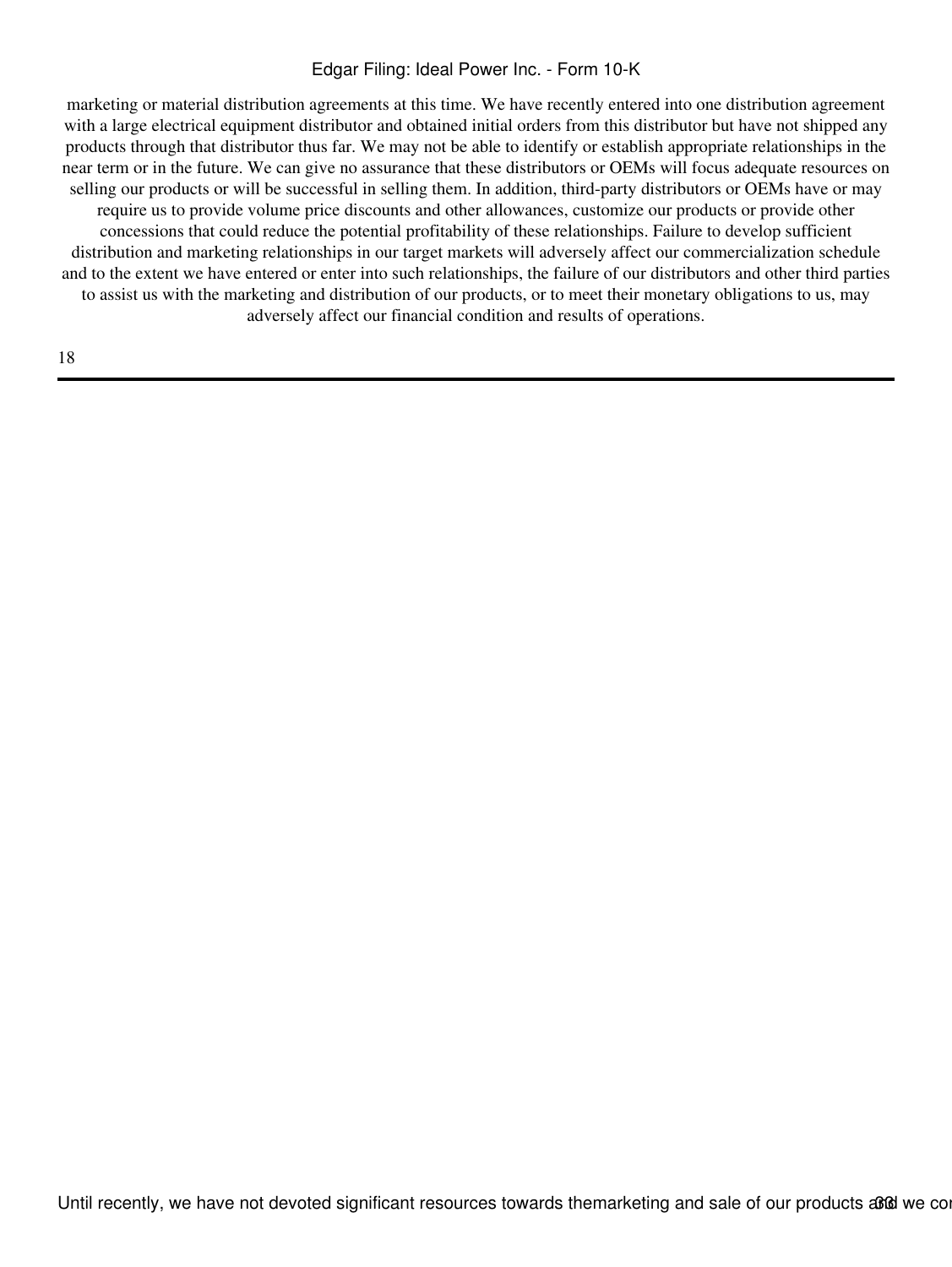marketing or material distribution agreements at this time. We have recently entered into one distribution agreement with a large electrical equipment distributor and obtained initial orders from this distributor but have not shipped any products through that distributor thus far. We may not be able to identify or establish appropriate relationships in the near term or in the future. We can give no assurance that these distributors or OEMs will focus adequate resources on selling our products or will be successful in selling them. In addition, third-party distributors or OEMs have or may require us to provide volume price discounts and other allowances, customize our products or provide other concessions that could reduce the potential profitability of these relationships. Failure to develop sufficient distribution and marketing relationships in our target markets will adversely affect our commercialization schedule and to the extent we have entered or enter into such relationships, the failure of our distributors and other third parties to assist us with the marketing and distribution of our products, or to meet their monetary obligations to us, may adversely affect our financial condition and results of operations.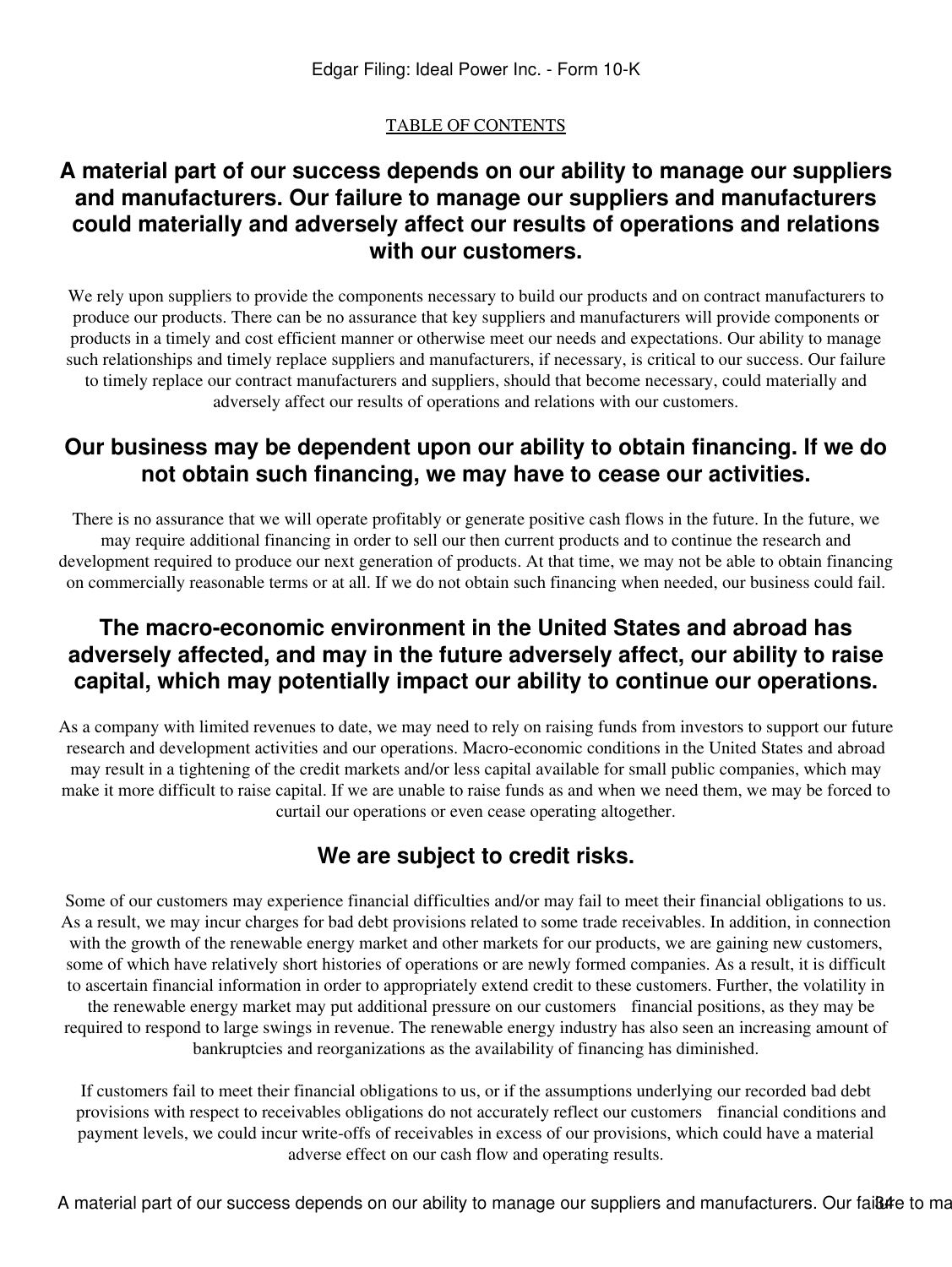### A material part of our success depends on our ability to manage our suppliers and manufacturers. Our failure to manage our suppliers and manufacturers could materially and adversely affect our results of operations and relations with our customers.

We rely upon suppliers to provide the components necessary to build our products and on contract manufacturers to produce our products. There can be no assurance that key suppliers and manufacturers will provide components or products in a timely and cost efficient manner or otherwise meet our needs and expectations. Our ability to manage such relationships and timely replace suppliers and manufacturers, if necessary, is critical to our success. Our failure to timely replace our contract manufacturers and suppliers, should that become necessary, could materially and adversely affect our results of operations and relations with our customers.

### Our business may be dependent upon our ability to obtain financing. If we do not obtain such financing, we may have to cease our activities.

There is no assurance that we will operate profitably or generate positive cash flows in the future. In the future, we may require additional financing in order to sell our then current products and to continue the research and development required to produce our next generation of products. At that time, we may not be able to obtain financing on commercially reasonable terms or at all. If we do not obtain such financing when needed, our business could fail.

### The macro-economic environment in the United States and abroad has adversely affected, and may in the future adversely affect, our ability to raise capital, which may potentially impact our ability to continue our operations.

As a company with limited revenues to date, we may need to rely on raising funds from investors to support our future research and development activities and our operations. Macro-economic conditions in the United States and abroad may result in a tightening of the credit markets and/or less capital available for small public companies, which may make it more difficult to raise capital. If we are unable to raise funds as and when we need them, we may be forced to curtail our operations or even cease operating altogether.

### We are subject to credit risks.

Some of our customers may experience financial difficulties and/or may fail to meet their financial obligations to us. As a result, we may incur charges for bad debt provisions related to some trade receivables. In addition, in connection with the growth of the renewable energy market and other markets for our products, we are gaining new customers, some of which have relatively short histories of operations or are newly formed companies. As a result, it is difficult to ascertain financial information in order to appropriately extend credit to these customers. Further, the volatility in the renewable energy market may put additional pressure on our customers financial positions, as they may be required to respond to large swings in revenue. The renewable energy industry has also seen an increasing amount of bankruptcies and reorganizations as the availability of financing has diminished.

If customers fail to meet their financial obligations to us, or if the assumptions underlying our recorded bad debt provisions with respect to receivables obligations do not accurately reflect our customers financial conditions and payment levels, we could incur write-offs of receivables in excess of our provisions, which could have a material adverse effect on our cash flow and operating results.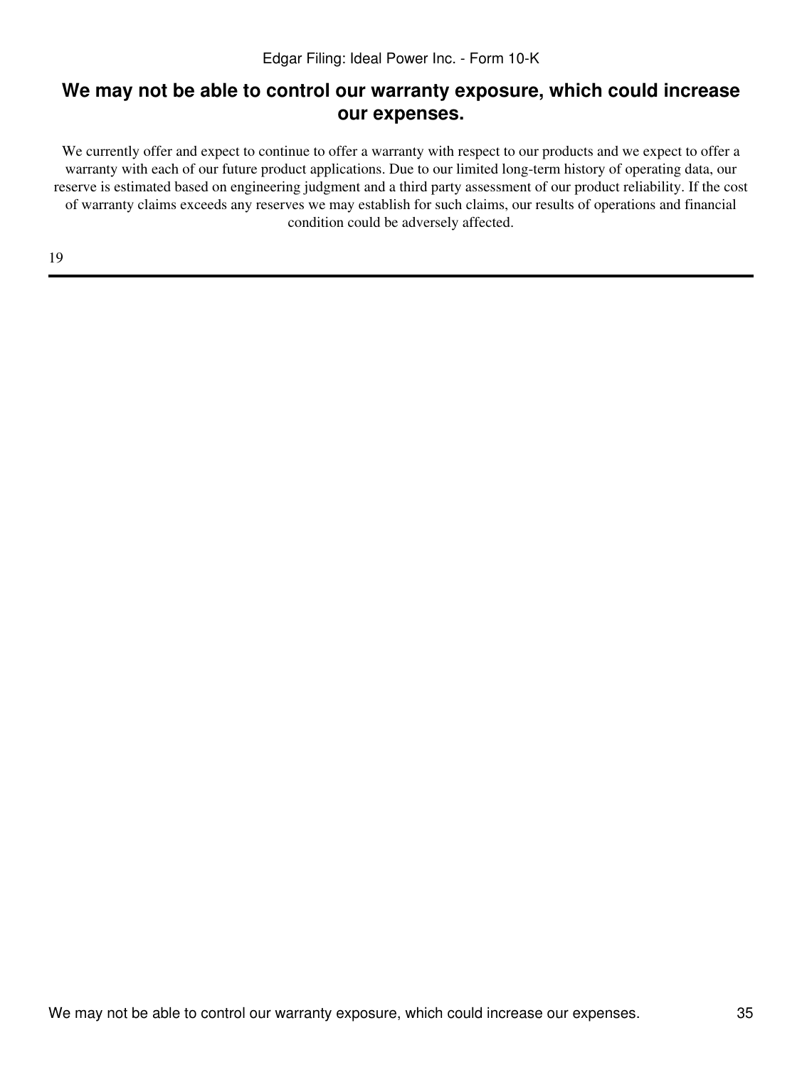## We may not be able to control our warranty exposure, which could increase our expenses.

We currently offer and expect to continue to offer a warranty with respect to our products and we expect to offer a warranty with each of our future product applications. Due to our limited long-term history of operating data, our reserve is estimated based on engineering judgment and a third party assessment of our product reliability. If the cost of warranty claims exceeds any reserves we may establish for such claims, our results of operations and financial condition could be adversely affected.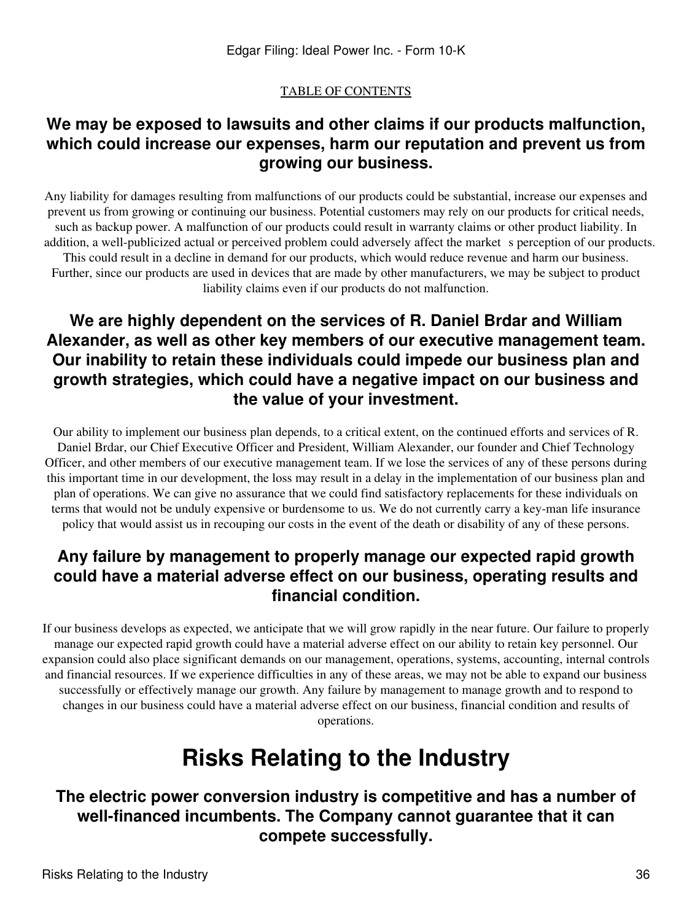### We may be exposed to lawsuits and other claims if our products malfunction, which could increase our expenses, harm our reputation and prevent us from growing our business.

Any liability for damages resulting from malfunctions of our products could be substantial, increase our expenses and prevent us from growing or continuing our business. Potential customers may rely on our products for critical needs, such as backup power. A malfunction of our products could result in warranty claims or other product liability. In addition, a well-publicized actual or perceived problem could adversely affect the market s perception of our products. This could result in a decline in demand for our products, which would reduce revenue and harm our business. Further, since our products are used in devices that are made by other manufacturers, we may be subject to product liability claims even if our products do not malfunction.

### We are highly dependent on the services of R. Daniel Brdar and William Alexander, as well as other key members of our executive management team. Our inability to retain these individuals could impede our business plan and growth strategies, which could have a negative impact on our business and the value of your investment.

Our ability to implement our business plan depends, to a critical extent, on the continued efforts and services of R. Daniel Brdar, our Chief Executive Officer and President, William Alexander, our founder and Chief Technology Officer, and other members of our executive management team. If we lose the services of any of these persons during this important time in our development, the loss may result in a delay in the implementation of our business plan and plan of operations. We can give no assurance that we could find satisfactory replacements for these individuals on terms that would not be unduly expensive or burdensome to us. We do not currently carry a key-man life insurance policy that would assist us in recouping our costs in the event of the death or disability of any of these persons.

### Any failure by management to properly manage our expected rapid growth could have a material adverse effect on our business, operating results and financial condition.

If our business develops as expected, we anticipate that we will grow rapidly in the near future. Our failure to properly manage our expected rapid growth could have a material adverse effect on our ability to retain key personnel. Our expansion could also place significant demands on our management, operations, systems, accounting, internal controls and financial resources. If we experience difficulties in any of these areas, we may not be able to expand our business successfully or effectively manage our growth. Any failure by management to manage growth and to respond to changes in our business could have a material adverse effect on our business, financial condition and results of operations.

## Risks Relating to the Industry

### The electric power conversion industry is competitive and has a number of well-financed incumbents. The Company cannot guarantee that it can compete successfully.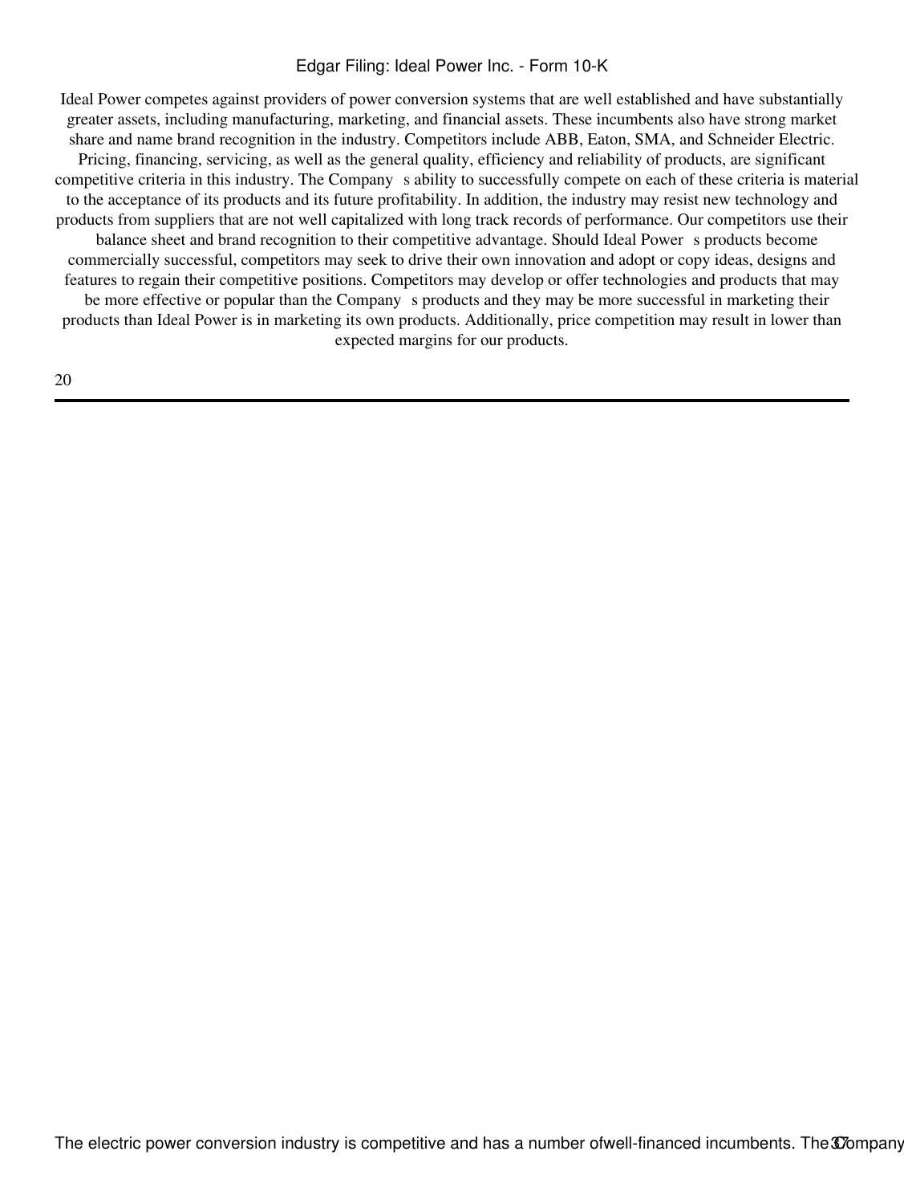Ideal Power competes against providers of power conversion systems that are well established and have substantially greater assets, including manufacturing, marketing, and financial assets. These incumbents also have strong market share and name brand recognition in the industry. Competitors include ABB, Eaton, SMA, and Schneider Electric. Pricing, financing, servicing, as well as the general quality, efficiency and reliability of products, are significant competitive criteria in this industry. The Company s ability to successfully compete on each of these criteria is material to the acceptance of its products and its future profitability. In addition, the industry may resist new technology and products from suppliers that are not well capitalized with long track records of performance. Our competitors use their balance sheet and brand recognition to their competitive advantage. Should Ideal Power s products become commercially successful, competitors may seek to drive their own innovation and adopt or copy ideas, designs and features to regain their competitive positions. Competitors may develop or offer technologies and products that may be more effective or popular than the Company s products and they may be more successful in marketing their products than Ideal Power is in marketing its own products. Additionally, price competition may result in lower than expected margins for our products.

The electric power conversion industry is competitive and has a number ofwell-financed incumbents. The Company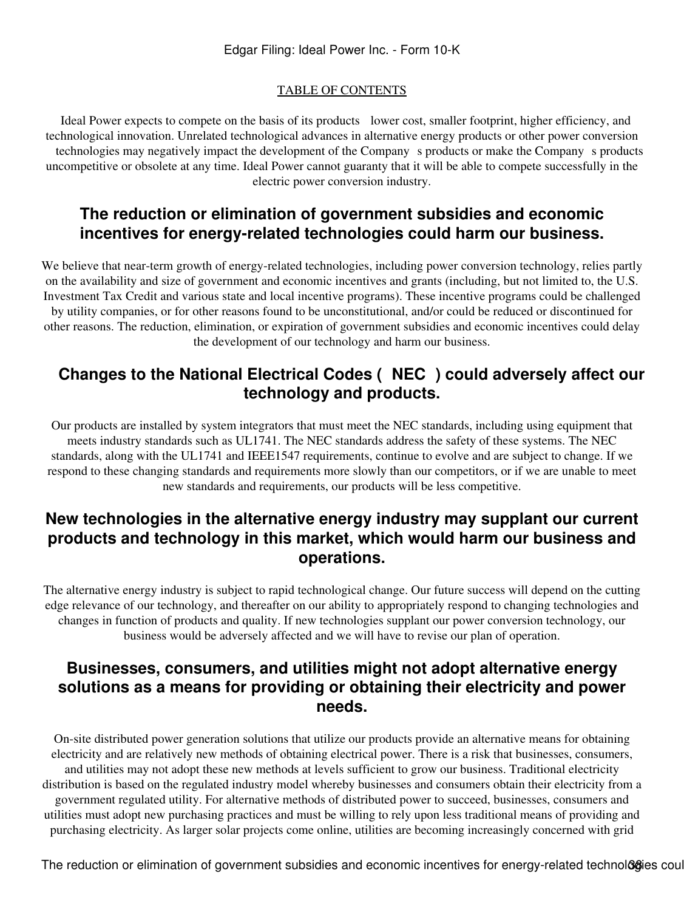Ideal Power expects to compete on the basis of its products lower cost, smaller footprint, higher efficiency, and technological innovation. Unrelated technological advances in alternative energy products or other power conversion technologies may negatively impact the development of the Company s products or make the Company s products uncompetitive or obsolete at any time. Ideal Power cannot guaranty that it will be able to compete successfully in the electric power conversion industry.

## The reduction or elimination of government subsidies and economic incentives for energy-related technologies could harm our business.

We believe that near-term growth of energy-related technologies, including power conversion technology, relies partly on the availability and size of government and economic incentives and grants (including, but not limited to, the U.S. Investment Tax Credit and various state and local incentive programs). These incentive programs could be challenged by utility companies, or for other reasons found to be unconstitutional, and/or could be reduced or discontinued for other reasons. The reduction, elimination, or expiration of government subsidies and economic incentives could delay the development of our technology and harm our business.

## Changes to the National Electrical Codes ( NEC ) could adversely affect our technology and products.

Our products are installed by system integrators that must meet the NEC standards, including using equipment that meets industry standards such as UL1741. The NEC standards address the safety of these systems. The NEC standards, along with the UL1741 and IEEE1547 requirements, continue to evolve and are subject to change. If we respond to these changing standards and requirements more slowly than our competitors, or if we are unable to meet new standards and requirements, our products will be less competitive.

## New technologies in the alternative energy industry may supplant our current products and technology in this market, which would harm our business and operations.

The alternative energy industry is subject to rapid technological change. Our future success will depend on the cutting edge relevance of our technology, and thereafter on our ability to appropriately respond to changing technologies and changes in function of products and quality. If new technologies supplant our power conversion technology, our business would be adversely affected and we will have to revise our plan of operation.

## Businesses, consumers, and utilities might not adopt alternative energy solutions as a means for providing or obtaining their electricity and power needs.

On-site distributed power generation solutions that utilize our products provide an alternative means for obtaining electricity and are relatively new methods of obtaining electrical power. There is a risk that businesses, consumers, and utilities may not adopt these new methods at levels sufficient to grow our business. Traditional electricity distribution is based on the regulated industry model whereby businesses and consumers obtain their electricity from a government regulated utility. For alternative methods of distributed power to succeed, businesses, consumers and utilities must adopt new purchasing practices and must be willing to rely upon less traditional means of providing and purchasing electricity. As larger solar projects come online, utilities are becoming increasingly concerned with grid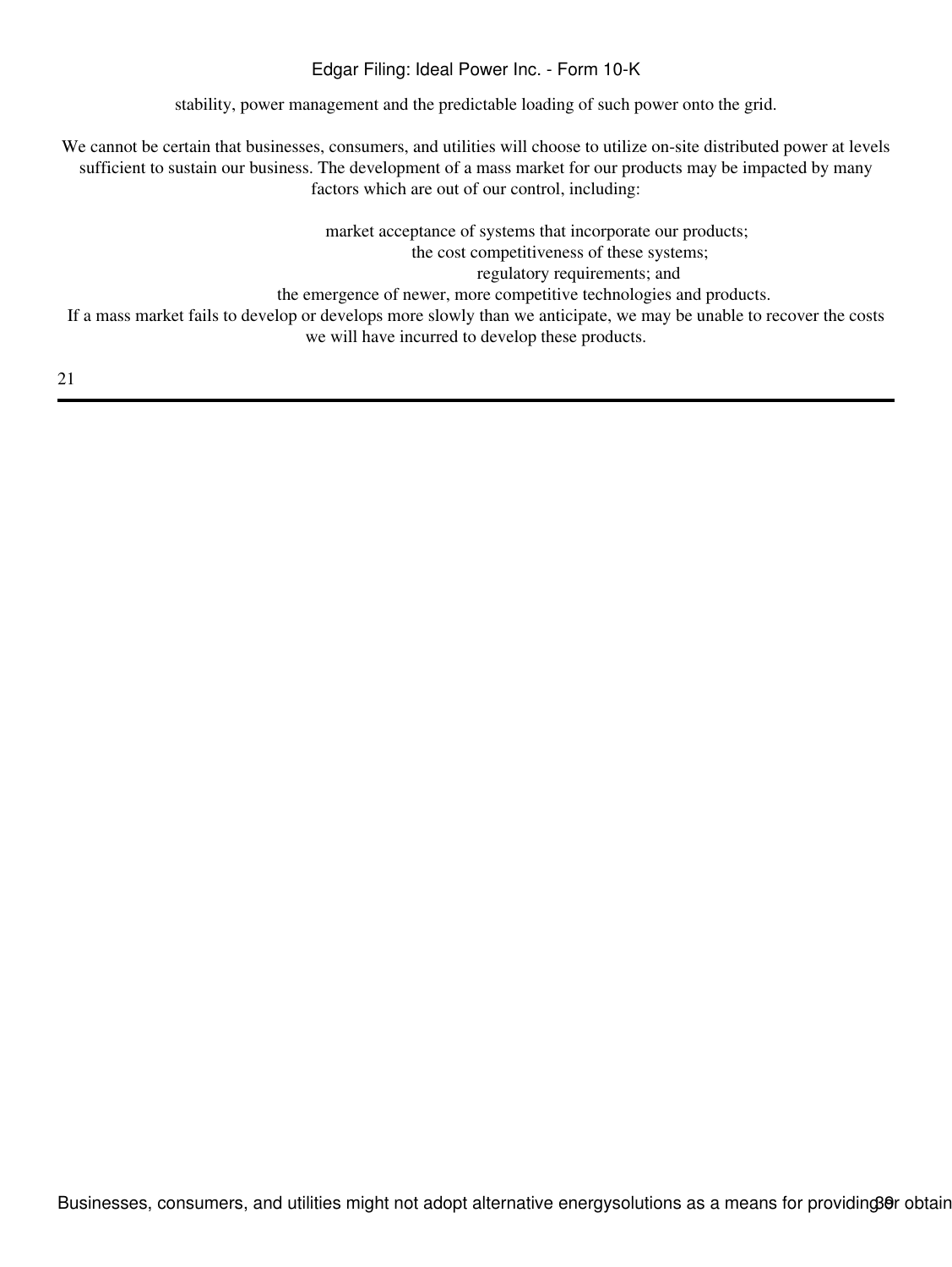stability, power management and the predictable loading of such power onto the grid.

We cannot be certain that businesses, consumers, and utilities will choose to utilize on-site distributed power at levels sufficient to sustain our business. The development of a mass market for our products may be impacted by many factors which are out of our control, including:

- market acceptance of systems that incorporate our products;
- the cost competitiveness of these systems;
- regulatory requirements; and
- the emergence of newer, more competitive technologies and products.

If a mass market fails to develop or develops more slowly than we anticipate, we may be unable to recover the costs we will have incurred to develop these products.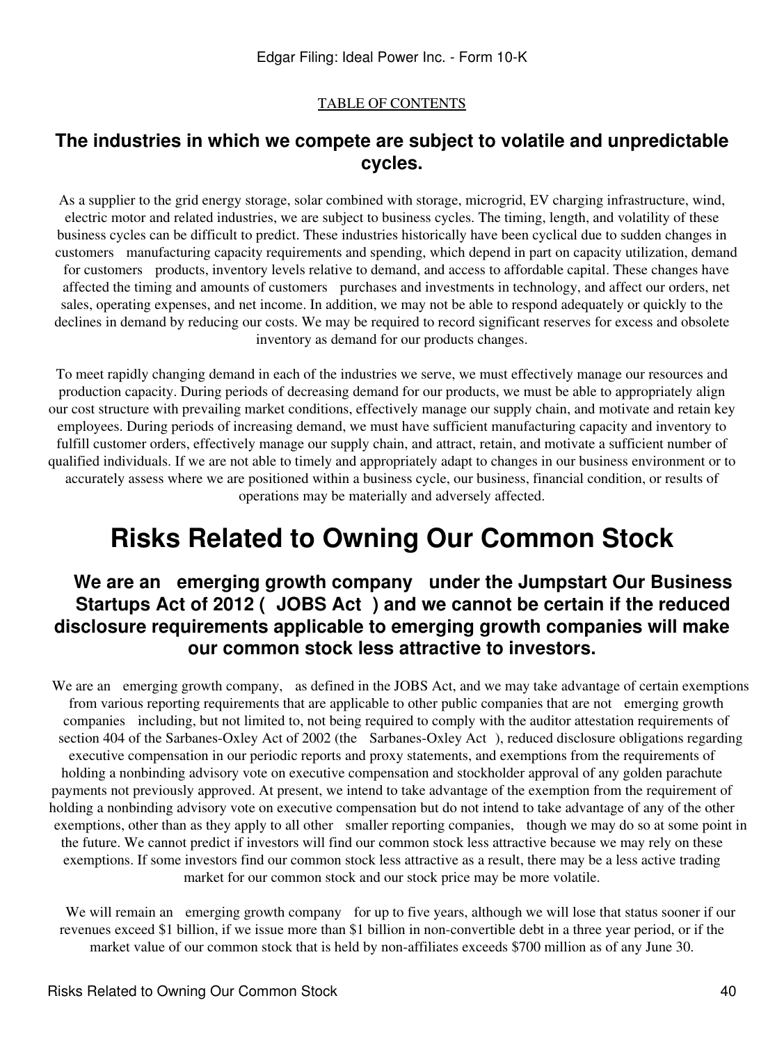### The industries in which we compete are subject to volatile and unpredictable cycles.

As a supplier to the grid energy storage, solar combined with storage, microgrid, EV charging infrastructure, wind, electric motor and related industries, we are subject to business cycles. The timing, length, and volatility of these business cycles can be difficult to predict. These industries historically have been cyclical due to sudden changes in customers manufacturing capacity requirements and spending, which depend in part on capacity utilization, demand for customers products, inventory levels relative to demand, and access to affordable capital. These changes have affected the timing and amounts of customers purchases and investments in technology, and affect our orders, net sales, operating expenses, and net income. In addition, we may not be able to respond adequately or quickly to the declines in demand by reducing our costs. We may be required to record significant reserves for excess and obsolete inventory as demand for our products changes.

To meet rapidly changing demand in each of the industries we serve, we must effectively manage our resources and production capacity. During periods of decreasing demand for our products, we must be able to appropriately align our cost structure with prevailing market conditions, effectively manage our supply chain, and motivate and retain key employees. During periods of increasing demand, we must have sufficient manufacturing capacity and inventory to fulfill customer orders, effectively manage our supply chain, and attract, retain, and motivate a sufficient number of qualified individuals. If we are not able to timely and appropriately adapt to changes in our business environment or to accurately assess where we are positioned within a business cycle, our business, financial condition, or results of operations may be materially and adversely affected.

## Risks Related to Owning Our Common Stock

### We are an emerging growth company under the Jumpstart Our Business Startups Act of 2012 ( JOBS Act ) and we cannot be certain if the reduced disclosure requirements applicable to emerging growth companies will make our common stock less attractive to investors.

We are an emerging growth company, as defined in the JOBS Act, and we may take advantage of certain exemptions from various reporting requirements that are applicable to other public companies that are not emerging growth companies including, but not limited to, not being required to comply with the auditor attestation requirements of section 404 of the Sarbanes-Oxley Act of 2002 (the Sarbanes-Oxley Act ), reduced disclosure obligations regarding executive compensation in our periodic reports and proxy statements, and exemptions from the requirements of holding a nonbinding advisory vote on executive compensation and stockholder approval of any golden parachute payments not previously approved. At present, we intend to take advantage of the exemption from the requirement of holding a nonbinding advisory vote on executive compensation but do not intend to take advantage of any of the other exemptions, other than as they apply to all other smaller reporting companies, though we may do so at some point in the future. We cannot predict if investors will find our common stock less attractive because we may rely on these exemptions. If some investors find our common stock less attractive as a result, there may be a less active trading market for our common stock and our stock price may be more volatile.

We will remain an emerging growth company for up to five years, although we will lose that status sooner if our revenues exceed $1 billion, if we issue more than $1 billion in non-convertible debt in a three year period, or if the market value of our common stock that is held by non-affiliates exceeds $700 million as of any June 30.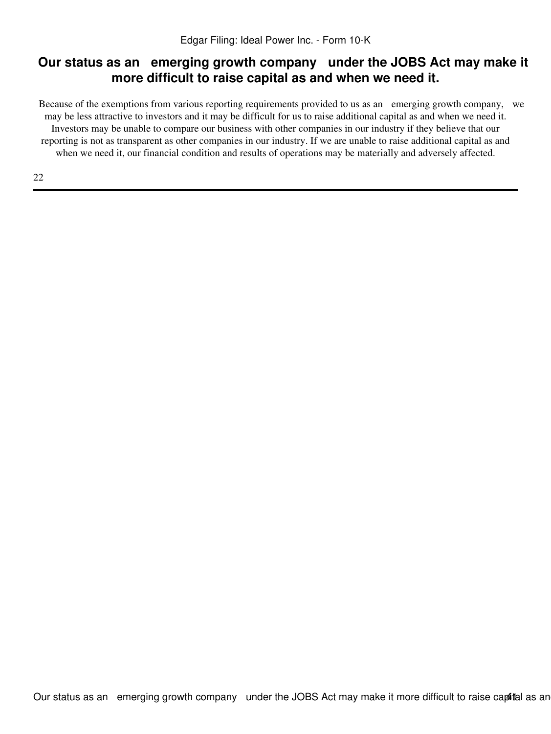**Our status as an emerging growth company under the JOBS Act may make it more difficult to raise capital as and when we need it.**

Because of the exemptions from various reporting requirements provided to us as an emerging growth company, we may be less attractive to investors and it may be difficult for us to raise additional capital as and when we need it. Investors may be unable to compare our business with other companies in our industry if they believe that our reporting is not as transparent as other companies in our industry. If we are unable to raise additional capital as and when we need it, our financial condition and results of operations may be materially and adversely affected.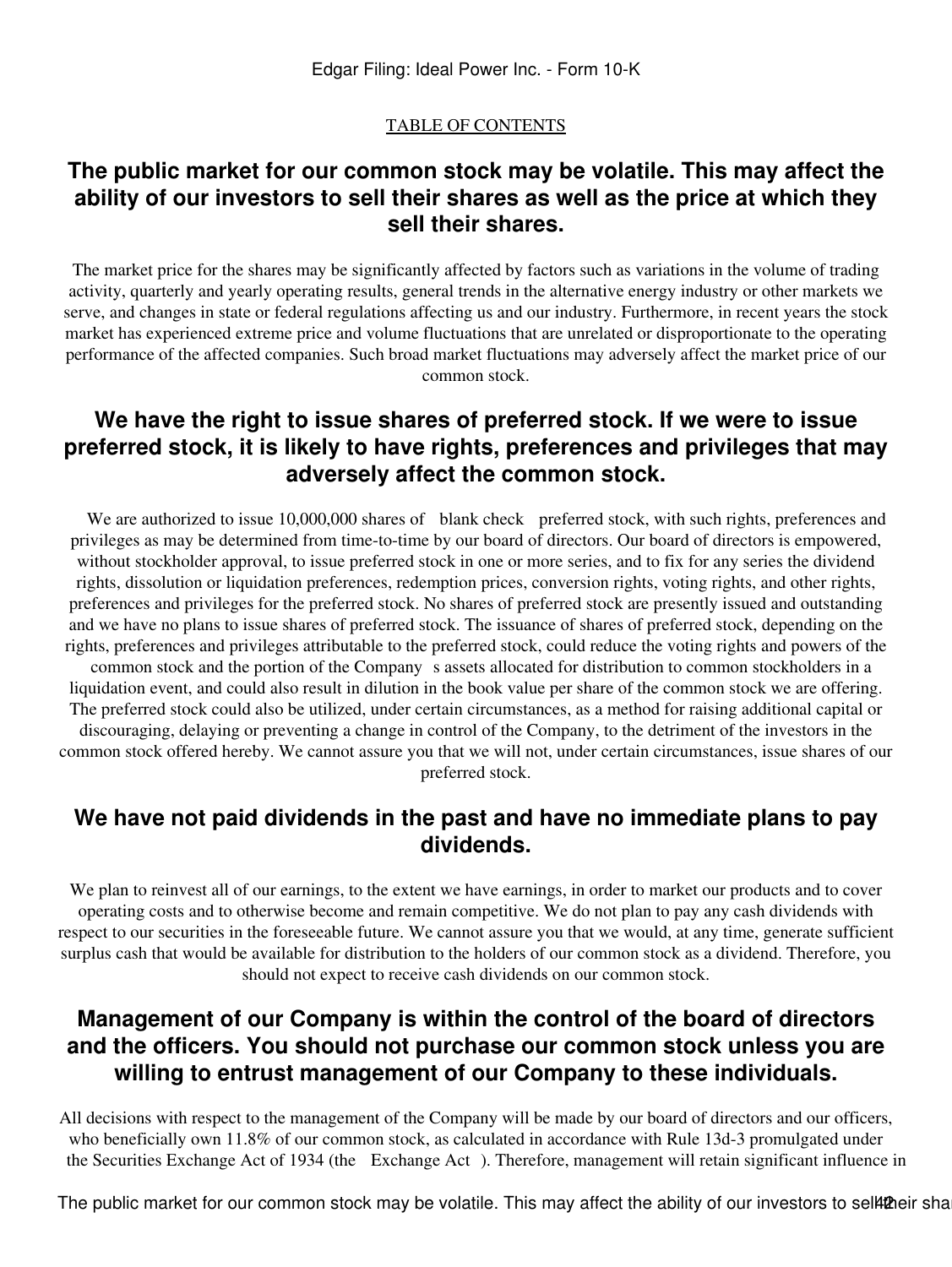## The public market for our common stock may be volatile. This may affect the ability of our investors to sell their shares as well as the price at which they sell their shares.

The market price for the shares may be significantly affected by factors such as variations in the volume of trading activity, quarterly and yearly operating results, general trends in the alternative energy industry or other markets we serve, and changes in state or federal regulations affecting us and our industry. Furthermore, in recent years the stock market has experienced extreme price and volume fluctuations that are unrelated or disproportionate to the operating performance of the affected companies. Such broad market fluctuations may adversely affect the market price of our common stock.

## We have the right to issue shares of preferred stock. If we were to issue preferred stock, it is likely to have rights, preferences and privileges that may adversely affect the common stock.

We are authorized to issue 10,000,000 shares of blank check preferred stock, with such rights, preferences and privileges as may be determined from time-to-time by our board of directors. Our board of directors is empowered, without stockholder approval, to issue preferred stock in one or more series, and to fix for any series the dividend rights, dissolution or liquidation preferences, redemption prices, conversion rights, voting rights, and other rights, preferences and privileges for the preferred stock. No shares of preferred stock are presently issued and outstanding and we have no plans to issue shares of preferred stock. The issuance of shares of preferred stock, depending on the rights, preferences and privileges attributable to the preferred stock, could reduce the voting rights and powers of the common stock and the portion of the Company s assets allocated for distribution to common stockholders in a liquidation event, and could also result in dilution in the book value per share of the common stock we are offering. The preferred stock could also be utilized, under certain circumstances, as a method for raising additional capital or discouraging, delaying or preventing a change in control of the Company, to the detriment of the investors in the common stock offered hereby. We cannot assure you that we will not, under certain circumstances, issue shares of our preferred stock.

## We have not paid dividends in the past and have no immediate plans to pay dividends.

We plan to reinvest all of our earnings, to the extent we have earnings, in order to market our products and to cover operating costs and to otherwise become and remain competitive. We do not plan to pay any cash dividends with respect to our securities in the foreseeable future. We cannot assure you that we would, at any time, generate sufficient surplus cash that would be available for distribution to the holders of our common stock as a dividend. Therefore, you should not expect to receive cash dividends on our common stock.

## Management of our Company is within the control of the board of directors and the officers. You should not purchase our common stock unless you are willing to entrust management of our Company to these individuals.

All decisions with respect to the management of the Company will be made by our board of directors and our officers, who beneficially own 11.8% of our common stock, as calculated in accordance with Rule 13d-3 promulgated under the Securities Exchange Act of 1934 (the Exchange Act ). Therefore, management will retain significant influence in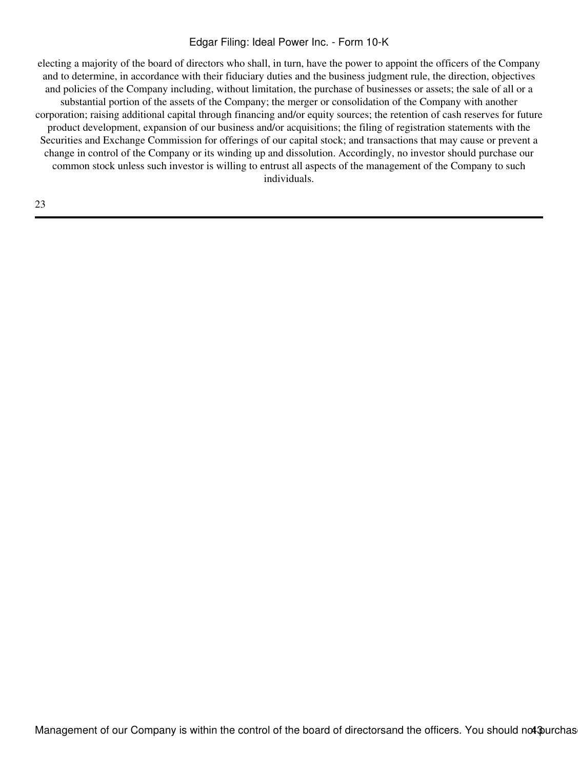electing a majority of the board of directors who shall, in turn, have the power to appoint the officers of the Company and to determine, in accordance with their fiduciary duties and the business judgment rule, the direction, objectives and policies of the Company including, without limitation, the purchase of businesses or assets; the sale of all or a substantial portion of the assets of the Company; the merger or consolidation of the Company with another corporation; raising additional capital through financing and/or equity sources; the retention of cash reserves for future product development, expansion of our business and/or acquisitions; the filing of registration statements with the Securities and Exchange Commission for offerings of our capital stock; and transactions that may cause or prevent a change in control of the Company or its winding up and dissolution. Accordingly, no investor should purchase our common stock unless such investor is willing to entrust all aspects of the management of the Company to such individuals.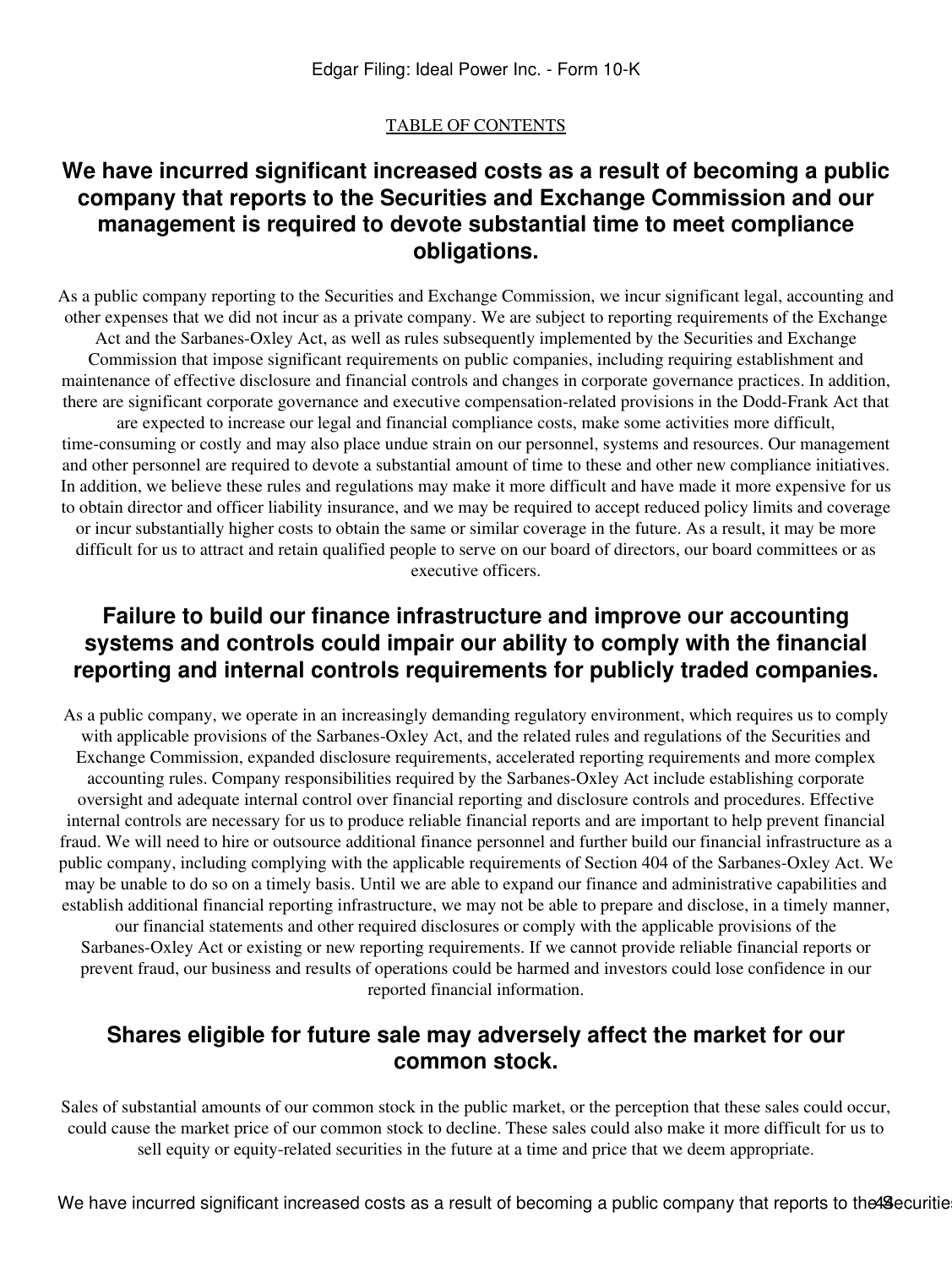## We have incurred significant increased costs as a result of becoming a public company that reports to the Securities and Exchange Commission and our management is required to devote substantial time to meet compliance obligations.

As a public company reporting to the Securities and Exchange Commission, we incur significant legal, accounting and other expenses that we did not incur as a private company. We are subject to reporting requirements of the Exchange Act and the Sarbanes-Oxley Act, as well as rules subsequently implemented by the Securities and Exchange Commission that impose significant requirements on public companies, including requiring establishment and maintenance of effective disclosure and financial controls and changes in corporate governance practices. In addition, there are significant corporate governance and executive compensation-related provisions in the Dodd-Frank Act that are expected to increase our legal and financial compliance costs, make some activities more difficult, time-consuming or costly and may also place undue strain on our personnel, systems and resources. Our management and other personnel are required to devote a substantial amount of time to these and other new compliance initiatives. In addition, we believe these rules and regulations may make it more difficult and have made it more expensive for us to obtain director and officer liability insurance, and we may be required to accept reduced policy limits and coverage or incur substantially higher costs to obtain the same or similar coverage in the future. As a result, it may be more difficult for us to attract and retain qualified people to serve on our board of directors, our board committees or as executive officers.

## Failure to build our finance infrastructure and improve our accounting systems and controls could impair our ability to comply with the financial reporting and internal controls requirements for publicly traded companies.

As a public company, we operate in an increasingly demanding regulatory environment, which requires us to comply with applicable provisions of the Sarbanes-Oxley Act, and the related rules and regulations of the Securities and Exchange Commission, expanded disclosure requirements, accelerated reporting requirements and more complex accounting rules. Company responsibilities required by the Sarbanes-Oxley Act include establishing corporate oversight and adequate internal control over financial reporting and disclosure controls and procedures. Effective internal controls are necessary for us to produce reliable financial reports and are important to help prevent financial fraud. We will need to hire or outsource additional finance personnel and further build our financial infrastructure as a public company, including complying with the applicable requirements of Section 404 of the Sarbanes-Oxley Act. We may be unable to do so on a timely basis. Until we are able to expand our finance and administrative capabilities and establish additional financial reporting infrastructure, we may not be able to prepare and disclose, in a timely manner, our financial statements and other required disclosures or comply with the applicable provisions of the Sarbanes-Oxley Act or existing or new reporting requirements. If we cannot provide reliable financial reports or prevent fraud, our business and results of operations could be harmed and investors could lose confidence in our reported financial information.

## Shares eligible for future sale may adversely affect the market for our common stock.

Sales of substantial amounts of our common stock in the public market, or the perception that these sales could occur, could cause the market price of our common stock to decline. These sales could also make it more difficult for us to sell equity or equity-related securities in the future at a time and price that we deem appropriate.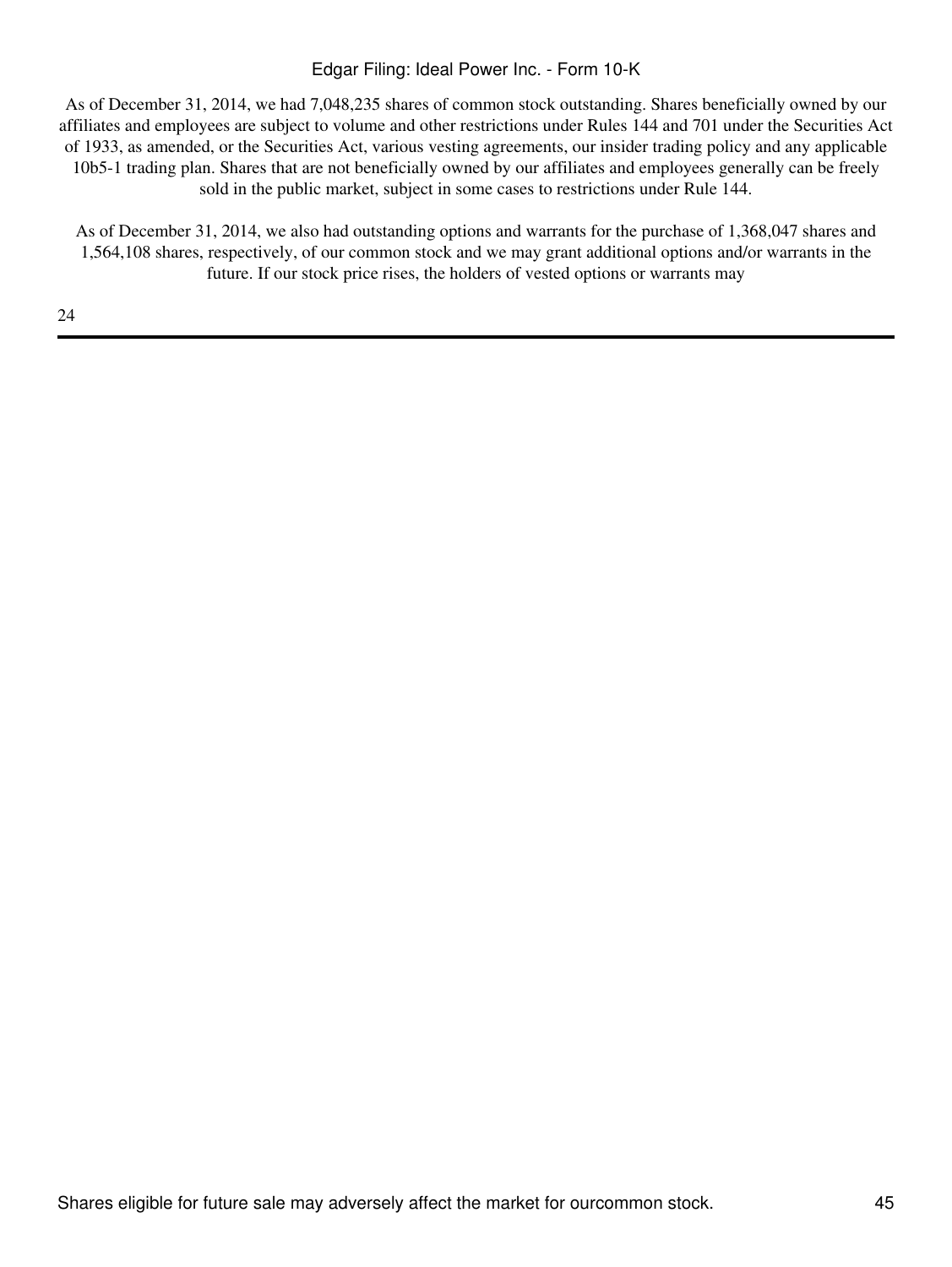As of December 31, 2014, we had 7,048,235 shares of common stock outstanding. Shares beneficially owned by our affiliates and employees are subject to volume and other restrictions under Rules 144 and 701 under the Securities Act of 1933, as amended, or the Securities Act, various vesting agreements, our insider trading policy and any applicable 10b5-1 trading plan. Shares that are not beneficially owned by our affiliates and employees generally can be freely sold in the public market, subject in some cases to restrictions under Rule 144.

As of December 31, 2014, we also had outstanding options and warrants for the purchase of 1,368,047 shares and 1,564,108 shares, respectively, of our common stock and we may grant additional options and/or warrants in the future. If our stock price rises, the holders of vested options or warrants may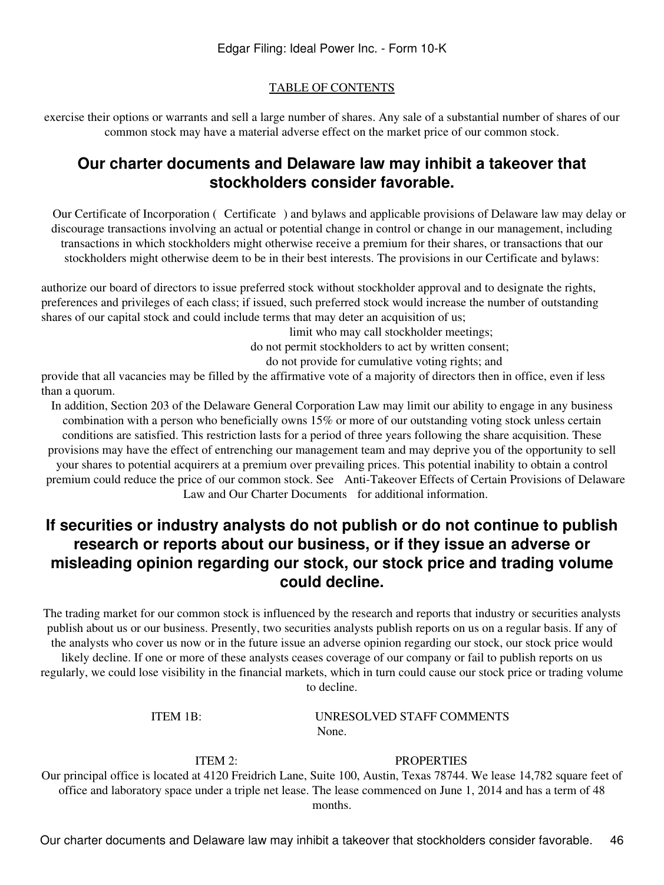exercise their options or warrants and sell a large number of shares. Any sale of a substantial number of shares of our common stock may have a material adverse effect on the market price of our common stock.

## Our charter documents and Delaware law may inhibit a takeover that stockholders consider favorable.

Our Certificate of Incorporation ( Certificate ) and bylaws and applicable provisions of Delaware law may delay or discourage transactions involving an actual or potential change in control or change in our management, including transactions in which stockholders might otherwise receive a premium for their shares, or transactions that our stockholders might otherwise deem to be in their best interests. The provisions in our Certificate and bylaws:

- authorize our board of directors to issue preferred stock without stockholder approval and to designate the rights, preferences and privileges of each class; if issued, such preferred stock would increase the number of outstanding shares of our capital stock and could include terms that may deter an acquisition of us;
- limit who may call stockholder meetings;
- do not permit stockholders to act by written consent;
- do not provide for cumulative voting rights; and
- provide that all vacancies may be filled by the affirmative vote of a majority of directors then in office, even if less than a quorum.

In addition, Section 203 of the Delaware General Corporation Law may limit our ability to engage in any business combination with a person who beneficially owns 15% or more of our outstanding voting stock unless certain conditions are satisfied. This restriction lasts for a period of three years following the share acquisition. These provisions may have the effect of entrenching our management team and may deprive you of the opportunity to sell your shares to potential acquirers at a premium over prevailing prices. This potential inability to obtain a control premium could reduce the price of our common stock. See Anti-Takeover Effects of Certain Provisions of Delaware Law and Our Charter Documents for additional information.

## If securities or industry analysts do not publish or do not continue to publish research or reports about our business, or if they issue an adverse or misleading opinion regarding our stock, our stock price and trading volume could decline.

The trading market for our common stock is influenced by the research and reports that industry or securities analysts publish about us or our business. Presently, two securities analysts publish reports on us on a regular basis. If any of the analysts who cover us now or in the future issue an adverse opinion regarding our stock, our stock price would likely decline. If one or more of these analysts ceases coverage of our company or fail to publish reports on us regularly, we could lose visibility in the financial markets, which in turn could cause our stock price or trading volume to decline.

## ITEM 1B: UNRESOLVED STAFF COMMENTS

None.

## ITEM 2: PROPERTIES

Our principal office is located at 4120 Freidrich Lane, Suite 100, Austin, Texas 78744. We lease 14,782 square feet of office and laboratory space under a triple net lease. The lease commenced on June 1, 2014 and has a term of 48 months.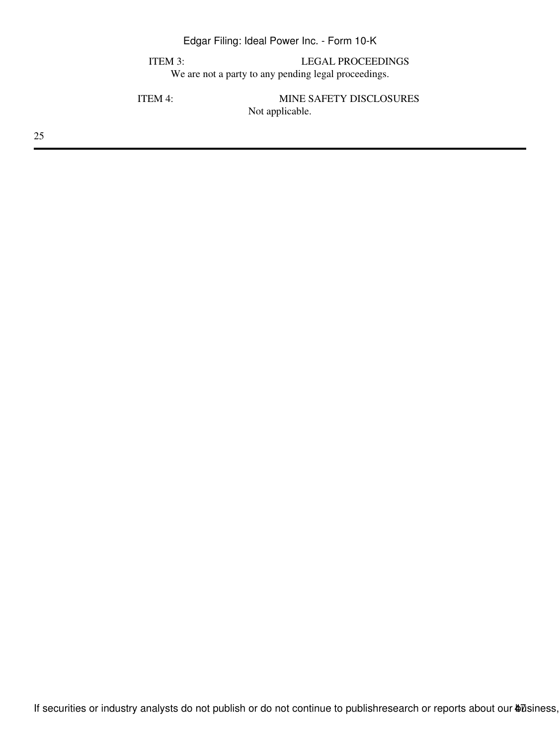## ITEM 3: LEGAL PROCEEDINGS

We are not a party to any pending legal proceedings.

## ITEM 4: MINE SAFETY DISCLOSURES

Not applicable.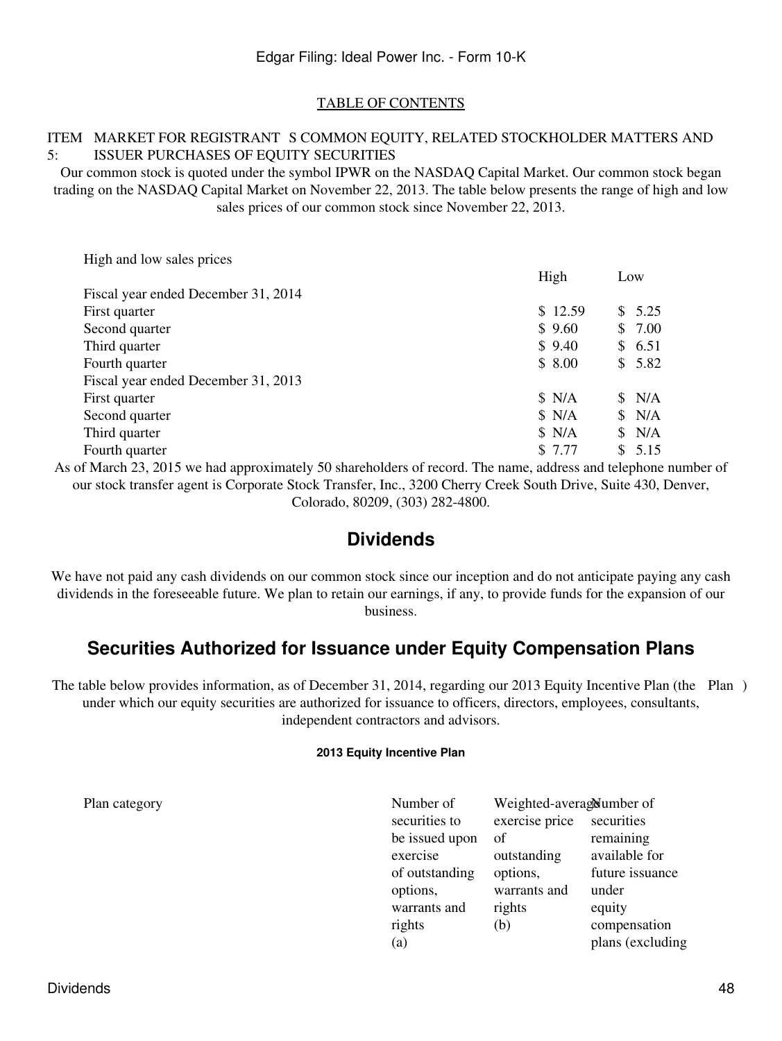TABLE OF CONTENTS

## ITEM 5: MARKET FOR REGISTRANT S COMMON EQUITY, RELATED STOCKHOLDER MATTERS AND ISSUER PURCHASES OF EQUITY SECURITIES

Our common stock is quoted under the symbol IPWR on the NASDAQ Capital Market. Our common stock began trading on the NASDAQ Capital Market on November 22, 2013. The table below presents the range of high and low sales prices of our common stock since November 22, 2013.

| High and low sales prices | High | Low |
|---|---|---|
| Fiscal year ended December 31, 2014 | | |
| First quarter | $ 12.59 | $ 5.25 |
| Second quarter | $ 9.60 | $ 7.00 |
| Third quarter | $ 9.40 | $ 6.51 |
| Fourth quarter | $ 8.00 | $ 5.82 |
| Fiscal year ended December 31, 2013 | | |
| First quarter | $ N/A | $ N/A |
| Second quarter | $ N/A | $ N/A |
| Third quarter | $ N/A | $ N/A |
| Fourth quarter | $ 7.77 | $ 5.15 |

As of March 23, 2015 we had approximately 50 shareholders of record. The name, address and telephone number of our stock transfer agent is Corporate Stock Transfer, Inc., 3200 Cherry Creek South Drive, Suite 430, Denver, Colorado, 80209, (303) 282-4800.

## Dividends

We have not paid any cash dividends on our common stock since our inception and do not anticipate paying any cash dividends in the foreseeable future. We plan to retain our earnings, if any, to provide funds for the expansion of our business.

## Securities Authorized for Issuance under Equity Compensation Plans

The table below provides information, as of December 31, 2014, regarding our 2013 Equity Incentive Plan (the Plan ) under which our equity securities are authorized for issuance to officers, directors, employees, consultants, independent contractors and advisors.

**2013 Equity Incentive Plan**

| Plan category | Number of securities to be issued upon exercise of outstanding options, warrants and rights (a) | Weighted-average exercise price of outstanding options, warrants and rights (b) | Number of securities remaining available for future issuance under equity compensation plans (excluding |
|---|---|---|---|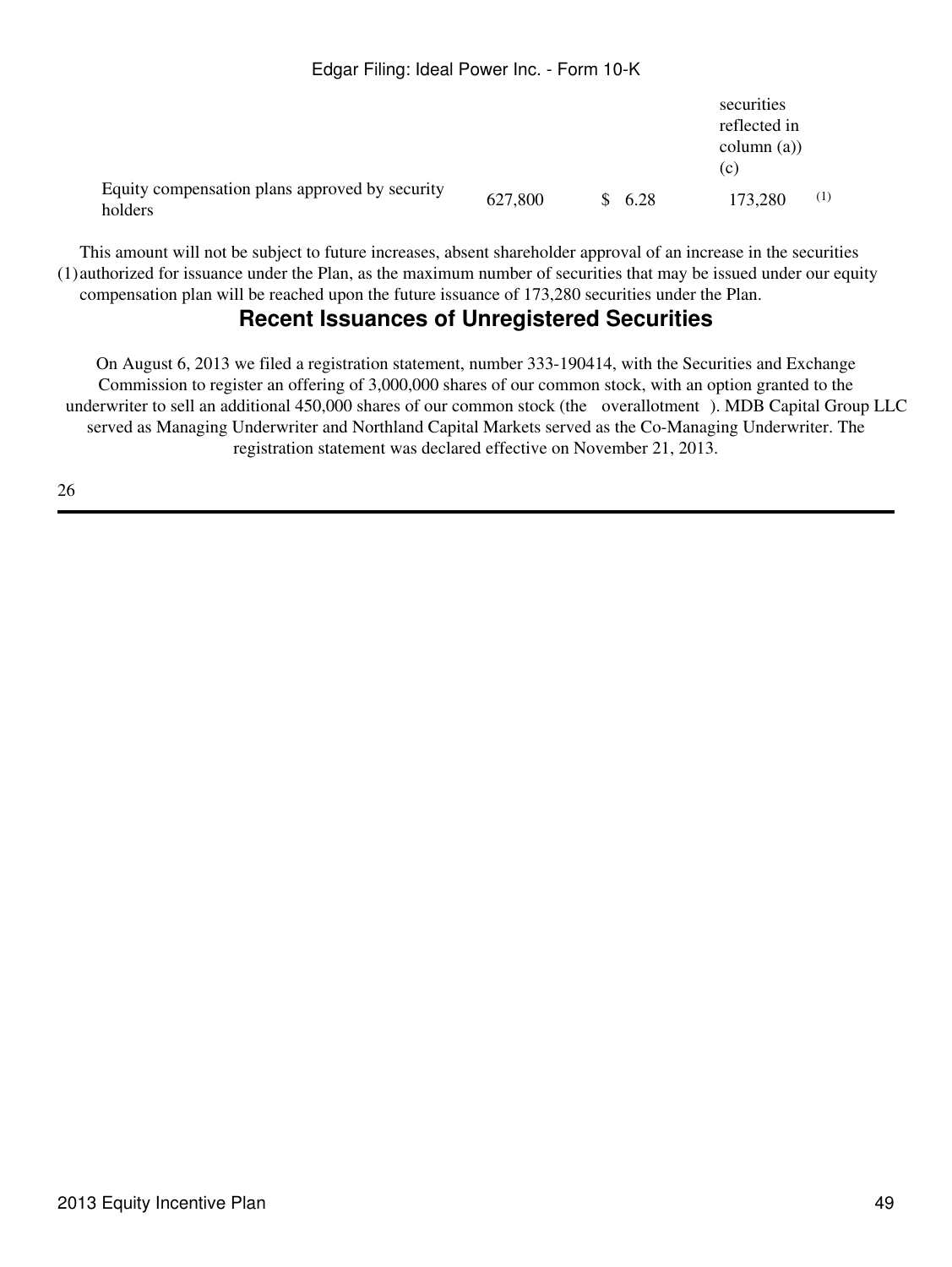| | | | |
|---|---|---|---|
| | | | securities reflected in column (a)) (c) |
| Equity compensation plans approved by security holders | 627,800 | $ 6.28 | 173,280 [(1)] |

(1) This amount will not be subject to future increases, absent shareholder approval of an increase in the securities authorized for issuance under the Plan, as the maximum number of securities that may be issued under our equity compensation plan will be reached upon the future issuance of 173,280 securities under the Plan.

## Recent Issuances of Unregistered Securities

On August 6, 2013 we filed a registration statement, number 333-190414, with the Securities and Exchange Commission to register an offering of 3,000,000 shares of our common stock, with an option granted to the underwriter to sell an additional 450,000 shares of our common stock (the overallotment ). MDB Capital Group LLC served as Managing Underwriter and Northland Capital Markets served as the Co-Managing Underwriter. The registration statement was declared effective on November 21, 2013.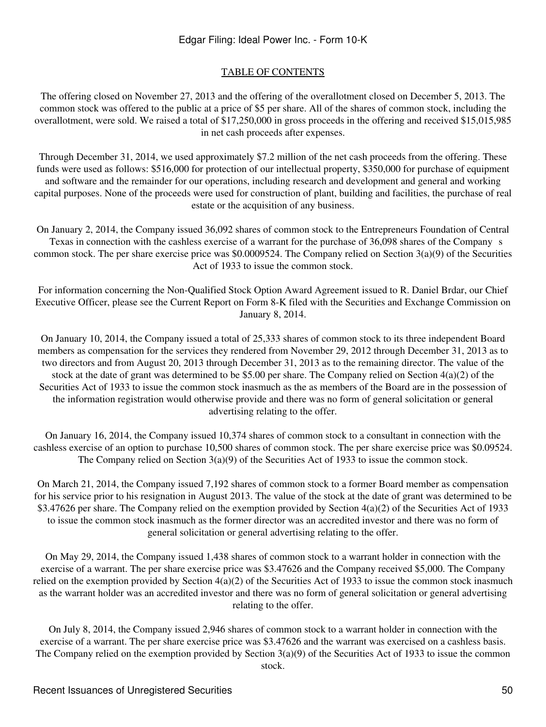The offering closed on November 27, 2013 and the offering of the overallotment closed on December 5, 2013. The common stock was offered to the public at a price of $5 per share. All of the shares of common stock, including the overallotment, were sold. We raised a total of $17,250,000 in gross proceeds in the offering and received $15,015,985 in net cash proceeds after expenses.

Through December 31, 2014, we used approximately $7.2 million of the net cash proceeds from the offering. These funds were used as follows: $516,000 for protection of our intellectual property, $350,000 for purchase of equipment and software and the remainder for our operations, including research and development and general and working capital purposes. None of the proceeds were used for construction of plant, building and facilities, the purchase of real estate or the acquisition of any business.

On January 2, 2014, the Company issued 36,092 shares of common stock to the Entrepreneurs Foundation of Central Texas in connection with the cashless exercise of a warrant for the purchase of 36,098 shares of the Company s common stock. The per share exercise price was $0.0009524. The Company relied on Section 3(a)(9) of the Securities Act of 1933 to issue the common stock.

For information concerning the Non-Qualified Stock Option Award Agreement issued to R. Daniel Brdar, our Chief Executive Officer, please see the Current Report on Form 8-K filed with the Securities and Exchange Commission on January 8, 2014.

On January 10, 2014, the Company issued a total of 25,333 shares of common stock to its three independent Board members as compensation for the services they rendered from November 29, 2012 through December 31, 2013 as to two directors and from August 20, 2013 through December 31, 2013 as to the remaining director. The value of the stock at the date of grant was determined to be $5.00 per share. The Company relied on Section 4(a)(2) of the Securities Act of 1933 to issue the common stock inasmuch as the as members of the Board are in the possession of the information registration would otherwise provide and there was no form of general solicitation or general advertising relating to the offer.

On January 16, 2014, the Company issued 10,374 shares of common stock to a consultant in connection with the cashless exercise of an option to purchase 10,500 shares of common stock. The per share exercise price was $0.09524. The Company relied on Section 3(a)(9) of the Securities Act of 1933 to issue the common stock.

On March 21, 2014, the Company issued 7,192 shares of common stock to a former Board member as compensation for his service prior to his resignation in August 2013. The value of the stock at the date of grant was determined to be $3.47626 per share. The Company relied on the exemption provided by Section 4(a)(2) of the Securities Act of 1933 to issue the common stock inasmuch as the former director was an accredited investor and there was no form of general solicitation or general advertising relating to the offer.

On May 29, 2014, the Company issued 1,438 shares of common stock to a warrant holder in connection with the exercise of a warrant. The per share exercise price was $3.47626 and the Company received $5,000. The Company relied on the exemption provided by Section 4(a)(2) of the Securities Act of 1933 to issue the common stock inasmuch as the warrant holder was an accredited investor and there was no form of general solicitation or general advertising relating to the offer.

On July 8, 2014, the Company issued 2,946 shares of common stock to a warrant holder in connection with the exercise of a warrant. The per share exercise price was $3.47626 and the warrant was exercised on a cashless basis. The Company relied on the exemption provided by Section 3(a)(9) of the Securities Act of 1933 to issue the common stock.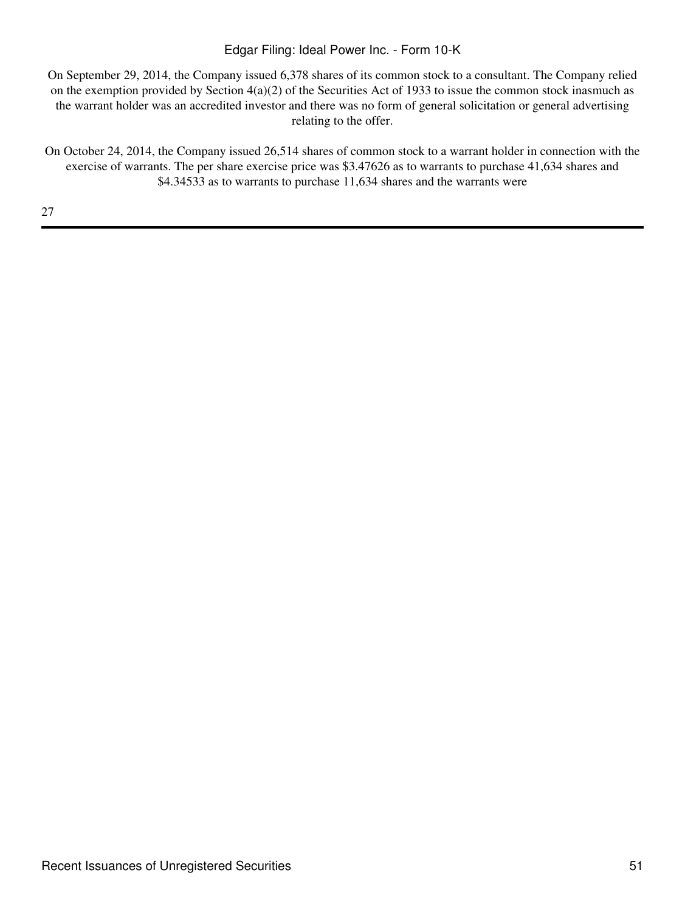On September 29, 2014, the Company issued 6,378 shares of its common stock to a consultant. The Company relied on the exemption provided by Section 4(a)(2) of the Securities Act of 1933 to issue the common stock inasmuch as the warrant holder was an accredited investor and there was no form of general solicitation or general advertising relating to the offer.

On October 24, 2014, the Company issued 26,514 shares of common stock to a warrant holder in connection with the exercise of warrants. The per share exercise price was $3.47626 as to warrants to purchase 41,634 shares and $4.34533 as to warrants to purchase 11,634 shares and the warrants were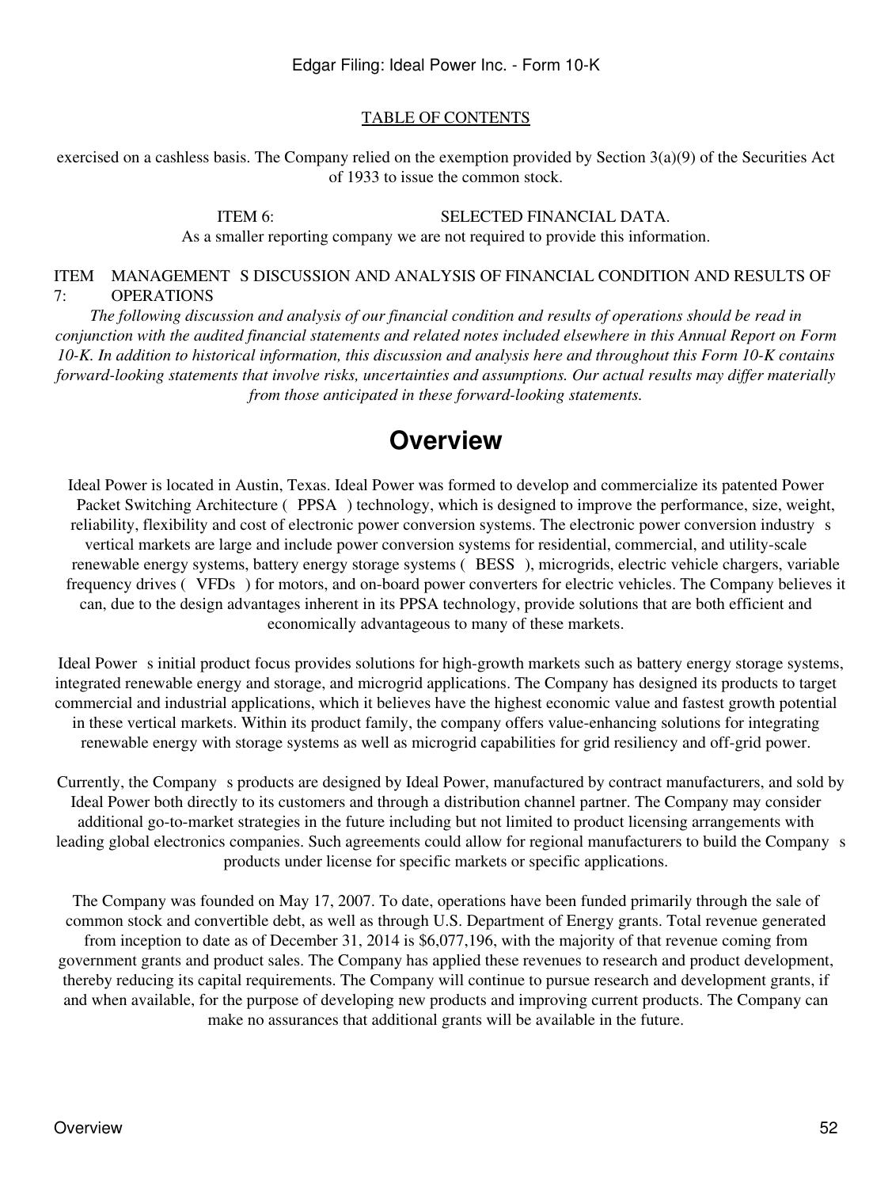exercised on a cashless basis. The Company relied on the exemption provided by Section 3(a)(9) of the Securities Act of 1933 to issue the common stock.

ITEM 6: SELECTED FINANCIAL DATA.

As a smaller reporting company we are not required to provide this information.

ITEM 7: MANAGEMENT S DISCUSSION AND ANALYSIS OF FINANCIAL CONDITION AND RESULTS OF OPERATIONS

*The following discussion and analysis of our financial condition and results of operations should be read in conjunction with the audited financial statements and related notes included elsewhere in this Annual Report on Form 10-K. In addition to historical information, this discussion and analysis here and throughout this Form 10-K contains forward-looking statements that involve risks, uncertainties and assumptions. Our actual results may differ materially from those anticipated in these forward-looking statements.*

# Overview

Ideal Power is located in Austin, Texas. Ideal Power was formed to develop and commercialize its patented Power Packet Switching Architecture ( PPSA ) technology, which is designed to improve the performance, size, weight, reliability, flexibility and cost of electronic power conversion systems. The electronic power conversion industry s vertical markets are large and include power conversion systems for residential, commercial, and utility-scale renewable energy systems, battery energy storage systems ( BESS ), microgrids, electric vehicle chargers, variable frequency drives ( VFDs ) for motors, and on-board power converters for electric vehicles. The Company believes it can, due to the design advantages inherent in its PPSA technology, provide solutions that are both efficient and economically advantageous to many of these markets.

Ideal Power s initial product focus provides solutions for high-growth markets such as battery energy storage systems, integrated renewable energy and storage, and microgrid applications. The Company has designed its products to target commercial and industrial applications, which it believes have the highest economic value and fastest growth potential in these vertical markets. Within its product family, the company offers value-enhancing solutions for integrating renewable energy with storage systems as well as microgrid capabilities for grid resiliency and off-grid power.

Currently, the Company s products are designed by Ideal Power, manufactured by contract manufacturers, and sold by Ideal Power both directly to its customers and through a distribution channel partner. The Company may consider additional go-to-market strategies in the future including but not limited to product licensing arrangements with leading global electronics companies. Such agreements could allow for regional manufacturers to build the Company s products under license for specific markets or specific applications.

The Company was founded on May 17, 2007. To date, operations have been funded primarily through the sale of common stock and convertible debt, as well as through U.S. Department of Energy grants. Total revenue generated from inception to date as of December 31, 2014 is $6,077,196, with the majority of that revenue coming from government grants and product sales. The Company has applied these revenues to research and product development, thereby reducing its capital requirements. The Company will continue to pursue research and development grants, if and when available, for the purpose of developing new products and improving current products. The Company can make no assurances that additional grants will be available in the future.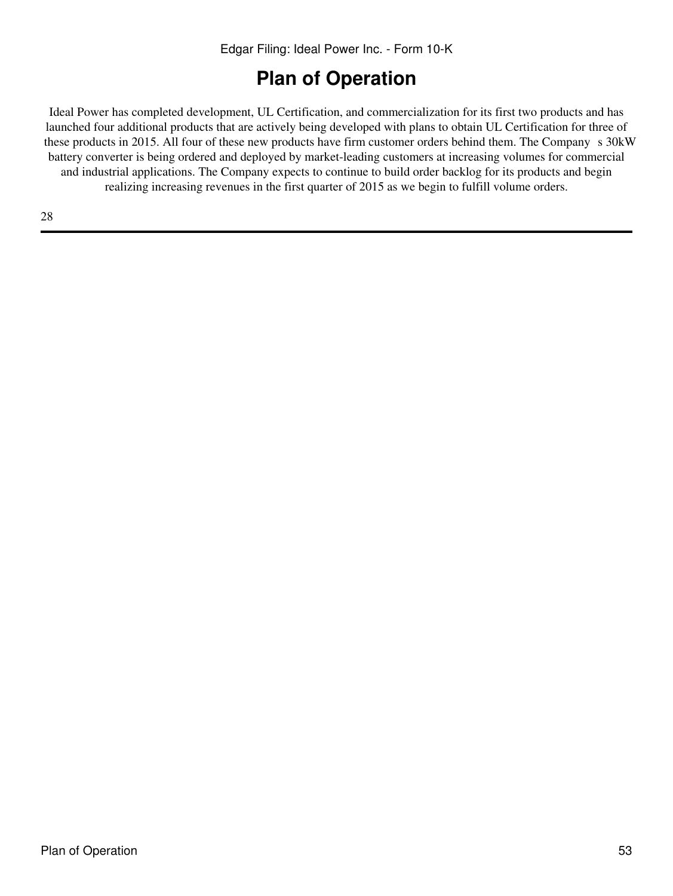# Plan of Operation

Ideal Power has completed development, UL Certification, and commercialization for its first two products and has launched four additional products that are actively being developed with plans to obtain UL Certification for three of these products in 2015. All four of these new products have firm customer orders behind them. The Company s 30kW battery converter is being ordered and deployed by market-leading customers at increasing volumes for commercial and industrial applications. The Company expects to continue to build order backlog for its products and begin realizing increasing revenues in the first quarter of 2015 as we begin to fulfill volume orders.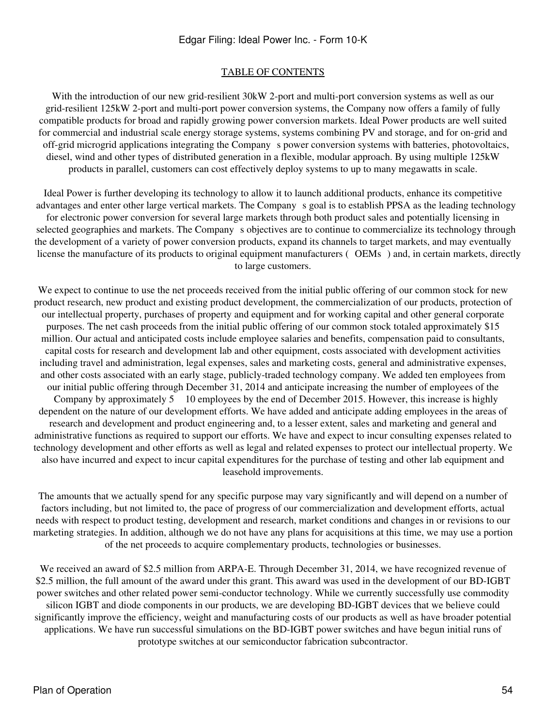With the introduction of our new grid-resilient 30kW 2-port and multi-port conversion systems as well as our grid-resilient 125kW 2-port and multi-port power conversion systems, the Company now offers a family of fully compatible products for broad and rapidly growing power conversion markets. Ideal Power products are well suited for commercial and industrial scale energy storage systems, systems combining PV and storage, and for on-grid and off-grid microgrid applications integrating the Company s power conversion systems with batteries, photovoltaics, diesel, wind and other types of distributed generation in a flexible, modular approach. By using multiple 125kW products in parallel, customers can cost effectively deploy systems to up to many megawatts in scale.

Ideal Power is further developing its technology to allow it to launch additional products, enhance its competitive advantages and enter other large vertical markets. The Company s goal is to establish PPSA as the leading technology for electronic power conversion for several large markets through both product sales and potentially licensing in selected geographies and markets. The Company s objectives are to continue to commercialize its technology through the development of a variety of power conversion products, expand its channels to target markets, and may eventually license the manufacture of its products to original equipment manufacturers ( OEMs ) and, in certain markets, directly to large customers.

We expect to continue to use the net proceeds received from the initial public offering of our common stock for new product research, new product and existing product development, the commercialization of our products, protection of our intellectual property, purchases of property and equipment and for working capital and other general corporate purposes. The net cash proceeds from the initial public offering of our common stock totaled approximately $15 million. Our actual and anticipated costs include employee salaries and benefits, compensation paid to consultants, capital costs for research and development lab and other equipment, costs associated with development activities including travel and administration, legal expenses, sales and marketing costs, general and administrative expenses, and other costs associated with an early stage, publicly-traded technology company. We added ten employees from our initial public offering through December 31, 2014 and anticipate increasing the number of employees of the Company by approximately 5 10 employees by the end of December 2015. However, this increase is highly dependent on the nature of our development efforts. We have added and anticipate adding employees in the areas of research and development and product engineering and, to a lesser extent, sales and marketing and general and administrative functions as required to support our efforts. We have and expect to incur consulting expenses related to technology development and other efforts as well as legal and related expenses to protect our intellectual property. We also have incurred and expect to incur capital expenditures for the purchase of testing and other lab equipment and leasehold improvements.

The amounts that we actually spend for any specific purpose may vary significantly and will depend on a number of factors including, but not limited to, the pace of progress of our commercialization and development efforts, actual needs with respect to product testing, development and research, market conditions and changes in or revisions to our marketing strategies. In addition, although we do not have any plans for acquisitions at this time, we may use a portion of the net proceeds to acquire complementary products, technologies or businesses.

We received an award of $2.5 million from ARPA-E. Through December 31, 2014, we have recognized revenue of $2.5 million, the full amount of the award under this grant. This award was used in the development of our BD-IGBT power switches and other related power semi-conductor technology. While we currently successfully use commodity silicon IGBT and diode components in our products, we are developing BD-IGBT devices that we believe could significantly improve the efficiency, weight and manufacturing costs of our products as well as have broader potential applications. We have run successful simulations on the BD-IGBT power switches and have begun initial runs of prototype switches at our semiconductor fabrication subcontractor.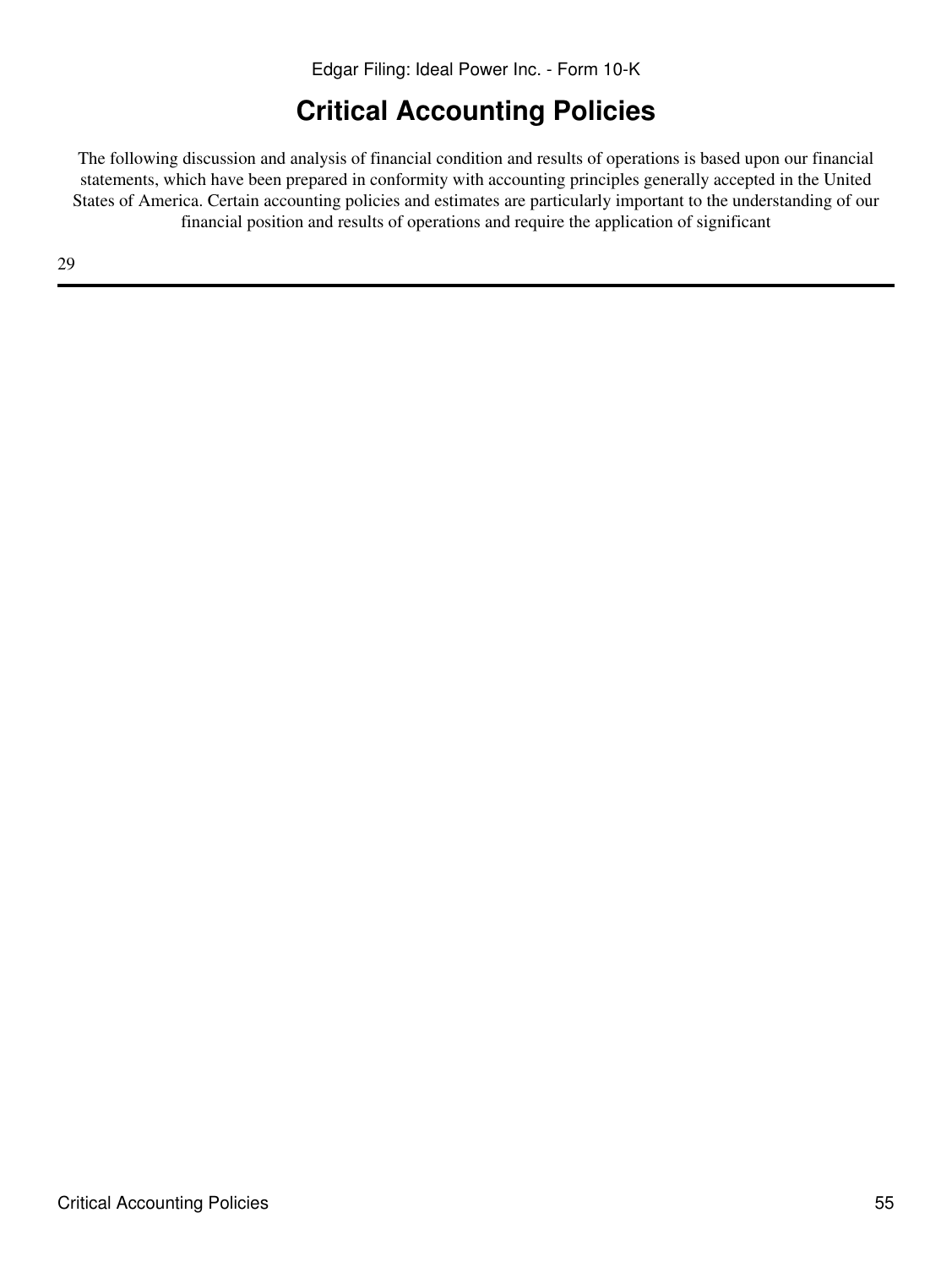## Critical Accounting Policies

The following discussion and analysis of financial condition and results of operations is based upon our financial statements, which have been prepared in conformity with accounting principles generally accepted in the United States of America. Certain accounting policies and estimates are particularly important to the understanding of our financial position and results of operations and require the application of significant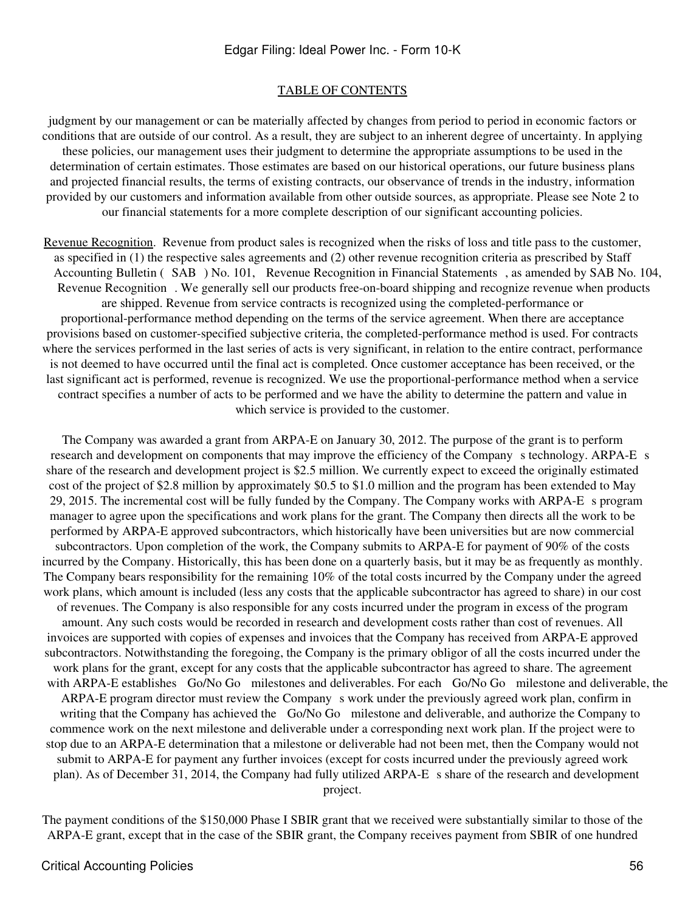judgment by our management or can be materially affected by changes from period to period in economic factors or conditions that are outside of our control. As a result, they are subject to an inherent degree of uncertainty. In applying these policies, our management uses their judgment to determine the appropriate assumptions to be used in the determination of certain estimates. Those estimates are based on our historical operations, our future business plans and projected financial results, the terms of existing contracts, our observance of trends in the industry, information provided by our customers and information available from other outside sources, as appropriate. Please see Note 2 to our financial statements for a more complete description of our significant accounting policies.

Revenue Recognition. Revenue from product sales is recognized when the risks of loss and title pass to the customer, as specified in (1) the respective sales agreements and (2) other revenue recognition criteria as prescribed by Staff Accounting Bulletin ( SAB ) No. 101, Revenue Recognition in Financial Statements , as amended by SAB No. 104, Revenue Recognition . We generally sell our products free-on-board shipping and recognize revenue when products are shipped. Revenue from service contracts is recognized using the completed-performance or proportional-performance method depending on the terms of the service agreement. When there are acceptance provisions based on customer-specified subjective criteria, the completed-performance method is used. For contracts where the services performed in the last series of acts is very significant, in relation to the entire contract, performance is not deemed to have occurred until the final act is completed. Once customer acceptance has been received, or the last significant act is performed, revenue is recognized. We use the proportional-performance method when a service contract specifies a number of acts to be performed and we have the ability to determine the pattern and value in which service is provided to the customer.

The Company was awarded a grant from ARPA-E on January 30, 2012. The purpose of the grant is to perform research and development on components that may improve the efficiency of the Company s technology. ARPA-E s share of the research and development project is $2.5 million. We currently expect to exceed the originally estimated cost of the project of $2.8 million by approximately $0.5 to $1.0 million and the program has been extended to May 29, 2015. The incremental cost will be fully funded by the Company. The Company works with ARPA-E s program manager to agree upon the specifications and work plans for the grant. The Company then directs all the work to be performed by ARPA-E approved subcontractors, which historically have been universities but are now commercial subcontractors. Upon completion of the work, the Company submits to ARPA-E for payment of 90% of the costs incurred by the Company. Historically, this has been done on a quarterly basis, but it may be as frequently as monthly. The Company bears responsibility for the remaining 10% of the total costs incurred by the Company under the agreed work plans, which amount is included (less any costs that the applicable subcontractor has agreed to share) in our cost of revenues. The Company is also responsible for any costs incurred under the program in excess of the program amount. Any such costs would be recorded in research and development costs rather than cost of revenues. All invoices are supported with copies of expenses and invoices that the Company has received from ARPA-E approved subcontractors. Notwithstanding the foregoing, the Company is the primary obligor of all the costs incurred under the work plans for the grant, except for any costs that the applicable subcontractor has agreed to share. The agreement with ARPA-E establishes Go/No Go milestones and deliverables. For each Go/No Go milestone and deliverable, the ARPA-E program director must review the Company s work under the previously agreed work plan, confirm in writing that the Company has achieved the Go/No Go milestone and deliverable, and authorize the Company to commence work on the next milestone and deliverable under a corresponding next work plan. If the project were to stop due to an ARPA-E determination that a milestone or deliverable had not been met, then the Company would not submit to ARPA-E for payment any further invoices (except for costs incurred under the previously agreed work plan). As of December 31, 2014, the Company had fully utilized ARPA-E s share of the research and development project.

The payment conditions of the $150,000 Phase I SBIR grant that we received were substantially similar to those of the ARPA-E grant, except that in the case of the SBIR grant, the Company receives payment from SBIR of one hundred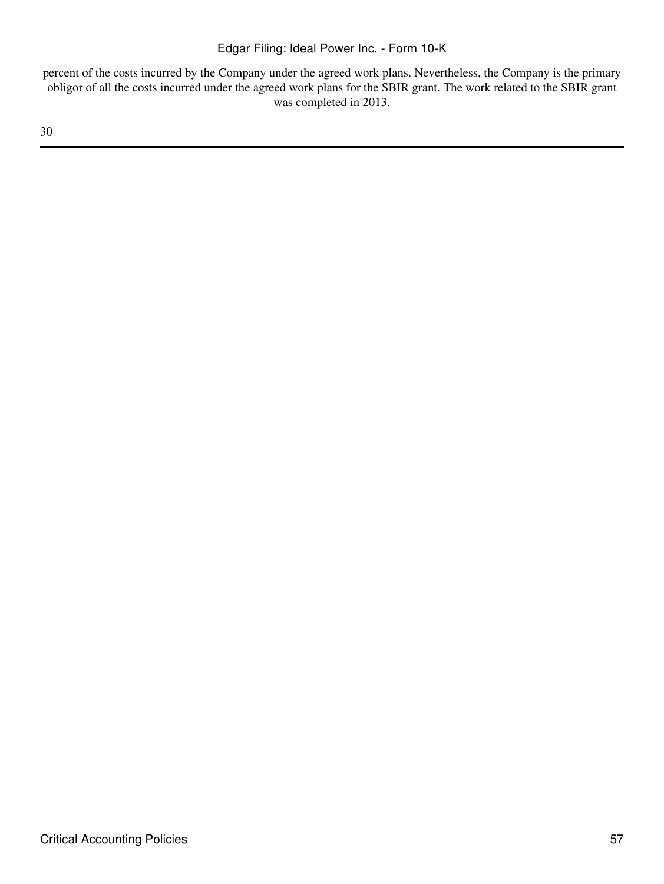percent of the costs incurred by the Company under the agreed work plans. Nevertheless, the Company is the primary obligor of all the costs incurred under the agreed work plans for the SBIR grant. The work related to the SBIR grant was completed in 2013.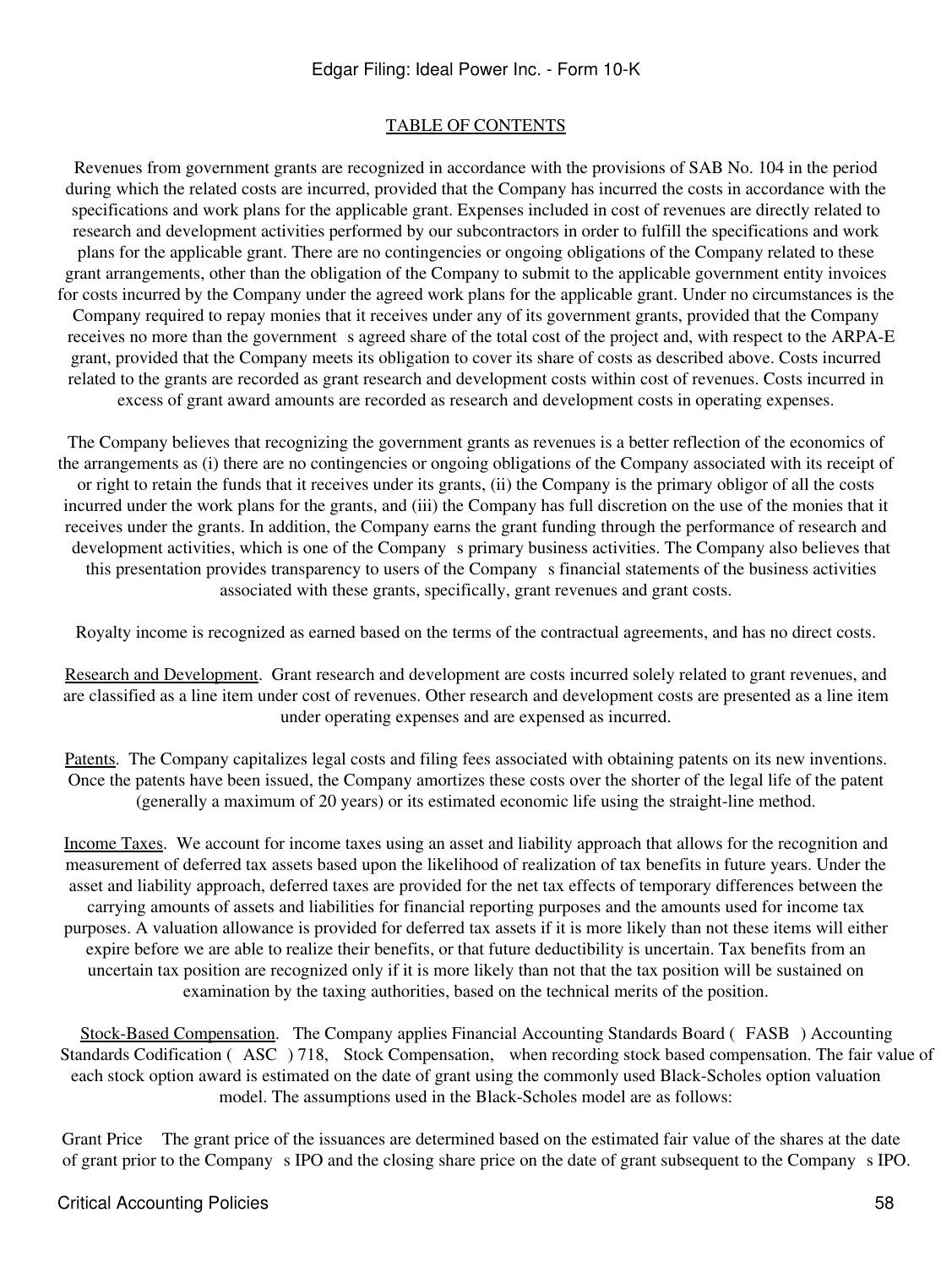Revenues from government grants are recognized in accordance with the provisions of SAB No. 104 in the period during which the related costs are incurred, provided that the Company has incurred the costs in accordance with the specifications and work plans for the applicable grant. Expenses included in cost of revenues are directly related to research and development activities performed by our subcontractors in order to fulfill the specifications and work plans for the applicable grant. There are no contingencies or ongoing obligations of the Company related to these grant arrangements, other than the obligation of the Company to submit to the applicable government entity invoices for costs incurred by the Company under the agreed work plans for the applicable grant. Under no circumstances is the Company required to repay monies that it receives under any of its government grants, provided that the Company receives no more than the government s agreed share of the total cost of the project and, with respect to the ARPA-E grant, provided that the Company meets its obligation to cover its share of costs as described above. Costs incurred related to the grants are recorded as grant research and development costs within cost of revenues. Costs incurred in excess of grant award amounts are recorded as research and development costs in operating expenses.

The Company believes that recognizing the government grants as revenues is a better reflection of the economics of the arrangements as (i) there are no contingencies or ongoing obligations of the Company associated with its receipt of or right to retain the funds that it receives under its grants, (ii) the Company is the primary obligor of all the costs incurred under the work plans for the grants, and (iii) the Company has full discretion on the use of the monies that it receives under the grants. In addition, the Company earns the grant funding through the performance of research and development activities, which is one of the Company s primary business activities. The Company also believes that this presentation provides transparency to users of the Company s financial statements of the business activities associated with these grants, specifically, grant revenues and grant costs.

Royalty income is recognized as earned based on the terms of the contractual agreements, and has no direct costs.

Research and Development. Grant research and development are costs incurred solely related to grant revenues, and are classified as a line item under cost of revenues. Other research and development costs are presented as a line item under operating expenses and are expensed as incurred.

Patents. The Company capitalizes legal costs and filing fees associated with obtaining patents on its new inventions. Once the patents have been issued, the Company amortizes these costs over the shorter of the legal life of the patent (generally a maximum of 20 years) or its estimated economic life using the straight-line method.

Income Taxes. We account for income taxes using an asset and liability approach that allows for the recognition and measurement of deferred tax assets based upon the likelihood of realization of tax benefits in future years. Under the asset and liability approach, deferred taxes are provided for the net tax effects of temporary differences between the carrying amounts of assets and liabilities for financial reporting purposes and the amounts used for income tax purposes. A valuation allowance is provided for deferred tax assets if it is more likely than not these items will either expire before we are able to realize their benefits, or that future deductibility is uncertain. Tax benefits from an uncertain tax position are recognized only if it is more likely than not that the tax position will be sustained on examination by the taxing authorities, based on the technical merits of the position.

Stock-Based Compensation. The Company applies Financial Accounting Standards Board ( FASB ) Accounting Standards Codification ( ASC ) 718, Stock Compensation, when recording stock based compensation. The fair value of each stock option award is estimated on the date of grant using the commonly used Black-Scholes option valuation model. The assumptions used in the Black-Scholes model are as follows:

Grant Price The grant price of the issuances are determined based on the estimated fair value of the shares at the date of grant prior to the Company s IPO and the closing share price on the date of grant subsequent to the Company s IPO.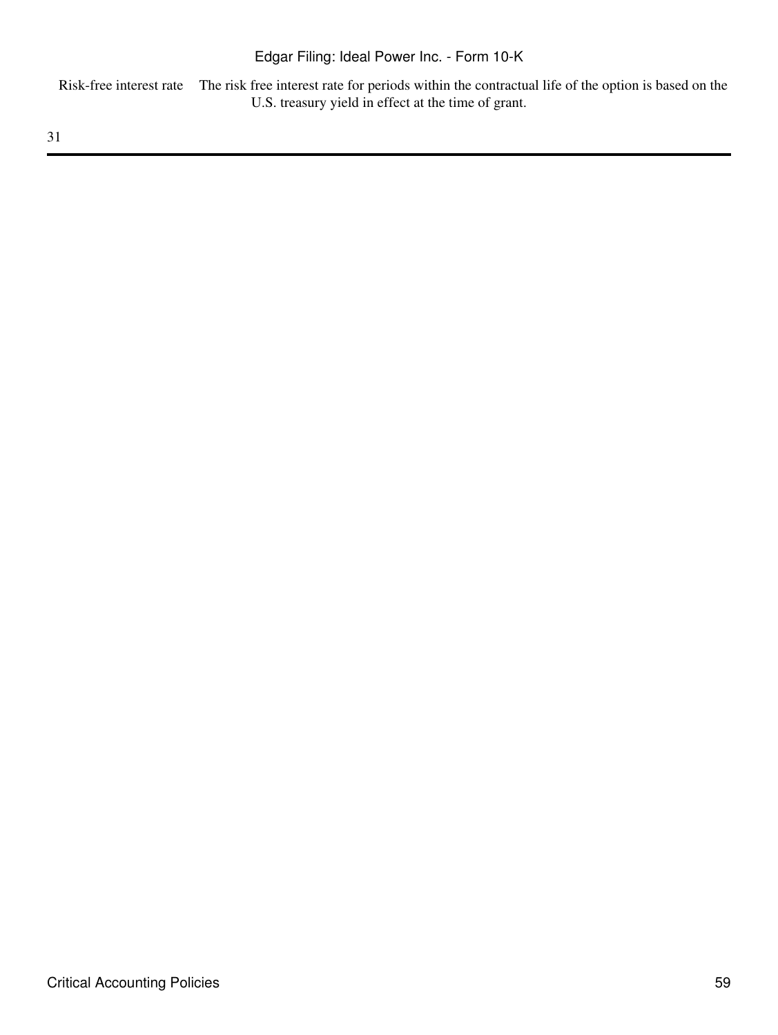| | |
|---|---|
| Risk-free interest rate | The risk free interest rate for periods within the contractual life of the option is based on the U.S. treasury yield in effect at the time of grant. |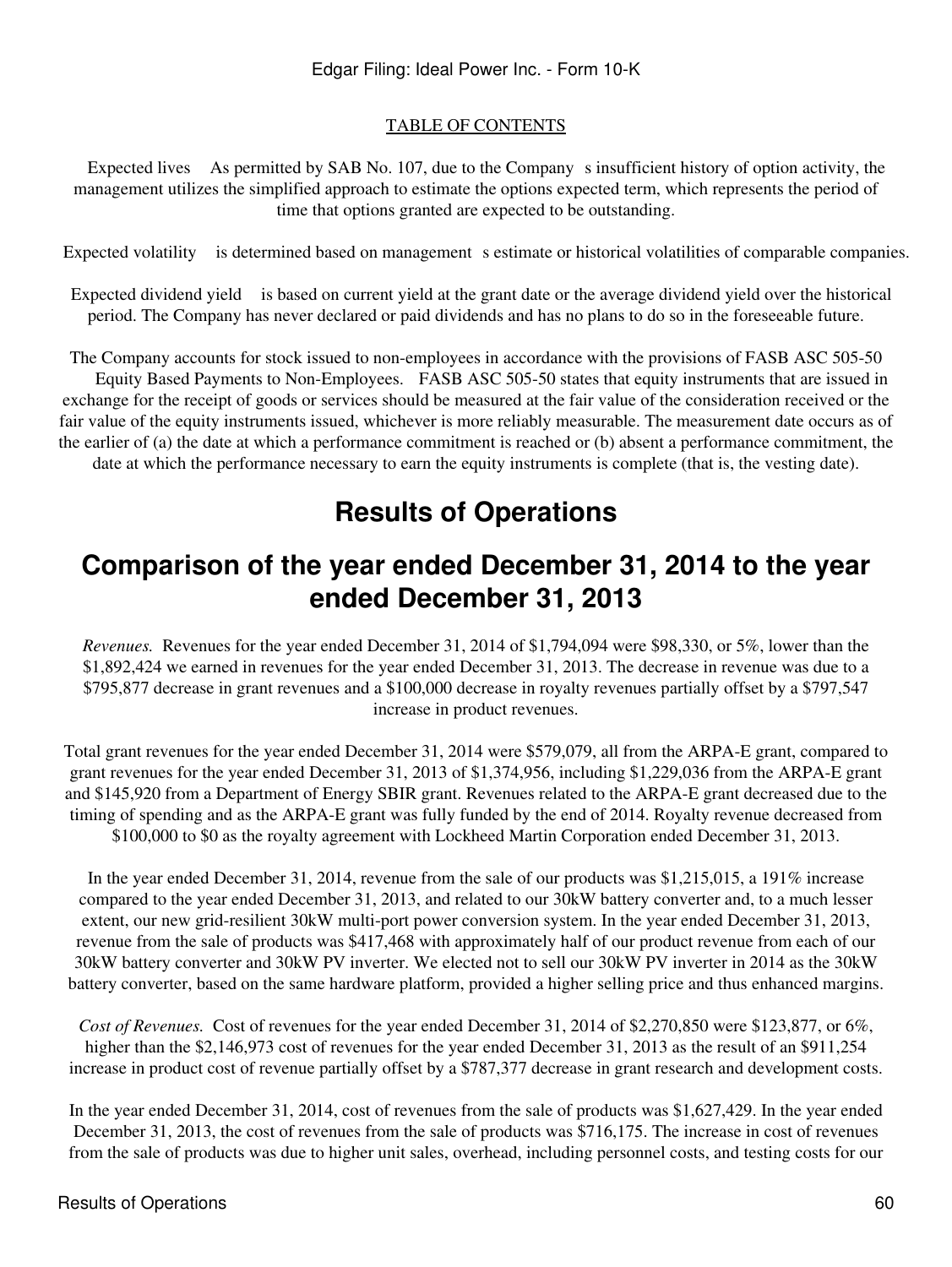Expected lives As permitted by SAB No. 107, due to the Company s insufficient history of option activity, the management utilizes the simplified approach to estimate the options expected term, which represents the period of time that options granted are expected to be outstanding.

Expected volatility is determined based on management s estimate or historical volatilities of comparable companies.

Expected dividend yield is based on current yield at the grant date or the average dividend yield over the historical period. The Company has never declared or paid dividends and has no plans to do so in the foreseeable future.

The Company accounts for stock issued to non-employees in accordance with the provisions of FASB ASC 505-50 Equity Based Payments to Non-Employees. FASB ASC 505-50 states that equity instruments that are issued in exchange for the receipt of goods or services should be measured at the fair value of the consideration received or the fair value of the equity instruments issued, whichever is more reliably measurable. The measurement date occurs as of the earlier of (a) the date at which a performance commitment is reached or (b) absent a performance commitment, the date at which the performance necessary to earn the equity instruments is complete (that is, the vesting date).

# Results of Operations

# Comparison of the year ended December 31, 2014 to the year ended December 31, 2013

*Revenues.* Revenues for the year ended December 31, 2014 of $1,794,094 were $98,330, or 5%, lower than the $1,892,424 we earned in revenues for the year ended December 31, 2013. The decrease in revenue was due to a $795,877 decrease in grant revenues and a $100,000 decrease in royalty revenues partially offset by a $797,547 increase in product revenues.

Total grant revenues for the year ended December 31, 2014 were $579,079, all from the ARPA-E grant, compared to grant revenues for the year ended December 31, 2013 of $1,374,956, including $1,229,036 from the ARPA-E grant and $145,920 from a Department of Energy SBIR grant. Revenues related to the ARPA-E grant decreased due to the timing of spending and as the ARPA-E grant was fully funded by the end of 2014. Royalty revenue decreased from $100,000 to $0 as the royalty agreement with Lockheed Martin Corporation ended December 31, 2013.

In the year ended December 31, 2014, revenue from the sale of our products was $1,215,015, a 191% increase compared to the year ended December 31, 2013, and related to our 30kW battery converter and, to a much lesser extent, our new grid-resilient 30kW multi-port power conversion system. In the year ended December 31, 2013, revenue from the sale of products was $417,468 with approximately half of our product revenue from each of our 30kW battery converter and 30kW PV inverter. We elected not to sell our 30kW PV inverter in 2014 as the 30kW battery converter, based on the same hardware platform, provided a higher selling price and thus enhanced margins.

*Cost of Revenues.* Cost of revenues for the year ended December 31, 2014 of $2,270,850 were $123,877, or 6%, higher than the $2,146,973 cost of revenues for the year ended December 31, 2013 as the result of an $911,254 increase in product cost of revenue partially offset by a $787,377 decrease in grant research and development costs.

In the year ended December 31, 2014, cost of revenues from the sale of products was $1,627,429. In the year ended December 31, 2013, the cost of revenues from the sale of products was $716,175. The increase in cost of revenues from the sale of products was due to higher unit sales, overhead, including personnel costs, and testing costs for our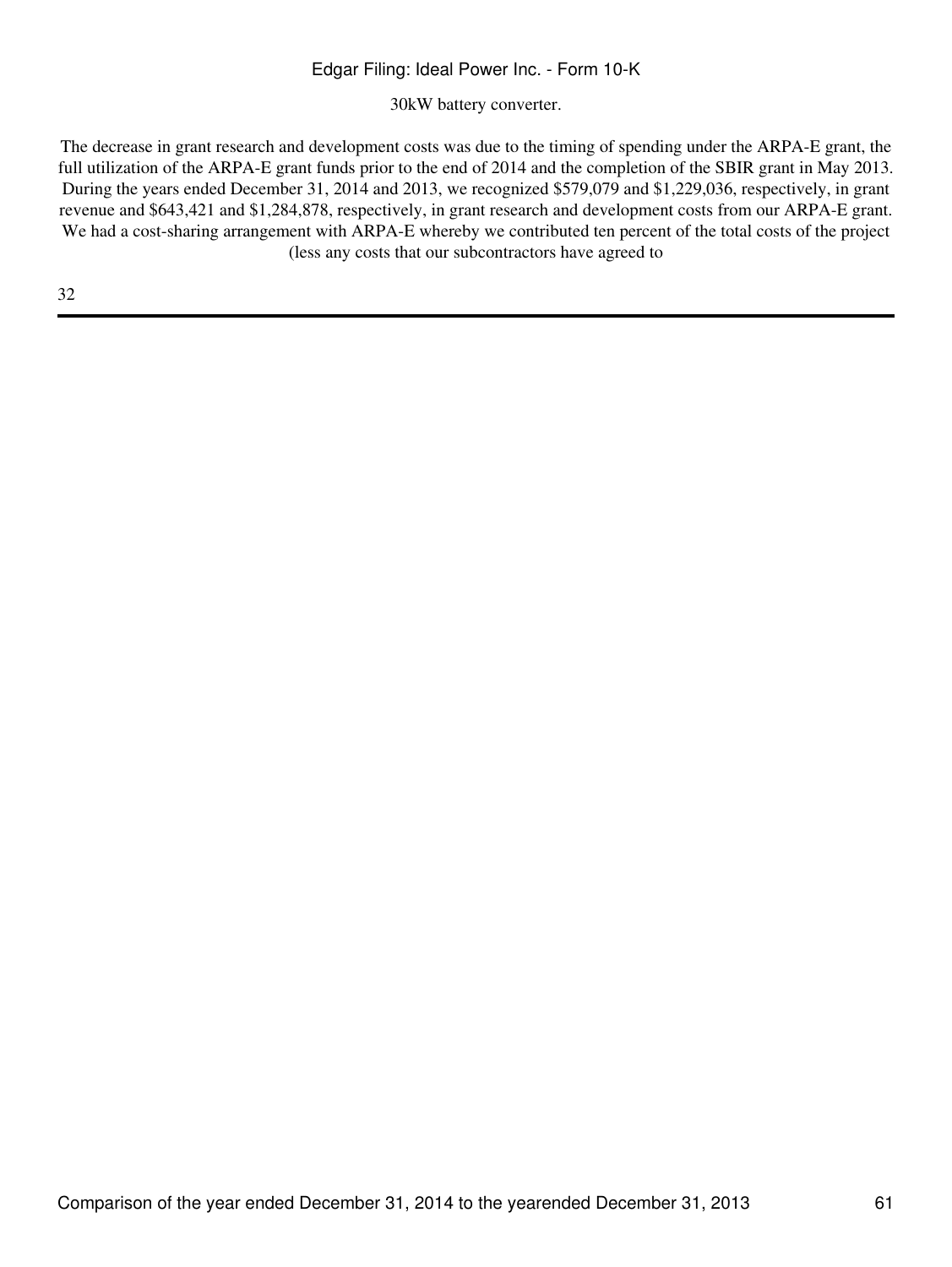30kW battery converter.

The decrease in grant research and development costs was due to the timing of spending under the ARPA-E grant, the full utilization of the ARPA-E grant funds prior to the end of 2014 and the completion of the SBIR grant in May 2013. During the years ended December 31, 2014 and 2013, we recognized $579,079 and $1,229,036, respectively, in grant revenue and $643,421 and $1,284,878, respectively, in grant research and development costs from our ARPA-E grant. We had a cost-sharing arrangement with ARPA-E whereby we contributed ten percent of the total costs of the project (less any costs that our subcontractors have agreed to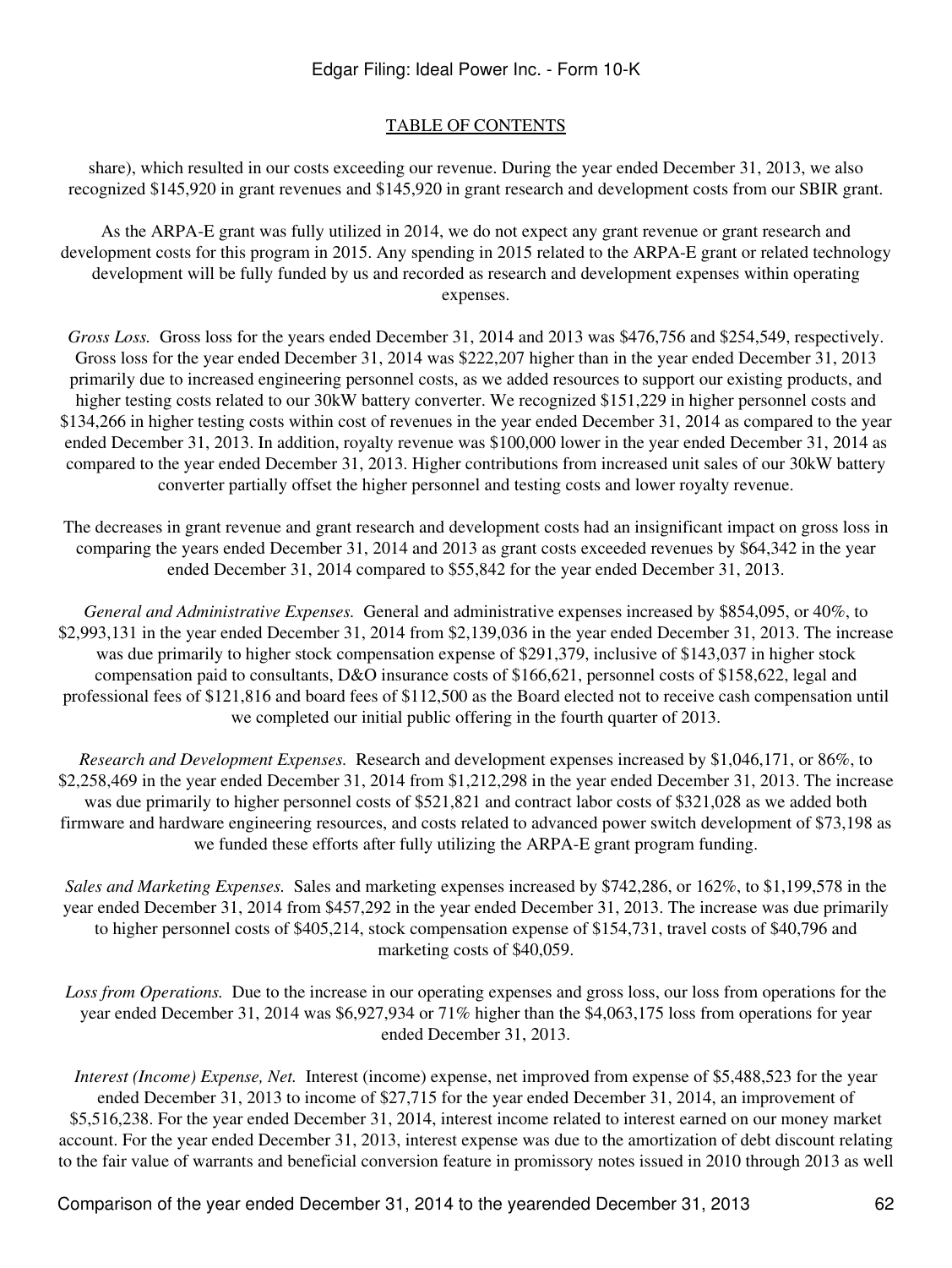share), which resulted in our costs exceeding our revenue. During the year ended December 31, 2013, we also recognized $145,920 in grant revenues and $145,920 in grant research and development costs from our SBIR grant.

As the ARPA-E grant was fully utilized in 2014, we do not expect any grant revenue or grant research and development costs for this program in 2015. Any spending in 2015 related to the ARPA-E grant or related technology development will be fully funded by us and recorded as research and development expenses within operating expenses.

*Gross Loss.* Gross loss for the years ended December 31, 2014 and 2013 was $476,756 and $254,549, respectively. Gross loss for the year ended December 31, 2014 was $222,207 higher than in the year ended December 31, 2013 primarily due to increased engineering personnel costs, as we added resources to support our existing products, and higher testing costs related to our 30kW battery converter. We recognized $151,229 in higher personnel costs and $134,266 in higher testing costs within cost of revenues in the year ended December 31, 2014 as compared to the year ended December 31, 2013. In addition, royalty revenue was $100,000 lower in the year ended December 31, 2014 as compared to the year ended December 31, 2013. Higher contributions from increased unit sales of our 30kW battery converter partially offset the higher personnel and testing costs and lower royalty revenue.

The decreases in grant revenue and grant research and development costs had an insignificant impact on gross loss in comparing the years ended December 31, 2014 and 2013 as grant costs exceeded revenues by $64,342 in the year ended December 31, 2014 compared to $55,842 for the year ended December 31, 2013.

*General and Administrative Expenses.* General and administrative expenses increased by $854,095, or 40%, to $2,993,131 in the year ended December 31, 2014 from $2,139,036 in the year ended December 31, 2013. The increase was due primarily to higher stock compensation expense of $291,379, inclusive of $143,037 in higher stock compensation paid to consultants, D&O insurance costs of $166,621, personnel costs of $158,622, legal and professional fees of $121,816 and board fees of $112,500 as the Board elected not to receive cash compensation until we completed our initial public offering in the fourth quarter of 2013.

*Research and Development Expenses.* Research and development expenses increased by $1,046,171, or 86%, to $2,258,469 in the year ended December 31, 2014 from $1,212,298 in the year ended December 31, 2013. The increase was due primarily to higher personnel costs of $521,821 and contract labor costs of $321,028 as we added both firmware and hardware engineering resources, and costs related to advanced power switch development of $73,198 as we funded these efforts after fully utilizing the ARPA-E grant program funding.

*Sales and Marketing Expenses.* Sales and marketing expenses increased by $742,286, or 162%, to $1,199,578 in the year ended December 31, 2014 from $457,292 in the year ended December 31, 2013. The increase was due primarily to higher personnel costs of $405,214, stock compensation expense of $154,731, travel costs of $40,796 and marketing costs of $40,059.

*Loss from Operations.* Due to the increase in our operating expenses and gross loss, our loss from operations for the year ended December 31, 2014 was $6,927,934 or 71% higher than the $4,063,175 loss from operations for year ended December 31, 2013.

*Interest (Income) Expense, Net.* Interest (income) expense, net improved from expense of $5,488,523 for the year ended December 31, 2013 to income of $27,715 for the year ended December 31, 2014, an improvement of $5,516,238. For the year ended December 31, 2014, interest income related to interest earned on our money market account. For the year ended December 31, 2013, interest expense was due to the amortization of debt discount relating to the fair value of warrants and beneficial conversion feature in promissory notes issued in 2010 through 2013 as well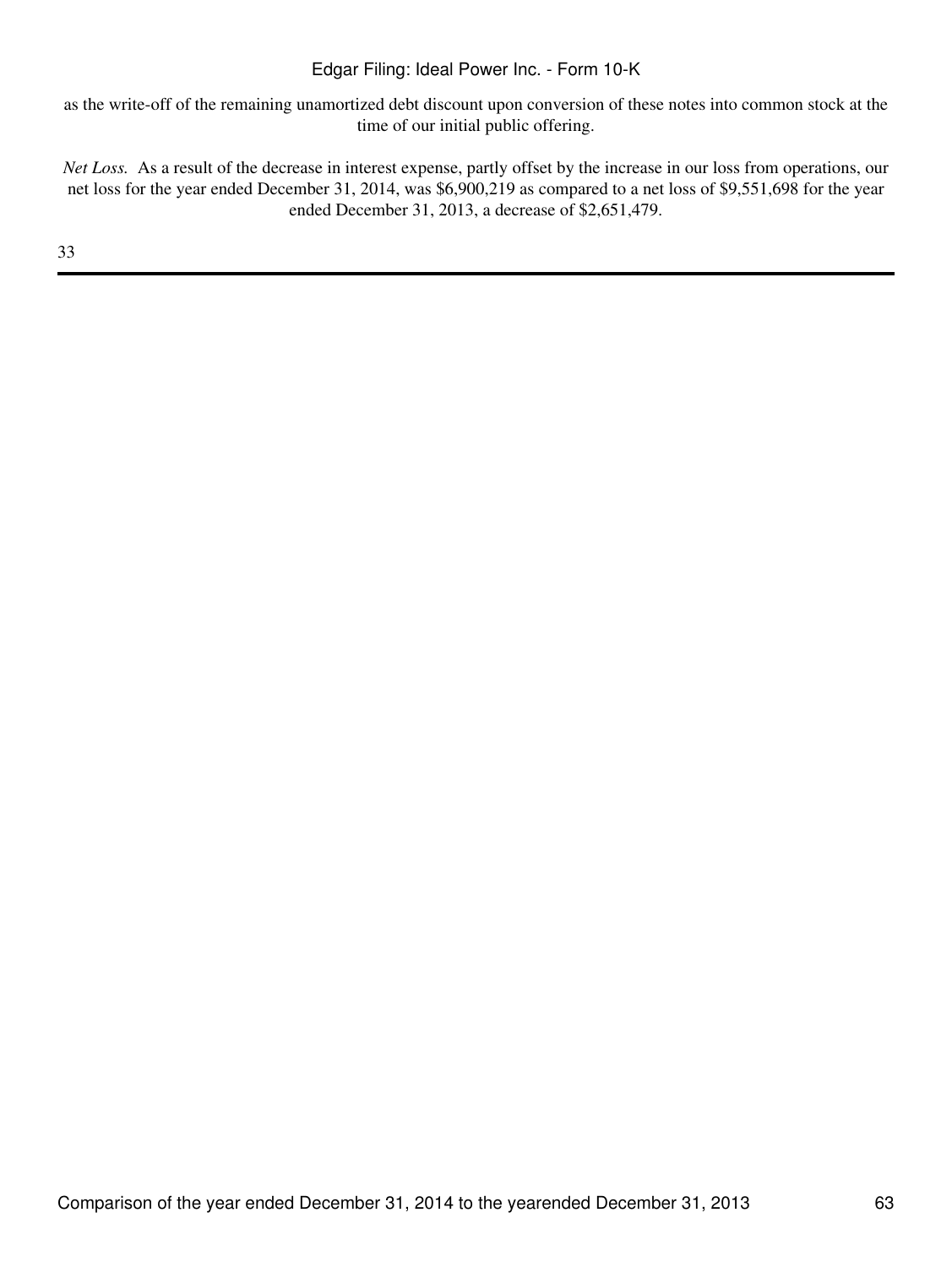as the write-off of the remaining unamortized debt discount upon conversion of these notes into common stock at the time of our initial public offering.

*Net Loss.* As a result of the decrease in interest expense, partly offset by the increase in our loss from operations, our net loss for the year ended December 31, 2014, was $6,900,219 as compared to a net loss of $9,551,698 for the year ended December 31, 2013, a decrease of $2,651,479.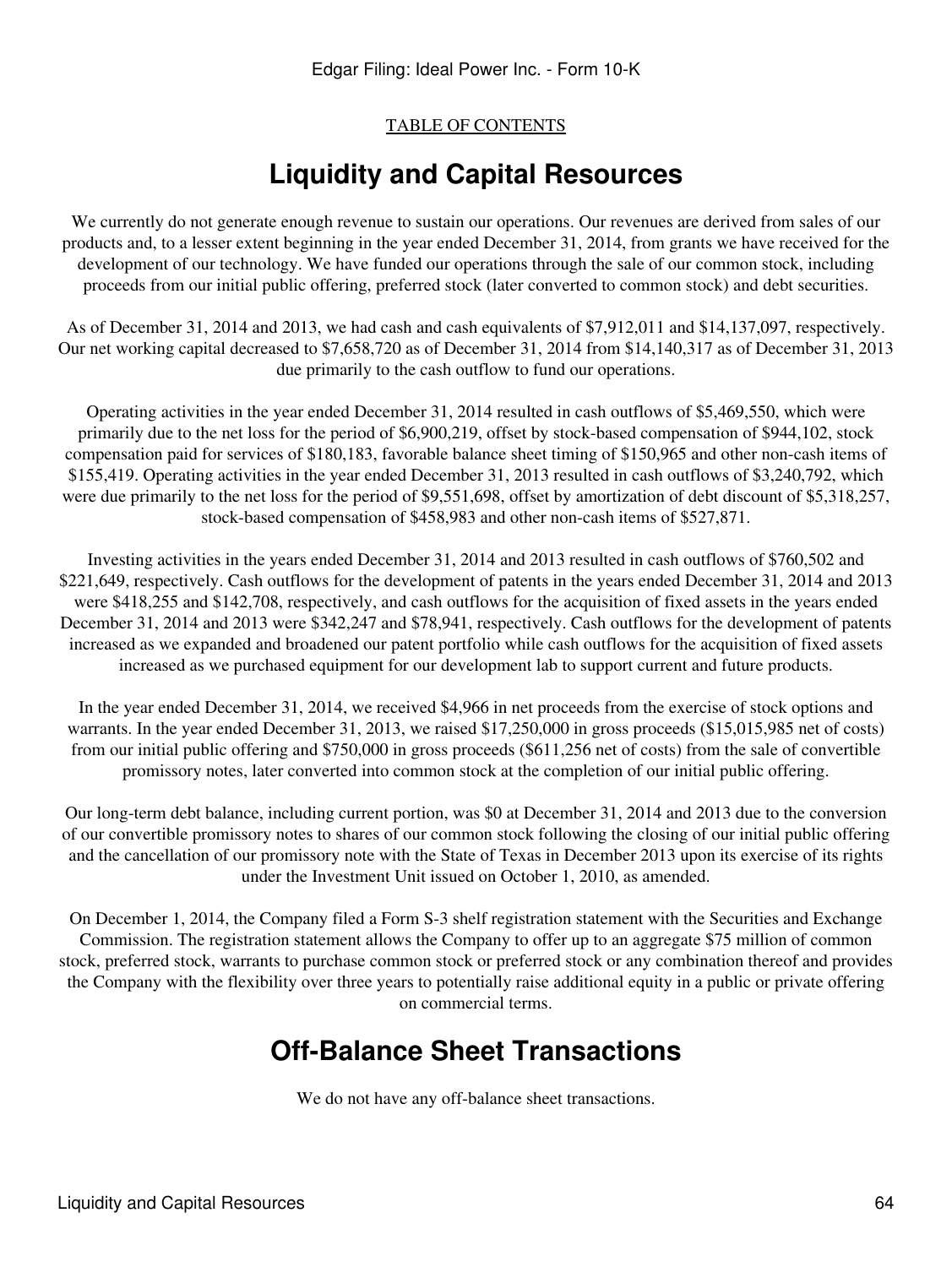# Liquidity and Capital Resources

We currently do not generate enough revenue to sustain our operations. Our revenues are derived from sales of our products and, to a lesser extent beginning in the year ended December 31, 2014, from grants we have received for the development of our technology. We have funded our operations through the sale of our common stock, including proceeds from our initial public offering, preferred stock (later converted to common stock) and debt securities.

As of December 31, 2014 and 2013, we had cash and cash equivalents of $7,912,011 and $14,137,097, respectively. Our net working capital decreased to $7,658,720 as of December 31, 2014 from $14,140,317 as of December 31, 2013 due primarily to the cash outflow to fund our operations.

Operating activities in the year ended December 31, 2014 resulted in cash outflows of $5,469,550, which were primarily due to the net loss for the period of $6,900,219, offset by stock-based compensation of $944,102, stock compensation paid for services of $180,183, favorable balance sheet timing of $150,965 and other non-cash items of $155,419. Operating activities in the year ended December 31, 2013 resulted in cash outflows of $3,240,792, which were due primarily to the net loss for the period of $9,551,698, offset by amortization of debt discount of $5,318,257, stock-based compensation of $458,983 and other non-cash items of $527,871.

Investing activities in the years ended December 31, 2014 and 2013 resulted in cash outflows of $760,502 and $221,649, respectively. Cash outflows for the development of patents in the years ended December 31, 2014 and 2013 were $418,255 and $142,708, respectively, and cash outflows for the acquisition of fixed assets in the years ended December 31, 2014 and 2013 were $342,247 and $78,941, respectively. Cash outflows for the development of patents increased as we expanded and broadened our patent portfolio while cash outflows for the acquisition of fixed assets increased as we purchased equipment for our development lab to support current and future products.

In the year ended December 31, 2014, we received $4,966 in net proceeds from the exercise of stock options and warrants. In the year ended December 31, 2013, we raised $17,250,000 in gross proceeds ($15,015,985 net of costs) from our initial public offering and $750,000 in gross proceeds ($611,256 net of costs) from the sale of convertible promissory notes, later converted into common stock at the completion of our initial public offering.

Our long-term debt balance, including current portion, was $0 at December 31, 2014 and 2013 due to the conversion of our convertible promissory notes to shares of our common stock following the closing of our initial public offering and the cancellation of our promissory note with the State of Texas in December 2013 upon its exercise of its rights under the Investment Unit issued on October 1, 2010, as amended.

On December 1, 2014, the Company filed a Form S-3 shelf registration statement with the Securities and Exchange Commission. The registration statement allows the Company to offer up to an aggregate $75 million of common stock, preferred stock, warrants to purchase common stock or preferred stock or any combination thereof and provides the Company with the flexibility over three years to potentially raise additional equity in a public or private offering on commercial terms.

# Off-Balance Sheet Transactions

We do not have any off-balance sheet transactions.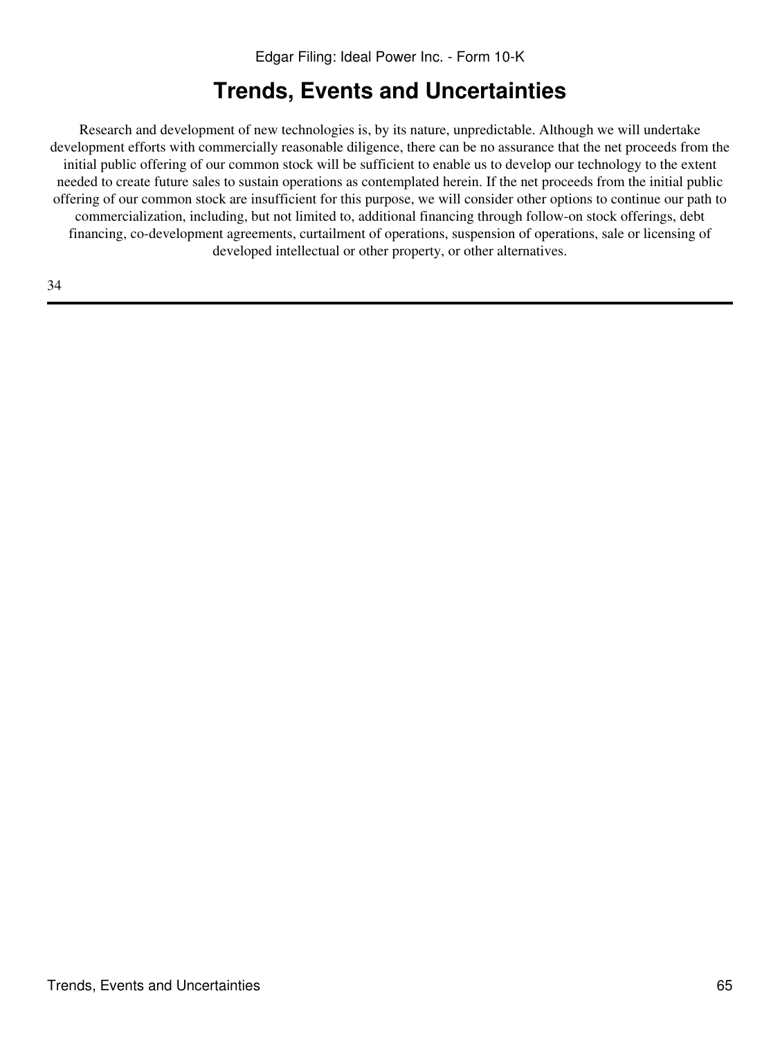## Trends, Events and Uncertainties

Research and development of new technologies is, by its nature, unpredictable. Although we will undertake development efforts with commercially reasonable diligence, there can be no assurance that the net proceeds from the initial public offering of our common stock will be sufficient to enable us to develop our technology to the extent needed to create future sales to sustain operations as contemplated herein. If the net proceeds from the initial public offering of our common stock are insufficient for this purpose, we will consider other options to continue our path to commercialization, including, but not limited to, additional financing through follow-on stock offerings, debt financing, co-development agreements, curtailment of operations, suspension of operations, sale or licensing of developed intellectual or other property, or other alternatives.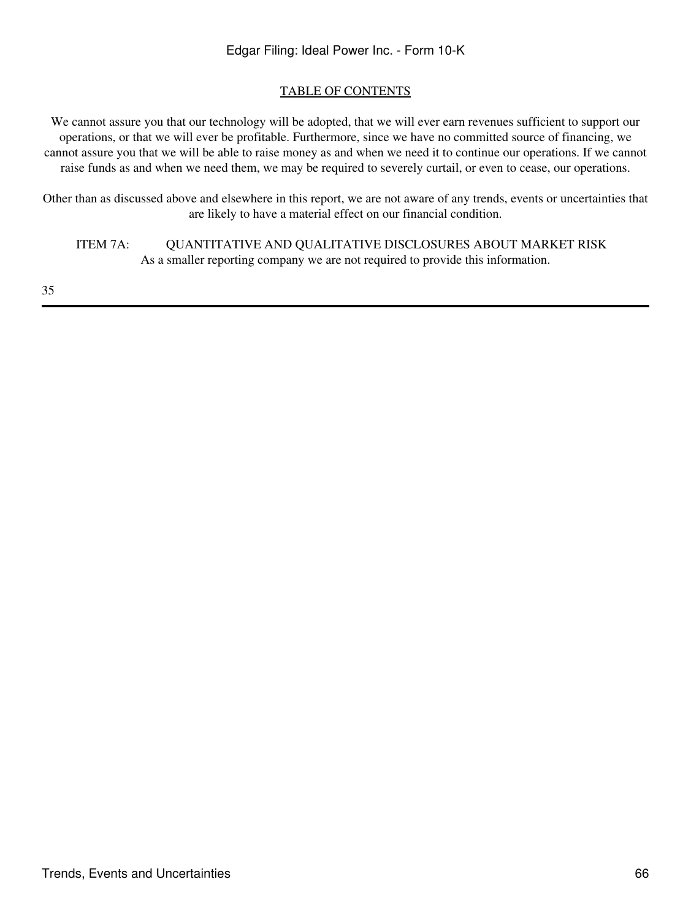We cannot assure you that our technology will be adopted, that we will ever earn revenues sufficient to support our operations, or that we will ever be profitable. Furthermore, since we have no committed source of financing, we cannot assure you that we will be able to raise money as and when we need it to continue our operations. If we cannot raise funds as and when we need them, we may be required to severely curtail, or even to cease, our operations.

Other than as discussed above and elsewhere in this report, we are not aware of any trends, events or uncertainties that are likely to have a material effect on our financial condition.

## ITEM 7A: QUANTITATIVE AND QUALITATIVE DISCLOSURES ABOUT MARKET RISK

As a smaller reporting company we are not required to provide this information.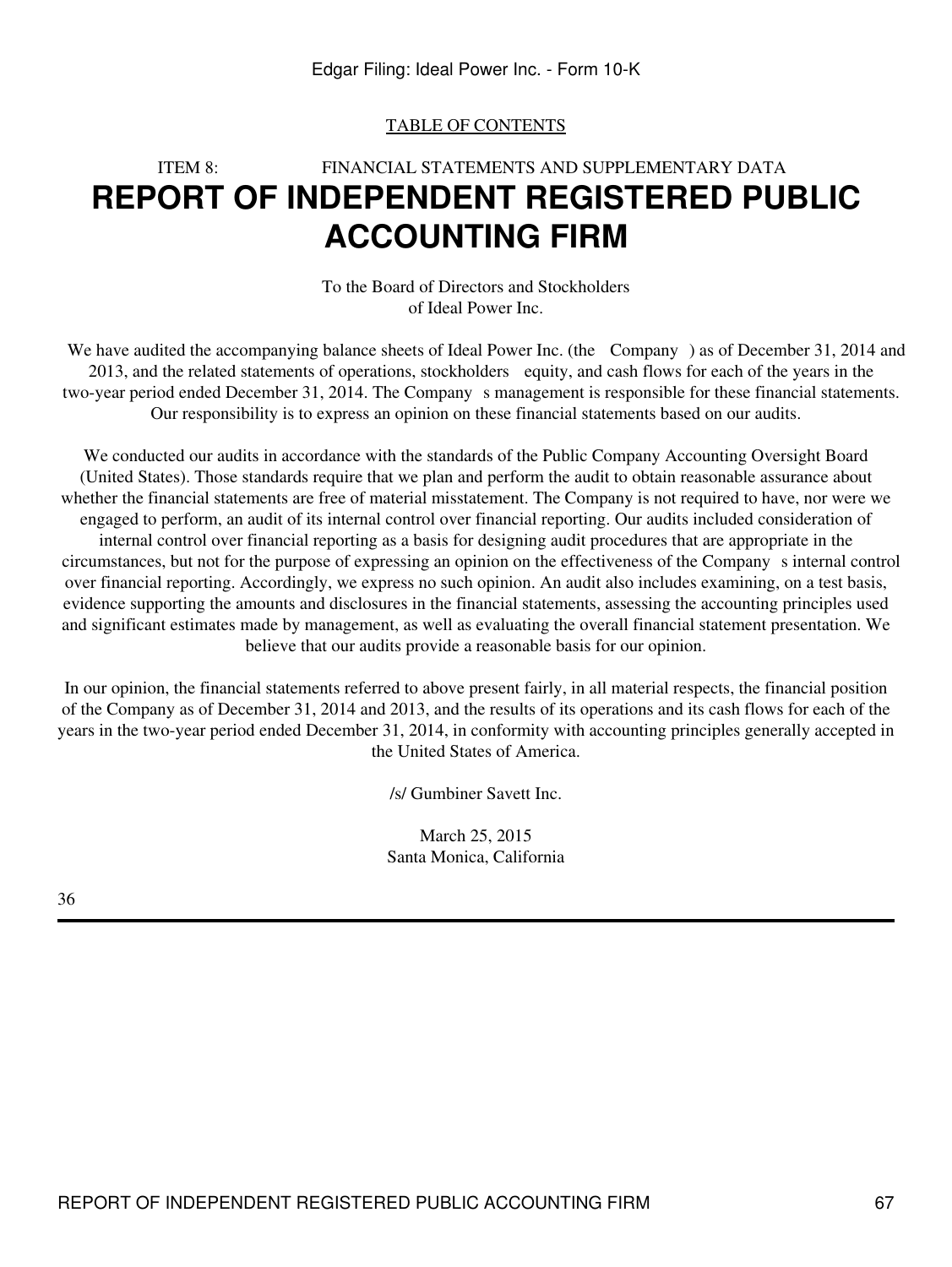TABLE OF CONTENTS

ITEM 8: FINANCIAL STATEMENTS AND SUPPLEMENTARY DATA

# REPORT OF INDEPENDENT REGISTERED PUBLIC ACCOUNTING FIRM

To the Board of Directors and Stockholders
of Ideal Power Inc.

We have audited the accompanying balance sheets of Ideal Power Inc. (the Company ) as of December 31, 2014 and 2013, and the related statements of operations, stockholders equity, and cash flows for each of the years in the two-year period ended December 31, 2014. The Company s management is responsible for these financial statements. Our responsibility is to express an opinion on these financial statements based on our audits.

We conducted our audits in accordance with the standards of the Public Company Accounting Oversight Board (United States). Those standards require that we plan and perform the audit to obtain reasonable assurance about whether the financial statements are free of material misstatement. The Company is not required to have, nor were we engaged to perform, an audit of its internal control over financial reporting. Our audits included consideration of internal control over financial reporting as a basis for designing audit procedures that are appropriate in the circumstances, but not for the purpose of expressing an opinion on the effectiveness of the Company s internal control over financial reporting. Accordingly, we express no such opinion. An audit also includes examining, on a test basis, evidence supporting the amounts and disclosures in the financial statements, assessing the accounting principles used and significant estimates made by management, as well as evaluating the overall financial statement presentation. We believe that our audits provide a reasonable basis for our opinion.

In our opinion, the financial statements referred to above present fairly, in all material respects, the financial position of the Company as of December 31, 2014 and 2013, and the results of its operations and its cash flows for each of the years in the two-year period ended December 31, 2014, in conformity with accounting principles generally accepted in the United States of America.

/s/ Gumbiner Savett Inc.

March 25, 2015
Santa Monica, California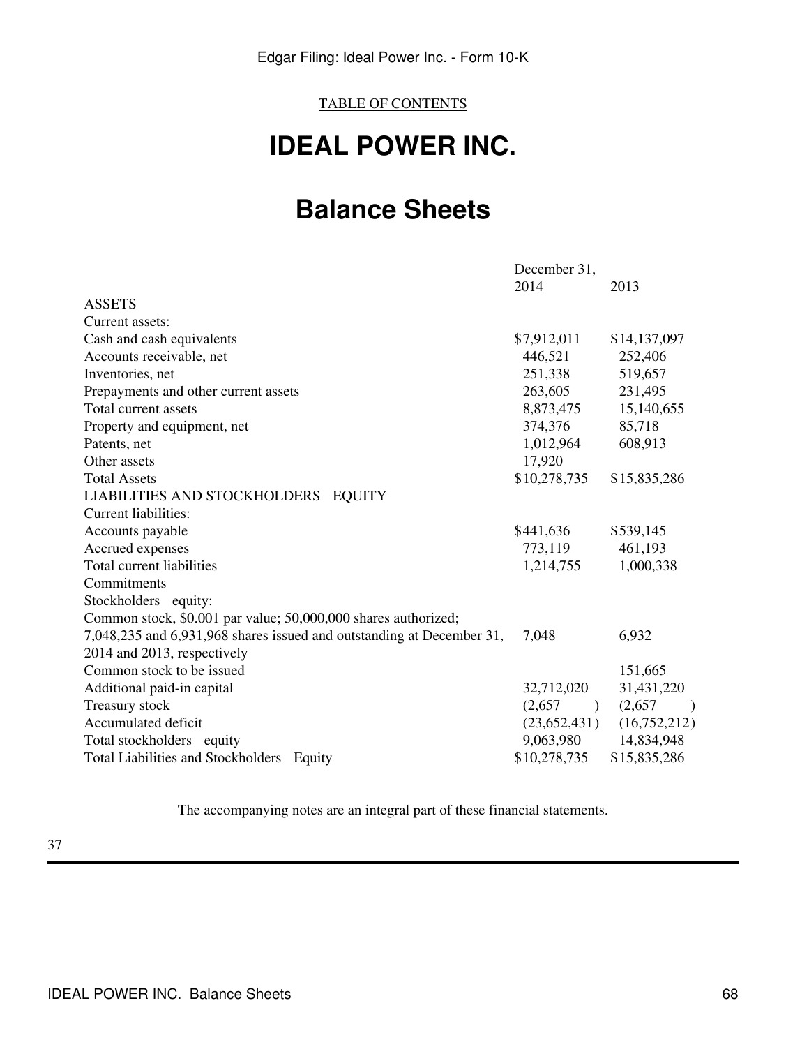[TABLE OF CONTENTS](#)

# IDEAL POWER INC.

# Balance Sheets

| | December 31, 2014 | 2013 |
|---|---|---|
| ASSETS | | |
| Current assets: | | |
| Cash and cash equivalents | $7,912,011 | $14,137,097 |
| Accounts receivable, net | 446,521 | 252,406 |
| Inventories, net | 251,338 | 519,657 |
| Prepayments and other current assets | 263,605 | 231,495 |
| Total current assets | 8,873,475 | 15,140,655 |
| Property and equipment, net | 374,376 | 85,718 |
| Patents, net | 1,012,964 | 608,913 |
| Other assets | 17,920 | |
| Total Assets | $10,278,735 | $15,835,286 |
| LIABILITIES AND STOCKHOLDERS EQUITY | | |
| Current liabilities: | | |
| Accounts payable | $441,636 | $539,145 |
| Accrued expenses | 773,119 | 461,193 |
| Total current liabilities | 1,214,755 | 1,000,338 |
| Commitments | | |
| Stockholders equity: | | |
| Common stock, $0.001 par value; 50,000,000 shares authorized; 7,048,235 and 6,931,968 shares issued and outstanding at December 31, 2014 and 2013, respectively | 7,048 | 6,932 |
| Common stock to be issued | | 151,665 |
| Additional paid-in capital | 32,712,020 | 31,431,220 |
| Treasury stock | (2,657) | (2,657) |
| Accumulated deficit | (23,652,431) | (16,752,212) |
| Total stockholders equity | 9,063,980 | 14,834,948 |
| Total Liabilities and Stockholders Equity | $10,278,735 | $15,835,286 |

The accompanying notes are an integral part of these financial statements.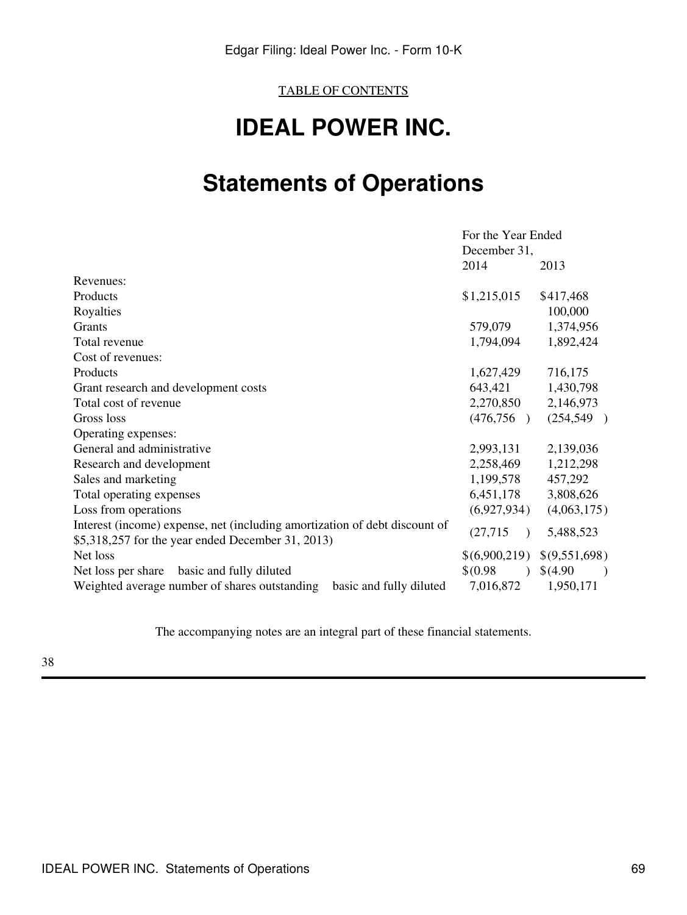TABLE OF CONTENTS

# IDEAL POWER INC.

# Statements of Operations

| | For the Year Ended December 31, | |
|---|---|---|
| | 2014 | 2013 |
| Revenues: | | |
| Products | $1,215,015 | $417,468 |
| Royalties | | 100,000 |
| Grants | 579,079 | 1,374,956 |
| Total revenue | 1,794,094 | 1,892,424 |
| Cost of revenues: | | |
| Products | 1,627,429 | 716,175 |
| Grant research and development costs | 643,421 | 1,430,798 |
| Total cost of revenue | 2,270,850 | 2,146,973 |
| Gross loss | (476,756) | (254,549) |
| Operating expenses: | | |
| General and administrative | 2,993,131 | 2,139,036 |
| Research and development | 2,258,469 | 1,212,298 |
| Sales and marketing | 1,199,578 | 457,292 |
| Total operating expenses | 6,451,178 | 3,808,626 |
| Loss from operations | (6,927,934) | (4,063,175) |
| Interest (income) expense, net (including amortization of debt discount of $5,318,257 for the year ended December 31, 2013) | (27,715) | 5,488,523 |
| Net loss | $(6,900,219) | $(9,551,698) |
| Net loss per share basic and fully diluted | $(0.98) | $(4.90) |
| Weighted average number of shares outstanding basic and fully diluted | 7,016,872 | 1,950,171 |

The accompanying notes are an integral part of these financial statements.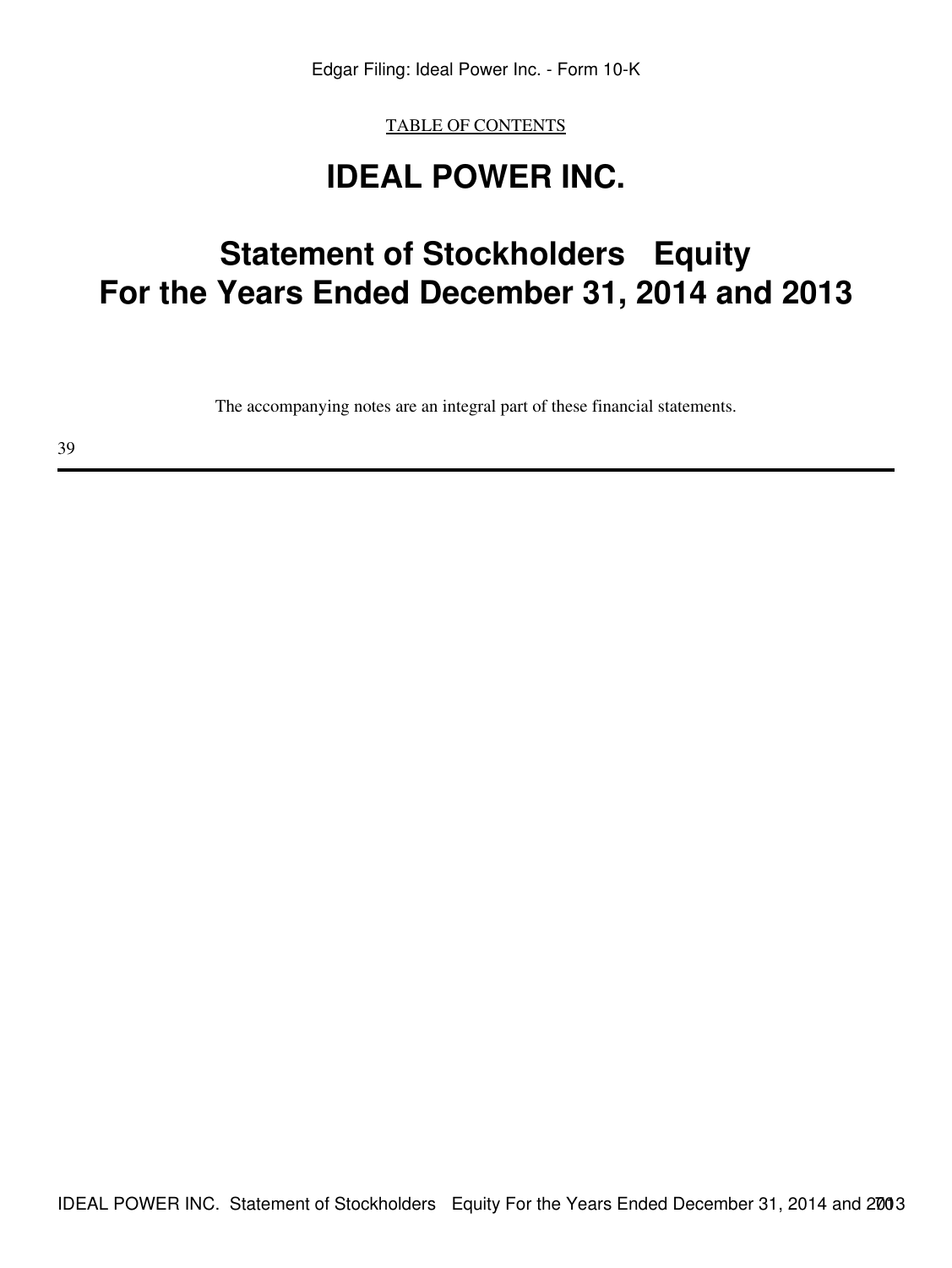# IDEAL POWER INC.

## Statement of Stockholders Equity
## For the Years Ended December 31, 2014 and 2013

The accompanying notes are an integral part of these financial statements.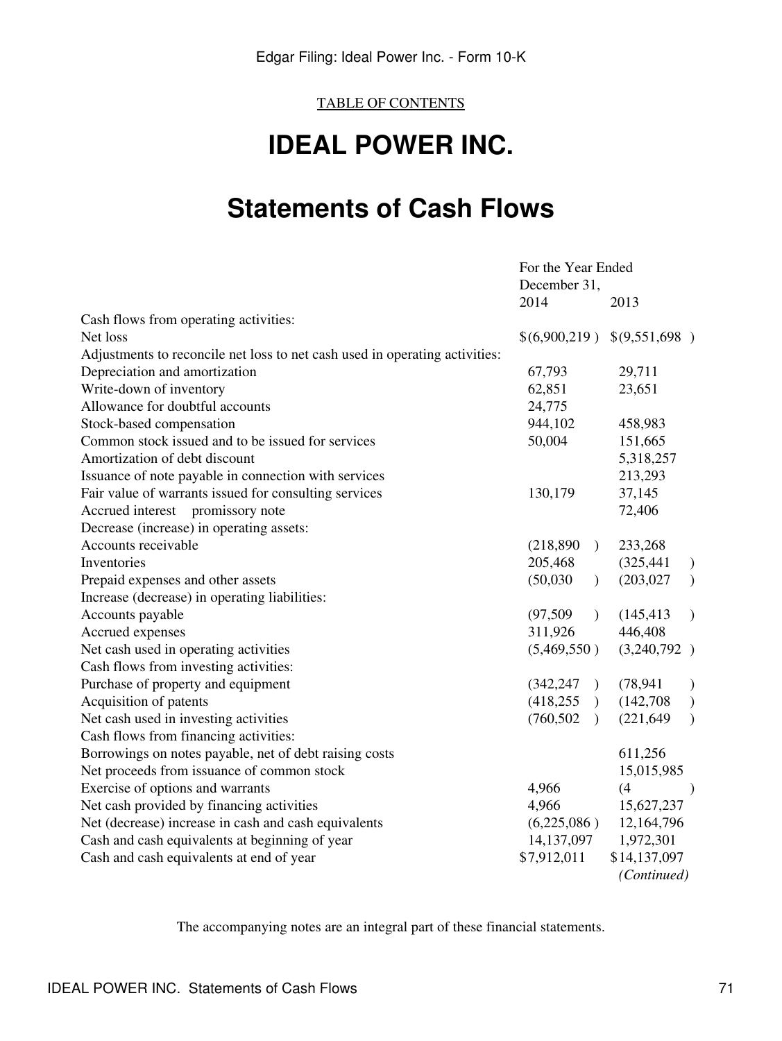TABLE OF CONTENTS

# IDEAL POWER INC.

# Statements of Cash Flows

| | For the Year Ended December 31, 2014 | 2013 |
|---|---|---|
| Cash flows from operating activities: | | |
| Net loss | $(6,900,219) | $(9,551,698) |
| Adjustments to reconcile net loss to net cash used in operating activities: | | |
| Depreciation and amortization | 67,793 | 29,711 |
| Write-down of inventory | 62,851 | 23,651 |
| Allowance for doubtful accounts | 24,775 | |
| Stock-based compensation | 944,102 | 458,983 |
| Common stock issued and to be issued for services | 50,004 | 151,665 |
| Amortization of debt discount | | 5,318,257 |
| Issuance of note payable in connection with services | | 213,293 |
| Fair value of warrants issued for consulting services | 130,179 | 37,145 |
| Accrued interest promissory note | | 72,406 |
| Decrease (increase) in operating assets: | | |
| Accounts receivable | (218,890) | 233,268 |
| Inventories | 205,468 | (325,441) |
| Prepaid expenses and other assets | (50,030) | (203,027) |
| Increase (decrease) in operating liabilities: | | |
| Accounts payable | (97,509) | (145,413) |
| Accrued expenses | 311,926 | 446,408 |
| Net cash used in operating activities | (5,469,550) | (3,240,792) |
| Cash flows from investing activities: | | |
| Purchase of property and equipment | (342,247) | (78,941) |
| Acquisition of patents | (418,255) | (142,708) |
| Net cash used in investing activities | (760,502) | (221,649) |
| Cash flows from financing activities: | | |
| Borrowings on notes payable, net of debt raising costs | | 611,256 |
| Net proceeds from issuance of common stock | | 15,015,985 |
| Exercise of options and warrants | 4,966 | (4) |
| Net cash provided by financing activities | 4,966 | 15,627,237 |
| Net (decrease) increase in cash and cash equivalents | (6,225,086) | 12,164,796 |
| Cash and cash equivalents at beginning of year | 14,137,097 | 1,972,301 |
| Cash and cash equivalents at end of year | $7,912,011 | $14,137,097 |

*(Continued)*

The accompanying notes are an integral part of these financial statements.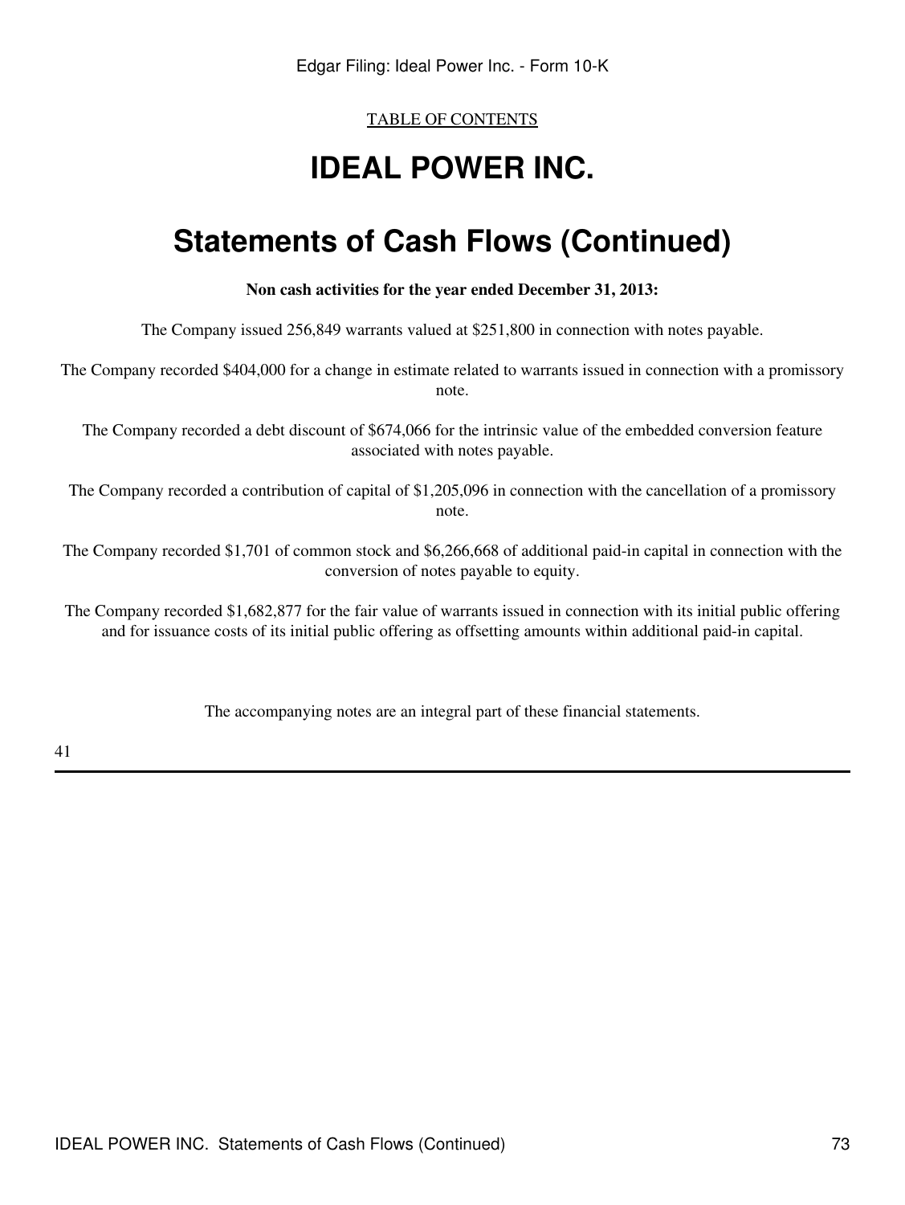# IDEAL POWER INC.

# Statements of Cash Flows (Continued)

**Non cash activities for the year ended December 31, 2013:**

The Company issued 256,849 warrants valued at $251,800 in connection with notes payable.

The Company recorded $404,000 for a change in estimate related to warrants issued in connection with a promissory note.

The Company recorded a debt discount of $674,066 for the intrinsic value of the embedded conversion feature associated with notes payable.

The Company recorded a contribution of capital of $1,205,096 in connection with the cancellation of a promissory note.

The Company recorded $1,701 of common stock and $6,266,668 of additional paid-in capital in connection with the conversion of notes payable to equity.

The Company recorded $1,682,877 for the fair value of warrants issued in connection with its initial public offering and for issuance costs of its initial public offering as offsetting amounts within additional paid-in capital.

The accompanying notes are an integral part of these financial statements.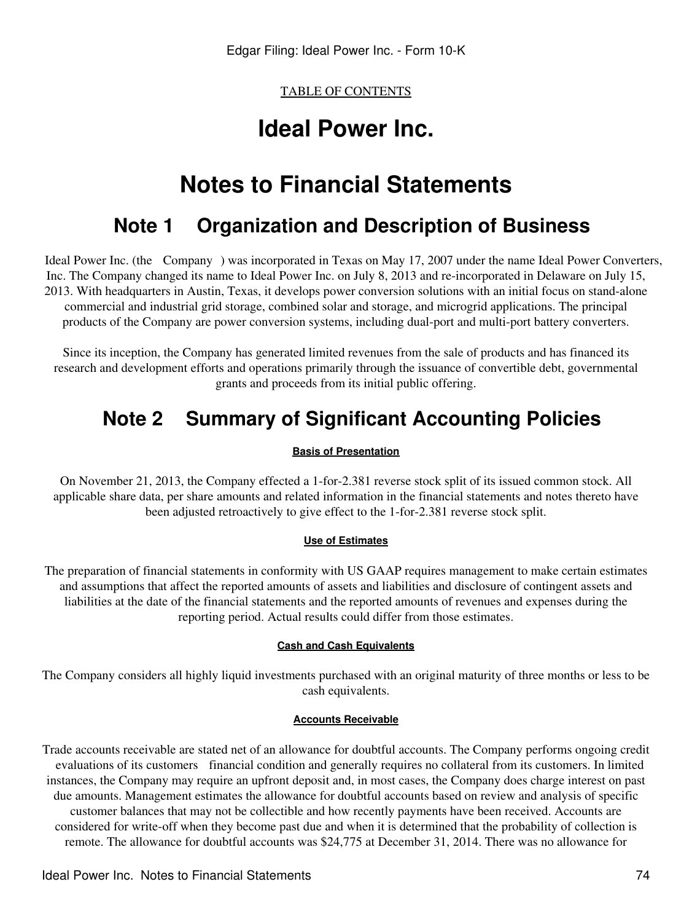TABLE OF CONTENTS

# Ideal Power Inc.

# Notes to Financial Statements

## Note 1 Organization and Description of Business

Ideal Power Inc. (the Company ) was incorporated in Texas on May 17, 2007 under the name Ideal Power Converters, Inc. The Company changed its name to Ideal Power Inc. on July 8, 2013 and re-incorporated in Delaware on July 15, 2013. With headquarters in Austin, Texas, it develops power conversion solutions with an initial focus on stand-alone commercial and industrial grid storage, combined solar and storage, and microgrid applications. The principal products of the Company are power conversion systems, including dual-port and multi-port battery converters.

Since its inception, the Company has generated limited revenues from the sale of products and has financed its research and development efforts and operations primarily through the issuance of convertible debt, governmental grants and proceeds from its initial public offering.

## Note 2 Summary of Significant Accounting Policies

#### Basis of Presentation

On November 21, 2013, the Company effected a 1-for-2.381 reverse stock split of its issued common stock. All applicable share data, per share amounts and related information in the financial statements and notes thereto have been adjusted retroactively to give effect to the 1-for-2.381 reverse stock split.

#### Use of Estimates

The preparation of financial statements in conformity with US GAAP requires management to make certain estimates and assumptions that affect the reported amounts of assets and liabilities and disclosure of contingent assets and liabilities at the date of the financial statements and the reported amounts of revenues and expenses during the reporting period. Actual results could differ from those estimates.

#### Cash and Cash Equivalents

The Company considers all highly liquid investments purchased with an original maturity of three months or less to be cash equivalents.

#### Accounts Receivable

Trade accounts receivable are stated net of an allowance for doubtful accounts. The Company performs ongoing credit evaluations of its customers financial condition and generally requires no collateral from its customers. In limited instances, the Company may require an upfront deposit and, in most cases, the Company does charge interest on past due amounts. Management estimates the allowance for doubtful accounts based on review and analysis of specific customer balances that may not be collectible and how recently payments have been received. Accounts are considered for write-off when they become past due and when it is determined that the probability of collection is remote. The allowance for doubtful accounts was $24,775 at December 31, 2014. There was no allowance for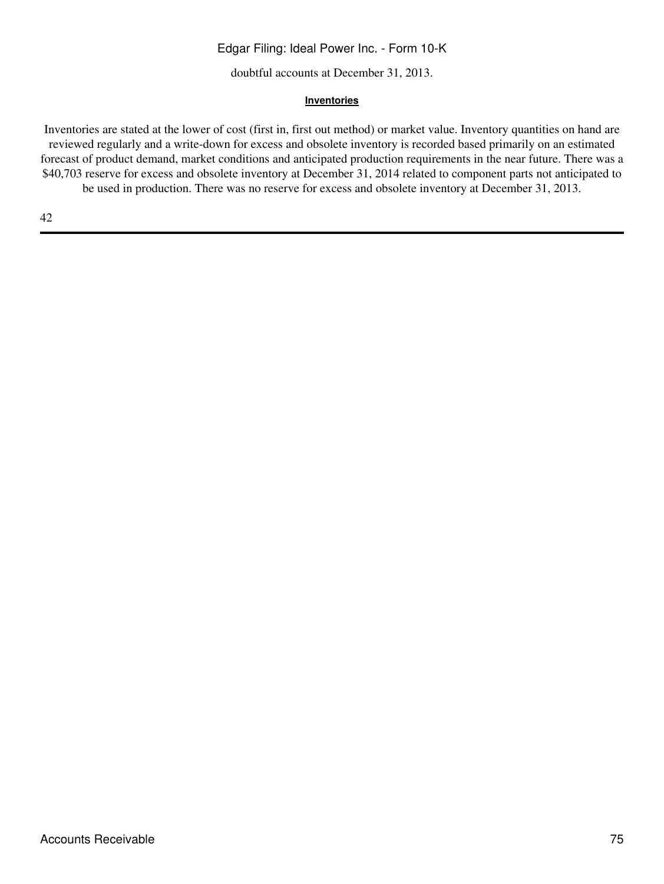doubtful accounts at December 31, 2013.

### Inventories

Inventories are stated at the lower of cost (first in, first out method) or market value. Inventory quantities on hand are reviewed regularly and a write-down for excess and obsolete inventory is recorded based primarily on an estimated forecast of product demand, market conditions and anticipated production requirements in the near future. There was a $40,703 reserve for excess and obsolete inventory at December 31, 2014 related to component parts not anticipated to be used in production. There was no reserve for excess and obsolete inventory at December 31, 2013.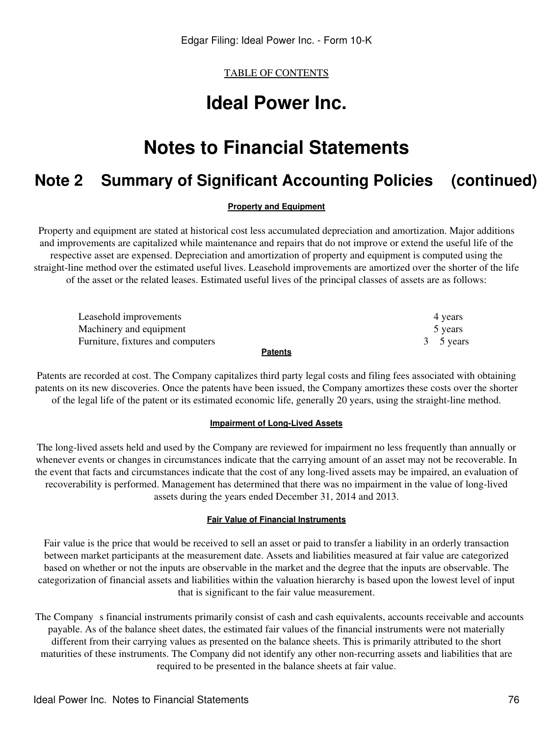# Ideal Power Inc.

# Notes to Financial Statements

## Note 2 Summary of Significant Accounting Policies (continued)

#### Property and Equipment

Property and equipment are stated at historical cost less accumulated depreciation and amortization. Major additions and improvements are capitalized while maintenance and repairs that do not improve or extend the useful life of the respective asset are expensed. Depreciation and amortization of property and equipment is computed using the straight-line method over the estimated useful lives. Leasehold improvements are amortized over the shorter of the life of the asset or the related leases. Estimated useful lives of the principal classes of assets are as follows:

| | |
|---|---|
| Leasehold improvements | 4 years |
| Machinery and equipment | 5 years |
| Furniture, fixtures and computers | 3 5 years |

#### Patents

Patents are recorded at cost. The Company capitalizes third party legal costs and filing fees associated with obtaining patents on its new discoveries. Once the patents have been issued, the Company amortizes these costs over the shorter of the legal life of the patent or its estimated economic life, generally 20 years, using the straight-line method.

#### Impairment of Long-Lived Assets

The long-lived assets held and used by the Company are reviewed for impairment no less frequently than annually or whenever events or changes in circumstances indicate that the carrying amount of an asset may not be recoverable. In the event that facts and circumstances indicate that the cost of any long-lived assets may be impaired, an evaluation of recoverability is performed. Management has determined that there was no impairment in the value of long-lived assets during the years ended December 31, 2014 and 2013.

#### Fair Value of Financial Instruments

Fair value is the price that would be received to sell an asset or paid to transfer a liability in an orderly transaction between market participants at the measurement date. Assets and liabilities measured at fair value are categorized based on whether or not the inputs are observable in the market and the degree that the inputs are observable. The categorization of financial assets and liabilities within the valuation hierarchy is based upon the lowest level of input that is significant to the fair value measurement.

The Company s financial instruments primarily consist of cash and cash equivalents, accounts receivable and accounts payable. As of the balance sheet dates, the estimated fair values of the financial instruments were not materially different from their carrying values as presented on the balance sheets. This is primarily attributed to the short maturities of these instruments. The Company did not identify any other non-recurring assets and liabilities that are required to be presented in the balance sheets at fair value.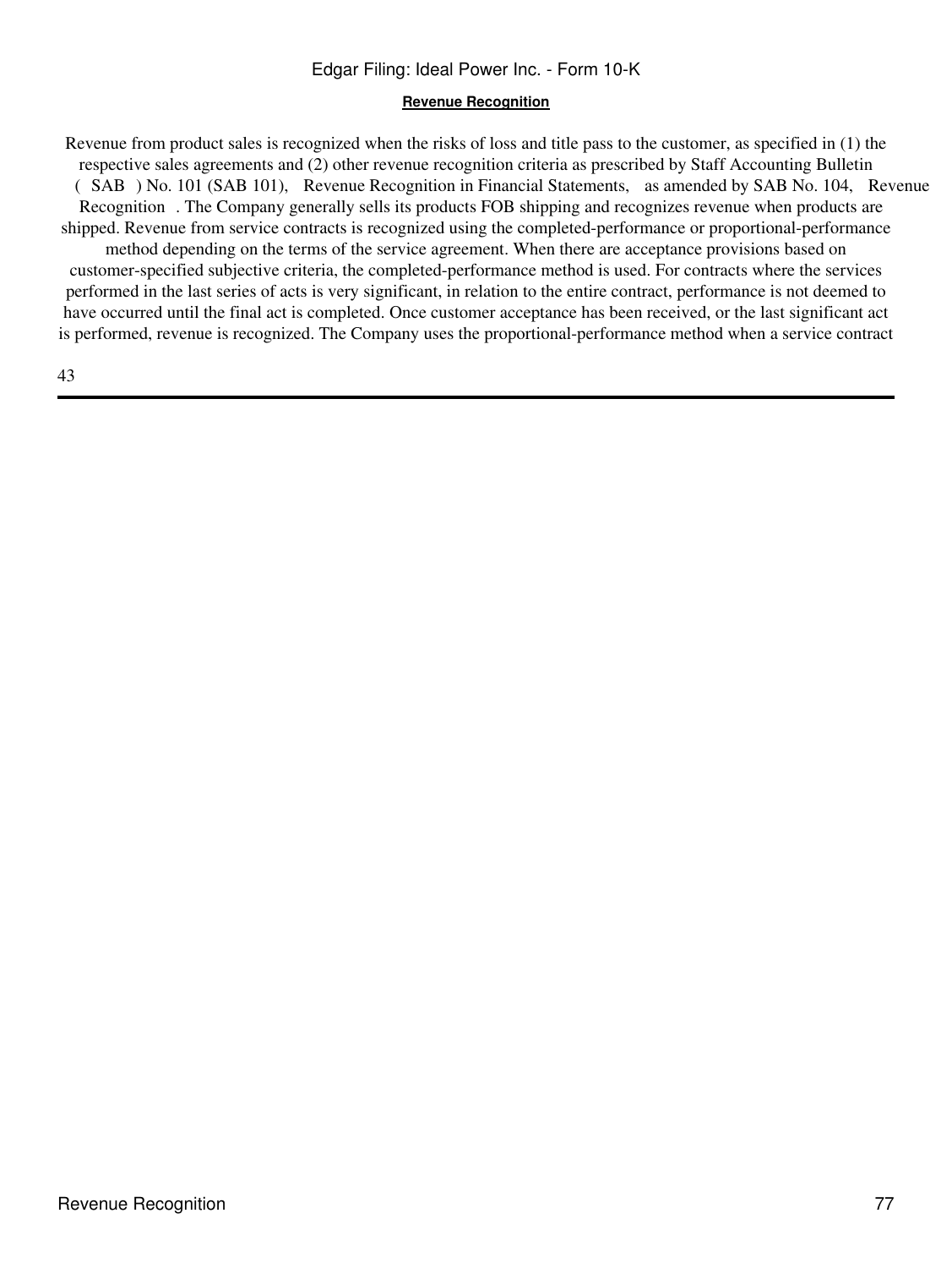**Revenue Recognition**

Revenue from product sales is recognized when the risks of loss and title pass to the customer, as specified in (1) the respective sales agreements and (2) other revenue recognition criteria as prescribed by Staff Accounting Bulletin ( SAB ) No. 101 (SAB 101), Revenue Recognition in Financial Statements, as amended by SAB No. 104, Revenue Recognition . The Company generally sells its products FOB shipping and recognizes revenue when products are shipped. Revenue from service contracts is recognized using the completed-performance or proportional-performance method depending on the terms of the service agreement. When there are acceptance provisions based on customer-specified subjective criteria, the completed-performance method is used. For contracts where the services performed in the last series of acts is very significant, in relation to the entire contract, performance is not deemed to have occurred until the final act is completed. Once customer acceptance has been received, or the last significant act is performed, revenue is recognized. The Company uses the proportional-performance method when a service contract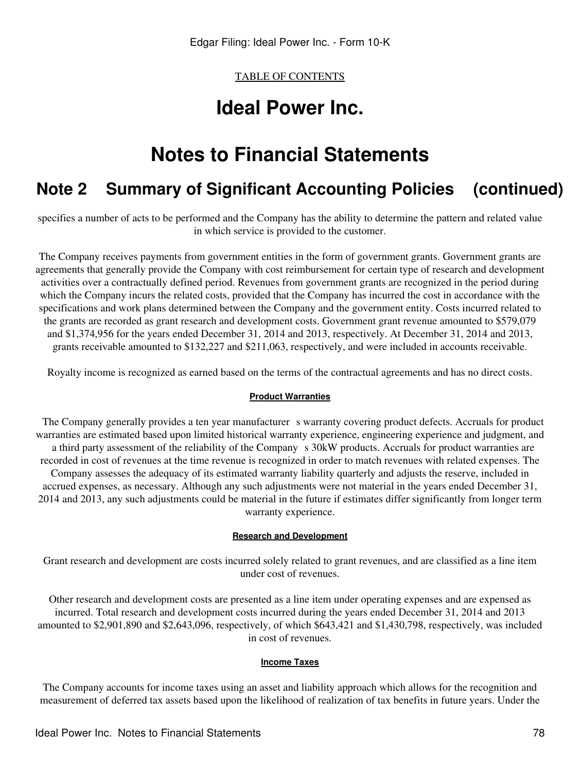# Ideal Power Inc.

# Notes to Financial Statements

## Note 2 Summary of Significant Accounting Policies (continued)

specifies a number of acts to be performed and the Company has the ability to determine the pattern and related value in which service is provided to the customer.

The Company receives payments from government entities in the form of government grants. Government grants are agreements that generally provide the Company with cost reimbursement for certain type of research and development activities over a contractually defined period. Revenues from government grants are recognized in the period during which the Company incurs the related costs, provided that the Company has incurred the cost in accordance with the specifications and work plans determined between the Company and the government entity. Costs incurred related to the grants are recorded as grant research and development costs. Government grant revenue amounted to $579,079 and $1,374,956 for the years ended December 31, 2014 and 2013, respectively. At December 31, 2014 and 2013, grants receivable amounted to $132,227 and $211,063, respectively, and were included in accounts receivable.

Royalty income is recognized as earned based on the terms of the contractual agreements and has no direct costs.

#### Product Warranties

The Company generally provides a ten year manufacturer s warranty covering product defects. Accruals for product warranties are estimated based upon limited historical warranty experience, engineering experience and judgment, and a third party assessment of the reliability of the Company s 30kW products. Accruals for product warranties are recorded in cost of revenues at the time revenue is recognized in order to match revenues with related expenses. The Company assesses the adequacy of its estimated warranty liability quarterly and adjusts the reserve, included in accrued expenses, as necessary. Although any such adjustments were not material in the years ended December 31, 2014 and 2013, any such adjustments could be material in the future if estimates differ significantly from longer term warranty experience.

#### Research and Development

Grant research and development are costs incurred solely related to grant revenues, and are classified as a line item under cost of revenues.

Other research and development costs are presented as a line item under operating expenses and are expensed as incurred. Total research and development costs incurred during the years ended December 31, 2014 and 2013 amounted to $2,901,890 and $2,643,096, respectively, of which $643,421 and $1,430,798, respectively, was included in cost of revenues.

#### Income Taxes

The Company accounts for income taxes using an asset and liability approach which allows for the recognition and measurement of deferred tax assets based upon the likelihood of realization of tax benefits in future years. Under the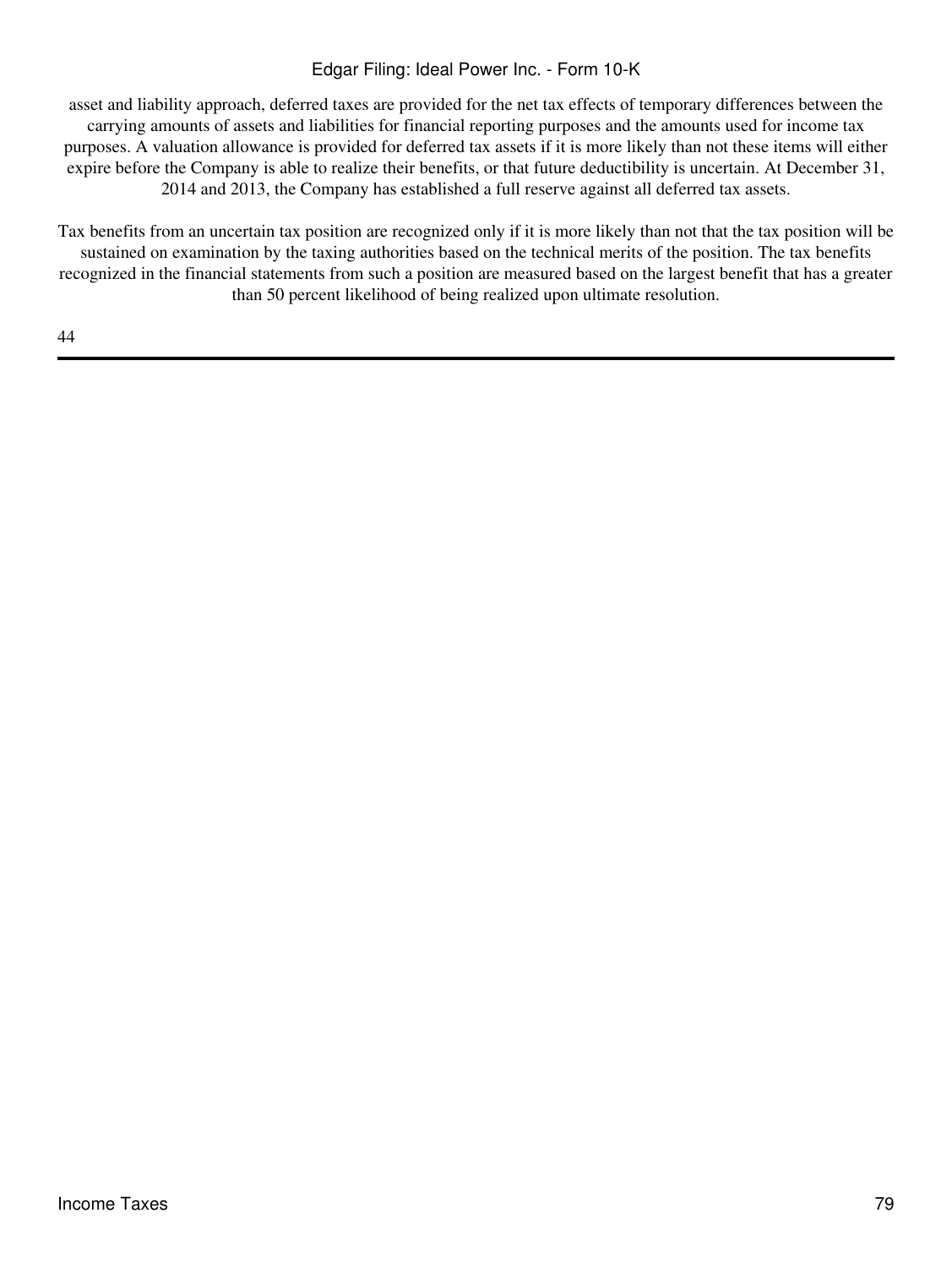asset and liability approach, deferred taxes are provided for the net tax effects of temporary differences between the carrying amounts of assets and liabilities for financial reporting purposes and the amounts used for income tax purposes. A valuation allowance is provided for deferred tax assets if it is more likely than not these items will either expire before the Company is able to realize their benefits, or that future deductibility is uncertain. At December 31, 2014 and 2013, the Company has established a full reserve against all deferred tax assets.

Tax benefits from an uncertain tax position are recognized only if it is more likely than not that the tax position will be sustained on examination by the taxing authorities based on the technical merits of the position. The tax benefits recognized in the financial statements from such a position are measured based on the largest benefit that has a greater than 50 percent likelihood of being realized upon ultimate resolution.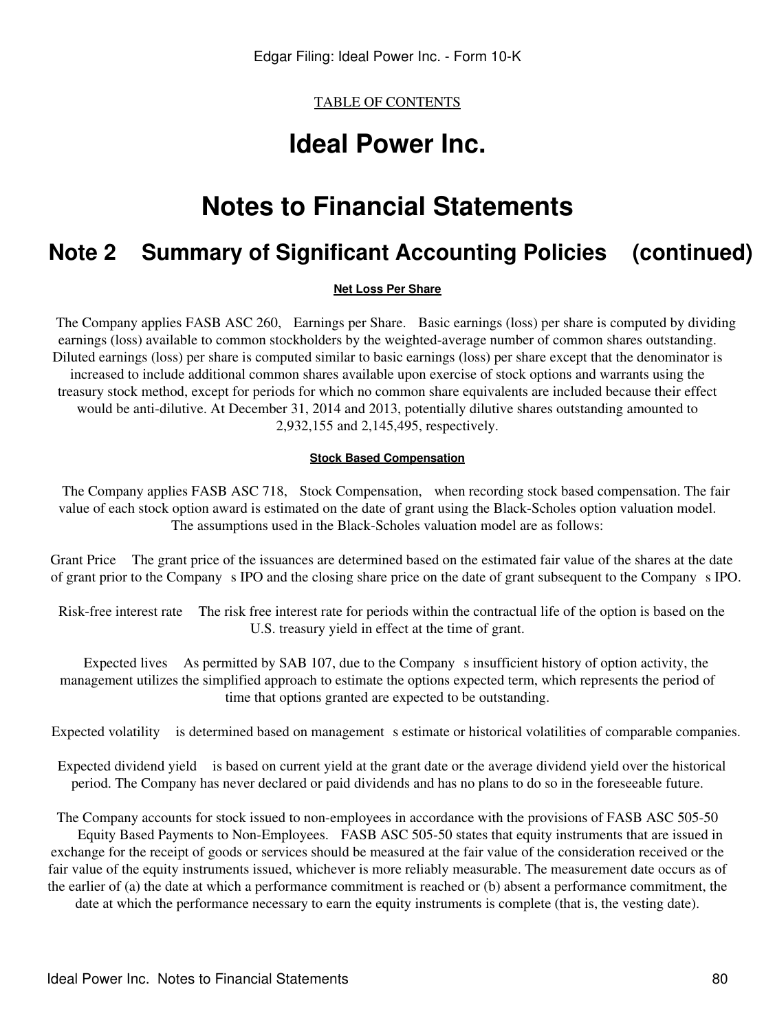# Ideal Power Inc.

# Notes to Financial Statements

## Note 2 Summary of Significant Accounting Policies (continued)

### Net Loss Per Share

The Company applies FASB ASC 260, Earnings per Share. Basic earnings (loss) per share is computed by dividing earnings (loss) available to common stockholders by the weighted-average number of common shares outstanding. Diluted earnings (loss) per share is computed similar to basic earnings (loss) per share except that the denominator is increased to include additional common shares available upon exercise of stock options and warrants using the treasury stock method, except for periods for which no common share equivalents are included because their effect would be anti-dilutive. At December 31, 2014 and 2013, potentially dilutive shares outstanding amounted to 2,932,155 and 2,145,495, respectively.

### Stock Based Compensation

The Company applies FASB ASC 718, Stock Compensation, when recording stock based compensation. The fair value of each stock option award is estimated on the date of grant using the Black-Scholes option valuation model. The assumptions used in the Black-Scholes valuation model are as follows:

Grant Price The grant price of the issuances are determined based on the estimated fair value of the shares at the date of grant prior to the Company s IPO and the closing share price on the date of grant subsequent to the Company s IPO.

Risk-free interest rate The risk free interest rate for periods within the contractual life of the option is based on the U.S. treasury yield in effect at the time of grant.

Expected lives As permitted by SAB 107, due to the Company s insufficient history of option activity, the management utilizes the simplified approach to estimate the options expected term, which represents the period of time that options granted are expected to be outstanding.

Expected volatility is determined based on management s estimate or historical volatilities of comparable companies.

Expected dividend yield is based on current yield at the grant date or the average dividend yield over the historical period. The Company has never declared or paid dividends and has no plans to do so in the foreseeable future.

The Company accounts for stock issued to non-employees in accordance with the provisions of FASB ASC 505-50 Equity Based Payments to Non-Employees. FASB ASC 505-50 states that equity instruments that are issued in exchange for the receipt of goods or services should be measured at the fair value of the consideration received or the fair value of the equity instruments issued, whichever is more reliably measurable. The measurement date occurs as of the earlier of (a) the date at which a performance commitment is reached or (b) absent a performance commitment, the date at which the performance necessary to earn the equity instruments is complete (that is, the vesting date).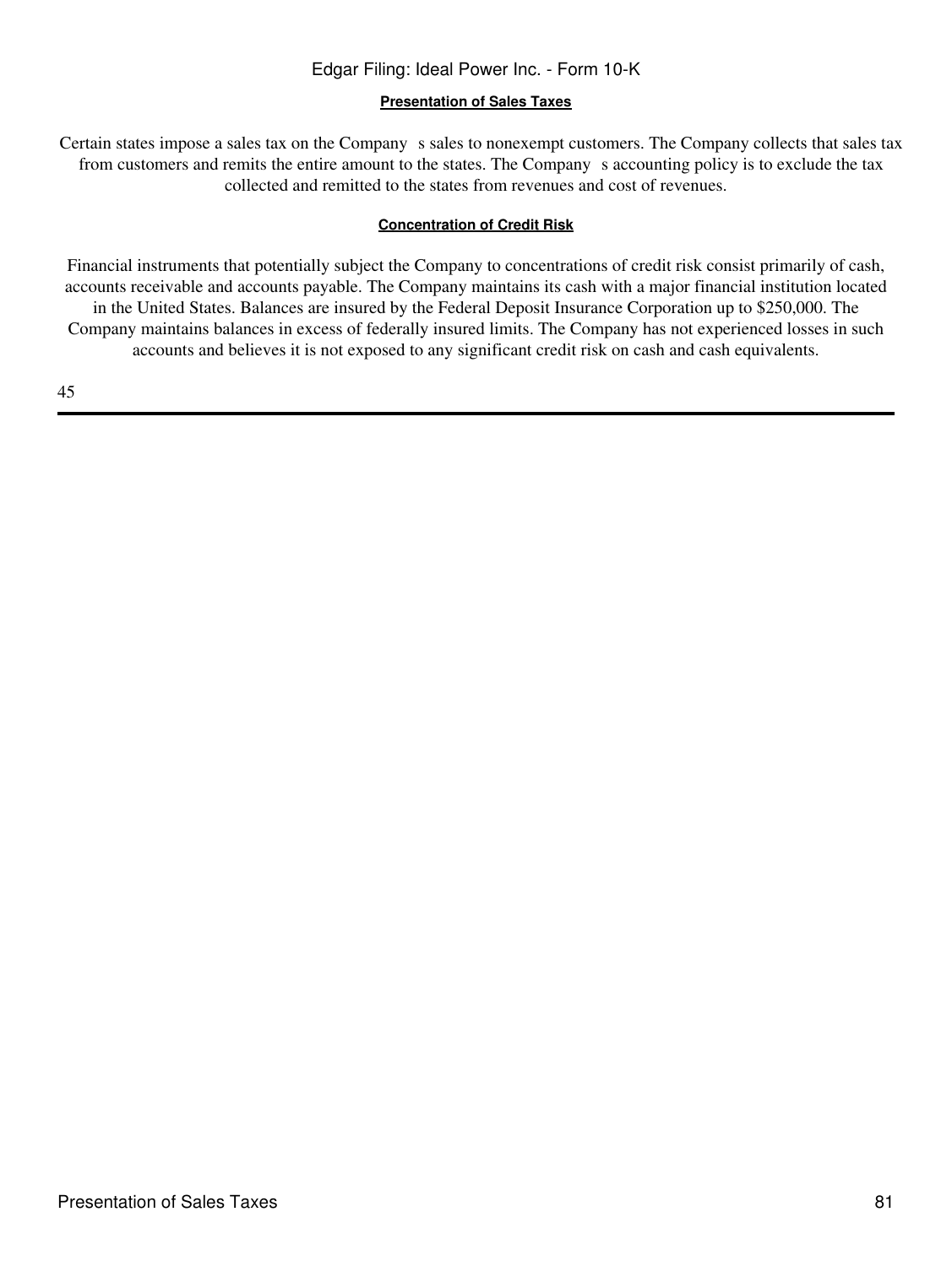#### Presentation of Sales Taxes

Certain states impose a sales tax on the Company s sales to nonexempt customers. The Company collects that sales tax from customers and remits the entire amount to the states. The Company s accounting policy is to exclude the tax collected and remitted to the states from revenues and cost of revenues.

#### Concentration of Credit Risk

Financial instruments that potentially subject the Company to concentrations of credit risk consist primarily of cash, accounts receivable and accounts payable. The Company maintains its cash with a major financial institution located in the United States. Balances are insured by the Federal Deposit Insurance Corporation up to $250,000. The Company maintains balances in excess of federally insured limits. The Company has not experienced losses in such accounts and believes it is not exposed to any significant credit risk on cash and cash equivalents.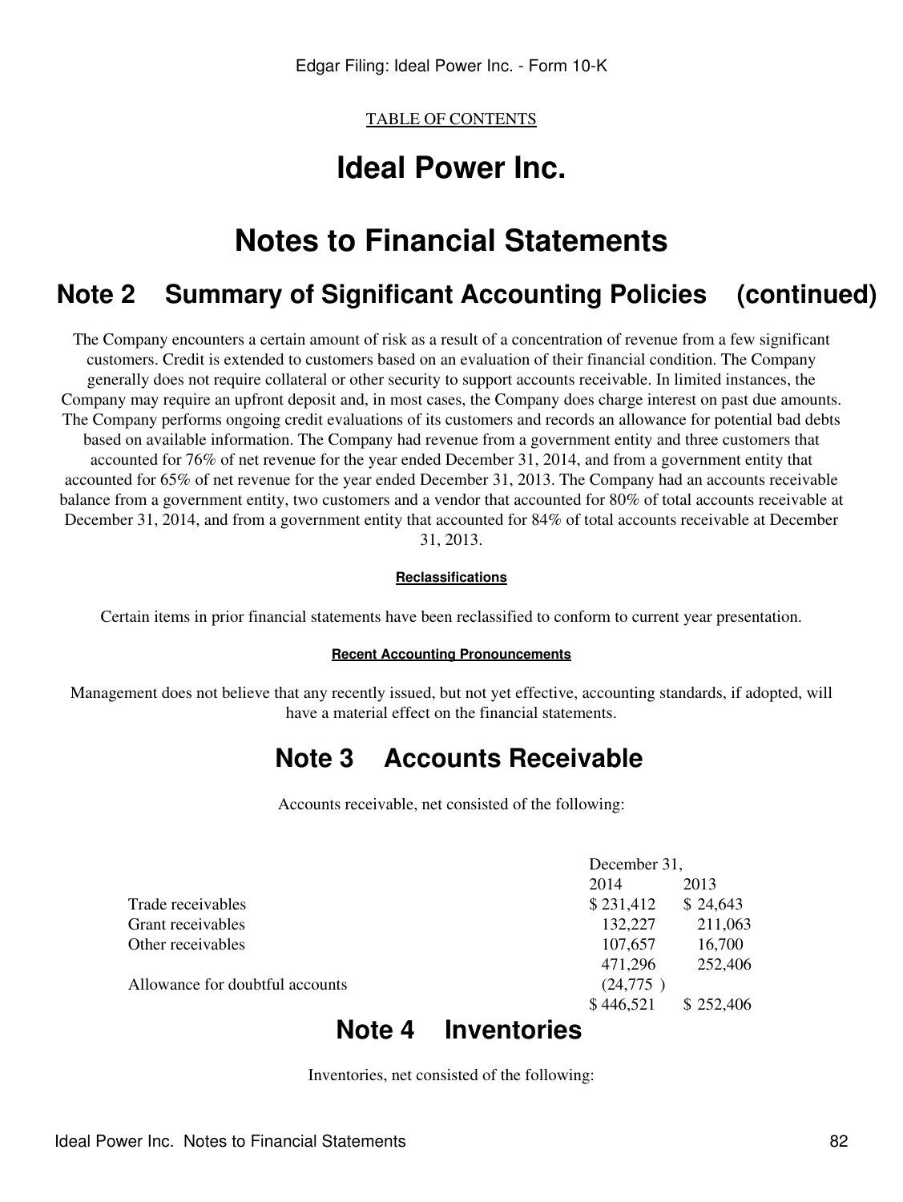# Ideal Power Inc.

# Notes to Financial Statements

## Note 2 Summary of Significant Accounting Policies (continued)

The Company encounters a certain amount of risk as a result of a concentration of revenue from a few significant customers. Credit is extended to customers based on an evaluation of their financial condition. The Company generally does not require collateral or other security to support accounts receivable. In limited instances, the Company may require an upfront deposit and, in most cases, the Company does charge interest on past due amounts. The Company performs ongoing credit evaluations of its customers and records an allowance for potential bad debts based on available information. The Company had revenue from a government entity and three customers that accounted for 76% of net revenue for the year ended December 31, 2014, and from a government entity that accounted for 65% of net revenue for the year ended December 31, 2013. The Company had an accounts receivable balance from a government entity, two customers and a vendor that accounted for 80% of total accounts receivable at December 31, 2014, and from a government entity that accounted for 84% of total accounts receivable at December 31, 2013.

**Reclassifications**

Certain items in prior financial statements have been reclassified to conform to current year presentation.

**Recent Accounting Pronouncements**

Management does not believe that any recently issued, but not yet effective, accounting standards, if adopted, will have a material effect on the financial statements.

## Note 3 Accounts Receivable

Accounts receivable, net consisted of the following:

| | December 31, 2014 | December 31, 2013 |
|---|---|---|
| Trade receivables | $ 231,412 | $ 24,643 |
| Grant receivables | 132,227 | 211,063 |
| Other receivables | 107,657 | 16,700 |
| | 471,296 | 252,406 |
| Allowance for doubtful accounts | (24,775 ) | |
| | $ 446,521 | $ 252,406 |

## Note 4 Inventories

Inventories, net consisted of the following: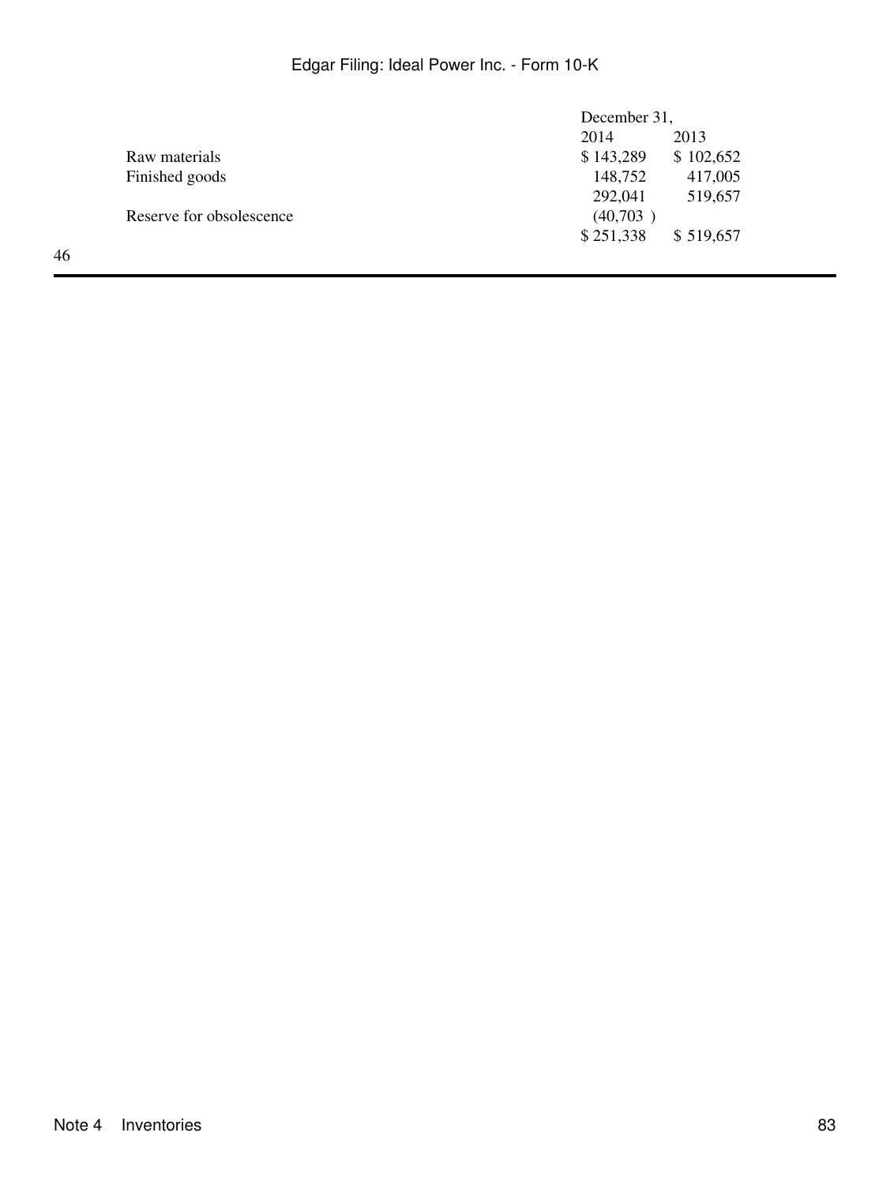| | December 31, | |
|---|---|---|
| | 2014 | 2013 |
| Raw materials | $ 143,289 | $ 102,652 |
| Finished goods | 148,752 | 417,005 |
| | 292,041 | 519,657 |
| Reserve for obsolescence | (40,703 ) | |
| | $ 251,338 | $ 519,657 |

Note 4 Inventories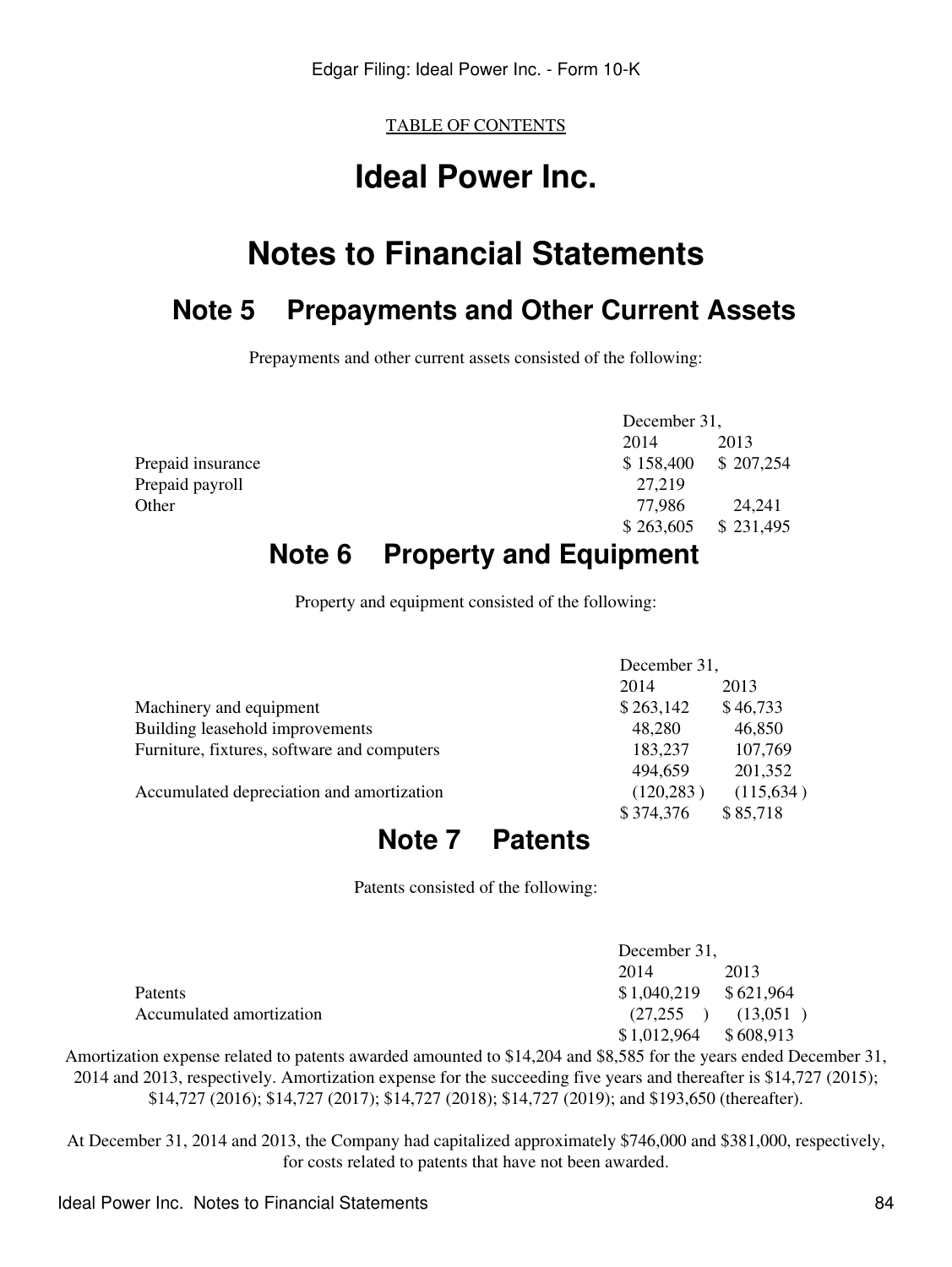# Ideal Power Inc.

# Notes to Financial Statements

## Note 5 Prepayments and Other Current Assets

Prepayments and other current assets consisted of the following:

| | December 31, | |
|---|---|---|
| | 2014 | 2013 |
| Prepaid insurance | $ 158,400 | $ 207,254 |
| Prepaid payroll | 27,219 | |
| Other | 77,986 | 24,241 |
| | $ 263,605 | $ 231,495 |

## Note 6 Property and Equipment

Property and equipment consisted of the following:

| | December 31, | |
|---|---|---|
| | 2014 | 2013 |
| Machinery and equipment | $ 263,142 | $ 46,733 |
| Building leasehold improvements | 48,280 | 46,850 |
| Furniture, fixtures, software and computers | 183,237 | 107,769 |
| | 494,659 | 201,352 |
| Accumulated depreciation and amortization | (120,283 ) | (115,634 ) |
| | $ 374,376 | $ 85,718 |

## Note 7 Patents

Patents consisted of the following:

| | December 31, | |
|---|---|---|
| | 2014 | 2013 |
| Patents | $ 1,040,219 | $ 621,964 |
| Accumulated amortization | (27,255 ) | (13,051 ) |
| | $ 1,012,964 | $ 608,913 |

Amortization expense related to patents awarded amounted to $14,204 and $8,585 for the years ended December 31, 2014 and 2013, respectively. Amortization expense for the succeeding five years and thereafter is $14,727 (2015); $14,727 (2016); $14,727 (2017); $14,727 (2018); $14,727 (2019); and $193,650 (thereafter).

At December 31, 2014 and 2013, the Company had capitalized approximately $746,000 and $381,000, respectively, for costs related to patents that have not been awarded.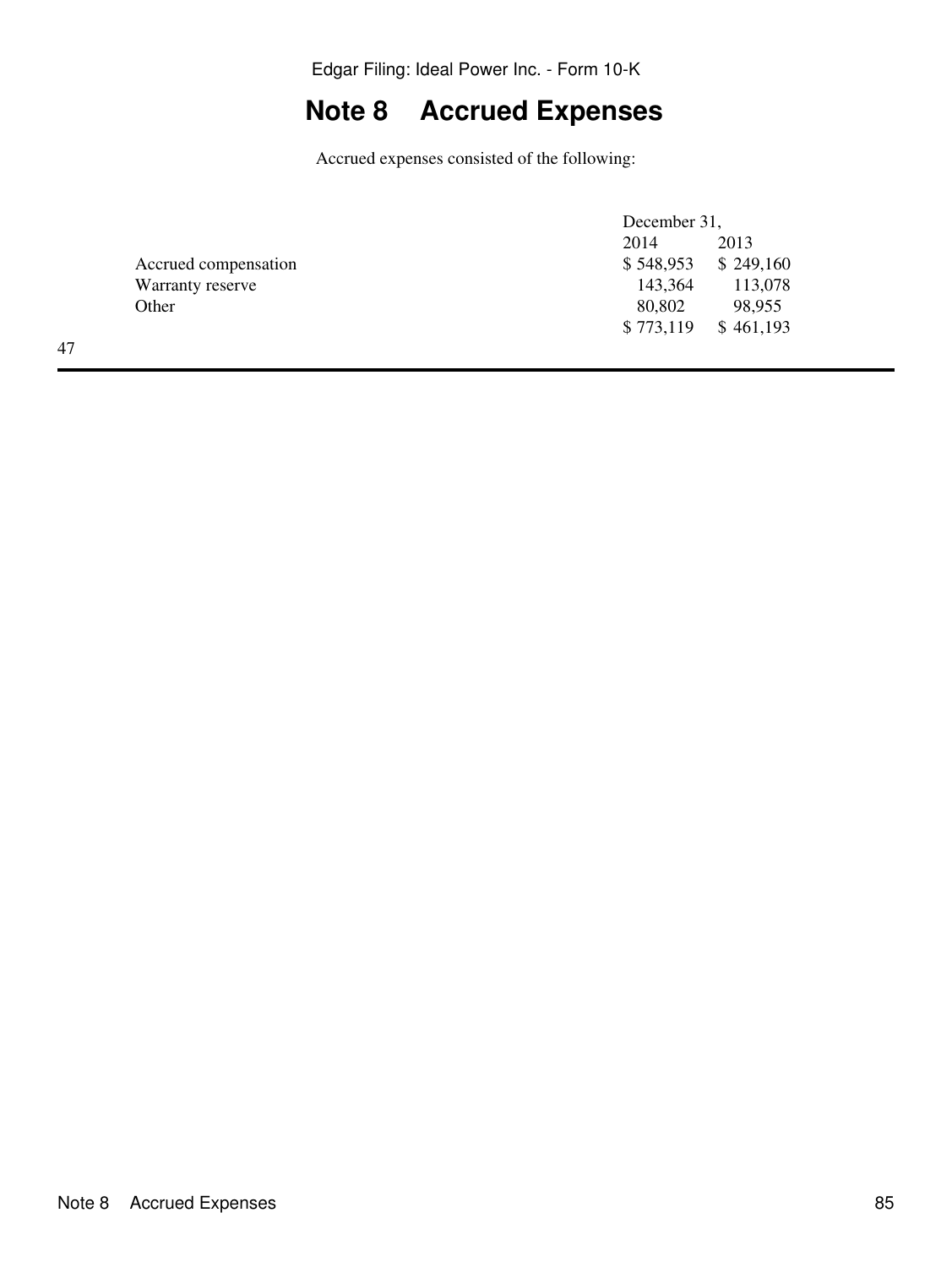# Note 8 Accrued Expenses

Accrued expenses consisted of the following:

| | December 31, | |
|---|---|---|
| | 2014 | 2013 |
| Accrued compensation | $ 548,953 | $ 249,160 |
| Warranty reserve | 143,364 | 113,078 |
| Other | 80,802 | 98,955 |
| | $ 773,119 | $ 461,193 |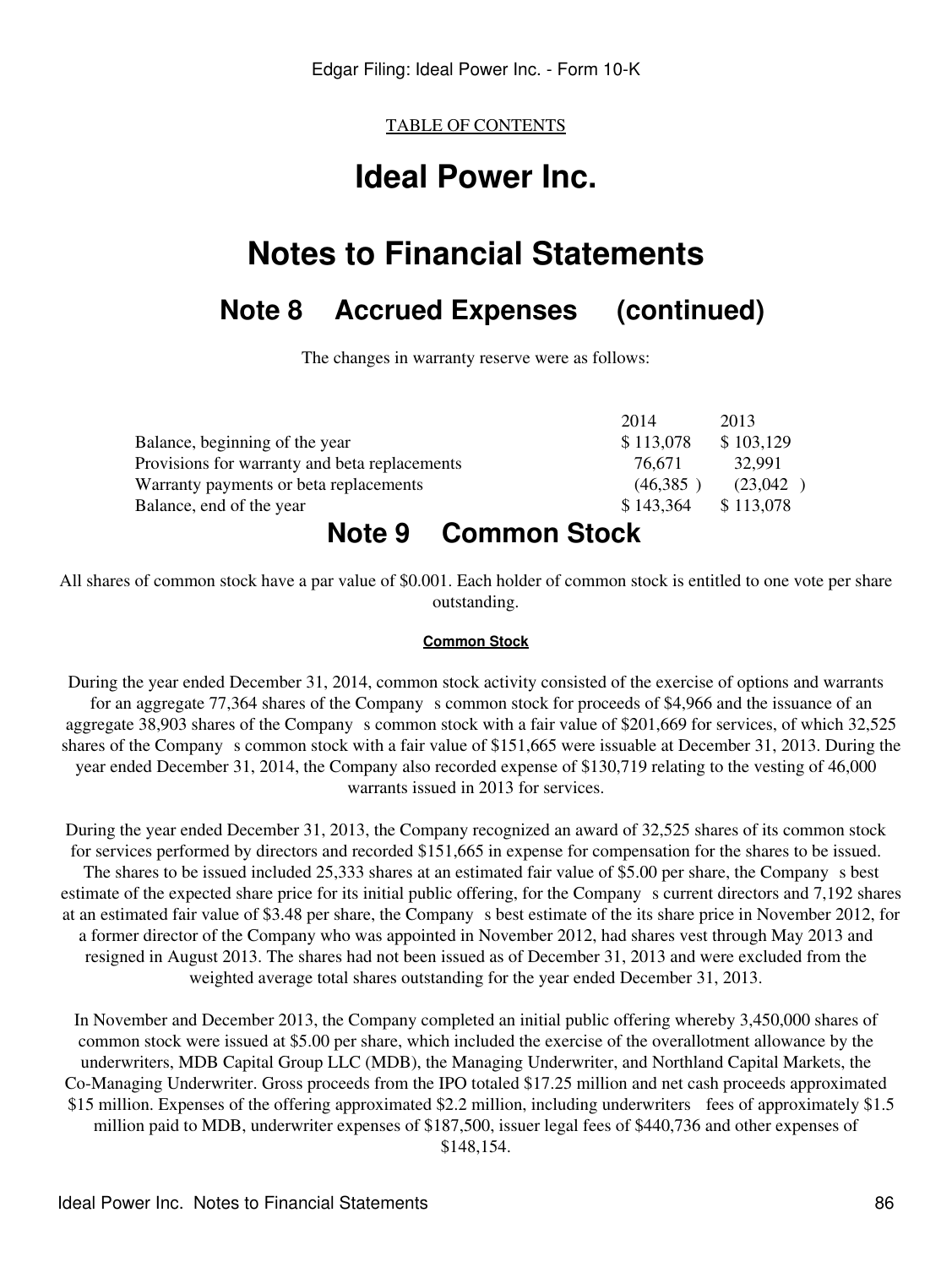# Ideal Power Inc.

# Notes to Financial Statements

## Note 8 Accrued Expenses (continued)

The changes in warranty reserve were as follows:

| | 2014 | 2013 |
|---|---|---|
| Balance, beginning of the year | $ 113,078 | $ 103,129 |
| Provisions for warranty and beta replacements | 76,671 | 32,991 |
| Warranty payments or beta replacements | (46,385 ) | (23,042 ) |
| Balance, end of the year | $ 143,364 | $ 113,078 |

## Note 9 Common Stock

All shares of common stock have a par value of $0.001. Each holder of common stock is entitled to one vote per share outstanding.

**Common Stock**

During the year ended December 31, 2014, common stock activity consisted of the exercise of options and warrants for an aggregate 77,364 shares of the Company s common stock for proceeds of $4,966 and the issuance of an aggregate 38,903 shares of the Company s common stock with a fair value of $201,669 for services, of which 32,525 shares of the Company s common stock with a fair value of $151,665 were issuable at December 31, 2013. During the year ended December 31, 2014, the Company also recorded expense of $130,719 relating to the vesting of 46,000 warrants issued in 2013 for services.

During the year ended December 31, 2013, the Company recognized an award of 32,525 shares of its common stock for services performed by directors and recorded $151,665 in expense for compensation for the shares to be issued. The shares to be issued included 25,333 shares at an estimated fair value of $5.00 per share, the Company s best estimate of the expected share price for its initial public offering, for the Company s current directors and 7,192 shares at an estimated fair value of $3.48 per share, the Company s best estimate of the its share price in November 2012, for a former director of the Company who was appointed in November 2012, had shares vest through May 2013 and resigned in August 2013. The shares had not been issued as of December 31, 2013 and were excluded from the weighted average total shares outstanding for the year ended December 31, 2013.

In November and December 2013, the Company completed an initial public offering whereby 3,450,000 shares of common stock were issued at $5.00 per share, which included the exercise of the overallotment allowance by the underwriters, MDB Capital Group LLC (MDB), the Managing Underwriter, and Northland Capital Markets, the Co-Managing Underwriter. Gross proceeds from the IPO totaled $17.25 million and net cash proceeds approximated $15 million. Expenses of the offering approximated $2.2 million, including underwriters fees of approximately $1.5 million paid to MDB, underwriter expenses of $187,500, issuer legal fees of $440,736 and other expenses of $148,154.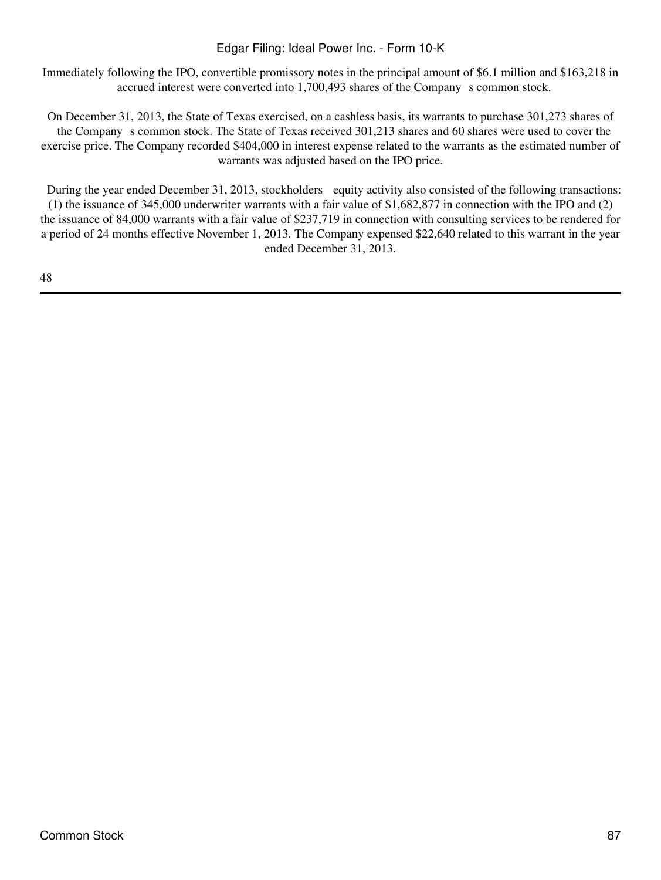Immediately following the IPO, convertible promissory notes in the principal amount of $6.1 million and $163,218 in accrued interest were converted into 1,700,493 shares of the Company s common stock.

On December 31, 2013, the State of Texas exercised, on a cashless basis, its warrants to purchase 301,273 shares of the Company s common stock. The State of Texas received 301,213 shares and 60 shares were used to cover the exercise price. The Company recorded $404,000 in interest expense related to the warrants as the estimated number of warrants was adjusted based on the IPO price.

During the year ended December 31, 2013, stockholders equity activity also consisted of the following transactions: (1) the issuance of 345,000 underwriter warrants with a fair value of $1,682,877 in connection with the IPO and (2) the issuance of 84,000 warrants with a fair value of $237,719 in connection with consulting services to be rendered for a period of 24 months effective November 1, 2013. The Company expensed $22,640 related to this warrant in the year ended December 31, 2013.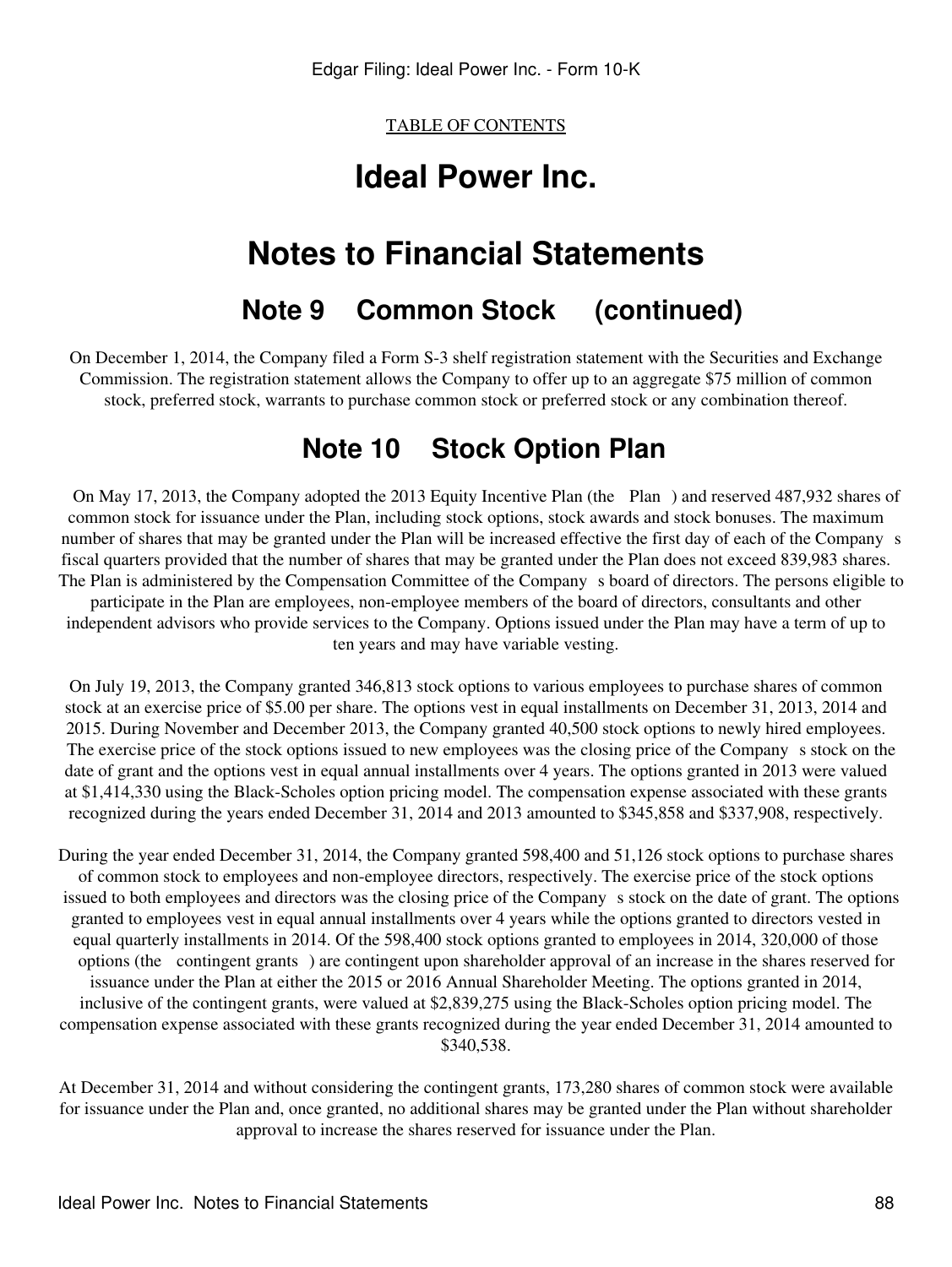# Ideal Power Inc.

# Notes to Financial Statements

## Note 9 Common Stock (continued)

On December 1, 2014, the Company filed a Form S-3 shelf registration statement with the Securities and Exchange Commission. The registration statement allows the Company to offer up to an aggregate $75 million of common stock, preferred stock, warrants to purchase common stock or preferred stock or any combination thereof.

## Note 10 Stock Option Plan

On May 17, 2013, the Company adopted the 2013 Equity Incentive Plan (the Plan ) and reserved 487,932 shares of common stock for issuance under the Plan, including stock options, stock awards and stock bonuses. The maximum number of shares that may be granted under the Plan will be increased effective the first day of each of the Company s fiscal quarters provided that the number of shares that may be granted under the Plan does not exceed 839,983 shares. The Plan is administered by the Compensation Committee of the Company s board of directors. The persons eligible to participate in the Plan are employees, non-employee members of the board of directors, consultants and other independent advisors who provide services to the Company. Options issued under the Plan may have a term of up to ten years and may have variable vesting.

On July 19, 2013, the Company granted 346,813 stock options to various employees to purchase shares of common stock at an exercise price of $5.00 per share. The options vest in equal installments on December 31, 2013, 2014 and 2015. During November and December 2013, the Company granted 40,500 stock options to newly hired employees. The exercise price of the stock options issued to new employees was the closing price of the Company s stock on the date of grant and the options vest in equal annual installments over 4 years. The options granted in 2013 were valued at $1,414,330 using the Black-Scholes option pricing model. The compensation expense associated with these grants recognized during the years ended December 31, 2014 and 2013 amounted to $345,858 and $337,908, respectively.

During the year ended December 31, 2014, the Company granted 598,400 and 51,126 stock options to purchase shares of common stock to employees and non-employee directors, respectively. The exercise price of the stock options issued to both employees and directors was the closing price of the Company s stock on the date of grant. The options granted to employees vest in equal annual installments over 4 years while the options granted to directors vested in equal quarterly installments in 2014. Of the 598,400 stock options granted to employees in 2014, 320,000 of those options (the contingent grants ) are contingent upon shareholder approval of an increase in the shares reserved for issuance under the Plan at either the 2015 or 2016 Annual Shareholder Meeting. The options granted in 2014, inclusive of the contingent grants, were valued at $2,839,275 using the Black-Scholes option pricing model. The compensation expense associated with these grants recognized during the year ended December 31, 2014 amounted to $340,538.

At December 31, 2014 and without considering the contingent grants, 173,280 shares of common stock were available for issuance under the Plan and, once granted, no additional shares may be granted under the Plan without shareholder approval to increase the shares reserved for issuance under the Plan.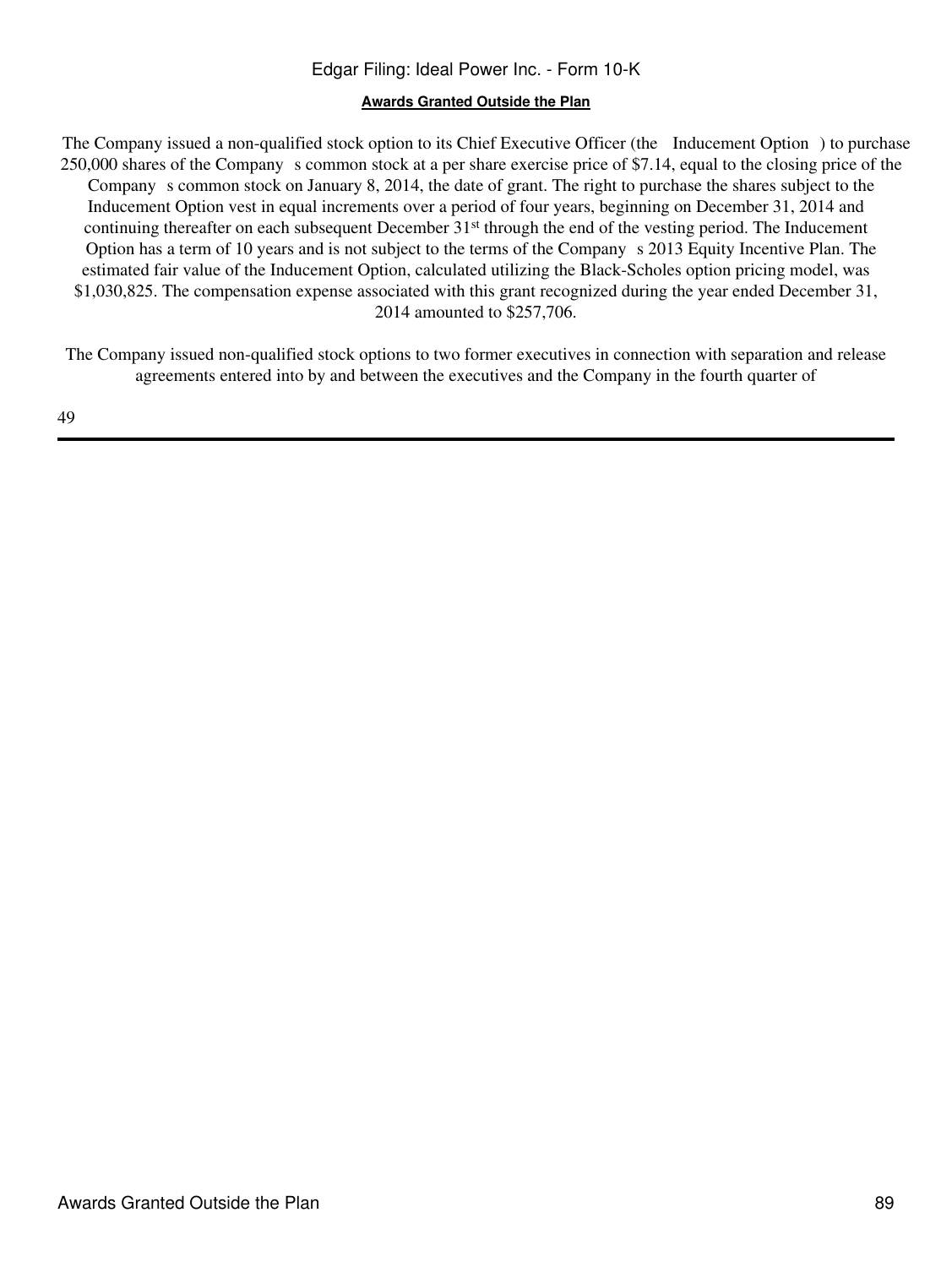**Awards Granted Outside the Plan**

The Company issued a non-qualified stock option to its Chief Executive Officer (the Inducement Option ) to purchase 250,000 shares of the Company s common stock at a per share exercise price of $7.14, equal to the closing price of the Company s common stock on January 8, 2014, the date of grant. The right to purchase the shares subject to the Inducement Option vest in equal increments over a period of four years, beginning on December 31, 2014 and continuing thereafter on each subsequent December 31st through the end of the vesting period. The Inducement Option has a term of 10 years and is not subject to the terms of the Company s 2013 Equity Incentive Plan. The estimated fair value of the Inducement Option, calculated utilizing the Black-Scholes option pricing model, was $1,030,825. The compensation expense associated with this grant recognized during the year ended December 31, 2014 amounted to $257,706.

The Company issued non-qualified stock options to two former executives in connection with separation and release agreements entered into by and between the executives and the Company in the fourth quarter of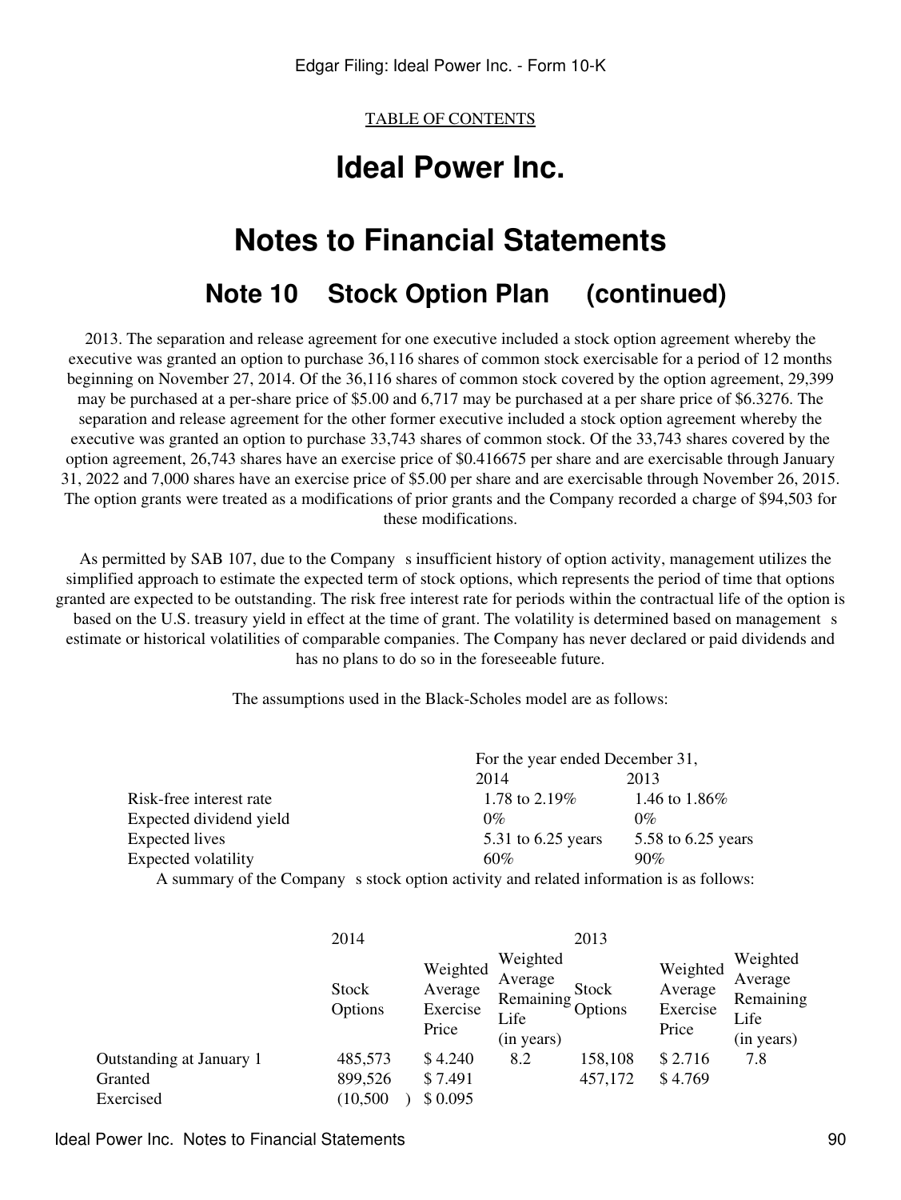# Ideal Power Inc.

# Notes to Financial Statements

## Note 10 Stock Option Plan (continued)

2013. The separation and release agreement for one executive included a stock option agreement whereby the executive was granted an option to purchase 36,116 shares of common stock exercisable for a period of 12 months beginning on November 27, 2014. Of the 36,116 shares of common stock covered by the option agreement, 29,399 may be purchased at a per-share price of $5.00 and 6,717 may be purchased at a per share price of $6.3276. The separation and release agreement for the other former executive included a stock option agreement whereby the executive was granted an option to purchase 33,743 shares of common stock. Of the 33,743 shares covered by the option agreement, 26,743 shares have an exercise price of $0.416675 per share and are exercisable through January 31, 2022 and 7,000 shares have an exercise price of $5.00 per share and are exercisable through November 26, 2015. The option grants were treated as a modifications of prior grants and the Company recorded a charge of $94,503 for these modifications.

As permitted by SAB 107, due to the Company s insufficient history of option activity, management utilizes the simplified approach to estimate the expected term of stock options, which represents the period of time that options granted are expected to be outstanding. The risk free interest rate for periods within the contractual life of the option is based on the U.S. treasury yield in effect at the time of grant. The volatility is determined based on management s estimate or historical volatilities of comparable companies. The Company has never declared or paid dividends and has no plans to do so in the foreseeable future.

The assumptions used in the Black-Scholes model are as follows:

| | For the year ended December 31, | |
|---|---|---|
| | 2014 | 2013 |
| Risk-free interest rate | 1.78 to 2.19% | 1.46 to 1.86% |
| Expected dividend yield | 0% | 0% |
| Expected lives | 5.31 to 6.25 years | 5.58 to 6.25 years |
| Expected volatility | 60% | 90% |

A summary of the Company s stock option activity and related information is as follows:

| | 2014 | | | 2013 | | |
|---|---|---|---|---|---|---|
| | Stock Options | Weighted Average Exercise Price | Weighted Average Remaining Life (in years) | Stock Options | Weighted Average Exercise Price | Weighted Average Remaining Life (in years) |
| Outstanding at January 1 | 485,573 | $ 4.240 | 8.2 | 158,108 | $ 2.716 | 7.8 |
| Granted | 899,526 | $ 7.491 | | 457,172 | $ 4.769 | |
| Exercised | (10,500 ) | $ 0.095 | | | | |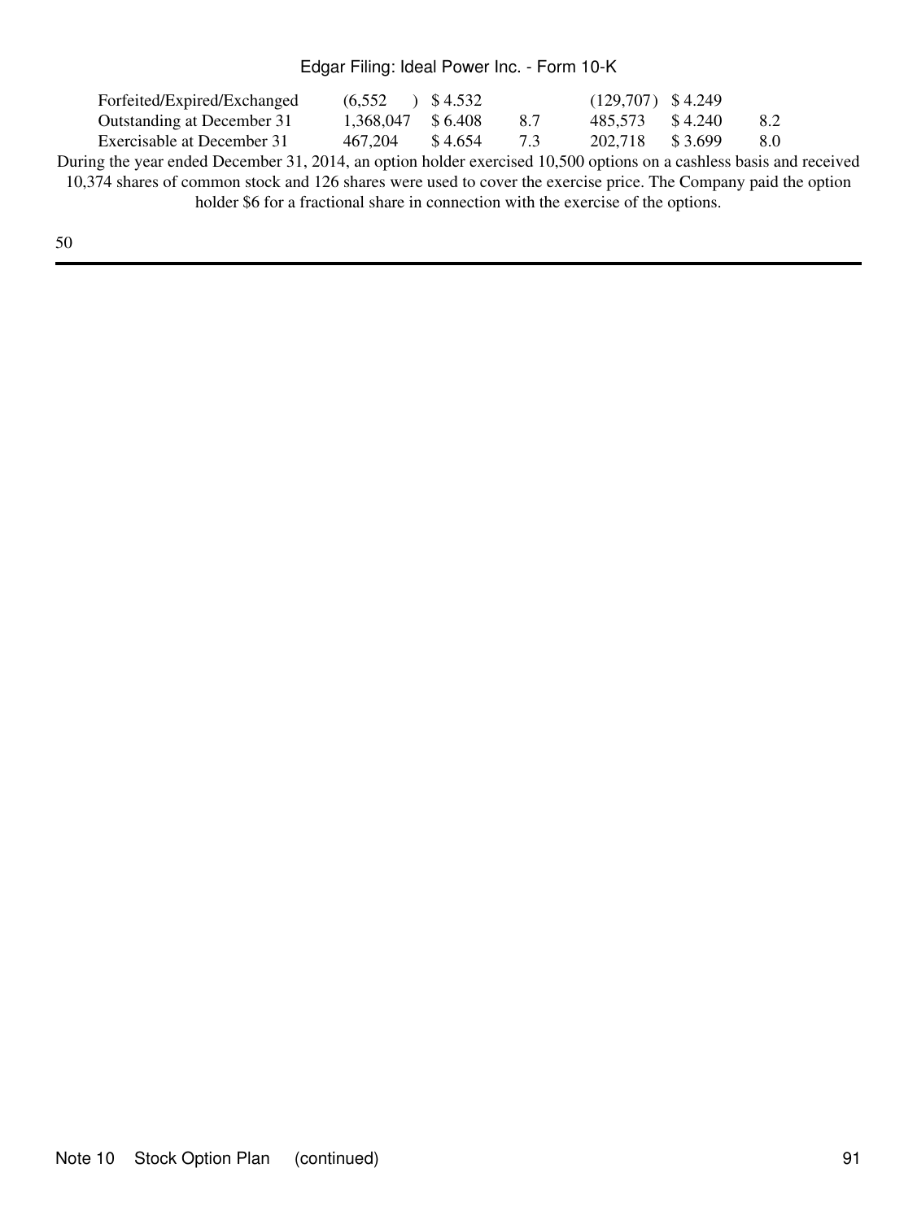| | | | | | | |
|---|---|---|---|---|---|---|
| Forfeited/Expired/Exchanged | (6,552 ) | $ 4.532 | | (129,707 ) | $ 4.249 | |
| Outstanding at December 31 | 1,368,047 | $ 6.408 | 8.7 | 485,573 | $ 4.240 | 8.2 |
| Exercisable at December 31 | 467,204 | $ 4.654 | 7.3 | 202,718 | $ 3.699 | 8.0 |

During the year ended December 31, 2014, an option holder exercised 10,500 options on a cashless basis and received 10,374 shares of common stock and 126 shares were used to cover the exercise price. The Company paid the option holder $6 for a fractional share in connection with the exercise of the options.

Note 10 Stock Option Plan (continued)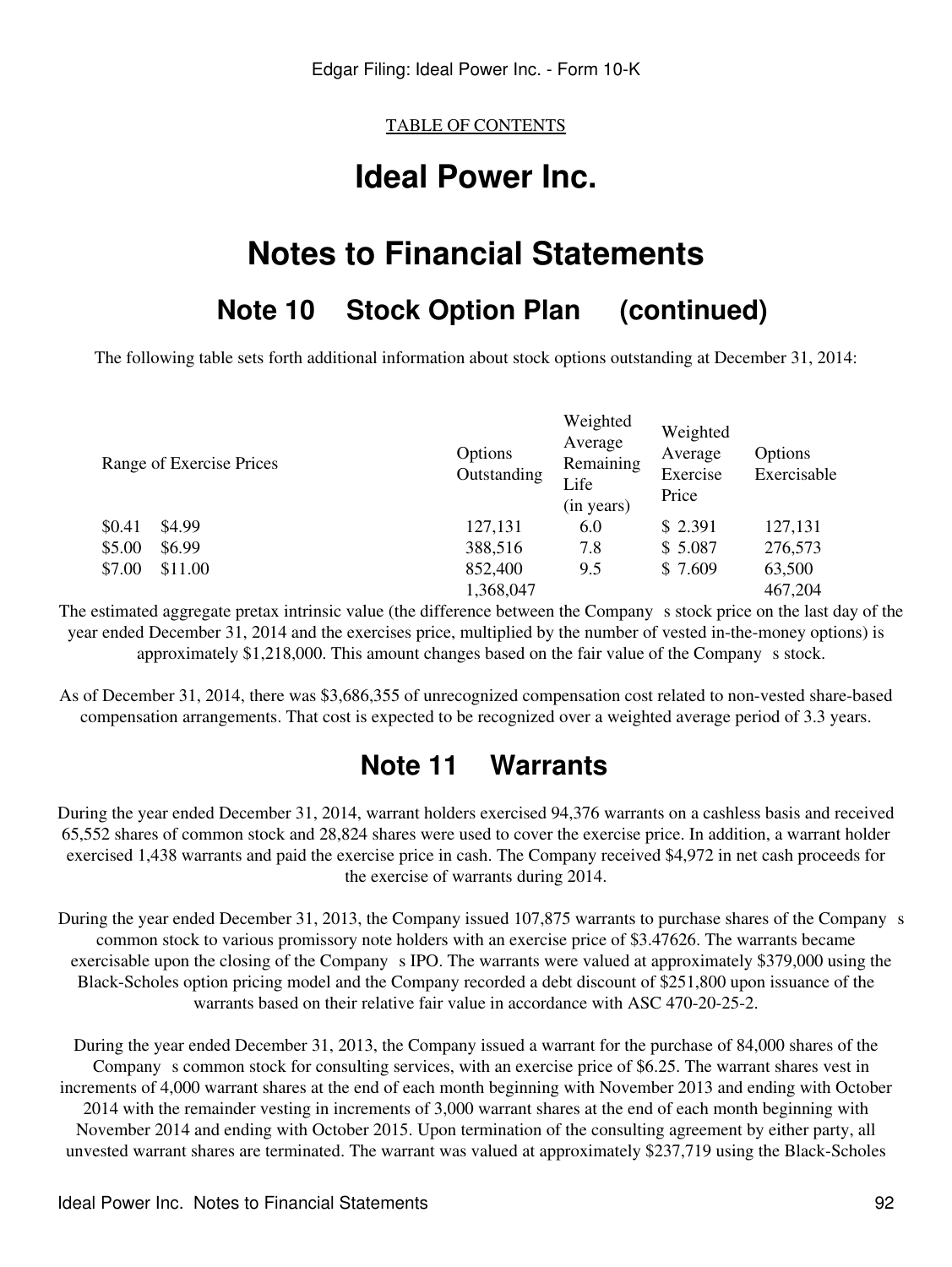# Ideal Power Inc.

# Notes to Financial Statements

## Note 10 Stock Option Plan (continued)

The following table sets forth additional information about stock options outstanding at December 31, 2014:

| Range of Exercise Prices | | Options Outstanding | Weighted Average Remaining Life (in years) | Weighted Average Exercise Price | Options Exercisable |
|---|---|---|---|---|---|
| $0.41 | $4.99 | 127,131 | 6.0 | $ 2.391 | 127,131 |
| $5.00 | $6.99 | 388,516 | 7.8 | $ 5.087 | 276,573 |
| $7.00 | $11.00 | 852,400 | 9.5 | $ 7.609 | 63,500 |
| | | 1,368,047 | | | 467,204 |

The estimated aggregate pretax intrinsic value (the difference between the Company s stock price on the last day of the year ended December 31, 2014 and the exercises price, multiplied by the number of vested in-the-money options) is approximately $1,218,000. This amount changes based on the fair value of the Company s stock.

As of December 31, 2014, there was $3,686,355 of unrecognized compensation cost related to non-vested share-based compensation arrangements. That cost is expected to be recognized over a weighted average period of 3.3 years.

## Note 11 Warrants

During the year ended December 31, 2014, warrant holders exercised 94,376 warrants on a cashless basis and received 65,552 shares of common stock and 28,824 shares were used to cover the exercise price. In addition, a warrant holder exercised 1,438 warrants and paid the exercise price in cash. The Company received $4,972 in net cash proceeds for the exercise of warrants during 2014.

During the year ended December 31, 2013, the Company issued 107,875 warrants to purchase shares of the Company s common stock to various promissory note holders with an exercise price of $3.47626. The warrants became exercisable upon the closing of the Company s IPO. The warrants were valued at approximately $379,000 using the Black-Scholes option pricing model and the Company recorded a debt discount of $251,800 upon issuance of the warrants based on their relative fair value in accordance with ASC 470-20-25-2.

During the year ended December 31, 2013, the Company issued a warrant for the purchase of 84,000 shares of the Company s common stock for consulting services, with an exercise price of $6.25. The warrant shares vest in increments of 4,000 warrant shares at the end of each month beginning with November 2013 and ending with October 2014 with the remainder vesting in increments of 3,000 warrant shares at the end of each month beginning with November 2014 and ending with October 2015. Upon termination of the consulting agreement by either party, all unvested warrant shares are terminated. The warrant was valued at approximately $237,719 using the Black-Scholes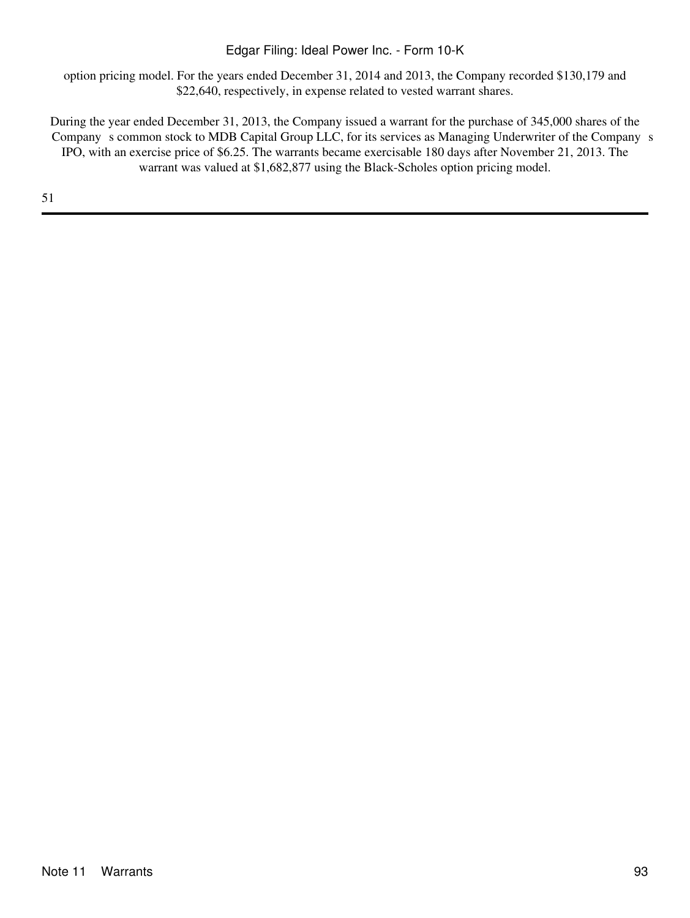option pricing model. For the years ended December 31, 2014 and 2013, the Company recorded $130,179 and $22,640, respectively, in expense related to vested warrant shares.

During the year ended December 31, 2013, the Company issued a warrant for the purchase of 345,000 shares of the Company s common stock to MDB Capital Group LLC, for its services as Managing Underwriter of the Company s IPO, with an exercise price of $6.25. The warrants became exercisable 180 days after November 21, 2013. The warrant was valued at $1,682,877 using the Black-Scholes option pricing model.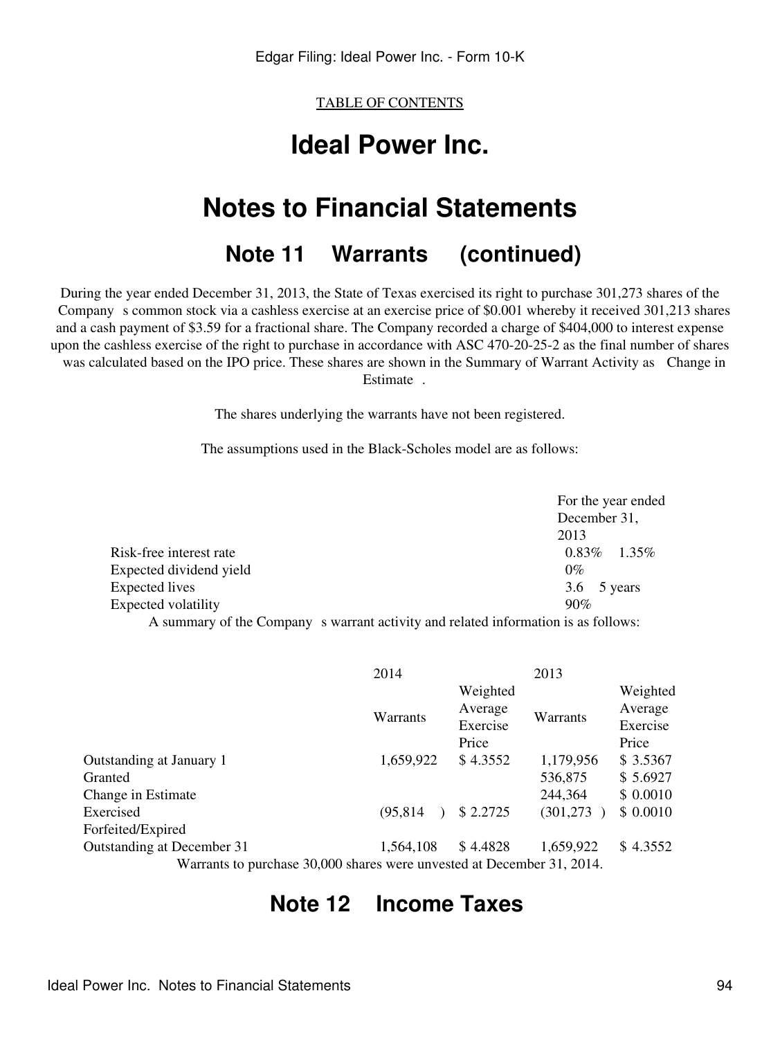TABLE OF CONTENTS

# Ideal Power Inc.

# Notes to Financial Statements

## Note 11 Warrants (continued)

During the year ended December 31, 2013, the State of Texas exercised its right to purchase 301,273 shares of the Company s common stock via a cashless exercise at an exercise price of $0.001 whereby it received 301,213 shares and a cash payment of $3.59 for a fractional share. The Company recorded a charge of $404,000 to interest expense upon the cashless exercise of the right to purchase in accordance with ASC 470-20-25-2 as the final number of shares was calculated based on the IPO price. These shares are shown in the Summary of Warrant Activity as Change in Estimate .

The shares underlying the warrants have not been registered.

The assumptions used in the Black-Scholes model are as follows:

| | For the year ended December 31, 2013 |
|---|---|
| Risk-free interest rate | 0.83% 1.35% |
| Expected dividend yield | 0% |
| Expected lives | 3.6 5 years |
| Expected volatility | 90% |

A summary of the Company s warrant activity and related information is as follows:

| | 2014 | | 2013 | |
|---|---|---|---|---|
| | Warrants | Weighted Average Exercise Price | Warrants | Weighted Average Exercise Price |
| Outstanding at January 1 | 1,659,922 | $ 4.3552 | 1,179,956 | $ 3.5367 |
| Granted | | | 536,875 | $ 5.6927 |
| Change in Estimate | | | 244,364 | $ 0.0010 |
| Exercised | (95,814 ) | $ 2.2725 | (301,273 ) | $ 0.0010 |
| Forfeited/Expired | | | | |
| Outstanding at December 31 | 1,564,108 | $ 4.4828 | 1,659,922 | $ 4.3552 |

Warrants to purchase 30,000 shares were unvested at December 31, 2014.

## Note 12 Income Taxes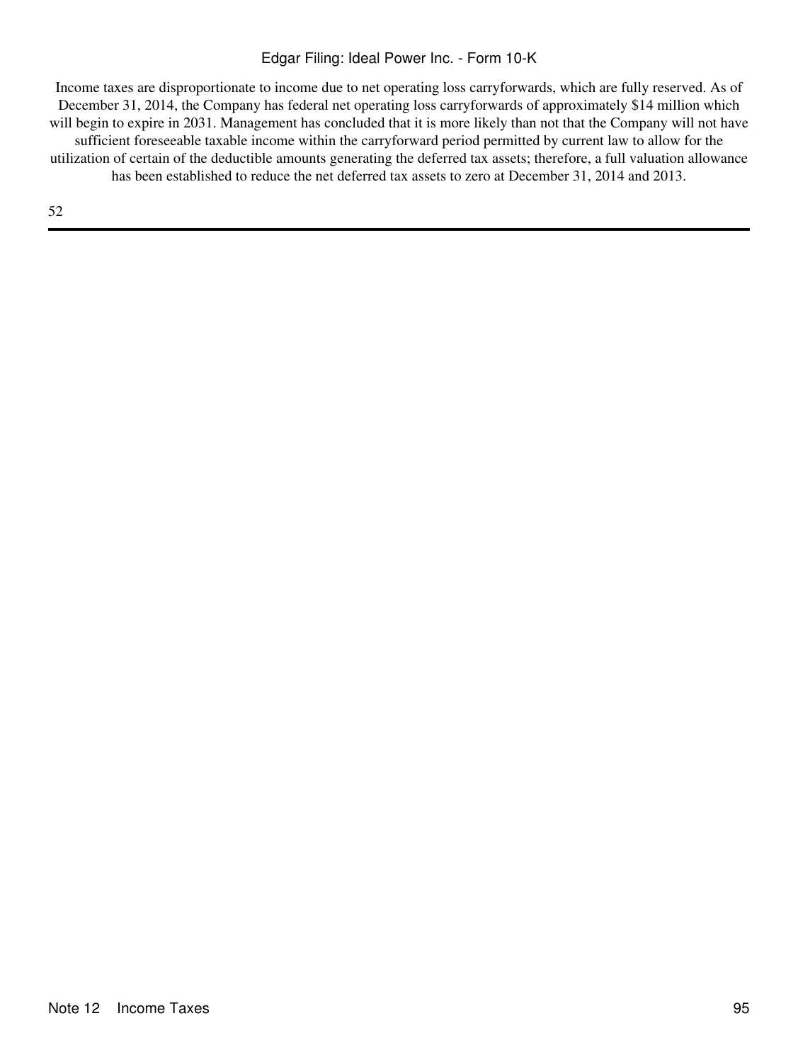Income taxes are disproportionate to income due to net operating loss carryforwards, which are fully reserved. As of December 31, 2014, the Company has federal net operating loss carryforwards of approximately $14 million which will begin to expire in 2031. Management has concluded that it is more likely than not that the Company will not have sufficient foreseeable taxable income within the carryforward period permitted by current law to allow for the utilization of certain of the deductible amounts generating the deferred tax assets; therefore, a full valuation allowance has been established to reduce the net deferred tax assets to zero at December 31, 2014 and 2013.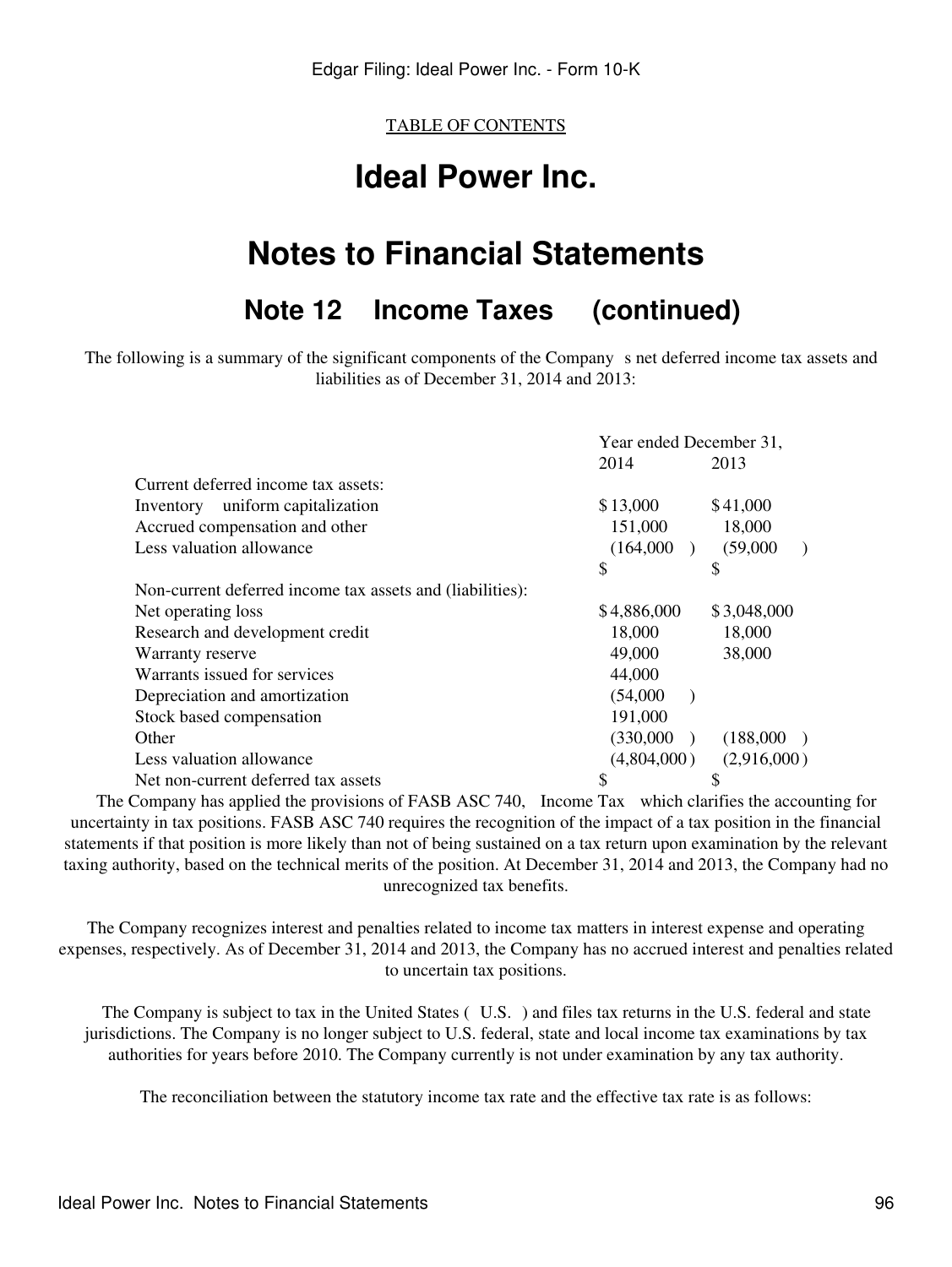TABLE OF CONTENTS

# Ideal Power Inc.

# Notes to Financial Statements

## Note 12 Income Taxes (continued)

The following is a summary of the significant components of the Company s net deferred income tax assets and liabilities as of December 31, 2014 and 2013:

| | Year ended December 31, 2014 | 2013 |
|---|---|---|
| Current deferred income tax assets: | | |
| Inventory uniform capitalization | $ 13,000 | $ 41,000 |
| Accrued compensation and other | 151,000 | 18,000 |
| Less valuation allowance | (164,000) | (59,000) |
| | $ | $ |
| Non-current deferred income tax assets and (liabilities): | | |
| Net operating loss | $ 4,886,000 | $ 3,048,000 |
| Research and development credit | 18,000 | 18,000 |
| Warranty reserve | 49,000 | 38,000 |
| Warrants issued for services | 44,000 | |
| Depreciation and amortization | (54,000) | |
| Stock based compensation | 191,000 | |
| Other | (330,000) | (188,000) |
| Less valuation allowance | (4,804,000) | (2,916,000) |
| Net non-current deferred tax assets | $ | $ |

The Company has applied the provisions of FASB ASC 740, Income Tax which clarifies the accounting for uncertainty in tax positions. FASB ASC 740 requires the recognition of the impact of a tax position in the financial statements if that position is more likely than not of being sustained on a tax return upon examination by the relevant taxing authority, based on the technical merits of the position. At December 31, 2014 and 2013, the Company had no unrecognized tax benefits.

The Company recognizes interest and penalties related to income tax matters in interest expense and operating expenses, respectively. As of December 31, 2014 and 2013, the Company has no accrued interest and penalties related to uncertain tax positions.

The Company is subject to tax in the United States ( U.S. ) and files tax returns in the U.S. federal and state jurisdictions. The Company is no longer subject to U.S. federal, state and local income tax examinations by tax authorities for years before 2010. The Company currently is not under examination by any tax authority.

The reconciliation between the statutory income tax rate and the effective tax rate is as follows: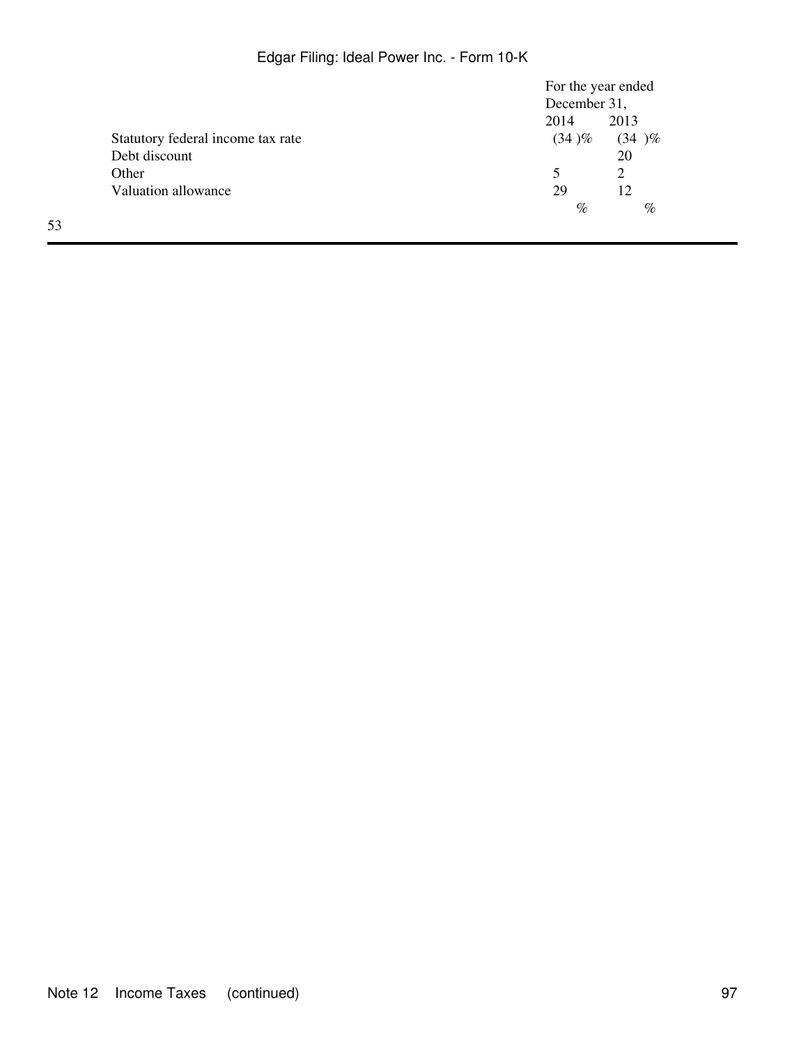| | For the year ended December 31, | |
| --- | --- | --- |
| | 2014 | 2013 |
| Statutory federal income tax rate | (34 )% | (34 )% |
| Debt discount | | 20 |
| Other | 5 | 2 |
| Valuation allowance | 29 | 12 |
| | % | % |

53

Note 12 Income Taxes (continued)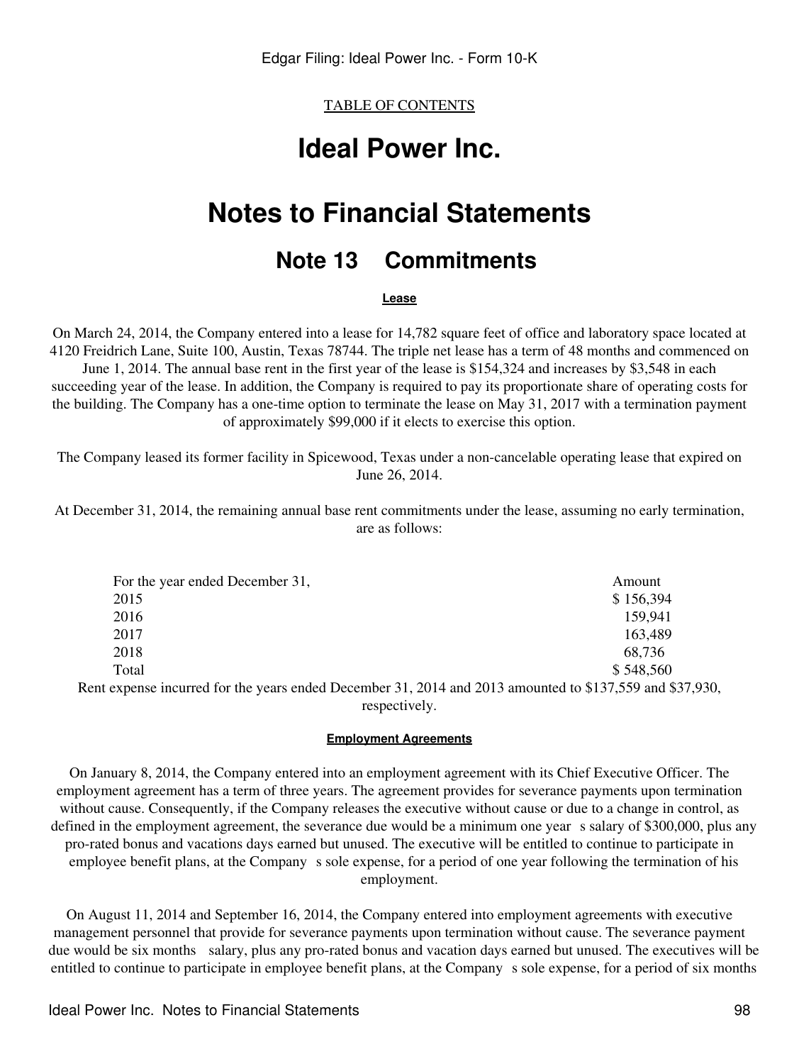TABLE OF CONTENTS

# Ideal Power Inc.

# Notes to Financial Statements

## Note 13 Commitments

### Lease

On March 24, 2014, the Company entered into a lease for 14,782 square feet of office and laboratory space located at 4120 Freidrich Lane, Suite 100, Austin, Texas 78744. The triple net lease has a term of 48 months and commenced on June 1, 2014. The annual base rent in the first year of the lease is $154,324 and increases by $3,548 in each succeeding year of the lease. In addition, the Company is required to pay its proportionate share of operating costs for the building. The Company has a one-time option to terminate the lease on May 31, 2017 with a termination payment of approximately $99,000 if it elects to exercise this option.

The Company leased its former facility in Spicewood, Texas under a non-cancelable operating lease that expired on June 26, 2014.

At December 31, 2014, the remaining annual base rent commitments under the lease, assuming no early termination, are as follows:

| For the year ended December 31, | Amount |
| --- | --- |
| 2015 | $ 156,394 |
| 2016 | 159,941 |
| 2017 | 163,489 |
| 2018 | 68,736 |
| Total | $ 548,560 |

Rent expense incurred for the years ended December 31, 2014 and 2013 amounted to $137,559 and $37,930, respectively.

### Employment Agreements

On January 8, 2014, the Company entered into an employment agreement with its Chief Executive Officer. The employment agreement has a term of three years. The agreement provides for severance payments upon termination without cause. Consequently, if the Company releases the executive without cause or due to a change in control, as defined in the employment agreement, the severance due would be a minimum one year s salary of $300,000, plus any pro-rated bonus and vacations days earned but unused. The executive will be entitled to continue to participate in employee benefit plans, at the Company s sole expense, for a period of one year following the termination of his employment.

On August 11, 2014 and September 16, 2014, the Company entered into employment agreements with executive management personnel that provide for severance payments upon termination without cause. The severance payment due would be six months salary, plus any pro-rated bonus and vacation days earned but unused. The executives will be entitled to continue to participate in employee benefit plans, at the Company s sole expense, for a period of six months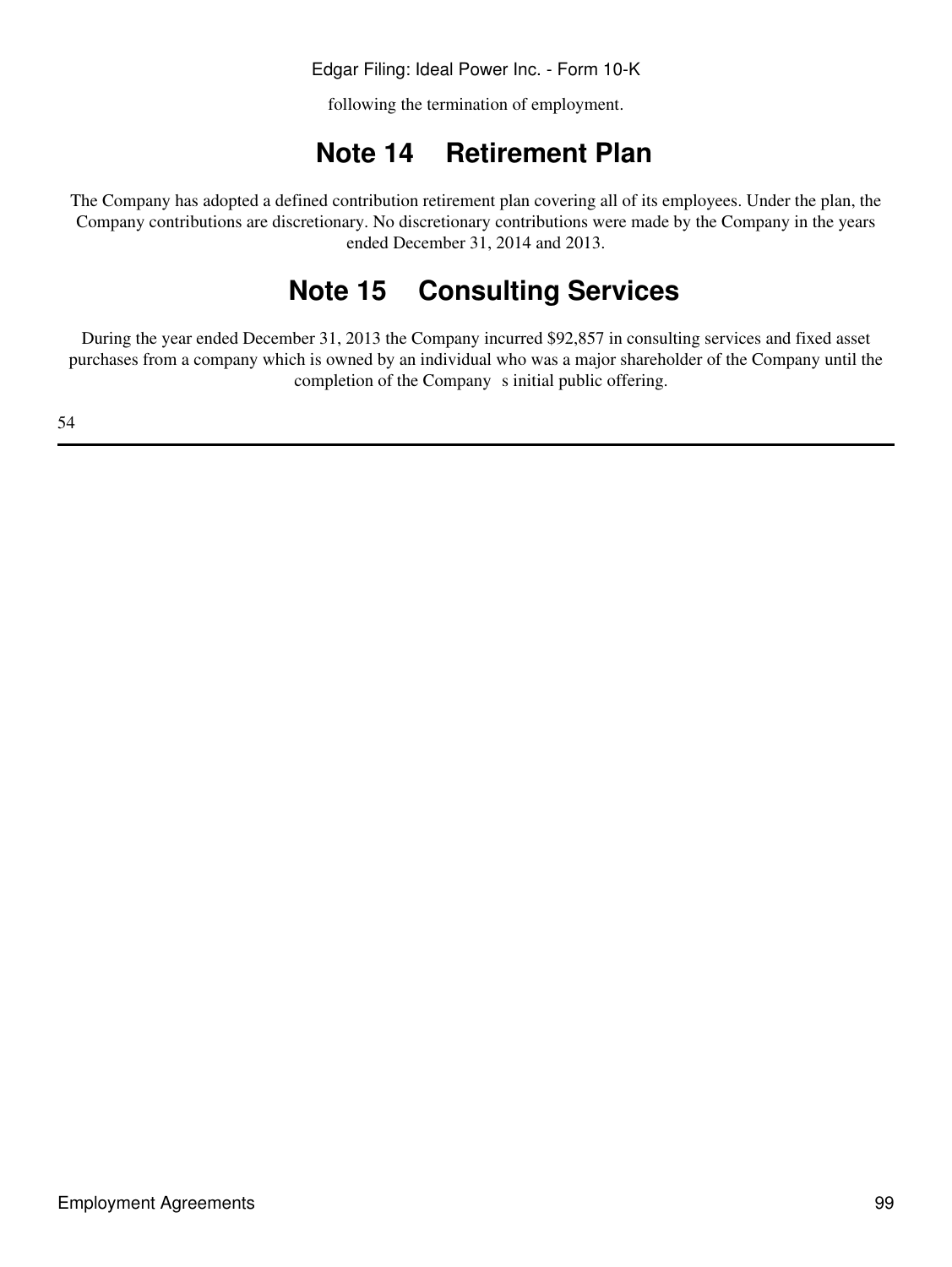following the termination of employment.

## Note 14 Retirement Plan

The Company has adopted a defined contribution retirement plan covering all of its employees. Under the plan, the Company contributions are discretionary. No discretionary contributions were made by the Company in the years ended December 31, 2014 and 2013.

## Note 15 Consulting Services

During the year ended December 31, 2013 the Company incurred $92,857 in consulting services and fixed asset purchases from a company which is owned by an individual who was a major shareholder of the Company until the completion of the Company s initial public offering.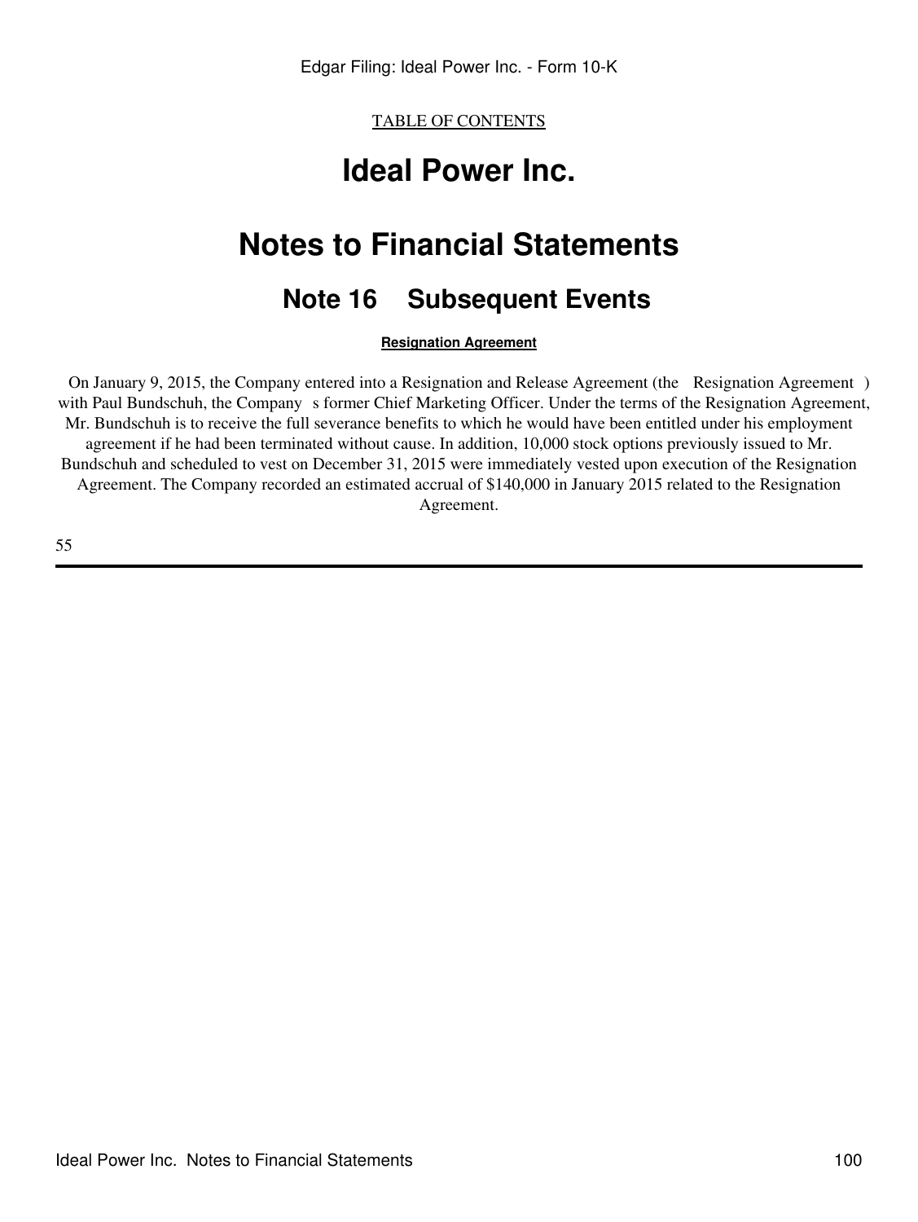# Ideal Power Inc.

# Notes to Financial Statements

## Note 16 Subsequent Events

**Resignation Agreement**

On January 9, 2015, the Company entered into a Resignation and Release Agreement (the Resignation Agreement ) with Paul Bundschuh, the Company s former Chief Marketing Officer. Under the terms of the Resignation Agreement, Mr. Bundschuh is to receive the full severance benefits to which he would have been entitled under his employment agreement if he had been terminated without cause. In addition, 10,000 stock options previously issued to Mr. Bundschuh and scheduled to vest on December 31, 2015 were immediately vested upon execution of the Resignation Agreement. The Company recorded an estimated accrual of $140,000 in January 2015 related to the Resignation Agreement.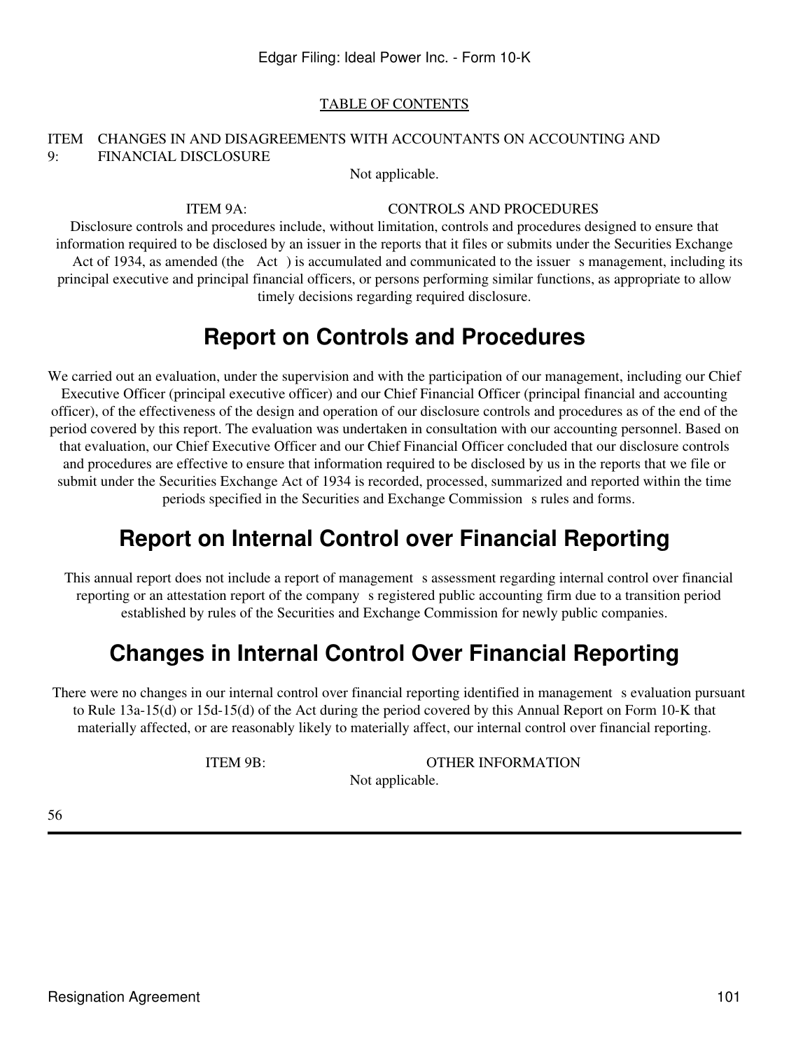TABLE OF CONTENTS

ITEM 9: CHANGES IN AND DISAGREEMENTS WITH ACCOUNTANTS ON ACCOUNTING AND FINANCIAL DISCLOSURE

Not applicable.

ITEM 9A: CONTROLS AND PROCEDURES

Disclosure controls and procedures include, without limitation, controls and procedures designed to ensure that information required to be disclosed by an issuer in the reports that it files or submits under the Securities Exchange Act of 1934, as amended (the Act) is accumulated and communicated to the issuer s management, including its principal executive and principal financial officers, or persons performing similar functions, as appropriate to allow timely decisions regarding required disclosure.

## Report on Controls and Procedures

We carried out an evaluation, under the supervision and with the participation of our management, including our Chief Executive Officer (principal executive officer) and our Chief Financial Officer (principal financial and accounting officer), of the effectiveness of the design and operation of our disclosure controls and procedures as of the end of the period covered by this report. The evaluation was undertaken in consultation with our accounting personnel. Based on that evaluation, our Chief Executive Officer and our Chief Financial Officer concluded that our disclosure controls and procedures are effective to ensure that information required to be disclosed by us in the reports that we file or submit under the Securities Exchange Act of 1934 is recorded, processed, summarized and reported within the time periods specified in the Securities and Exchange Commission s rules and forms.

## Report on Internal Control over Financial Reporting

This annual report does not include a report of management s assessment regarding internal control over financial reporting or an attestation report of the company s registered public accounting firm due to a transition period established by rules of the Securities and Exchange Commission for newly public companies.

## Changes in Internal Control Over Financial Reporting

There were no changes in our internal control over financial reporting identified in management s evaluation pursuant to Rule 13a-15(d) or 15d-15(d) of the Act during the period covered by this Annual Report on Form 10-K that materially affected, or are reasonably likely to materially affect, our internal control over financial reporting.

ITEM 9B: OTHER INFORMATION

Not applicable.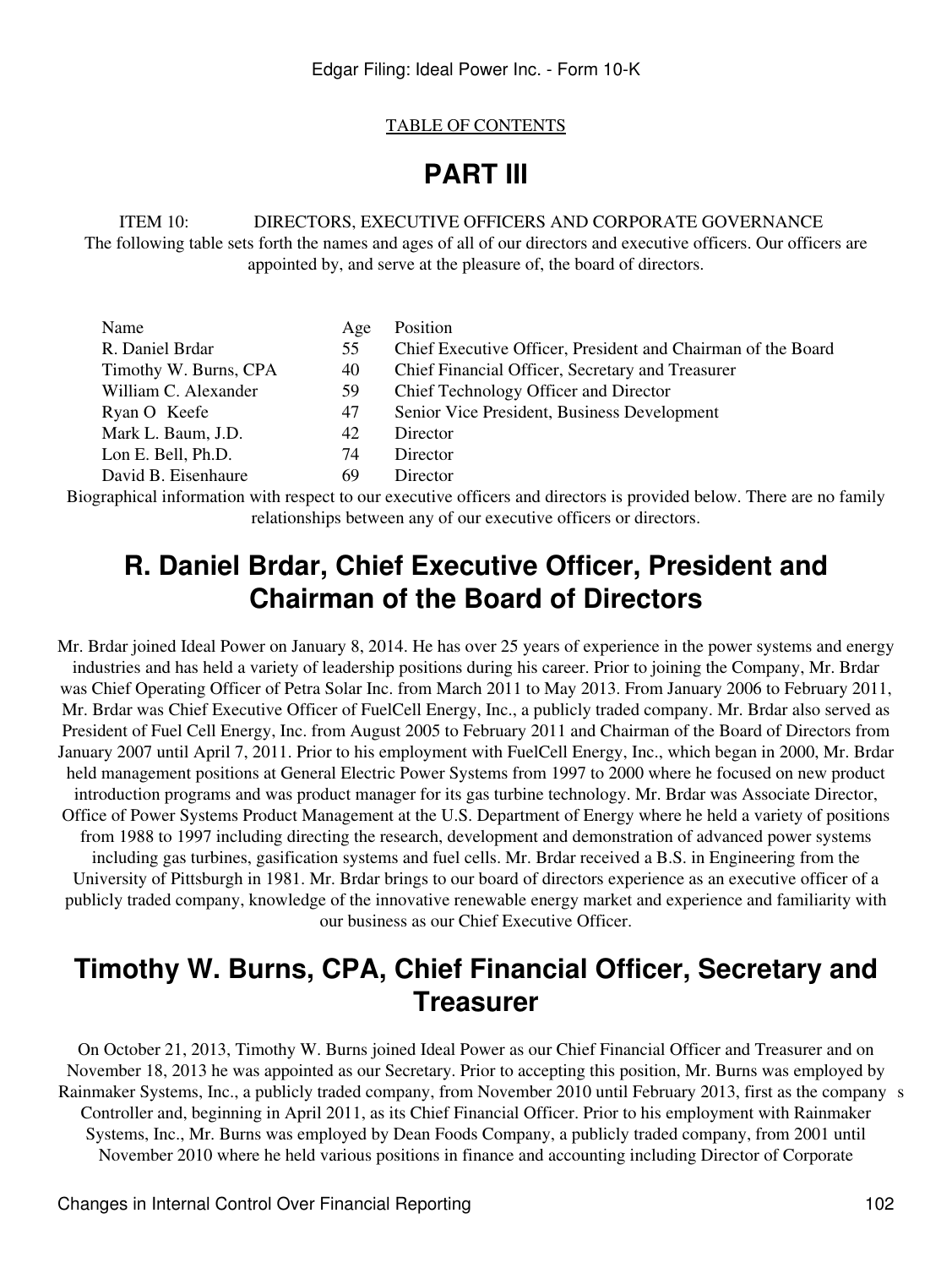[TABLE OF CONTENTS](#)

# PART III

ITEM 10: DIRECTORS, EXECUTIVE OFFICERS AND CORPORATE GOVERNANCE

The following table sets forth the names and ages of all of our directors and executive officers. Our officers are appointed by, and serve at the pleasure of, the board of directors.

| Name | Age | Position |
|---|---|---|
| R. Daniel Brdar | 55 | Chief Executive Officer, President and Chairman of the Board |
| Timothy W. Burns, CPA | 40 | Chief Financial Officer, Secretary and Treasurer |
| William C. Alexander | 59 | Chief Technology Officer and Director |
| Ryan O Keefe | 47 | Senior Vice President, Business Development |
| Mark L. Baum, J.D. | 42 | Director |
| Lon E. Bell, Ph.D. | 74 | Director |
| David B. Eisenhaure | 69 | Director |

Biographical information with respect to our executive officers and directors is provided below. There are no family relationships between any of our executive officers or directors.

## R. Daniel Brdar, Chief Executive Officer, President and Chairman of the Board of Directors

Mr. Brdar joined Ideal Power on January 8, 2014. He has over 25 years of experience in the power systems and energy industries and has held a variety of leadership positions during his career. Prior to joining the Company, Mr. Brdar was Chief Operating Officer of Petra Solar Inc. from March 2011 to May 2013. From January 2006 to February 2011, Mr. Brdar was Chief Executive Officer of FuelCell Energy, Inc., a publicly traded company. Mr. Brdar also served as President of Fuel Cell Energy, Inc. from August 2005 to February 2011 and Chairman of the Board of Directors from January 2007 until April 7, 2011. Prior to his employment with FuelCell Energy, Inc., which began in 2000, Mr. Brdar held management positions at General Electric Power Systems from 1997 to 2000 where he focused on new product introduction programs and was product manager for its gas turbine technology. Mr. Brdar was Associate Director, Office of Power Systems Product Management at the U.S. Department of Energy where he held a variety of positions from 1988 to 1997 including directing the research, development and demonstration of advanced power systems including gas turbines, gasification systems and fuel cells. Mr. Brdar received a B.S. in Engineering from the University of Pittsburgh in 1981. Mr. Brdar brings to our board of directors experience as an executive officer of a publicly traded company, knowledge of the innovative renewable energy market and experience and familiarity with our business as our Chief Executive Officer.

## Timothy W. Burns, CPA, Chief Financial Officer, Secretary and Treasurer

On October 21, 2013, Timothy W. Burns joined Ideal Power as our Chief Financial Officer and Treasurer and on November 18, 2013 he was appointed as our Secretary. Prior to accepting this position, Mr. Burns was employed by Rainmaker Systems, Inc., a publicly traded company, from November 2010 until February 2013, first as the company s Controller and, beginning in April 2011, as its Chief Financial Officer. Prior to his employment with Rainmaker Systems, Inc., Mr. Burns was employed by Dean Foods Company, a publicly traded company, from 2001 until November 2010 where he held various positions in finance and accounting including Director of Corporate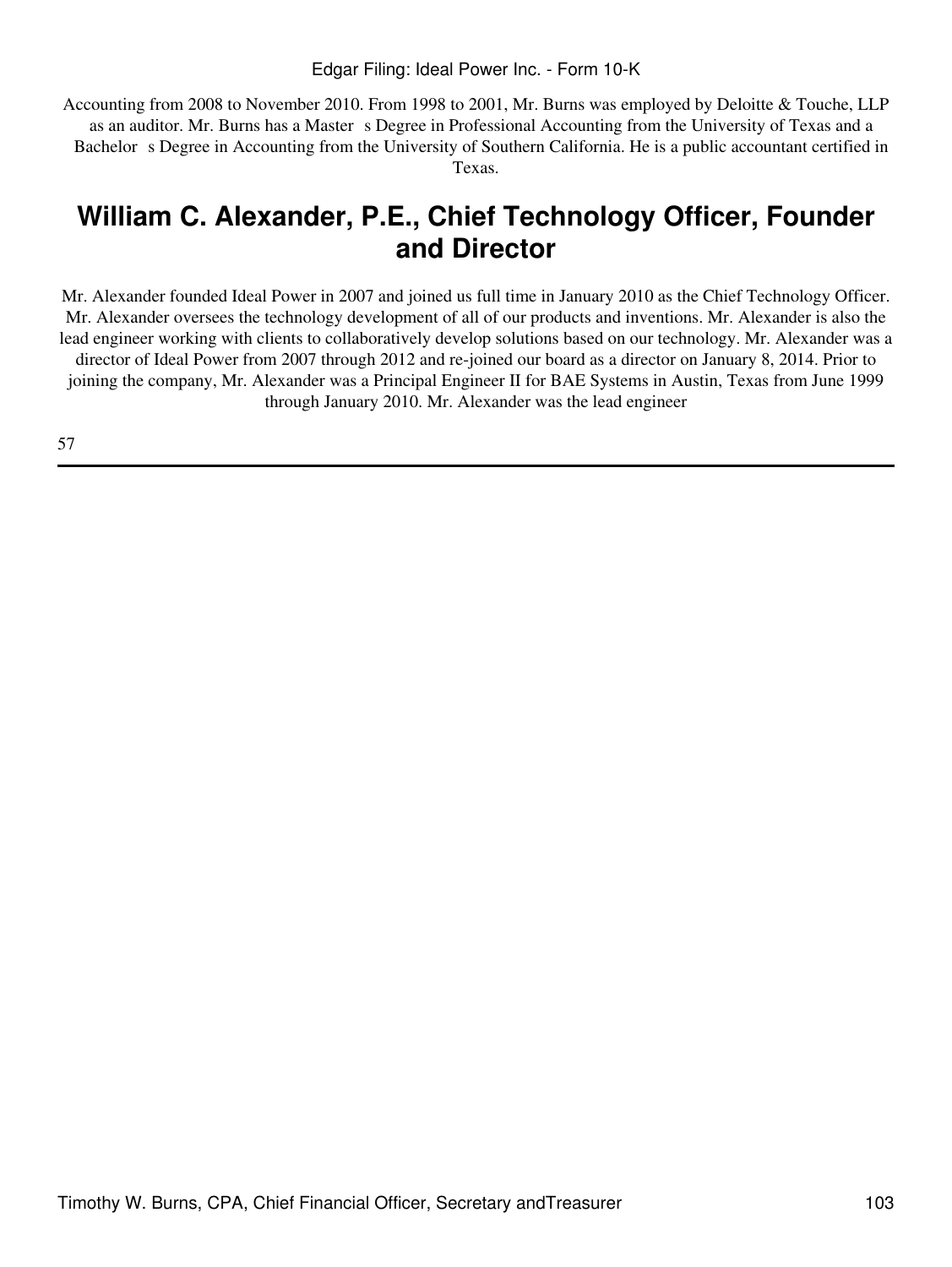Accounting from 2008 to November 2010. From 1998 to 2001, Mr. Burns was employed by Deloitte & Touche, LLP as an auditor. Mr. Burns has a Master s Degree in Professional Accounting from the University of Texas and a Bachelor s Degree in Accounting from the University of Southern California. He is a public accountant certified in Texas.

## William C. Alexander, P.E., Chief Technology Officer, Founder and Director

Mr. Alexander founded Ideal Power in 2007 and joined us full time in January 2010 as the Chief Technology Officer. Mr. Alexander oversees the technology development of all of our products and inventions. Mr. Alexander is also the lead engineer working with clients to collaboratively develop solutions based on our technology. Mr. Alexander was a director of Ideal Power from 2007 through 2012 and re-joined our board as a director on January 8, 2014. Prior to joining the company, Mr. Alexander was a Principal Engineer II for BAE Systems in Austin, Texas from June 1999 through January 2010. Mr. Alexander was the lead engineer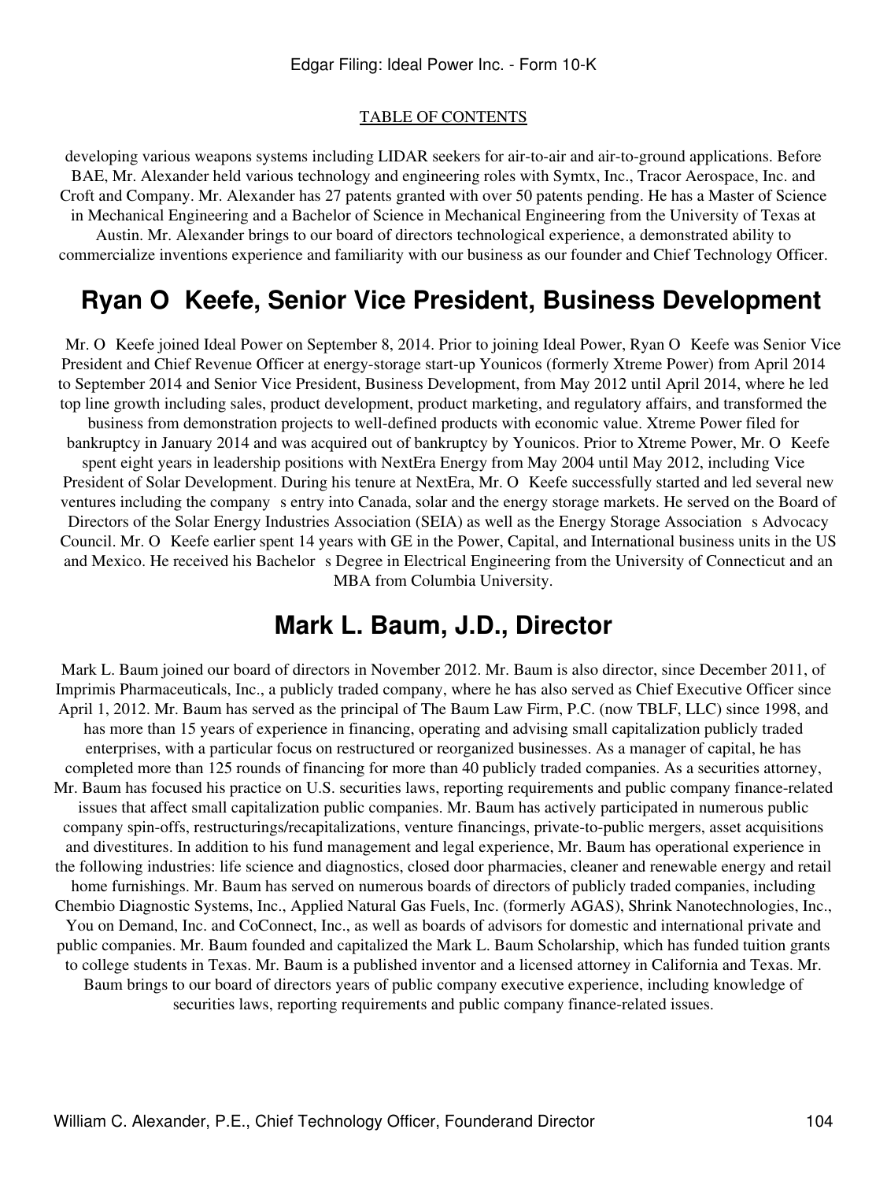developing various weapons systems including LIDAR seekers for air-to-air and air-to-ground applications. Before BAE, Mr. Alexander held various technology and engineering roles with Symtx, Inc., Tracor Aerospace, Inc. and Croft and Company. Mr. Alexander has 27 patents granted with over 50 patents pending. He has a Master of Science in Mechanical Engineering and a Bachelor of Science in Mechanical Engineering from the University of Texas at Austin. Mr. Alexander brings to our board of directors technological experience, a demonstrated ability to commercialize inventions experience and familiarity with our business as our founder and Chief Technology Officer.

## Ryan O Keefe, Senior Vice President, Business Development

Mr. O Keefe joined Ideal Power on September 8, 2014. Prior to joining Ideal Power, Ryan O Keefe was Senior Vice President and Chief Revenue Officer at energy-storage start-up Younicos (formerly Xtreme Power) from April 2014 to September 2014 and Senior Vice President, Business Development, from May 2012 until April 2014, where he led top line growth including sales, product development, product marketing, and regulatory affairs, and transformed the business from demonstration projects to well-defined products with economic value. Xtreme Power filed for bankruptcy in January 2014 and was acquired out of bankruptcy by Younicos. Prior to Xtreme Power, Mr. O Keefe spent eight years in leadership positions with NextEra Energy from May 2004 until May 2012, including Vice President of Solar Development. During his tenure at NextEra, Mr. O Keefe successfully started and led several new ventures including the company s entry into Canada, solar and the energy storage markets. He served on the Board of Directors of the Solar Energy Industries Association (SEIA) as well as the Energy Storage Association s Advocacy Council. Mr. O Keefe earlier spent 14 years with GE in the Power, Capital, and International business units in the US and Mexico. He received his Bachelor s Degree in Electrical Engineering from the University of Connecticut and an MBA from Columbia University.

## Mark L. Baum, J.D., Director

Mark L. Baum joined our board of directors in November 2012. Mr. Baum is also director, since December 2011, of Imprimis Pharmaceuticals, Inc., a publicly traded company, where he has also served as Chief Executive Officer since April 1, 2012. Mr. Baum has served as the principal of The Baum Law Firm, P.C. (now TBLF, LLC) since 1998, and has more than 15 years of experience in financing, operating and advising small capitalization publicly traded enterprises, with a particular focus on restructured or reorganized businesses. As a manager of capital, he has completed more than 125 rounds of financing for more than 40 publicly traded companies. As a securities attorney, Mr. Baum has focused his practice on U.S. securities laws, reporting requirements and public company finance-related issues that affect small capitalization public companies. Mr. Baum has actively participated in numerous public company spin-offs, restructurings/recapitalizations, venture financings, private-to-public mergers, asset acquisitions and divestitures. In addition to his fund management and legal experience, Mr. Baum has operational experience in the following industries: life science and diagnostics, closed door pharmacies, cleaner and renewable energy and retail home furnishings. Mr. Baum has served on numerous boards of directors of publicly traded companies, including Chembio Diagnostic Systems, Inc., Applied Natural Gas Fuels, Inc. (formerly AGAS), Shrink Nanotechnologies, Inc., You on Demand, Inc. and CoConnect, Inc., as well as boards of advisors for domestic and international private and public companies. Mr. Baum founded and capitalized the Mark L. Baum Scholarship, which has funded tuition grants to college students in Texas. Mr. Baum is a published inventor and a licensed attorney in California and Texas. Mr. Baum brings to our board of directors years of public company executive experience, including knowledge of securities laws, reporting requirements and public company finance-related issues.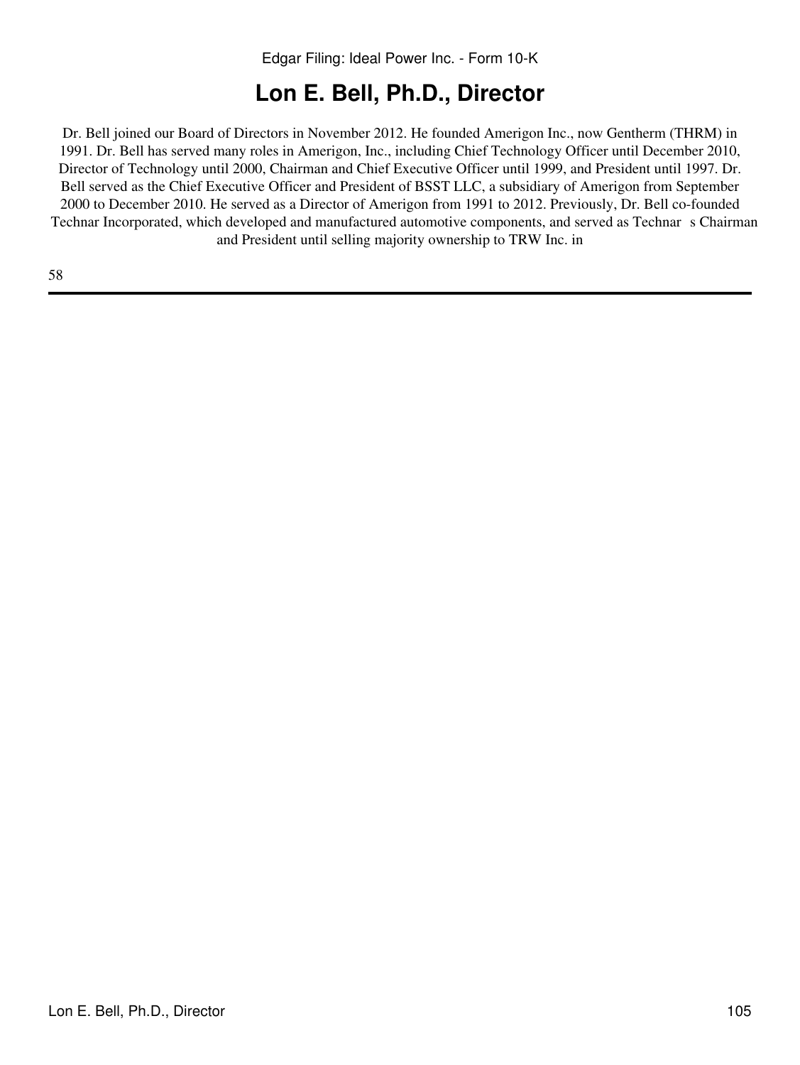# Lon E. Bell, Ph.D., Director

Dr. Bell joined our Board of Directors in November 2012. He founded Amerigon Inc., now Gentherm (THRM) in 1991. Dr. Bell has served many roles in Amerigon, Inc., including Chief Technology Officer until December 2010, Director of Technology until 2000, Chairman and Chief Executive Officer until 1999, and President until 1997. Dr. Bell served as the Chief Executive Officer and President of BSST LLC, a subsidiary of Amerigon from September 2000 to December 2010. He served as a Director of Amerigon from 1991 to 2012. Previously, Dr. Bell co-founded Technar Incorporated, which developed and manufactured automotive components, and served as Technar s Chairman and President until selling majority ownership to TRW Inc. in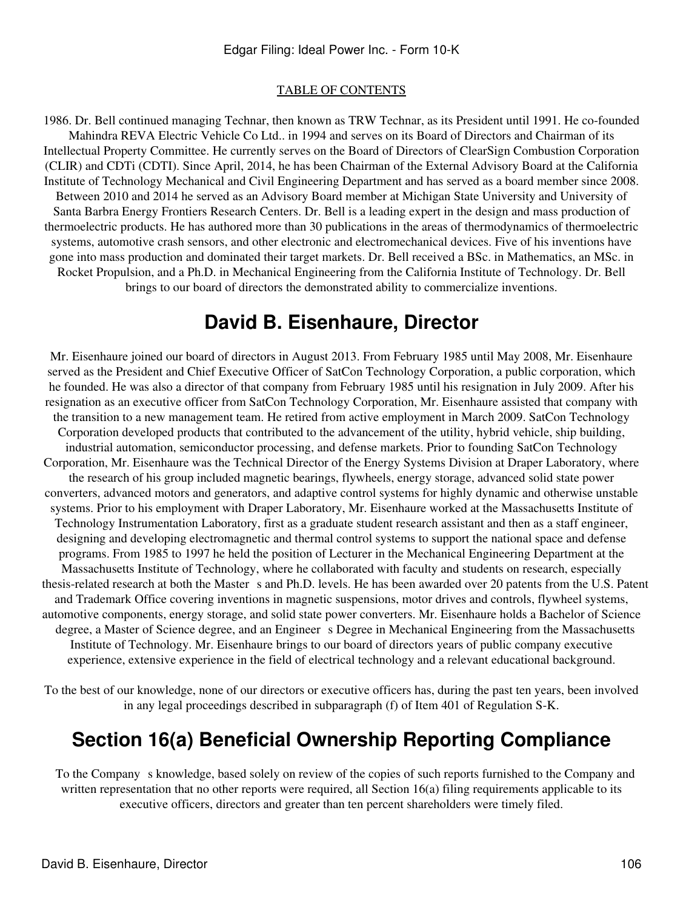1986. Dr. Bell continued managing Technar, then known as TRW Technar, as its President until 1991. He co-founded Mahindra REVA Electric Vehicle Co Ltd.. in 1994 and serves on its Board of Directors and Chairman of its Intellectual Property Committee. He currently serves on the Board of Directors of ClearSign Combustion Corporation (CLIR) and CDTi (CDTI). Since April, 2014, he has been Chairman of the External Advisory Board at the California Institute of Technology Mechanical and Civil Engineering Department and has served as a board member since 2008. Between 2010 and 2014 he served as an Advisory Board member at Michigan State University and University of Santa Barbra Energy Frontiers Research Centers. Dr. Bell is a leading expert in the design and mass production of thermoelectric products. He has authored more than 30 publications in the areas of thermodynamics of thermoelectric systems, automotive crash sensors, and other electronic and electromechanical devices. Five of his inventions have gone into mass production and dominated their target markets. Dr. Bell received a BSc. in Mathematics, an MSc. in Rocket Propulsion, and a Ph.D. in Mechanical Engineering from the California Institute of Technology. Dr. Bell brings to our board of directors the demonstrated ability to commercialize inventions.

## David B. Eisenhaure, Director

Mr. Eisenhaure joined our board of directors in August 2013. From February 1985 until May 2008, Mr. Eisenhaure served as the President and Chief Executive Officer of SatCon Technology Corporation, a public corporation, which he founded. He was also a director of that company from February 1985 until his resignation in July 2009. After his resignation as an executive officer from SatCon Technology Corporation, Mr. Eisenhaure assisted that company with the transition to a new management team. He retired from active employment in March 2009. SatCon Technology Corporation developed products that contributed to the advancement of the utility, hybrid vehicle, ship building, industrial automation, semiconductor processing, and defense markets. Prior to founding SatCon Technology Corporation, Mr. Eisenhaure was the Technical Director of the Energy Systems Division at Draper Laboratory, where the research of his group included magnetic bearings, flywheels, energy storage, advanced solid state power converters, advanced motors and generators, and adaptive control systems for highly dynamic and otherwise unstable systems. Prior to his employment with Draper Laboratory, Mr. Eisenhaure worked at the Massachusetts Institute of Technology Instrumentation Laboratory, first as a graduate student research assistant and then as a staff engineer, designing and developing electromagnetic and thermal control systems to support the national space and defense programs. From 1985 to 1997 he held the position of Lecturer in the Mechanical Engineering Department at the Massachusetts Institute of Technology, where he collaborated with faculty and students on research, especially thesis-related research at both the Master s and Ph.D. levels. He has been awarded over 20 patents from the U.S. Patent and Trademark Office covering inventions in magnetic suspensions, motor drives and controls, flywheel systems, automotive components, energy storage, and solid state power converters. Mr. Eisenhaure holds a Bachelor of Science degree, a Master of Science degree, and an Engineer s Degree in Mechanical Engineering from the Massachusetts Institute of Technology. Mr. Eisenhaure brings to our board of directors years of public company executive experience, extensive experience in the field of electrical technology and a relevant educational background.

To the best of our knowledge, none of our directors or executive officers has, during the past ten years, been involved in any legal proceedings described in subparagraph (f) of Item 401 of Regulation S-K.

## Section 16(a) Beneficial Ownership Reporting Compliance

To the Company s knowledge, based solely on review of the copies of such reports furnished to the Company and written representation that no other reports were required, all Section 16(a) filing requirements applicable to its executive officers, directors and greater than ten percent shareholders were timely filed.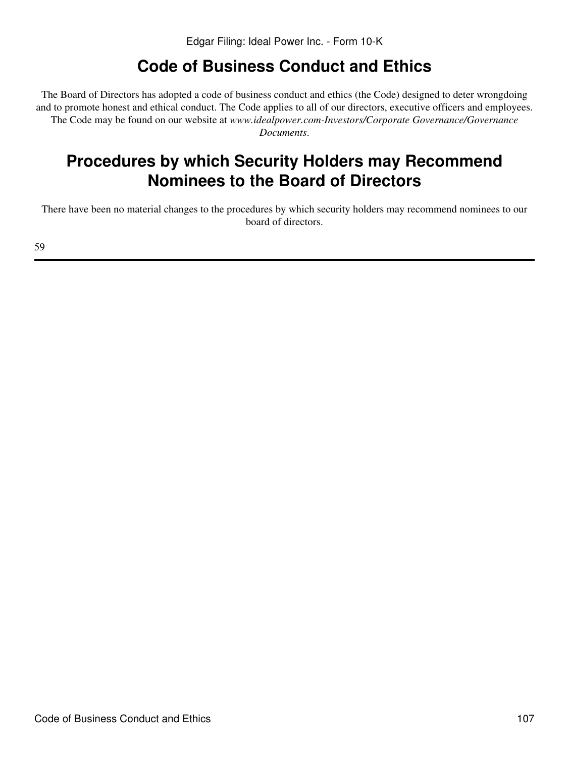## Code of Business Conduct and Ethics

The Board of Directors has adopted a code of business conduct and ethics (the Code) designed to deter wrongdoing and to promote honest and ethical conduct. The Code applies to all of our directors, executive officers and employees. The Code may be found on our website at *www.idealpower.com-Investors/Corporate Governance/Governance Documents*.

## Procedures by which Security Holders may Recommend Nominees to the Board of Directors

There have been no material changes to the procedures by which security holders may recommend nominees to our board of directors.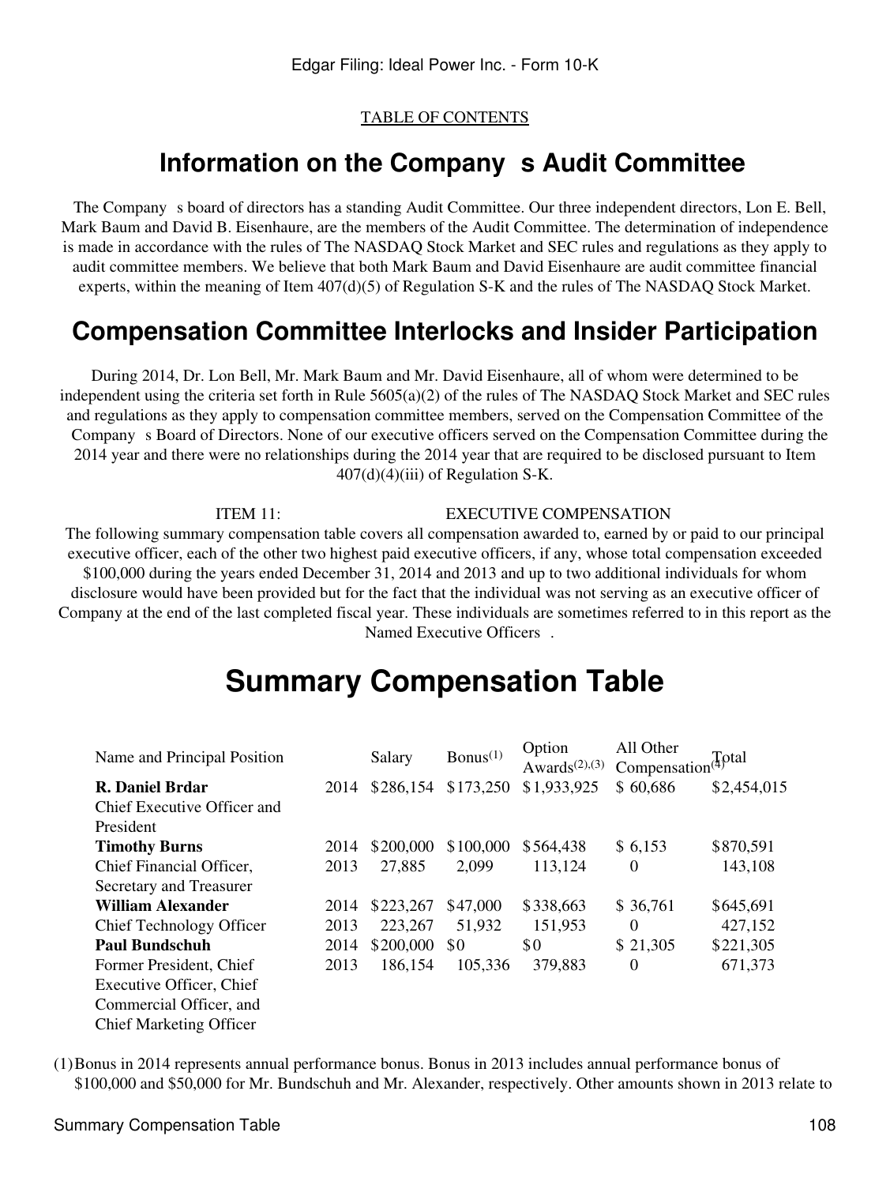TABLE OF CONTENTS

## Information on the Company s Audit Committee

The Company s board of directors has a standing Audit Committee. Our three independent directors, Lon E. Bell, Mark Baum and David B. Eisenhaure, are the members of the Audit Committee. The determination of independence is made in accordance with the rules of The NASDAQ Stock Market and SEC rules and regulations as they apply to audit committee members. We believe that both Mark Baum and David Eisenhaure are audit committee financial experts, within the meaning of Item 407(d)(5) of Regulation S-K and the rules of The NASDAQ Stock Market.

## Compensation Committee Interlocks and Insider Participation

During 2014, Dr. Lon Bell, Mr. Mark Baum and Mr. David Eisenhaure, all of whom were determined to be independent using the criteria set forth in Rule 5605(a)(2) of the rules of The NASDAQ Stock Market and SEC rules and regulations as they apply to compensation committee members, served on the Compensation Committee of the Company s Board of Directors. None of our executive officers served on the Compensation Committee during the 2014 year and there were no relationships during the 2014 year that are required to be disclosed pursuant to Item 407(d)(4)(iii) of Regulation S-K.

ITEM 11: EXECUTIVE COMPENSATION

The following summary compensation table covers all compensation awarded to, earned by or paid to our principal executive officer, each of the other two highest paid executive officers, if any, whose total compensation exceeded $100,000 during the years ended December 31, 2014 and 2013 and up to two additional individuals for whom disclosure would have been provided but for the fact that the individual was not serving as an executive officer of Company at the end of the last completed fiscal year. These individuals are sometimes referred to in this report as the Named Executive Officers .

# Summary Compensation Table

| Name and Principal Position | | Salary | Bonus[1] | Option Awards[2],[3] | All Other Compensation[4] | Total |
|---|---|---|---|---|---|---|
| **R. Daniel Brdar** | 2014 | $286,154 | $173,250 | $1,933,925 | $ 60,686 | $2,454,015 |
| Chief Executive Officer and President | | | | | | |
| **Timothy Burns** | 2014 | $200,000 | $100,000 | $564,438 | $ 6,153 | $870,591 |
| Chief Financial Officer, Secretary and Treasurer | 2013 | 27,885 | 2,099 | 113,124 | 0 | 143,108 |
| **William Alexander** | 2014 | $223,267 | $47,000 | $338,663 | $ 36,761 | $645,691 |
| Chief Technology Officer | 2013 | 223,267 | 51,932 | 151,953 | 0 | 427,152 |
| **Paul Bundschuh** | 2014 | $200,000 | $0 | $0 | $ 21,305 | $221,305 |
| Former President, Chief Executive Officer, Chief Commercial Officer, and Chief Marketing Officer | 2013 | 186,154 | 105,336 | 379,883 | 0 | 671,373 |

(1) Bonus in 2014 represents annual performance bonus. Bonus in 2013 includes annual performance bonus of $100,000 and $50,000 for Mr. Bundschuh and Mr. Alexander, respectively. Other amounts shown in 2013 relate to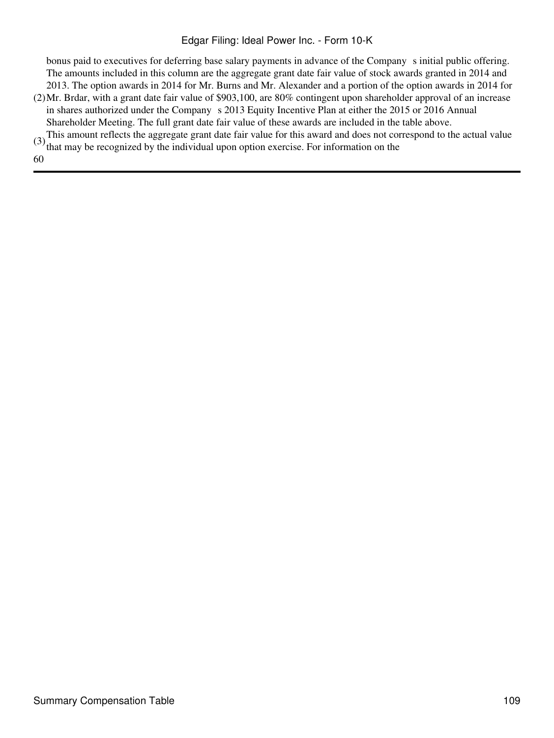bonus paid to executives for deferring base salary payments in advance of the Company s initial public offering.

(2) The amounts included in this column are the aggregate grant date fair value of stock awards granted in 2014 and 2013. The option awards in 2014 for Mr. Burns and Mr. Alexander and a portion of the option awards in 2014 for Mr. Brdar, with a grant date fair value of $903,100, are 80% contingent upon shareholder approval of an increase in shares authorized under the Company s 2013 Equity Incentive Plan at either the 2015 or 2016 Annual Shareholder Meeting. The full grant date fair value of these awards are included in the table above.

(3) This amount reflects the aggregate grant date fair value for this award and does not correspond to the actual value that may be recognized by the individual upon option exercise. For information on the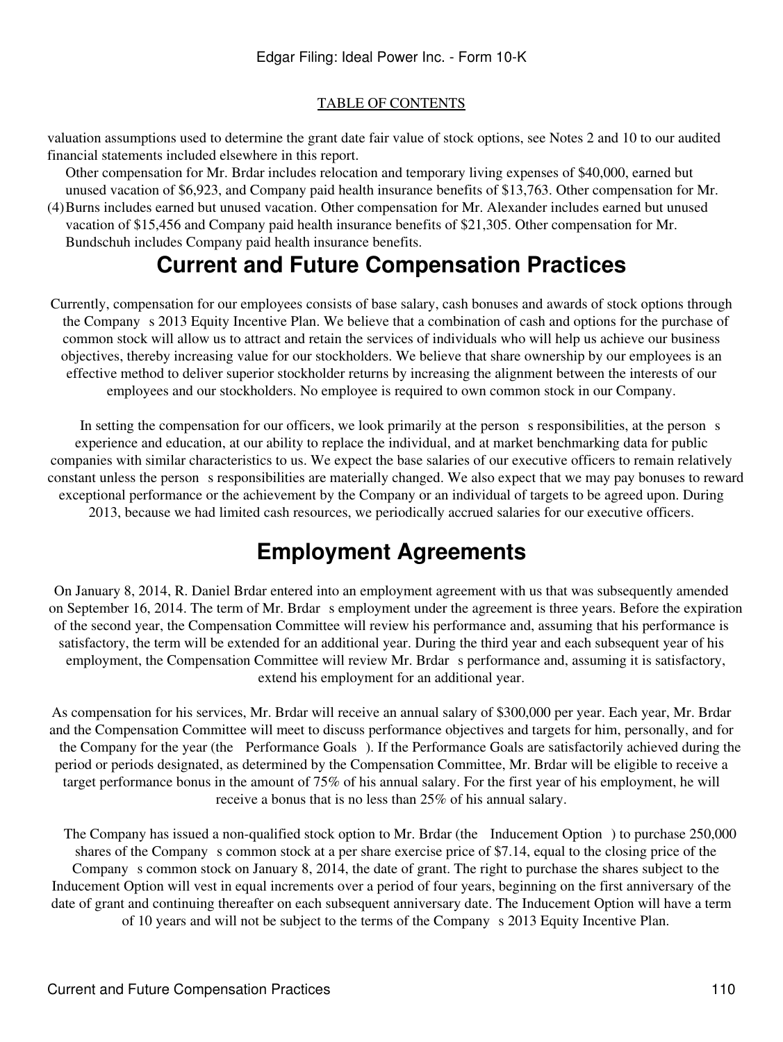valuation assumptions used to determine the grant date fair value of stock options, see Notes 2 and 10 to our audited financial statements included elsewhere in this report.

(4) Other compensation for Mr. Brdar includes relocation and temporary living expenses of $40,000, earned but unused vacation of $6,923, and Company paid health insurance benefits of $13,763. Other compensation for Mr. Burns includes earned but unused vacation. Other compensation for Mr. Alexander includes earned but unused vacation of $15,456 and Company paid health insurance benefits of $21,305. Other compensation for Mr. Bundschuh includes Company paid health insurance benefits.

## Current and Future Compensation Practices

Currently, compensation for our employees consists of base salary, cash bonuses and awards of stock options through the Company s 2013 Equity Incentive Plan. We believe that a combination of cash and options for the purchase of common stock will allow us to attract and retain the services of individuals who will help us achieve our business objectives, thereby increasing value for our stockholders. We believe that share ownership by our employees is an effective method to deliver superior stockholder returns by increasing the alignment between the interests of our employees and our stockholders. No employee is required to own common stock in our Company.

In setting the compensation for our officers, we look primarily at the person s responsibilities, at the person s experience and education, at our ability to replace the individual, and at market benchmarking data for public companies with similar characteristics to us. We expect the base salaries of our executive officers to remain relatively constant unless the person s responsibilities are materially changed. We also expect that we may pay bonuses to reward exceptional performance or the achievement by the Company or an individual of targets to be agreed upon. During 2013, because we had limited cash resources, we periodically accrued salaries for our executive officers.

## Employment Agreements

On January 8, 2014, R. Daniel Brdar entered into an employment agreement with us that was subsequently amended on September 16, 2014. The term of Mr. Brdar s employment under the agreement is three years. Before the expiration of the second year, the Compensation Committee will review his performance and, assuming that his performance is satisfactory, the term will be extended for an additional year. During the third year and each subsequent year of his employment, the Compensation Committee will review Mr. Brdar s performance and, assuming it is satisfactory, extend his employment for an additional year.

As compensation for his services, Mr. Brdar will receive an annual salary of $300,000 per year. Each year, Mr. Brdar and the Compensation Committee will meet to discuss performance objectives and targets for him, personally, and for the Company for the year (the Performance Goals ). If the Performance Goals are satisfactorily achieved during the period or periods designated, as determined by the Compensation Committee, Mr. Brdar will be eligible to receive a target performance bonus in the amount of 75% of his annual salary. For the first year of his employment, he will receive a bonus that is no less than 25% of his annual salary.

The Company has issued a non-qualified stock option to Mr. Brdar (the Inducement Option ) to purchase 250,000 shares of the Company s common stock at a per share exercise price of $7.14, equal to the closing price of the Company s common stock on January 8, 2014, the date of grant. The right to purchase the shares subject to the Inducement Option will vest in equal increments over a period of four years, beginning on the first anniversary of the date of grant and continuing thereafter on each subsequent anniversary date. The Inducement Option will have a term of 10 years and will not be subject to the terms of the Company s 2013 Equity Incentive Plan.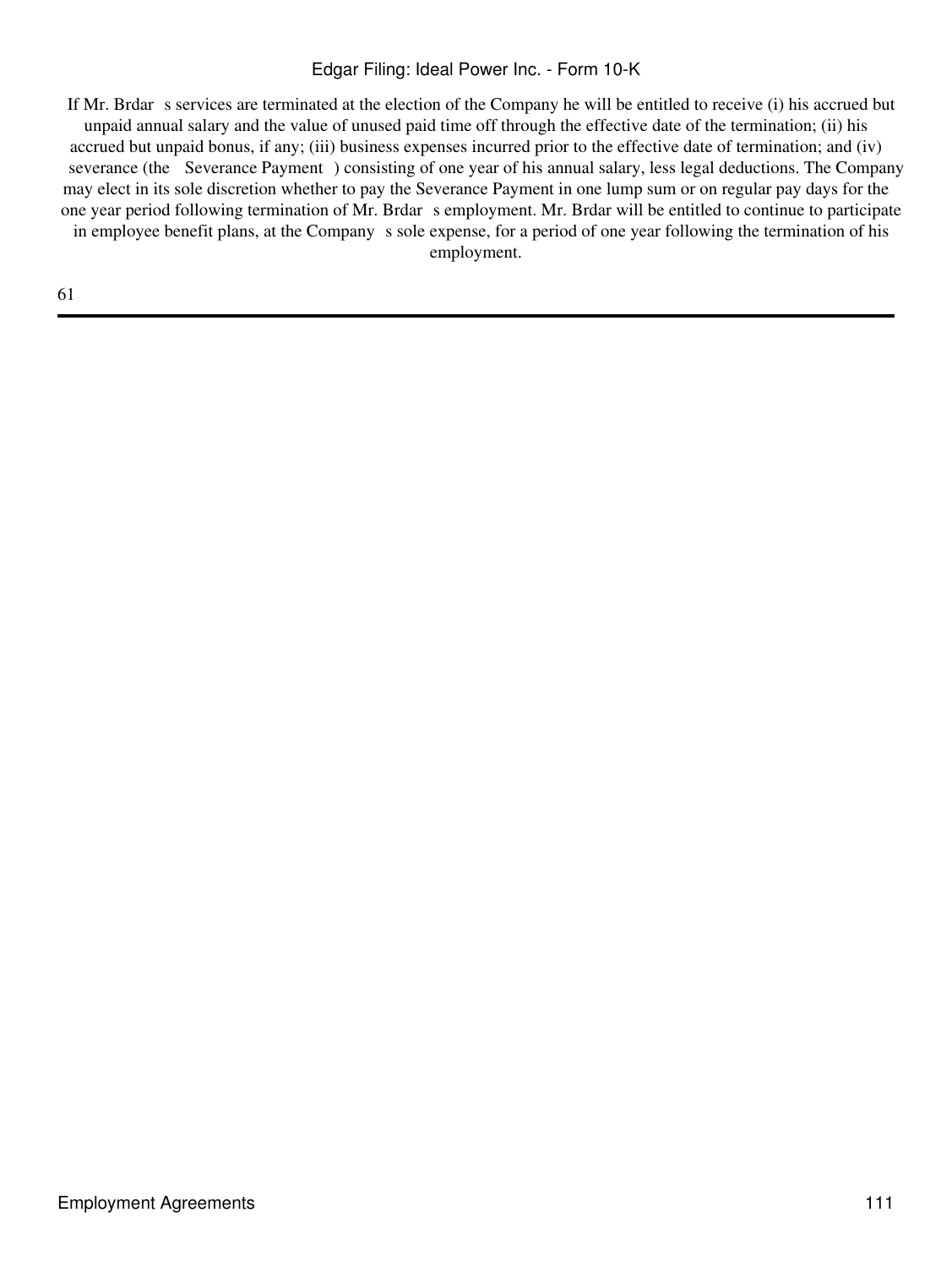If Mr. Brdar s services are terminated at the election of the Company he will be entitled to receive (i) his accrued but unpaid annual salary and the value of unused paid time off through the effective date of the termination; (ii) his accrued but unpaid bonus, if any; (iii) business expenses incurred prior to the effective date of termination; and (iv) severance (the Severance Payment ) consisting of one year of his annual salary, less legal deductions. The Company may elect in its sole discretion whether to pay the Severance Payment in one lump sum or on regular pay days for the one year period following termination of Mr. Brdar s employment. Mr. Brdar will be entitled to continue to participate in employee benefit plans, at the Company s sole expense, for a period of one year following the termination of his employment.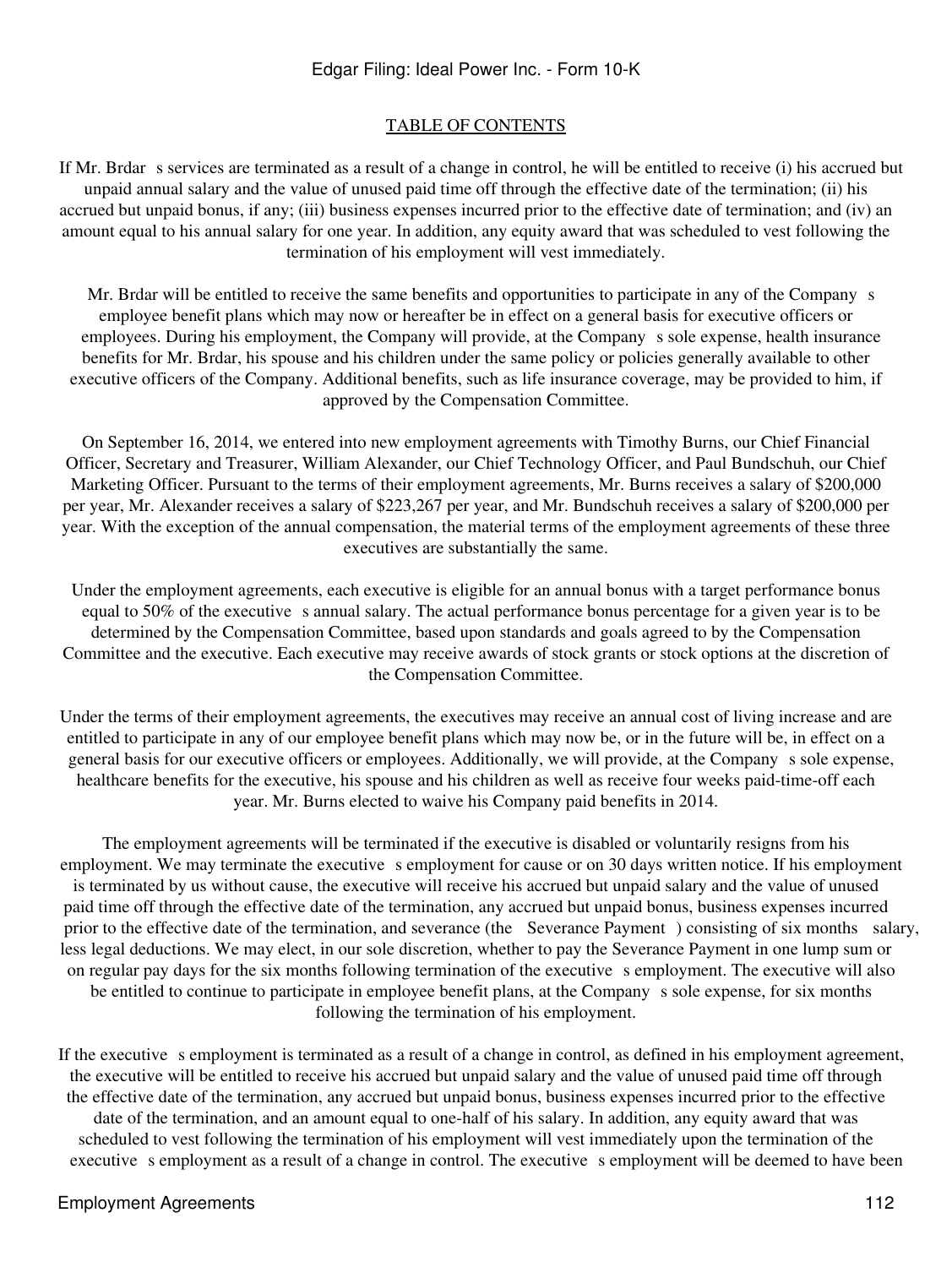If Mr. Brdar s services are terminated as a result of a change in control, he will be entitled to receive (i) his accrued but unpaid annual salary and the value of unused paid time off through the effective date of the termination; (ii) his accrued but unpaid bonus, if any; (iii) business expenses incurred prior to the effective date of termination; and (iv) an amount equal to his annual salary for one year. In addition, any equity award that was scheduled to vest following the termination of his employment will vest immediately.

Mr. Brdar will be entitled to receive the same benefits and opportunities to participate in any of the Company s employee benefit plans which may now or hereafter be in effect on a general basis for executive officers or employees. During his employment, the Company will provide, at the Company s sole expense, health insurance benefits for Mr. Brdar, his spouse and his children under the same policy or policies generally available to other executive officers of the Company. Additional benefits, such as life insurance coverage, may be provided to him, if approved by the Compensation Committee.

On September 16, 2014, we entered into new employment agreements with Timothy Burns, our Chief Financial Officer, Secretary and Treasurer, William Alexander, our Chief Technology Officer, and Paul Bundschuh, our Chief Marketing Officer. Pursuant to the terms of their employment agreements, Mr. Burns receives a salary of $200,000 per year, Mr. Alexander receives a salary of $223,267 per year, and Mr. Bundschuh receives a salary of $200,000 per year. With the exception of the annual compensation, the material terms of the employment agreements of these three executives are substantially the same.

Under the employment agreements, each executive is eligible for an annual bonus with a target performance bonus equal to 50% of the executive s annual salary. The actual performance bonus percentage for a given year is to be determined by the Compensation Committee, based upon standards and goals agreed to by the Compensation Committee and the executive. Each executive may receive awards of stock grants or stock options at the discretion of the Compensation Committee.

Under the terms of their employment agreements, the executives may receive an annual cost of living increase and are entitled to participate in any of our employee benefit plans which may now be, or in the future will be, in effect on a general basis for our executive officers or employees. Additionally, we will provide, at the Company s sole expense, healthcare benefits for the executive, his spouse and his children as well as receive four weeks paid-time-off each year. Mr. Burns elected to waive his Company paid benefits in 2014.

The employment agreements will be terminated if the executive is disabled or voluntarily resigns from his employment. We may terminate the executive s employment for cause or on 30 days written notice. If his employment is terminated by us without cause, the executive will receive his accrued but unpaid salary and the value of unused paid time off through the effective date of the termination, any accrued but unpaid bonus, business expenses incurred prior to the effective date of the termination, and severance (the Severance Payment ) consisting of six months salary, less legal deductions. We may elect, in our sole discretion, whether to pay the Severance Payment in one lump sum or on regular pay days for the six months following termination of the executive s employment. The executive will also be entitled to continue to participate in employee benefit plans, at the Company s sole expense, for six months following the termination of his employment.

If the executive s employment is terminated as a result of a change in control, as defined in his employment agreement, the executive will be entitled to receive his accrued but unpaid salary and the value of unused paid time off through the effective date of the termination, any accrued but unpaid bonus, business expenses incurred prior to the effective date of the termination, and an amount equal to one-half of his salary. In addition, any equity award that was scheduled to vest following the termination of his employment will vest immediately upon the termination of the executive s employment as a result of a change in control. The executive s employment will be deemed to have been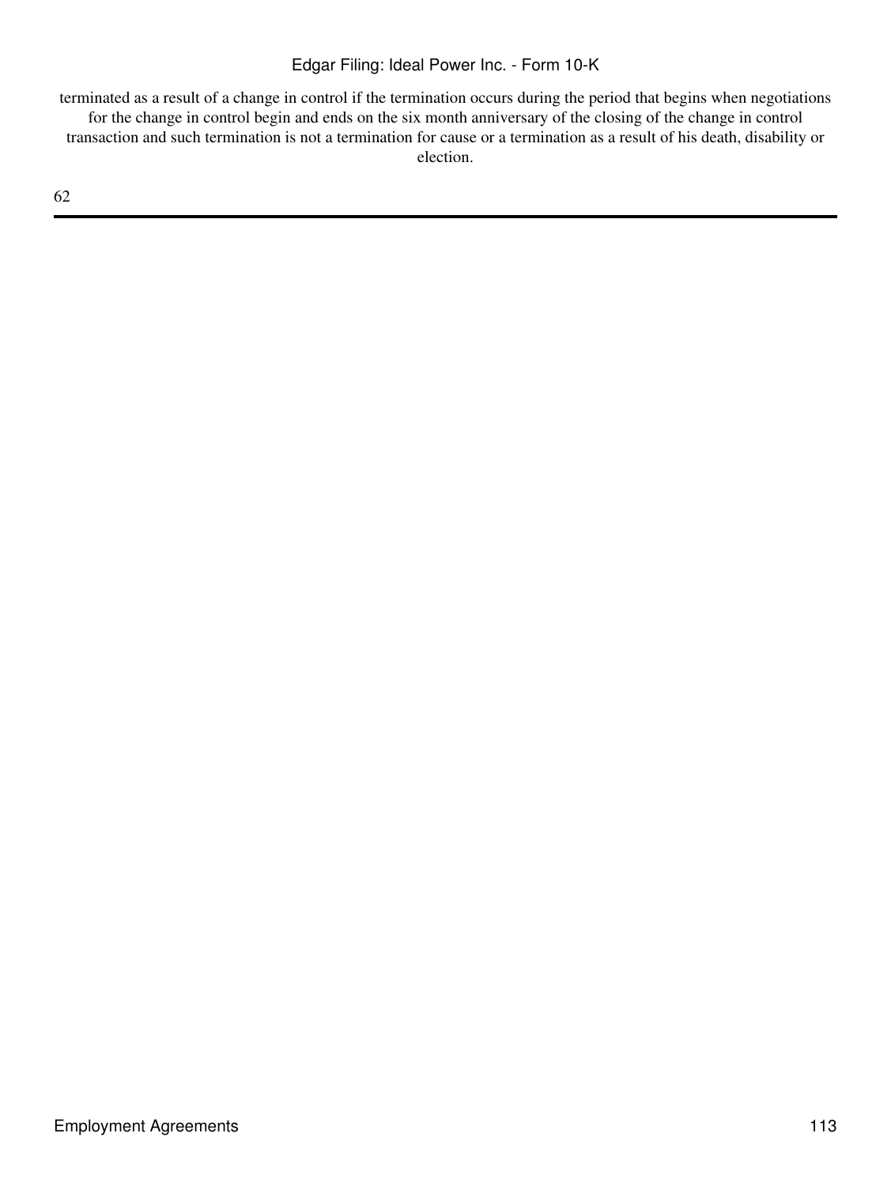terminated as a result of a change in control if the termination occurs during the period that begins when negotiations for the change in control begin and ends on the six month anniversary of the closing of the change in control transaction and such termination is not a termination for cause or a termination as a result of his death, disability or election.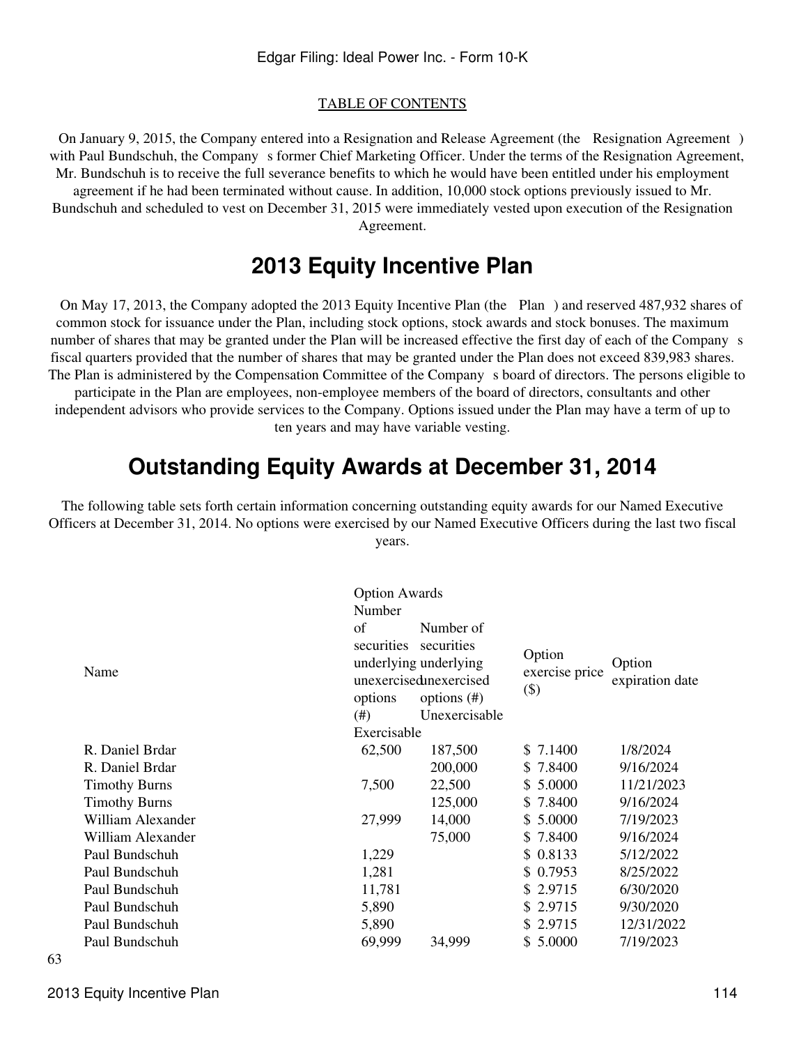On January 9, 2015, the Company entered into a Resignation and Release Agreement (the Resignation Agreement ) with Paul Bundschuh, the Company s former Chief Marketing Officer. Under the terms of the Resignation Agreement, Mr. Bundschuh is to receive the full severance benefits to which he would have been entitled under his employment agreement if he had been terminated without cause. In addition, 10,000 stock options previously issued to Mr. Bundschuh and scheduled to vest on December 31, 2015 were immediately vested upon execution of the Resignation Agreement.

## 2013 Equity Incentive Plan

On May 17, 2013, the Company adopted the 2013 Equity Incentive Plan (the Plan ) and reserved 487,932 shares of common stock for issuance under the Plan, including stock options, stock awards and stock bonuses. The maximum number of shares that may be granted under the Plan will be increased effective the first day of each of the Company s fiscal quarters provided that the number of shares that may be granted under the Plan does not exceed 839,983 shares. The Plan is administered by the Compensation Committee of the Company s board of directors. The persons eligible to participate in the Plan are employees, non-employee members of the board of directors, consultants and other independent advisors who provide services to the Company. Options issued under the Plan may have a term of up to ten years and may have variable vesting.

## Outstanding Equity Awards at December 31, 2014

The following table sets forth certain information concerning outstanding equity awards for our Named Executive Officers at December 31, 2014. No options were exercised by our Named Executive Officers during the last two fiscal years.

| Name | Option Awards Number of securities underlying unexercised options (#) Exercisable | Number of securities underlying unexercised options (#) Unexercisable | Option exercise price ($) | Option expiration date |
|---|---|---|---|---|
| R. Daniel Brdar | 62,500 | 187,500 | $ 7.1400 | 1/8/2024 |
| R. Daniel Brdar | | 200,000 | $ 7.8400 | 9/16/2024 |
| Timothy Burns | 7,500 | 22,500 | $ 5.0000 | 11/21/2023 |
| Timothy Burns | | 125,000 | $ 7.8400 | 9/16/2024 |
| William Alexander | 27,999 | 14,000 | $ 5.0000 | 7/19/2023 |
| William Alexander | | 75,000 | $ 7.8400 | 9/16/2024 |
| Paul Bundschuh | 1,229 | | $ 0.8133 | 5/12/2022 |
| Paul Bundschuh | 1,281 | | $ 0.7953 | 8/25/2022 |
| Paul Bundschuh | 11,781 | | $ 2.9715 | 6/30/2020 |
| Paul Bundschuh | 5,890 | | $ 2.9715 | 9/30/2020 |
| Paul Bundschuh | 5,890 | | $ 2.9715 | 12/31/2022 |
| Paul Bundschuh | 69,999 | 34,999 | $ 5.0000 | 7/19/2023 |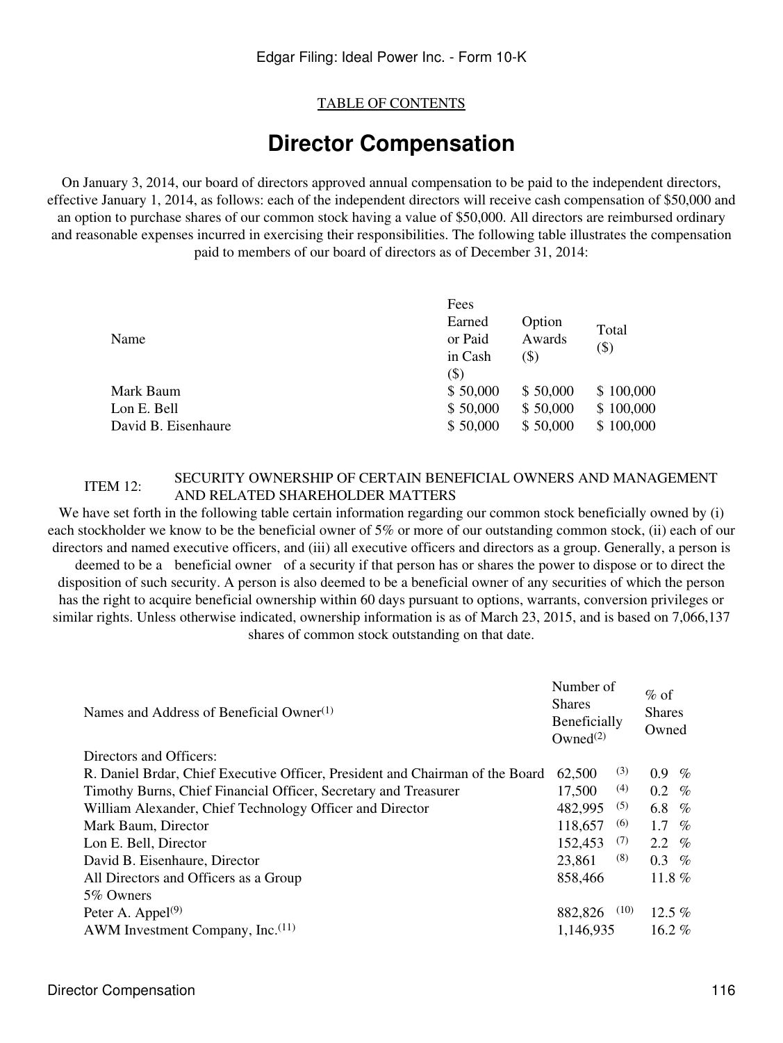# Director Compensation

On January 3, 2014, our board of directors approved annual compensation to be paid to the independent directors, effective January 1, 2014, as follows: each of the independent directors will receive cash compensation of $50,000 and an option to purchase shares of our common stock having a value of $50,000. All directors are reimbursed ordinary and reasonable expenses incurred in exercising their responsibilities. The following table illustrates the compensation paid to members of our board of directors as of December 31, 2014:

| Name | Fees Earned or Paid in Cash ($) | Option Awards ($) | Total ($) |
|---|---|---|---|
| Mark Baum | $ 50,000 | $ 50,000 | $ 100,000 |
| Lon E. Bell | $ 50,000 | $ 50,000 | $ 100,000 |
| David B. Eisenhaure | $ 50,000 | $ 50,000 | $ 100,000 |

## ITEM 12: SECURITY OWNERSHIP OF CERTAIN BENEFICIAL OWNERS AND MANAGEMENT AND RELATED SHAREHOLDER MATTERS

We have set forth in the following table certain information regarding our common stock beneficially owned by (i) each stockholder we know to be the beneficial owner of 5% or more of our outstanding common stock, (ii) each of our directors and named executive officers, and (iii) all executive officers and directors as a group. Generally, a person is deemed to be a beneficial owner of a security if that person has or shares the power to dispose or to direct the disposition of such security. A person is also deemed to be a beneficial owner of any securities of which the person has the right to acquire beneficial ownership within 60 days pursuant to options, warrants, conversion privileges or similar rights. Unless otherwise indicated, ownership information is as of March 23, 2015, and is based on 7,066,137 shares of common stock outstanding on that date.

| Names and Address of Beneficial Owner[1] | Number of Shares Beneficially Owned[2] | % of Shares Owned |
|---|---|---|
| Directors and Officers: | | |
| R. Daniel Brdar, Chief Executive Officer, President and Chairman of the Board | 62,500 [3] | 0.9 % |
| Timothy Burns, Chief Financial Officer, Secretary and Treasurer | 17,500 [4] | 0.2 % |
| William Alexander, Chief Technology Officer and Director | 482,995 [5] | 6.8 % |
| Mark Baum, Director | 118,657 [6] | 1.7 % |
| Lon E. Bell, Director | 152,453 [7] | 2.2 % |
| David B. Eisenhaure, Director | 23,861 [8] | 0.3 % |
| All Directors and Officers as a Group | 858,466 | 11.8 % |
| 5% Owners | | |
| Peter A. Appel[9] | 882,826 [10] | 12.5 % |
| AWM Investment Company, Inc.[11] | 1,146,935 | 16.2 % |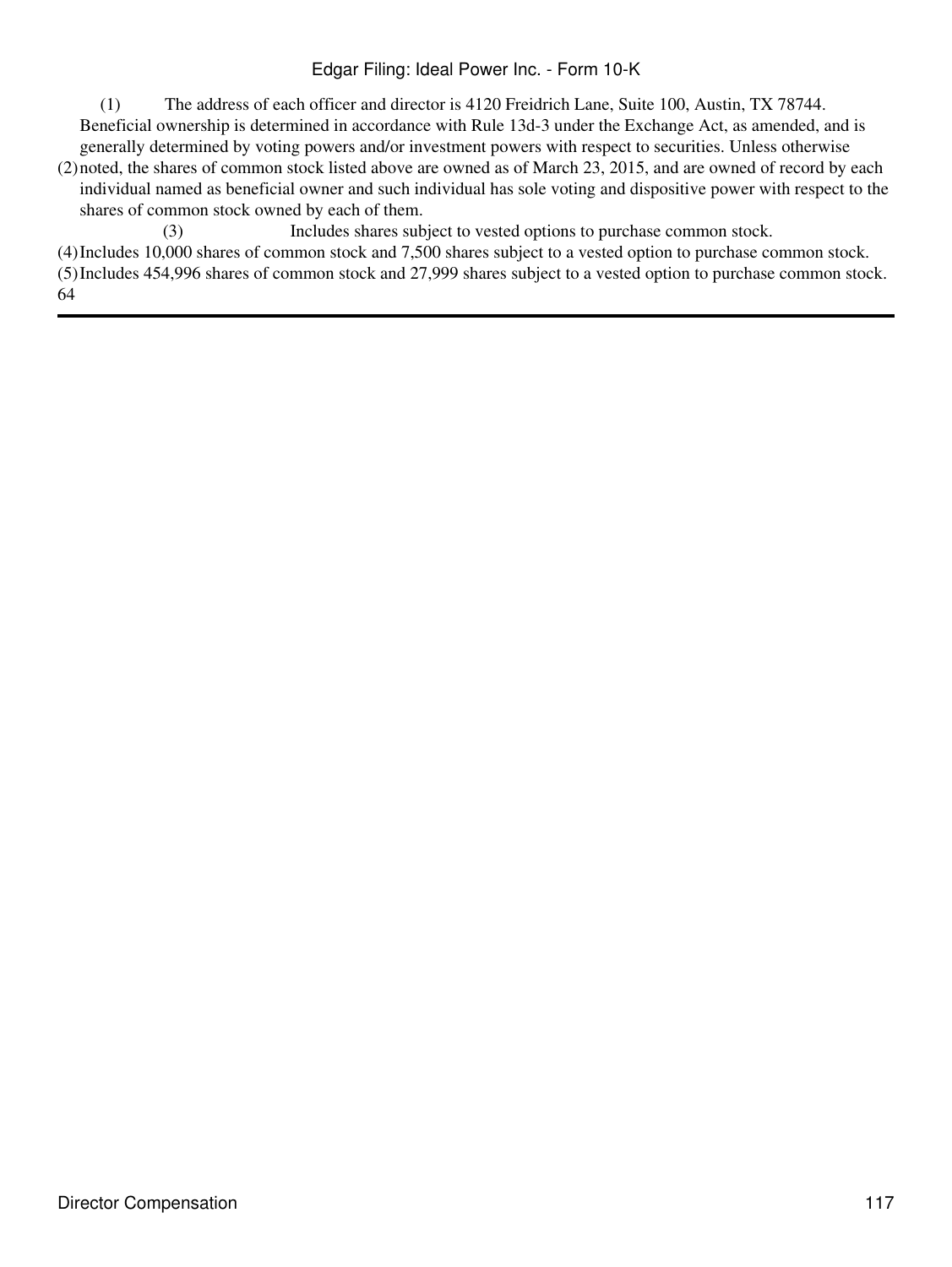(1) The address of each officer and director is 4120 Freidrich Lane, Suite 100, Austin, TX 78744.

(2) Beneficial ownership is determined in accordance with Rule 13d-3 under the Exchange Act, as amended, and is generally determined by voting powers and/or investment powers with respect to securities. Unless otherwise noted, the shares of common stock listed above are owned as of March 23, 2015, and are owned of record by each individual named as beneficial owner and such individual has sole voting and dispositive power with respect to the shares of common stock owned by each of them.

(3) Includes shares subject to vested options to purchase common stock.

(4) Includes 10,000 shares of common stock and 7,500 shares subject to a vested option to purchase common stock.

(5) Includes 454,996 shares of common stock and 27,999 shares subject to a vested option to purchase common stock.

Director Compensation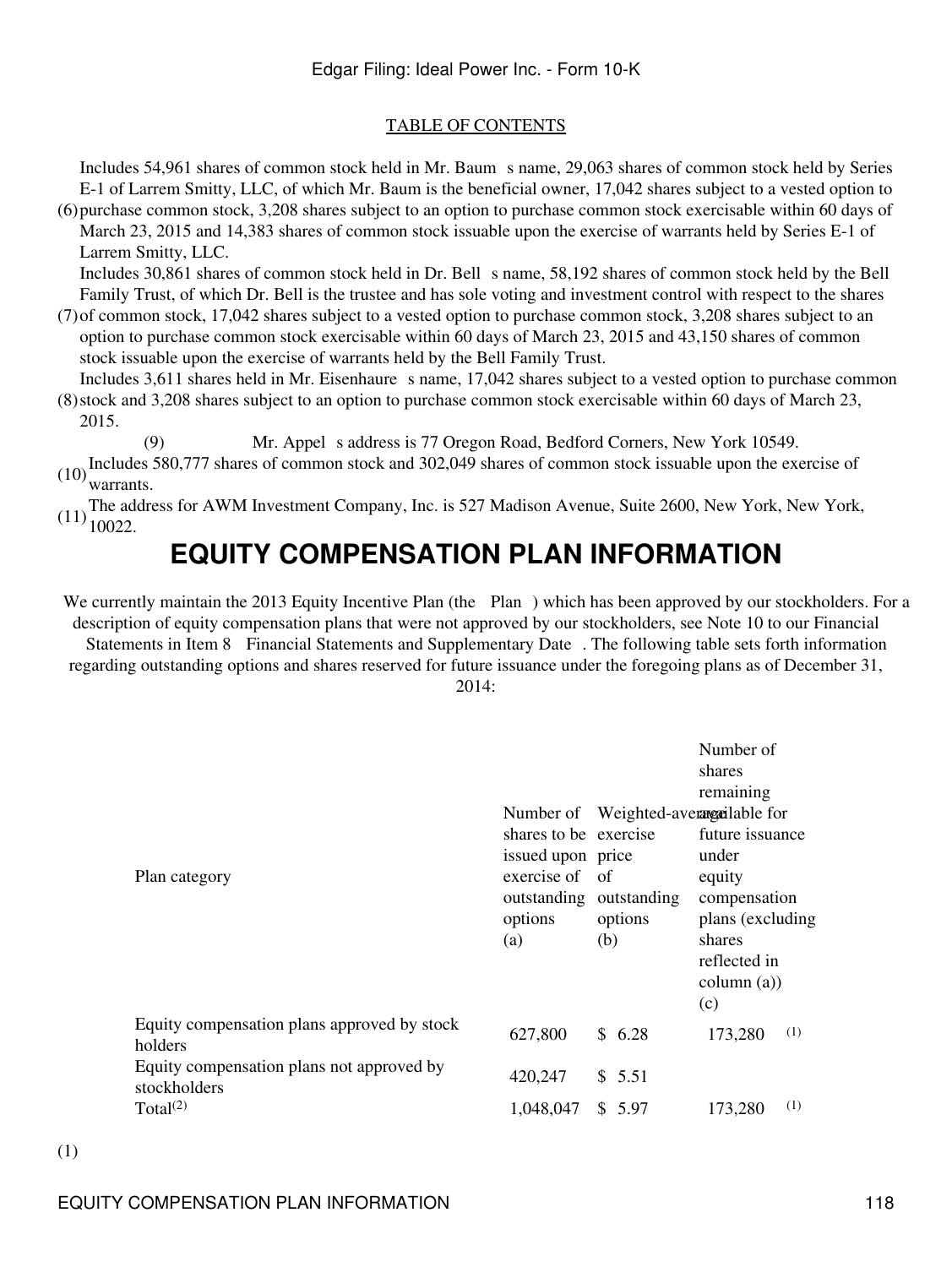(6) Includes 54,961 shares of common stock held in Mr. Baum s name, 29,063 shares of common stock held by Series E-1 of Larrem Smitty, LLC, of which Mr. Baum is the beneficial owner, 17,042 shares subject to a vested option to purchase common stock, 3,208 shares subject to an option to purchase common stock exercisable within 60 days of March 23, 2015 and 14,383 shares of common stock issuable upon the exercise of warrants held by Series E-1 of Larrem Smitty, LLC.

(7) Includes 30,861 shares of common stock held in Dr. Bell s name, 58,192 shares of common stock held by the Bell Family Trust, of which Dr. Bell is the trustee and has sole voting and investment control with respect to the shares of common stock, 17,042 shares subject to a vested option to purchase common stock, 3,208 shares subject to an option to purchase common stock exercisable within 60 days of March 23, 2015 and 43,150 shares of common stock issuable upon the exercise of warrants held by the Bell Family Trust.

(8) Includes 3,611 shares held in Mr. Eisenhaure s name, 17,042 shares subject to a vested option to purchase common stock and 3,208 shares subject to an option to purchase common stock exercisable within 60 days of March 23, 2015.

(9) Mr. Appel s address is 77 Oregon Road, Bedford Corners, New York 10549.

(10) Includes 580,777 shares of common stock and 302,049 shares of common stock issuable upon the exercise of warrants.

(11) The address for AWM Investment Company, Inc. is 527 Madison Avenue, Suite 2600, New York, New York, 10022.

# EQUITY COMPENSATION PLAN INFORMATION

We currently maintain the 2013 Equity Incentive Plan (the Plan ) which has been approved by our stockholders. For a description of equity compensation plans that were not approved by our stockholders, see Note 10 to our Financial Statements in Item 8 Financial Statements and Supplementary Date . The following table sets forth information regarding outstanding options and shares reserved for future issuance under the foregoing plans as of December 31, 2014:

| Plan category | Number of shares to be issued upon exercise of outstanding options (a) | Weighted-average exercise price of outstanding options (b) | Number of shares remaining available for future issuance under equity compensation plans (excluding shares reflected in column (a)) (c) |
|---|---|---|---|
| Equity compensation plans approved by stock holders | 627,800 | $ 6.28 | 173,280 (1) |
| Equity compensation plans not approved by stockholders | 420,247 | $ 5.51 | |
| Total(2) | 1,048,047 | $ 5.97 | 173,280 (1) |

(1)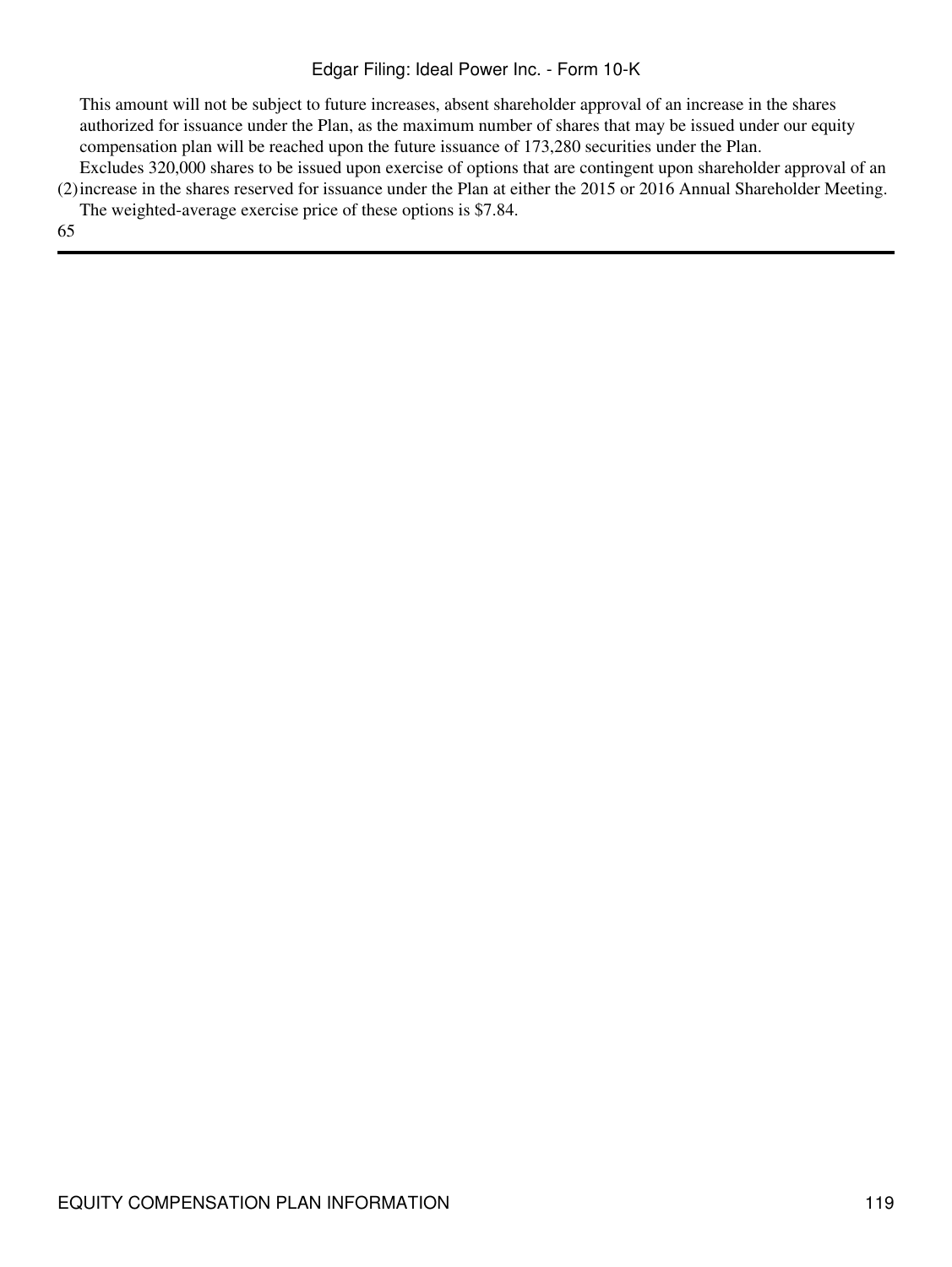This amount will not be subject to future increases, absent shareholder approval of an increase in the shares authorized for issuance under the Plan, as the maximum number of shares that may be issued under our equity compensation plan will be reached upon the future issuance of 173,280 securities under the Plan.

(2) Excludes 320,000 shares to be issued upon exercise of options that are contingent upon shareholder approval of an increase in the shares reserved for issuance under the Plan at either the 2015 or 2016 Annual Shareholder Meeting. The weighted-average exercise price of these options is $7.84.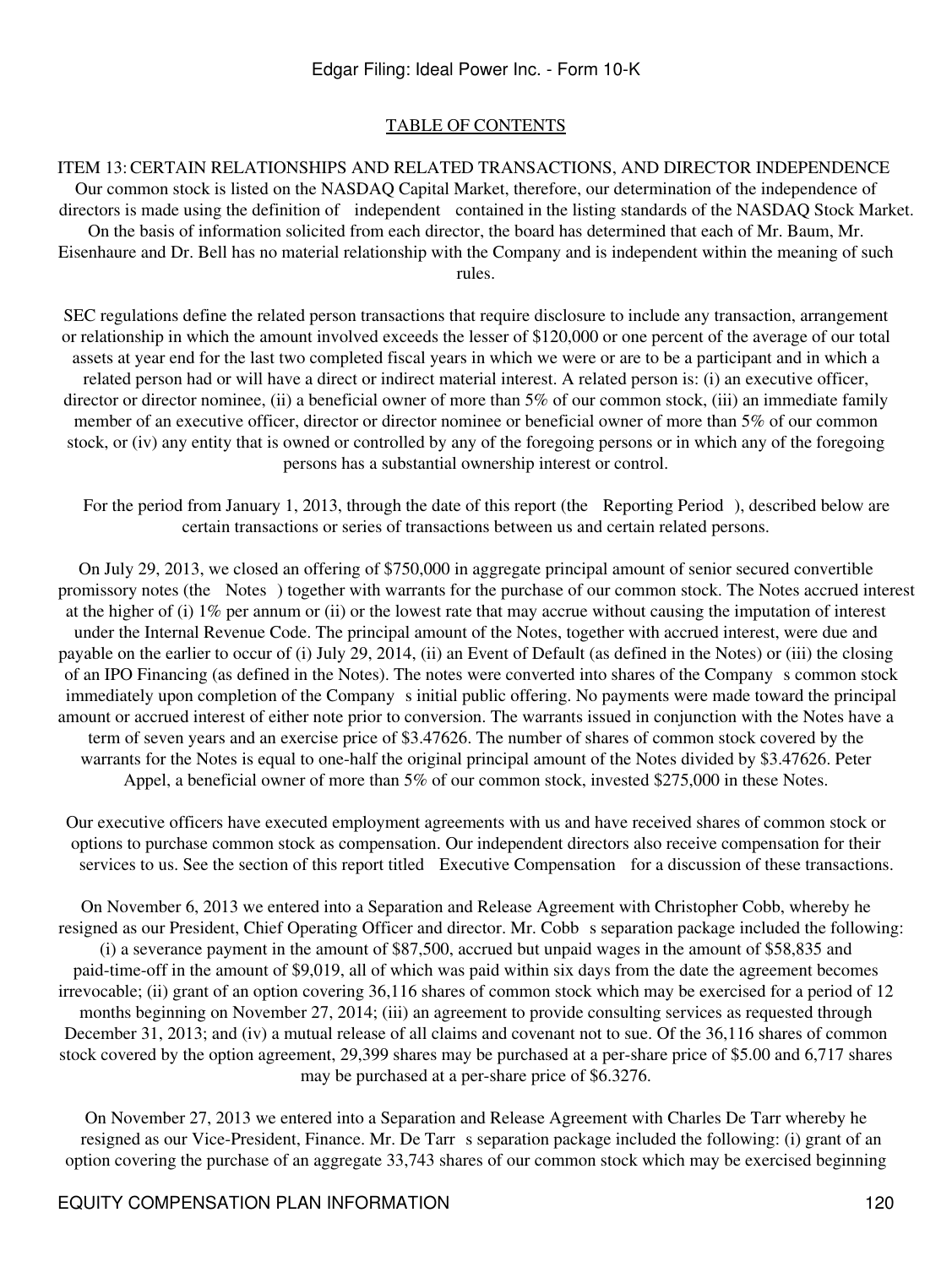[TABLE OF CONTENTS](#)

## ITEM 13: CERTAIN RELATIONSHIPS AND RELATED TRANSACTIONS, AND DIRECTOR INDEPENDENCE

Our common stock is listed on the NASDAQ Capital Market, therefore, our determination of the independence of directors is made using the definition of "independent" contained in the listing standards of the NASDAQ Stock Market. On the basis of information solicited from each director, the board has determined that each of Mr. Baum, Mr. Eisenhaure and Dr. Bell has no material relationship with the Company and is independent within the meaning of such rules.

SEC regulations define the related person transactions that require disclosure to include any transaction, arrangement or relationship in which the amount involved exceeds the lesser of $120,000 or one percent of the average of our total assets at year end for the last two completed fiscal years in which we were or are to be a participant and in which a related person had or will have a direct or indirect material interest. A related person is: (i) an executive officer, director or director nominee, (ii) a beneficial owner of more than 5% of our common stock, (iii) an immediate family member of an executive officer, director or director nominee or beneficial owner of more than 5% of our common stock, or (iv) any entity that is owned or controlled by any of the foregoing persons or in which any of the foregoing persons has a substantial ownership interest or control.

For the period from January 1, 2013, through the date of this report (the "Reporting Period"), described below are certain transactions or series of transactions between us and certain related persons.

On July 29, 2013, we closed an offering of $750,000 in aggregate principal amount of senior secured convertible promissory notes (the "Notes") together with warrants for the purchase of our common stock. The Notes accrued interest at the higher of (i) 1% per annum or (ii) or the lowest rate that may accrue without causing the imputation of interest under the Internal Revenue Code. The principal amount of the Notes, together with accrued interest, were due and payable on the earlier to occur of (i) July 29, 2014, (ii) an Event of Default (as defined in the Notes) or (iii) the closing of an IPO Financing (as defined in the Notes). The notes were converted into shares of the Company's common stock immediately upon completion of the Company's initial public offering. No payments were made toward the principal amount or accrued interest of either note prior to conversion. The warrants issued in conjunction with the Notes have a term of seven years and an exercise price of $3.47626. The number of shares of common stock covered by the warrants for the Notes is equal to one-half the original principal amount of the Notes divided by $3.47626. Peter Appel, a beneficial owner of more than 5% of our common stock, invested $275,000 in these Notes.

Our executive officers have executed employment agreements with us and have received shares of common stock or options to purchase common stock as compensation. Our independent directors also receive compensation for their services to us. See the section of this report titled "Executive Compensation" for a discussion of these transactions.

On November 6, 2013 we entered into a Separation and Release Agreement with Christopher Cobb, whereby he resigned as our President, Chief Operating Officer and director. Mr. Cobb's separation package included the following: (i) a severance payment in the amount of $87,500, accrued but unpaid wages in the amount of $58,835 and paid-time-off in the amount of $9,019, all of which was paid within six days from the date the agreement becomes irrevocable; (ii) grant of an option covering 36,116 shares of common stock which may be exercised for a period of 12 months beginning on November 27, 2014; (iii) an agreement to provide consulting services as requested through December 31, 2013; and (iv) a mutual release of all claims and covenant not to sue. Of the 36,116 shares of common stock covered by the option agreement, 29,399 shares may be purchased at a per-share price of $5.00 and 6,717 shares may be purchased at a per-share price of $6.3276.

On November 27, 2013 we entered into a Separation and Release Agreement with Charles De Tarr whereby he resigned as our Vice-President, Finance. Mr. De Tarr's separation package included the following: (i) grant of an option covering the purchase of an aggregate 33,743 shares of our common stock which may be exercised beginning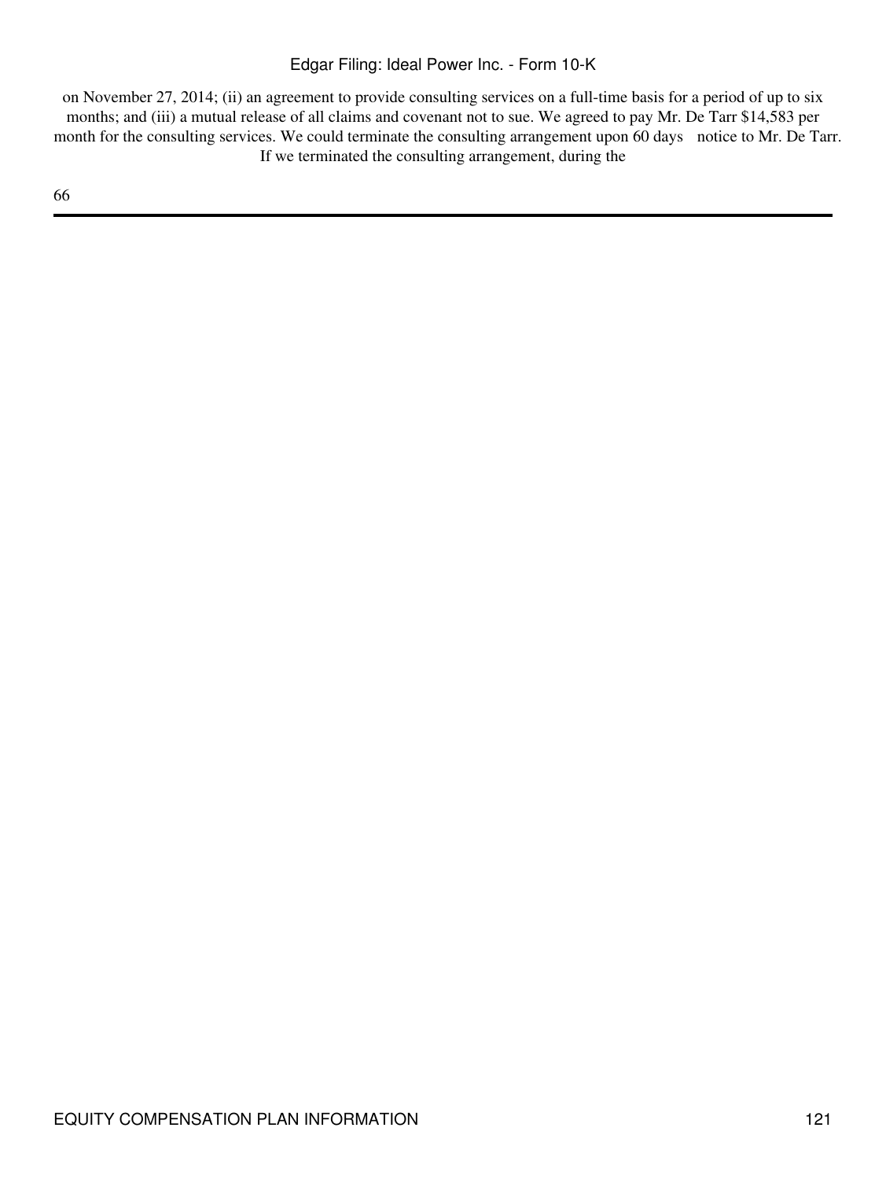on November 27, 2014; (ii) an agreement to provide consulting services on a full-time basis for a period of up to six months; and (iii) a mutual release of all claims and covenant not to sue. We agreed to pay Mr. De Tarr $14,583 per month for the consulting services. We could terminate the consulting arrangement upon 60 days notice to Mr. De Tarr. If we terminated the consulting arrangement, during the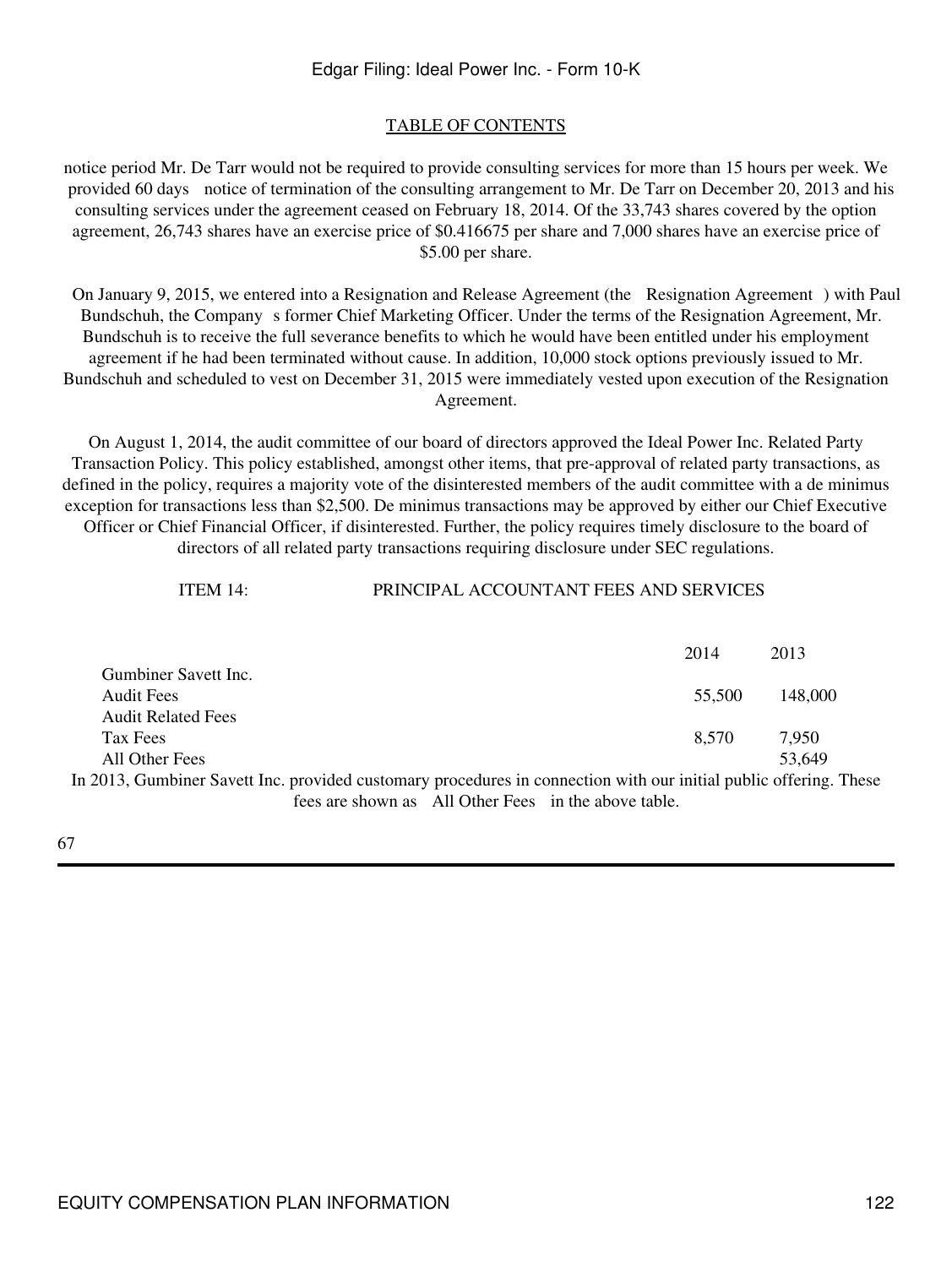notice period Mr. De Tarr would not be required to provide consulting services for more than 15 hours per week. We provided 60 days notice of termination of the consulting arrangement to Mr. De Tarr on December 20, 2013 and his consulting services under the agreement ceased on February 18, 2014. Of the 33,743 shares covered by the option agreement, 26,743 shares have an exercise price of $0.416675 per share and 7,000 shares have an exercise price of $5.00 per share.

On January 9, 2015, we entered into a Resignation and Release Agreement (the Resignation Agreement ) with Paul Bundschuh, the Company s former Chief Marketing Officer. Under the terms of the Resignation Agreement, Mr. Bundschuh is to receive the full severance benefits to which he would have been entitled under his employment agreement if he had been terminated without cause. In addition, 10,000 stock options previously issued to Mr. Bundschuh and scheduled to vest on December 31, 2015 were immediately vested upon execution of the Resignation Agreement.

On August 1, 2014, the audit committee of our board of directors approved the Ideal Power Inc. Related Party Transaction Policy. This policy established, amongst other items, that pre-approval of related party transactions, as defined in the policy, requires a majority vote of the disinterested members of the audit committee with a de minimus exception for transactions less than $2,500. De minimus transactions may be approved by either our Chief Executive Officer or Chief Financial Officer, if disinterested. Further, the policy requires timely disclosure to the board of directors of all related party transactions requiring disclosure under SEC regulations.

## ITEM 14: PRINCIPAL ACCOUNTANT FEES AND SERVICES

| | 2014 | 2013 |
|---|---|---|
| Gumbiner Savett Inc. | | |
| Audit Fees | 55,500 | 148,000 |
| Audit Related Fees | | |
| Tax Fees | 8,570 | 7,950 |
| All Other Fees | | 53,649 |

In 2013, Gumbiner Savett Inc. provided customary procedures in connection with our initial public offering. These fees are shown as All Other Fees in the above table.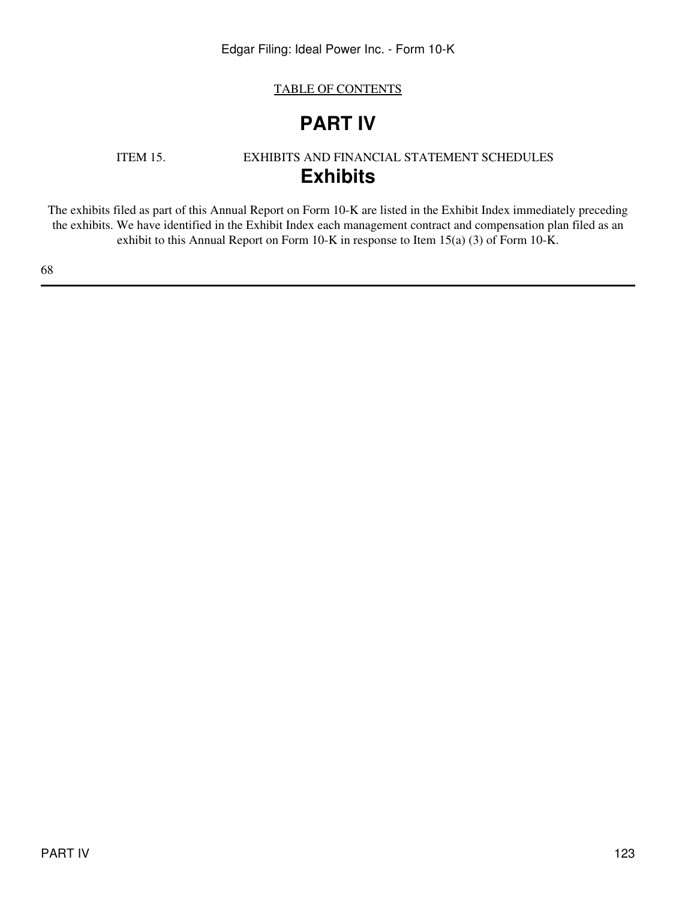TABLE OF CONTENTS

# PART IV

ITEM 15. EXHIBITS AND FINANCIAL STATEMENT SCHEDULES

## Exhibits

The exhibits filed as part of this Annual Report on Form 10-K are listed in the Exhibit Index immediately preceding the exhibits. We have identified in the Exhibit Index each management contract and compensation plan filed as an exhibit to this Annual Report on Form 10-K in response to Item 15(a) (3) of Form 10-K.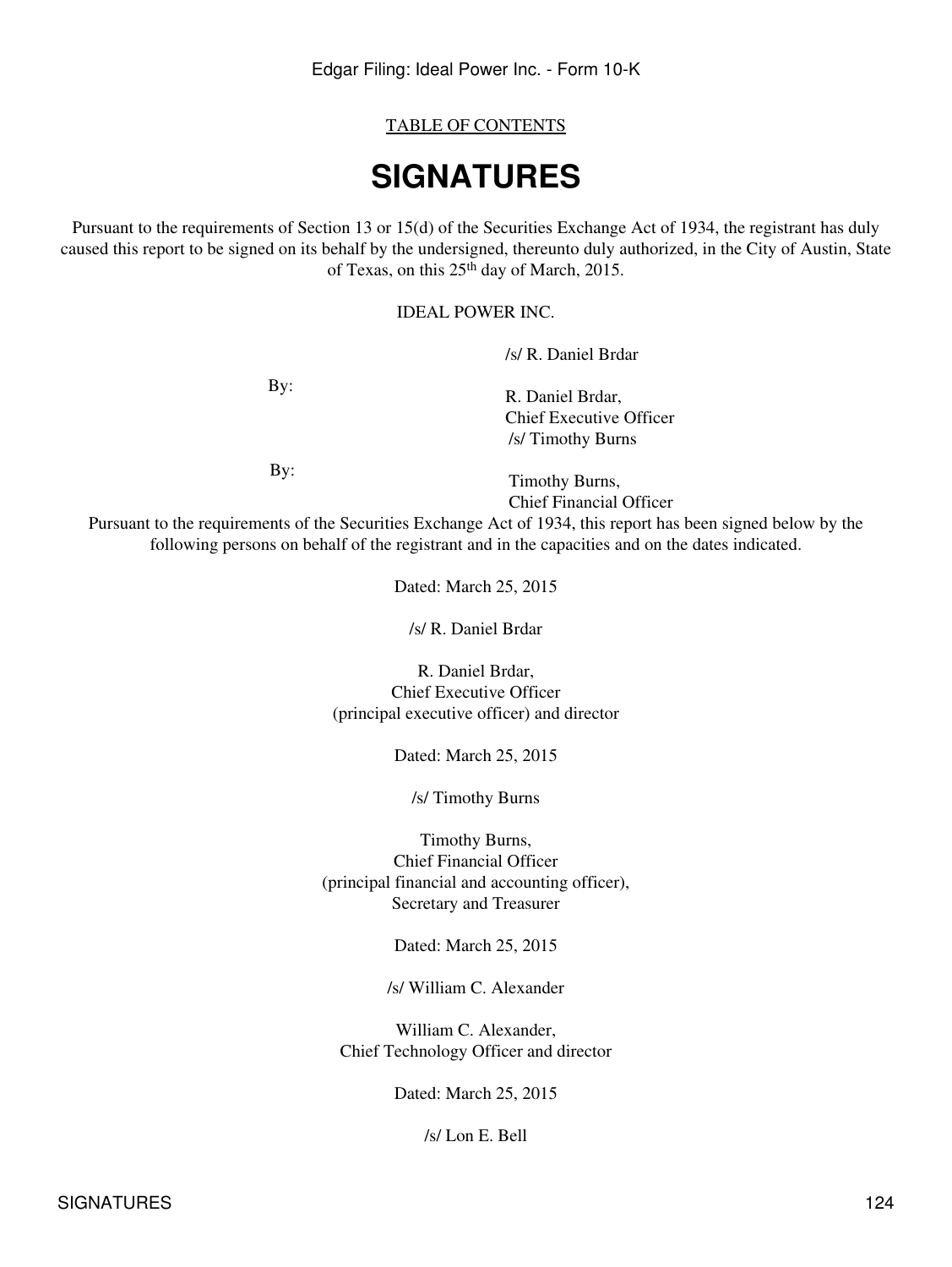TABLE OF CONTENTS

# SIGNATURES

Pursuant to the requirements of Section 13 or 15(d) of the Securities Exchange Act of 1934, the registrant has duly caused this report to be signed on its behalf by the undersigned, thereunto duly authorized, in the City of Austin, State of Texas, on this 25th day of March, 2015.

IDEAL POWER INC.

| | |
|---|---|
| By: | /s/ R. Daniel Brdar<br>R. Daniel Brdar,<br>Chief Executive Officer |
| By: | /s/ Timothy Burns<br>Timothy Burns,<br>Chief Financial Officer |

Pursuant to the requirements of the Securities Exchange Act of 1934, this report has been signed below by the following persons on behalf of the registrant and in the capacities and on the dates indicated.

Dated: March 25, 2015

/s/ R. Daniel Brdar

R. Daniel Brdar,
Chief Executive Officer
(principal executive officer) and director

Dated: March 25, 2015

/s/ Timothy Burns

Timothy Burns,
Chief Financial Officer
(principal financial and accounting officer),
Secretary and Treasurer

Dated: March 25, 2015

/s/ William C. Alexander

William C. Alexander,
Chief Technology Officer and director

Dated: March 25, 2015

/s/ Lon E. Bell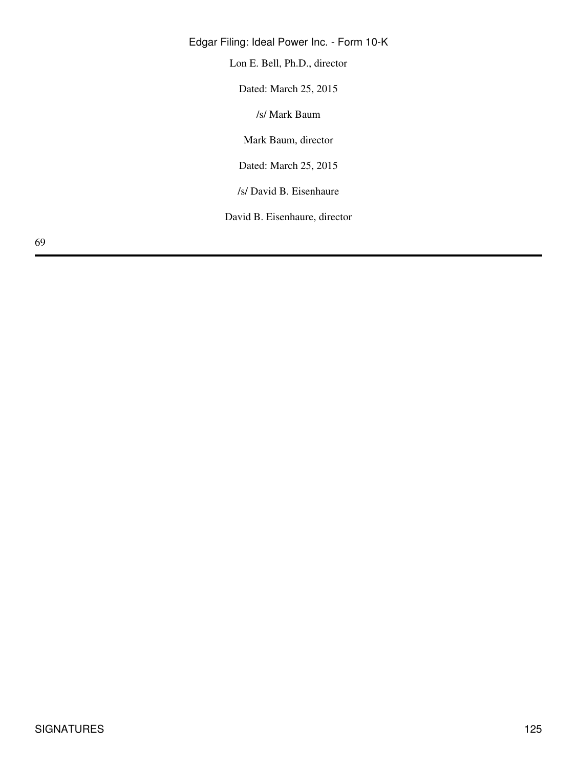Lon E. Bell, Ph.D., director

Dated: March 25, 2015

/s/ Mark Baum

Mark Baum, director

Dated: March 25, 2015

/s/ David B. Eisenhaure

David B. Eisenhaure, director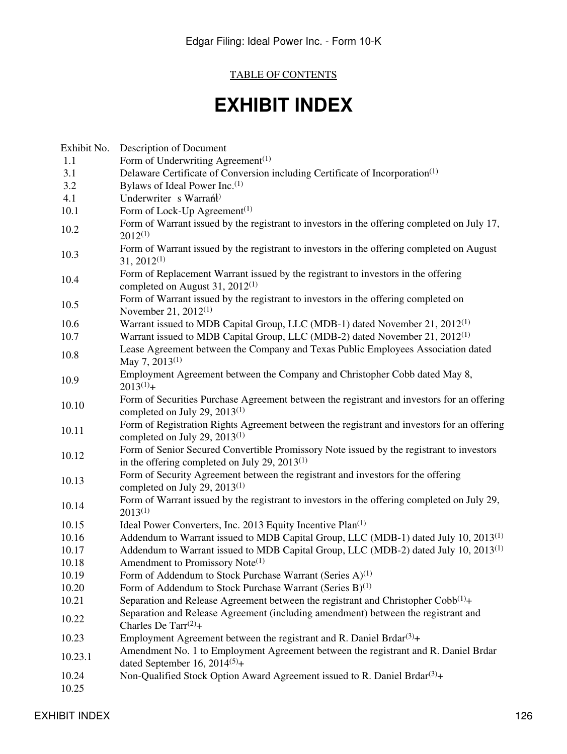TABLE OF CONTENTS

# EXHIBIT INDEX

| Exhibit No. | Description of Document |
| --- | --- |
| 1.1 | Form of Underwriting Agreement[(1)] |
| 3.1 | Delaware Certificate of Conversion including Certificate of Incorporation[(1)] |
| 3.2 | Bylaws of Ideal Power Inc.[(1)] |
| 4.1 | Underwriter s Warrant[(1)] |
| 10.1 | Form of Lock-Up Agreement[(1)] |
| 10.2 | Form of Warrant issued by the registrant to investors in the offering completed on July 17, 2012[(1)] |
| 10.3 | Form of Warrant issued by the registrant to investors in the offering completed on August 31, 2012[(1)] |
| 10.4 | Form of Replacement Warrant issued by the registrant to investors in the offering completed on August 31, 2012[(1)] |
| 10.5 | Form of Warrant issued by the registrant to investors in the offering completed on November 21, 2012[(1)] |
| 10.6 | Warrant issued to MDB Capital Group, LLC (MDB-1) dated November 21, 2012[(1)] |
| 10.7 | Warrant issued to MDB Capital Group, LLC (MDB-2) dated November 21, 2012[(1)] |
| 10.8 | Lease Agreement between the Company and Texas Public Employees Association dated May 7, 2013[(1)] |
| 10.9 | Employment Agreement between the Company and Christopher Cobb dated May 8, 2013[(1)]+ |
| 10.10 | Form of Securities Purchase Agreement between the registrant and investors for an offering completed on July 29, 2013[(1)] |
| 10.11 | Form of Registration Rights Agreement between the registrant and investors for an offering completed on July 29, 2013[(1)] |
| 10.12 | Form of Senior Secured Convertible Promissory Note issued by the registrant to investors in the offering completed on July 29, 2013[(1)] |
| 10.13 | Form of Security Agreement between the registrant and investors for the offering completed on July 29, 2013[(1)] |
| 10.14 | Form of Warrant issued by the registrant to investors in the offering completed on July 29, 2013[(1)] |
| 10.15 | Ideal Power Converters, Inc. 2013 Equity Incentive Plan[(1)] |
| 10.16 | Addendum to Warrant issued to MDB Capital Group, LLC (MDB-1) dated July 10, 2013[(1)] |
| 10.17 | Addendum to Warrant issued to MDB Capital Group, LLC (MDB-2) dated July 10, 2013[(1)] |
| 10.18 | Amendment to Promissory Note[(1)] |
| 10.19 | Form of Addendum to Stock Purchase Warrant (Series A)[(1)] |
| 10.20 | Form of Addendum to Stock Purchase Warrant (Series B)[(1)] |
| 10.21 | Separation and Release Agreement between the registrant and Christopher Cobb[(1)]+ |
| 10.22 | Separation and Release Agreement (including amendment) between the registrant and Charles De Tarr[(2)]+ |
| 10.23 | Employment Agreement between the registrant and R. Daniel Brdar[(3)]+ |
| 10.23.1 | Amendment No. 1 to Employment Agreement between the registrant and R. Daniel Brdar dated September 16, 2014[(5)]+ |
| 10.24 | Non-Qualified Stock Option Award Agreement issued to R. Daniel Brdar[(3)]+ |
| 10.25 | |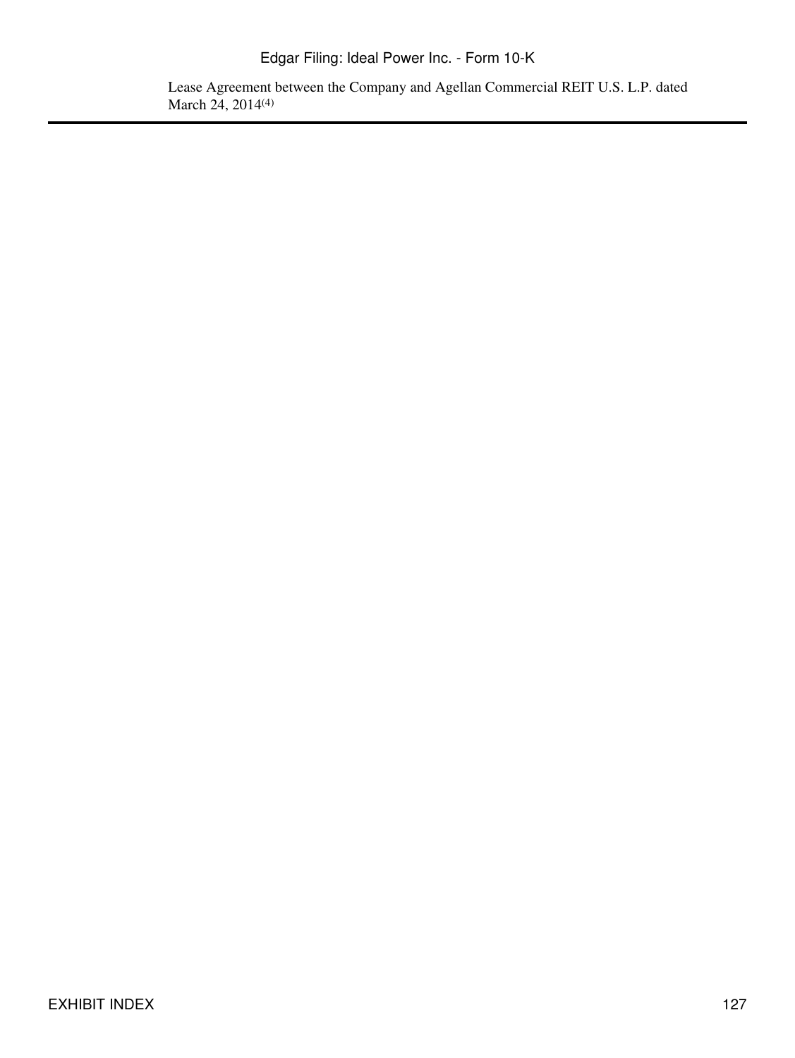Lease Agreement between the Company and Agellan Commercial REIT U.S. L.P. dated March 24, 2014(4)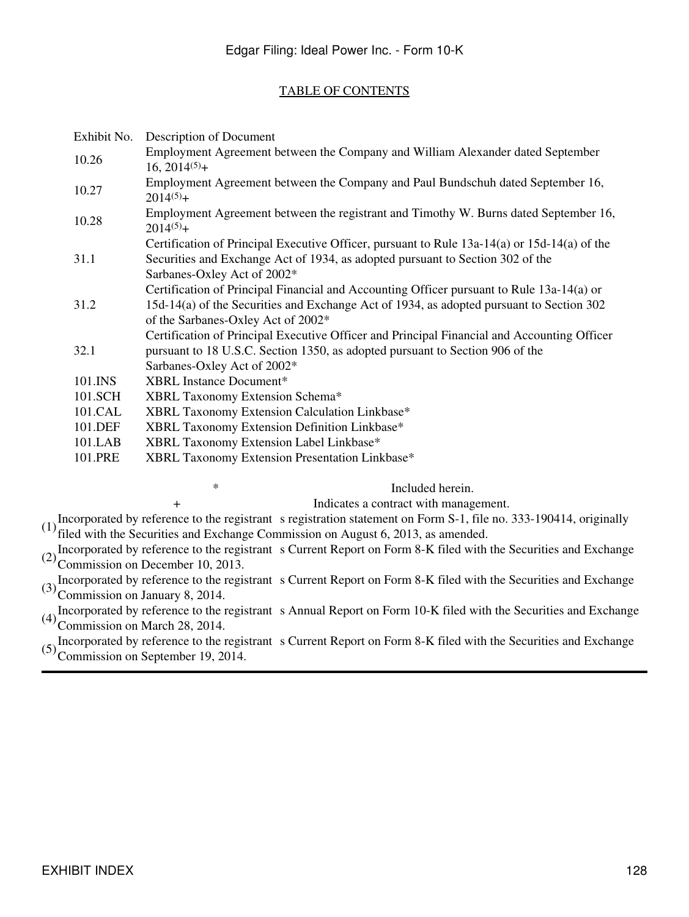[TABLE OF CONTENTS](#)

| Exhibit No. | Description of Document |
| --- | --- |
| 10.26 | Employment Agreement between the Company and William Alexander dated September 16, 2014[(5)]+ |
| 10.27 | Employment Agreement between the Company and Paul Bundschuh dated September 16, 2014[(5)]+ |
| 10.28 | Employment Agreement between the registrant and Timothy W. Burns dated September 16, 2014[(5)]+ |
| 31.1 | Certification of Principal Executive Officer, pursuant to Rule 13a-14(a) or 15d-14(a) of the Securities and Exchange Act of 1934, as adopted pursuant to Section 302 of the Sarbanes-Oxley Act of 2002* |
| 31.2 | Certification of Principal Financial and Accounting Officer pursuant to Rule 13a-14(a) or 15d-14(a) of the Securities and Exchange Act of 1934, as adopted pursuant to Section 302 of the Sarbanes-Oxley Act of 2002* |
| 32.1 | Certification of Principal Executive Officer and Principal Financial and Accounting Officer pursuant to 18 U.S.C. Section 1350, as adopted pursuant to Section 906 of the Sarbanes-Oxley Act of 2002* |
| 101.INS | XBRL Instance Document* |
| 101.SCH | XBRL Taxonomy Extension Schema* |
| 101.CAL | XBRL Taxonomy Extension Calculation Linkbase* |
| 101.DEF | XBRL Taxonomy Extension Definition Linkbase* |
| 101.LAB | XBRL Taxonomy Extension Label Linkbase* |
| 101.PRE | XBRL Taxonomy Extension Presentation Linkbase* |

\* Included herein.

\+ Indicates a contract with management.

(1) Incorporated by reference to the registrant s registration statement on Form S-1, file no. 333-190414, originally filed with the Securities and Exchange Commission on August 6, 2013, as amended.

(2) Incorporated by reference to the registrant s Current Report on Form 8-K filed with the Securities and Exchange Commission on December 10, 2013.

(3) Incorporated by reference to the registrant s Current Report on Form 8-K filed with the Securities and Exchange Commission on January 8, 2014.

(4) Incorporated by reference to the registrant s Annual Report on Form 10-K filed with the Securities and Exchange Commission on March 28, 2014.

(5) Incorporated by reference to the registrant s Current Report on Form 8-K filed with the Securities and Exchange Commission on September 19, 2014.